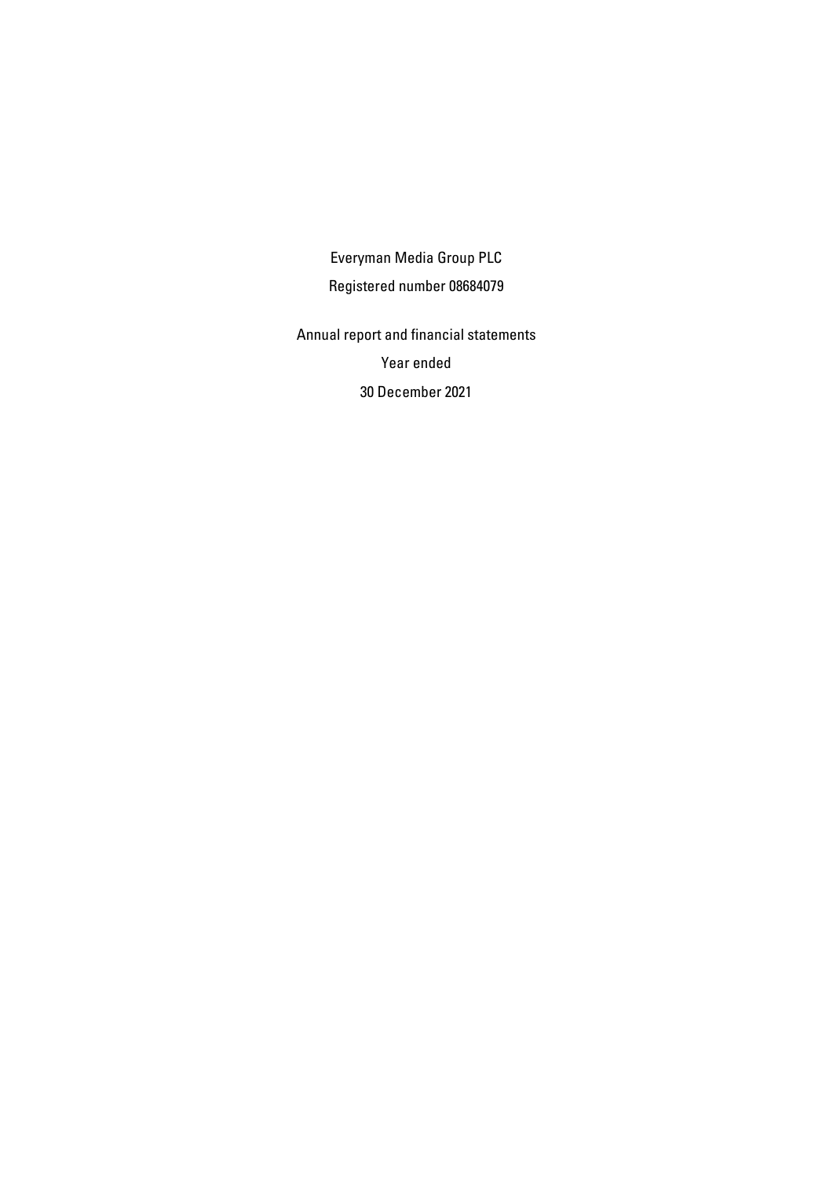Everyman Media Group PLC

Registered number 08684079

Annual report and financial statements

Year ended

30 December 2021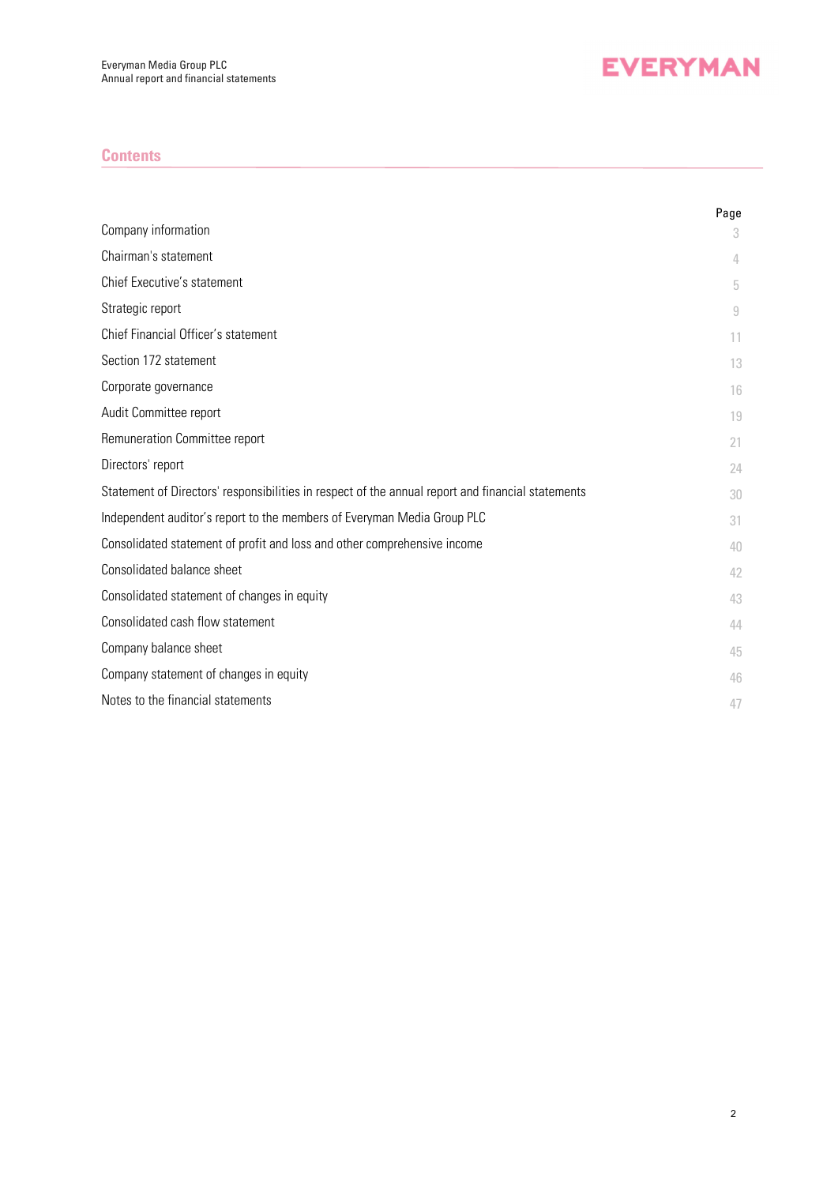## Contents

| | Page |
|---|---|
| Company information | 3 |
| Chairman's statement | 4 |
| Chief Executive's statement | 5 |
| Strategic report | 9 |
| Chief Financial Officer's statement | 11 |
| Section 172 statement | 13 |
| Corporate governance | 16 |
| Audit Committee report | 19 |
| Remuneration Committee report | 21 |
| Directors' report | 24 |
| Statement of Directors' responsibilities in respect of the annual report and financial statements | 30 |
| Independent auditor's report to the members of Everyman Media Group PLC | 31 |
| Consolidated statement of profit and loss and other comprehensive income | 40 |
| Consolidated balance sheet | 42 |
| Consolidated statement of changes in equity | 43 |
| Consolidated cash flow statement | 44 |
| Company balance sheet | 45 |
| Company statement of changes in equity | 46 |
| Notes to the financial statements | 47 |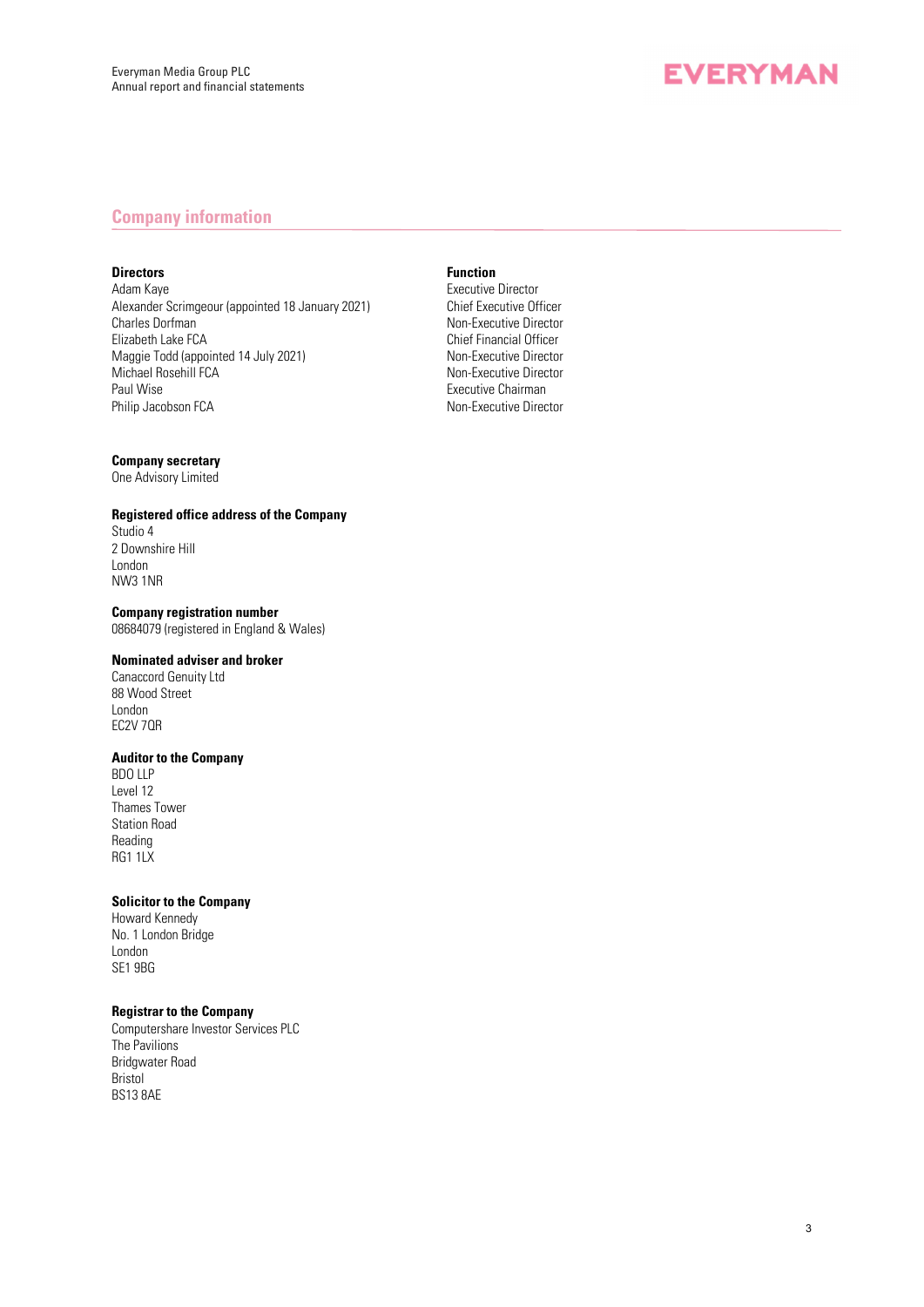## Company information

| Directors | Function |
|---|---|
| Adam Kaye | Executive Director |
| Alexander Scrimgeour (appointed 18 January 2021) | Chief Executive Officer |
| Charles Dorfman | Non-Executive Director |
| Elizabeth Lake FCA | Chief Financial Officer |
| Maggie Todd (appointed 14 July 2021) | Non-Executive Director |
| Michael Rosehill FCA | Non-Executive Director |
| Paul Wise | Executive Chairman |
| Philip Jacobson FCA | Non-Executive Director |

**Company secretary**
One Advisory Limited

**Registered office address of the Company**
Studio 4
2 Downshire Hill
London
NW3 1NR

**Company registration number**
08684079 (registered in England & Wales)

**Nominated adviser and broker**
Canaccord Genuity Ltd
88 Wood Street
London
EC2V 7QR

**Auditor to the Company**
BDO LLP
Level 12
Thames Tower
Station Road
Reading
RG1 1LX

**Solicitor to the Company**
Howard Kennedy
No. 1 London Bridge
London
SE1 9BG

**Registrar to the Company**
Computershare Investor Services PLC
The Pavilions
Bridgwater Road
Bristol
BS13 8AE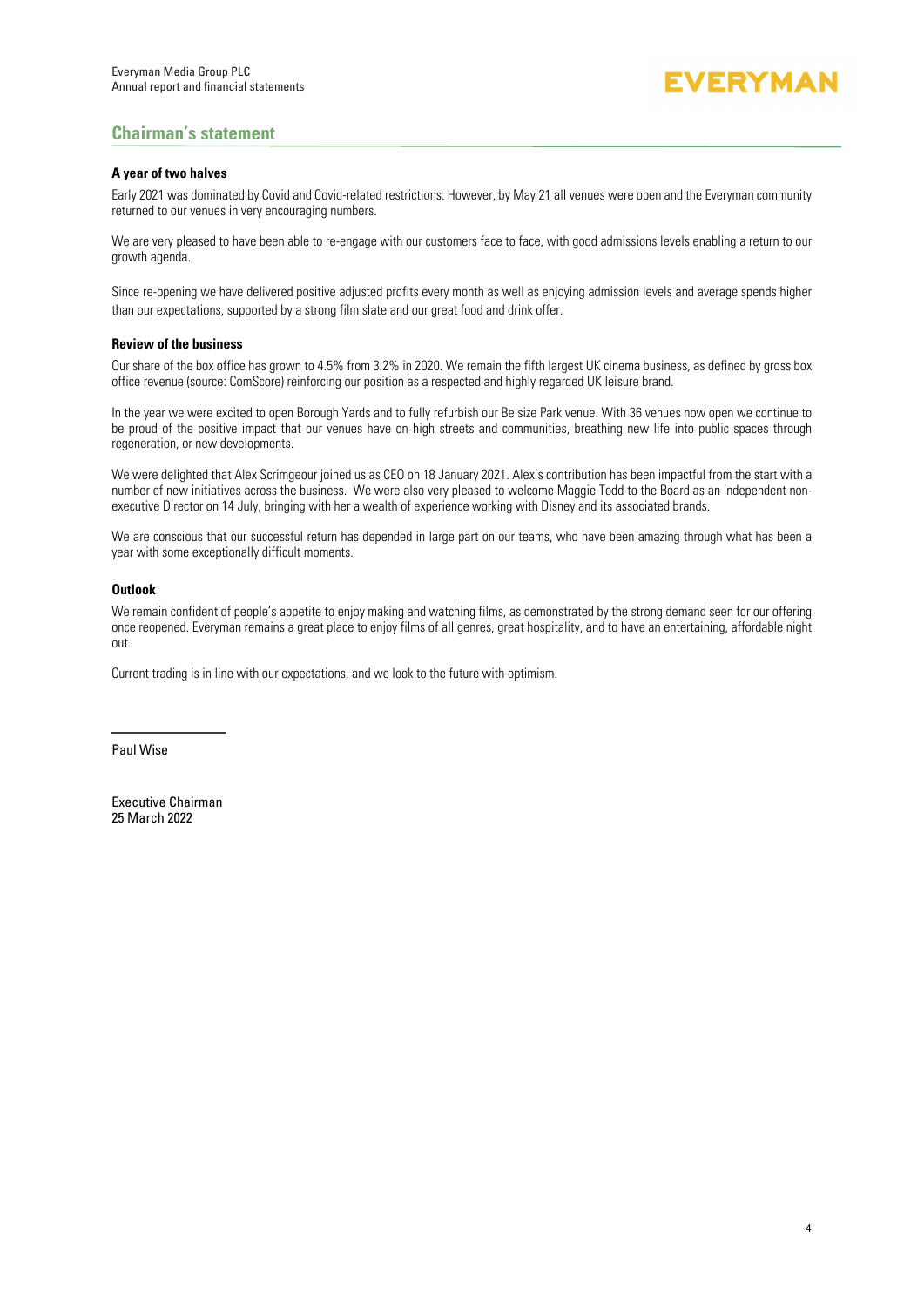## Chairman's statement

### A year of two halves

Early 2021 was dominated by Covid and Covid-related restrictions. However, by May 21 all venues were open and the Everyman community returned to our venues in very encouraging numbers.

We are very pleased to have been able to re-engage with our customers face to face, with good admissions levels enabling a return to our growth agenda.

Since re-opening we have delivered positive adjusted profits every month as well as enjoying admission levels and average spends higher than our expectations, supported by a strong film slate and our great food and drink offer.

### Review of the business

Our share of the box office has grown to 4.5% from 3.2% in 2020. We remain the fifth largest UK cinema business, as defined by gross box office revenue (source: ComScore) reinforcing our position as a respected and highly regarded UK leisure brand.

In the year we were excited to open Borough Yards and to fully refurbish our Belsize Park venue. With 36 venues now open we continue to be proud of the positive impact that our venues have on high streets and communities, breathing new life into public spaces through regeneration, or new developments.

We were delighted that Alex Scrimgeour joined us as CEO on 18 January 2021. Alex's contribution has been impactful from the start with a number of new initiatives across the business. We were also very pleased to welcome Maggie Todd to the Board as an independent non-executive Director on 14 July, bringing with her a wealth of experience working with Disney and its associated brands.

We are conscious that our successful return has depended in large part on our teams, who have been amazing through what has been a year with some exceptionally difficult moments.

### Outlook

We remain confident of people's appetite to enjoy making and watching films, as demonstrated by the strong demand seen for our offering once reopened. Everyman remains a great place to enjoy films of all genres, great hospitality, and to have an entertaining, affordable night out.

Current trading is in line with our expectations, and we look to the future with optimism.

Paul Wise

Executive Chairman
25 March 2022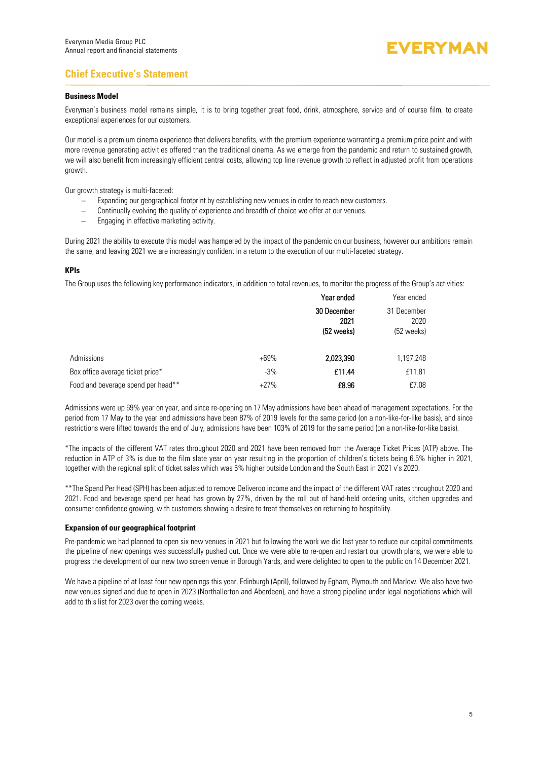## Chief Executive's Statement

### Business Model

Everyman's business model remains simple, it is to bring together great food, drink, atmosphere, service and of course film, to create exceptional experiences for our customers.

Our model is a premium cinema experience that delivers benefits, with the premium experience warranting a premium price point and with more revenue generating activities offered than the traditional cinema. As we emerge from the pandemic and return to sustained growth, we will also benefit from increasingly efficient central costs, allowing top line revenue growth to reflect in adjusted profit from operations growth.

Our growth strategy is multi-faceted:

- Expanding our geographical footprint by establishing new venues in order to reach new customers.
- Continually evolving the quality of experience and breadth of choice we offer at our venues.
- Engaging in effective marketing activity.

During 2021 the ability to execute this model was hampered by the impact of the pandemic on our business, however our ambitions remain the same, and leaving 2021 we are increasingly confident in a return to the execution of our multi-faceted strategy.

### KPIs

The Group uses the following key performance indicators, in addition to total revenues, to monitor the progress of the Group's activities:

| | | **Year ended 30 December 2021 (52 weeks)** | Year ended 31 December 2020 (52 weeks) |
|---|---|---|---|
| Admissions | +69% | **2,023,390** | 1,197,248 |
| Box office average ticket price* | -3% | **£11.44** | £11.81 |
| Food and beverage spend per head** | +27% | **£8.96** | £7.08 |

Admissions were up 69% year on year, and since re-opening on 17 May admissions have been ahead of management expectations. For the period from 17 May to the year end admissions have been 87% of 2019 levels for the same period (on a non-like-for-like basis), and since restrictions were lifted towards the end of July, admissions have been 103% of 2019 for the same period (on a non-like-for-like basis).

*The impacts of the different VAT rates throughout 2020 and 2021 have been removed from the Average Ticket Prices (ATP) above. The reduction in ATP of 3% is due to the film slate year on year resulting in the proportion of children's tickets being 6.5% higher in 2021, together with the regional split of ticket sales which was 5% higher outside London and the South East in 2021 v's 2020.

**The Spend Per Head (SPH) has been adjusted to remove Deliveroo income and the impact of the different VAT rates throughout 2020 and 2021. Food and beverage spend per head has grown by 27%, driven by the roll out of hand-held ordering units, kitchen upgrades and consumer confidence growing, with customers showing a desire to treat themselves on returning to hospitality.

### Expansion of our geographical footprint

Pre-pandemic we had planned to open six new venues in 2021 but following the work we did last year to reduce our capital commitments the pipeline of new openings was successfully pushed out. Once we were able to re-open and restart our growth plans, we were able to progress the development of our new two screen venue in Borough Yards, and were delighted to open to the public on 14 December 2021.

We have a pipeline of at least four new openings this year, Edinburgh (April), followed by Egham, Plymouth and Marlow. We also have two new venues signed and due to open in 2023 (Northallerton and Aberdeen), and have a strong pipeline under legal negotiations which will add to this list for 2023 over the coming weeks.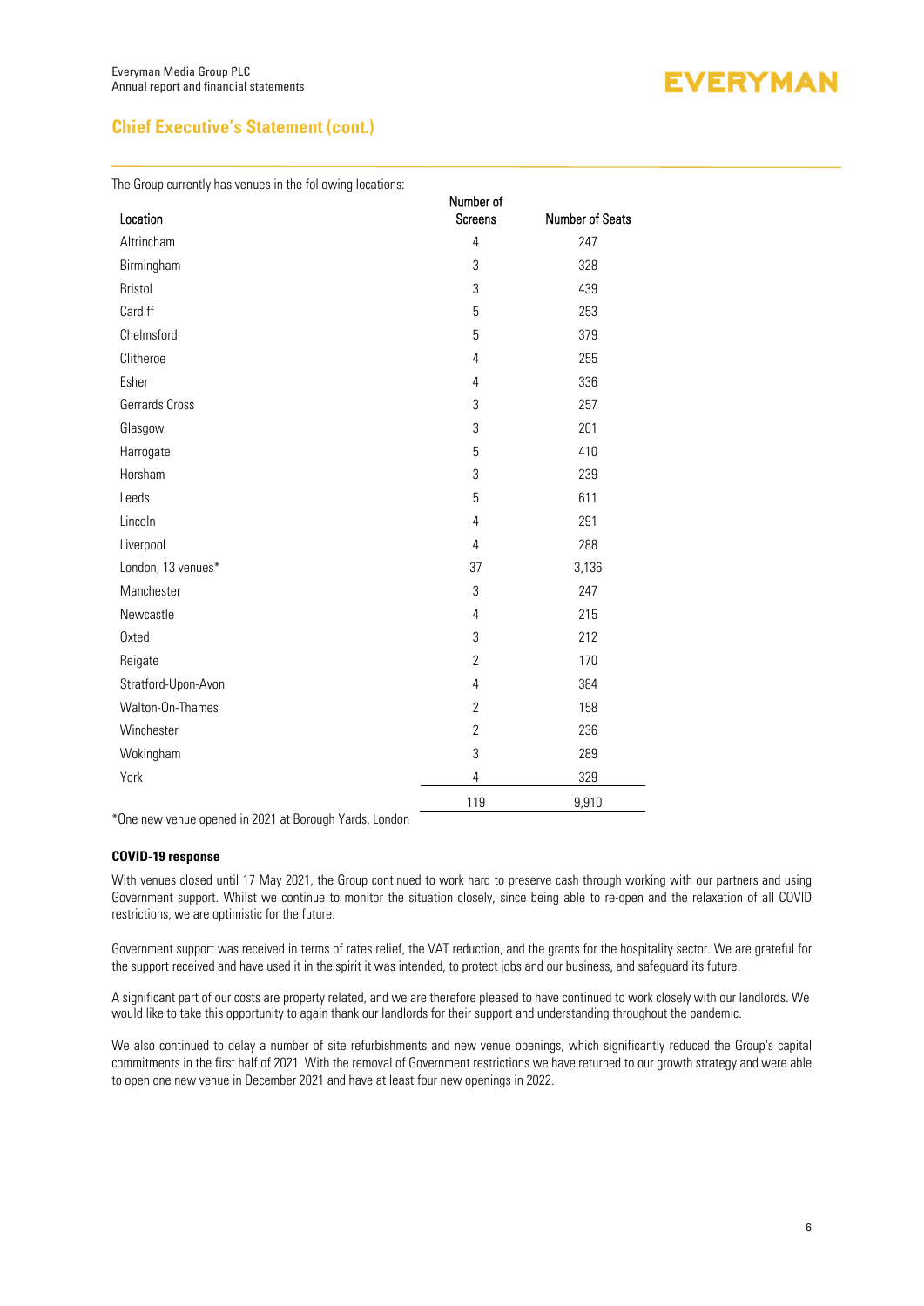## Chief Executive's Statement (cont.)

The Group currently has venues in the following locations:

| Location | Number of Screens | Number of Seats |
|---|---|---|
| Altrincham | 4 | 247 |
| Birmingham | 3 | 328 |
| Bristol | 3 | 439 |
| Cardiff | 5 | 253 |
| Chelmsford | 5 | 379 |
| Clitheroe | 4 | 255 |
| Esher | 4 | 336 |
| Gerrards Cross | 3 | 257 |
| Glasgow | 3 | 201 |
| Harrogate | 5 | 410 |
| Horsham | 3 | 239 |
| Leeds | 5 | 611 |
| Lincoln | 4 | 291 |
| Liverpool | 4 | 288 |
| London, 13 venues* | 37 | 3,136 |
| Manchester | 3 | 247 |
| Newcastle | 4 | 215 |
| Oxted | 3 | 212 |
| Reigate | 2 | 170 |
| Stratford-Upon-Avon | 4 | 384 |
| Walton-On-Thames | 2 | 158 |
| Winchester | 2 | 236 |
| Wokingham | 3 | 289 |
| York | 4 | 329 |
| | 119 | 9,910 |

*One new venue opened in 2021 at Borough Yards, London

**COVID-19 response**

With venues closed until 17 May 2021, the Group continued to work hard to preserve cash through working with our partners and using Government support. Whilst we continue to monitor the situation closely, since being able to re-open and the relaxation of all COVID restrictions, we are optimistic for the future.

Government support was received in terms of rates relief, the VAT reduction, and the grants for the hospitality sector. We are grateful for the support received and have used it in the spirit it was intended, to protect jobs and our business, and safeguard its future.

A significant part of our costs are property related, and we are therefore pleased to have continued to work closely with our landlords. We would like to take this opportunity to again thank our landlords for their support and understanding throughout the pandemic.

We also continued to delay a number of site refurbishments and new venue openings, which significantly reduced the Group's capital commitments in the first half of 2021. With the removal of Government restrictions we have returned to our growth strategy and were able to open one new venue in December 2021 and have at least four new openings in 2022.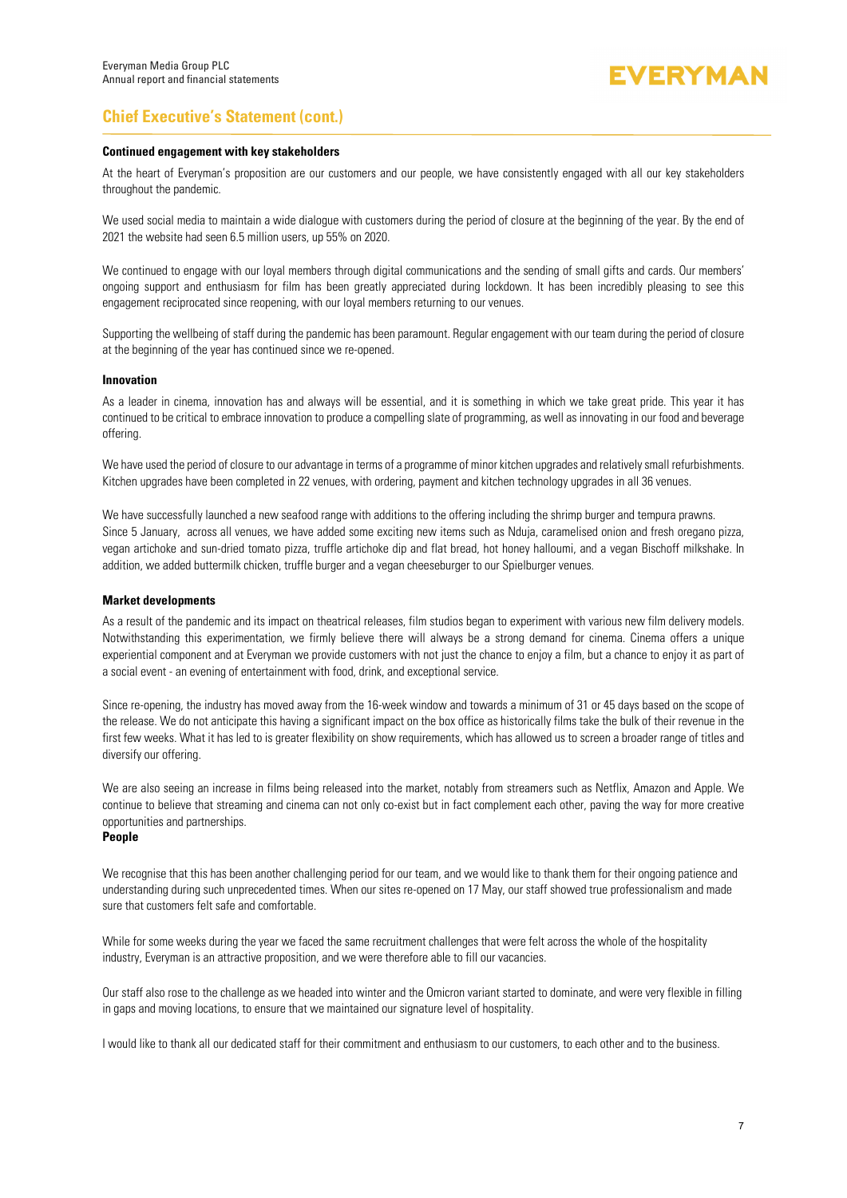## Chief Executive's Statement (cont.)

**Continued engagement with key stakeholders**

At the heart of Everyman's proposition are our customers and our people, we have consistently engaged with all our key stakeholders throughout the pandemic.

We used social media to maintain a wide dialogue with customers during the period of closure at the beginning of the year. By the end of 2021 the website had seen 6.5 million users, up 55% on 2020.

We continued to engage with our loyal members through digital communications and the sending of small gifts and cards. Our members' ongoing support and enthusiasm for film has been greatly appreciated during lockdown. It has been incredibly pleasing to see this engagement reciprocated since reopening, with our loyal members returning to our venues.

Supporting the wellbeing of staff during the pandemic has been paramount. Regular engagement with our team during the period of closure at the beginning of the year has continued since we re-opened.

**Innovation**

As a leader in cinema, innovation has and always will be essential, and it is something in which we take great pride. This year it has continued to be critical to embrace innovation to produce a compelling slate of programming, as well as innovating in our food and beverage offering.

We have used the period of closure to our advantage in terms of a programme of minor kitchen upgrades and relatively small refurbishments. Kitchen upgrades have been completed in 22 venues, with ordering, payment and kitchen technology upgrades in all 36 venues.

We have successfully launched a new seafood range with additions to the offering including the shrimp burger and tempura prawns. Since 5 January, across all venues, we have added some exciting new items such as Nduja, caramelised onion and fresh oregano pizza, vegan artichoke and sun-dried tomato pizza, truffle artichoke dip and flat bread, hot honey halloumi, and a vegan Bischoff milkshake. In addition, we added buttermilk chicken, truffle burger and a vegan cheeseburger to our Spielburger venues.

**Market developments**

As a result of the pandemic and its impact on theatrical releases, film studios began to experiment with various new film delivery models. Notwithstanding this experimentation, we firmly believe there will always be a strong demand for cinema. Cinema offers a unique experiential component and at Everyman we provide customers with not just the chance to enjoy a film, but a chance to enjoy it as part of a social event - an evening of entertainment with food, drink, and exceptional service.

Since re-opening, the industry has moved away from the 16-week window and towards a minimum of 31 or 45 days based on the scope of the release. We do not anticipate this having a significant impact on the box office as historically films take the bulk of their revenue in the first few weeks. What it has led to is greater flexibility on show requirements, which has allowed us to screen a broader range of titles and diversify our offering.

We are also seeing an increase in films being released into the market, notably from streamers such as Netflix, Amazon and Apple. We continue to believe that streaming and cinema can not only co-exist but in fact complement each other, paving the way for more creative opportunities and partnerships.

**People**

We recognise that this has been another challenging period for our team, and we would like to thank them for their ongoing patience and understanding during such unprecedented times. When our sites re-opened on 17 May, our staff showed true professionalism and made sure that customers felt safe and comfortable.

While for some weeks during the year we faced the same recruitment challenges that were felt across the whole of the hospitality industry, Everyman is an attractive proposition, and we were therefore able to fill our vacancies.

Our staff also rose to the challenge as we headed into winter and the Omicron variant started to dominate, and were very flexible in filling in gaps and moving locations, to ensure that we maintained our signature level of hospitality.

I would like to thank all our dedicated staff for their commitment and enthusiasm to our customers, to each other and to the business.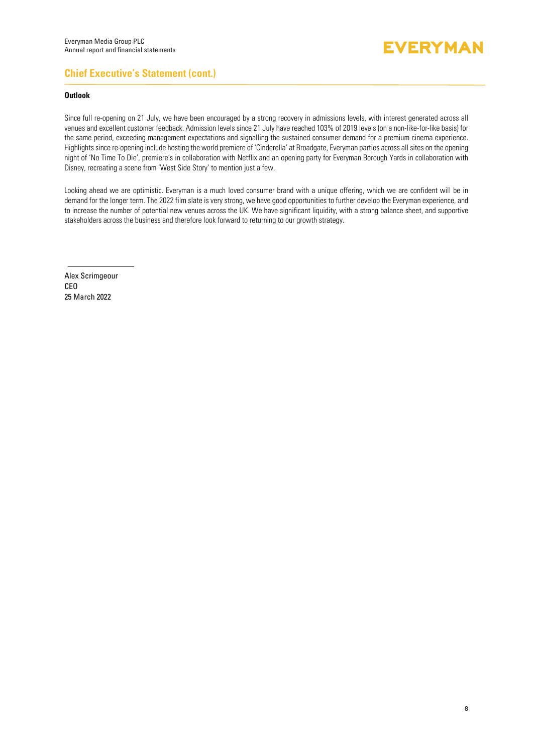## Chief Executive's Statement (cont.)

**Outlook**

Since full re-opening on 21 July, we have been encouraged by a strong recovery in admissions levels, with interest generated across all venues and excellent customer feedback. Admission levels since 21 July have reached 103% of 2019 levels (on a non-like-for-like basis) for the same period, exceeding management expectations and signalling the sustained consumer demand for a premium cinema experience. Highlights since re-opening include hosting the world premiere of 'Cinderella' at Broadgate, Everyman parties across all sites on the opening night of 'No Time To Die', premiere's in collaboration with Netflix and an opening party for Everyman Borough Yards in collaboration with Disney, recreating a scene from 'West Side Story' to mention just a few.

Looking ahead we are optimistic. Everyman is a much loved consumer brand with a unique offering, which we are confident will be in demand for the longer term. The 2022 film slate is very strong, we have good opportunities to further develop the Everyman experience, and to increase the number of potential new venues across the UK. We have significant liquidity, with a strong balance sheet, and supportive stakeholders across the business and therefore look forward to returning to our growth strategy.

Alex Scrimgeour
CEO
25 March 2022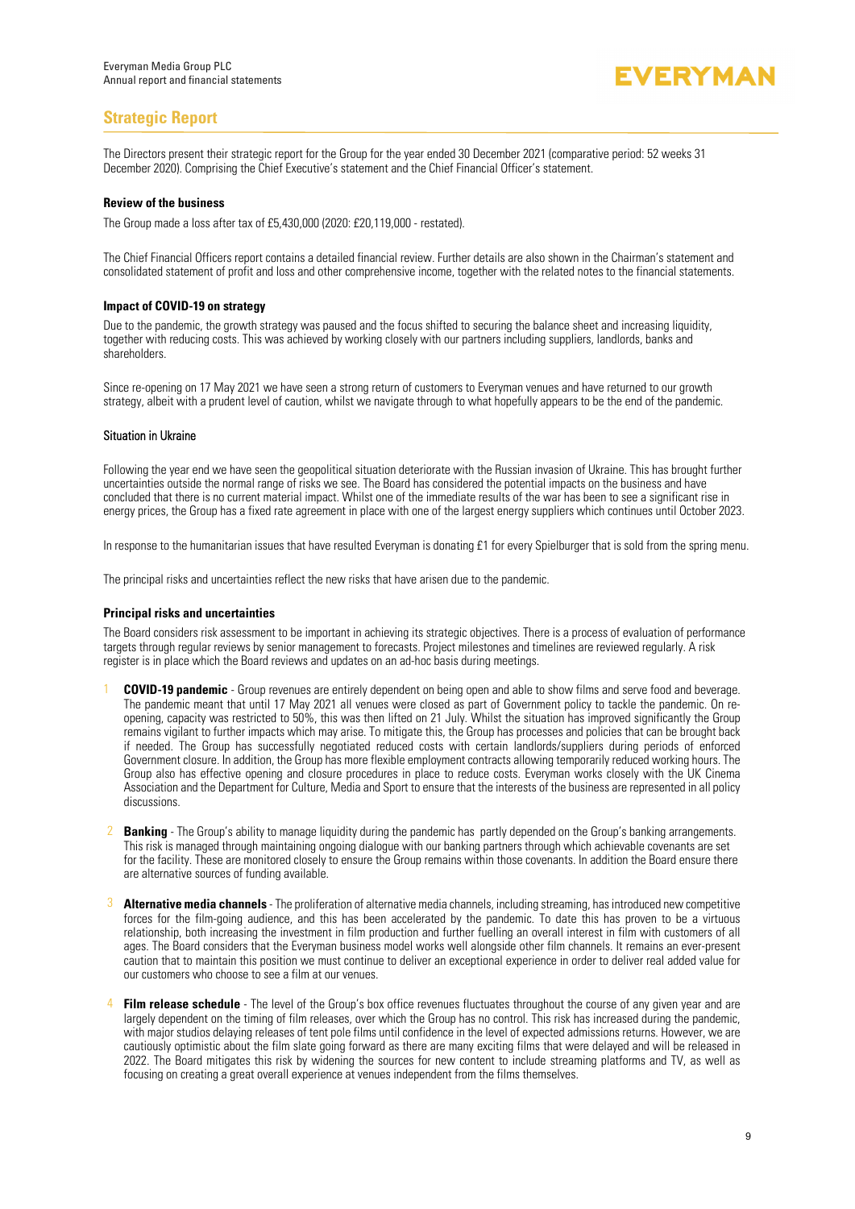## Strategic Report

The Directors present their strategic report for the Group for the year ended 30 December 2021 (comparative period: 52 weeks 31 December 2020). Comprising the Chief Executive's statement and the Chief Financial Officer's statement.

### Review of the business

The Group made a loss after tax of £5,430,000 (2020: £20,119,000 - restated).

The Chief Financial Officers report contains a detailed financial review. Further details are also shown in the Chairman's statement and consolidated statement of profit and loss and other comprehensive income, together with the related notes to the financial statements.

### Impact of COVID-19 on strategy

Due to the pandemic, the growth strategy was paused and the focus shifted to securing the balance sheet and increasing liquidity, together with reducing costs. This was achieved by working closely with our partners including suppliers, landlords, banks and shareholders.

Since re-opening on 17 May 2021 we have seen a strong return of customers to Everyman venues and have returned to our growth strategy, albeit with a prudent level of caution, whilst we navigate through to what hopefully appears to be the end of the pandemic.

### Situation in Ukraine

Following the year end we have seen the geopolitical situation deteriorate with the Russian invasion of Ukraine. This has brought further uncertainties outside the normal range of risks we see. The Board has considered the potential impacts on the business and have concluded that there is no current material impact. Whilst one of the immediate results of the war has been to see a significant rise in energy prices, the Group has a fixed rate agreement in place with one of the largest energy suppliers which continues until October 2023.

In response to the humanitarian issues that have resulted Everyman is donating £1 for every Spielburger that is sold from the spring menu.

The principal risks and uncertainties reflect the new risks that have arisen due to the pandemic.

### Principal risks and uncertainties

The Board considers risk assessment to be important in achieving its strategic objectives. There is a process of evaluation of performance targets through regular reviews by senior management to forecasts. Project milestones and timelines are reviewed regularly. A risk register is in place which the Board reviews and updates on an ad-hoc basis during meetings.

1. **COVID-19 pandemic** - Group revenues are entirely dependent on being open and able to show films and serve food and beverage. The pandemic meant that until 17 May 2021 all venues were closed as part of Government policy to tackle the pandemic. On re-opening, capacity was restricted to 50%, this was then lifted on 21 July. Whilst the situation has improved significantly the Group remains vigilant to further impacts which may arise. To mitigate this, the Group has processes and policies that can be brought back if needed. The Group has successfully negotiated reduced costs with certain landlords/suppliers during periods of enforced Government closure. In addition, the Group has more flexible employment contracts allowing temporarily reduced working hours. The Group also has effective opening and closure procedures in place to reduce costs. Everyman works closely with the UK Cinema Association and the Department for Culture, Media and Sport to ensure that the interests of the business are represented in all policy discussions.

2. **Banking** - The Group's ability to manage liquidity during the pandemic has partly depended on the Group's banking arrangements. This risk is managed through maintaining ongoing dialogue with our banking partners through which achievable covenants are set for the facility. These are monitored closely to ensure the Group remains within those covenants. In addition the Board ensure there are alternative sources of funding available.

3. **Alternative media channels** - The proliferation of alternative media channels, including streaming, has introduced new competitive forces for the film-going audience, and this has been accelerated by the pandemic. To date this has proven to be a virtuous relationship, both increasing the investment in film production and further fuelling an overall interest in film with customers of all ages. The Board considers that the Everyman business model works well alongside other film channels. It remains an ever-present caution that to maintain this position we must continue to deliver an exceptional experience in order to deliver real added value for our customers who choose to see a film at our venues.

4. **Film release schedule** - The level of the Group's box office revenues fluctuates throughout the course of any given year and are largely dependent on the timing of film releases, over which the Group has no control. This risk has increased during the pandemic, with major studios delaying releases of tent pole films until confidence in the level of expected admissions returns. However, we are cautiously optimistic about the film slate going forward as there are many exciting films that were delayed and will be released in 2022. The Board mitigates this risk by widening the sources for new content to include streaming platforms and TV, as well as focusing on creating a great overall experience at venues independent from the films themselves.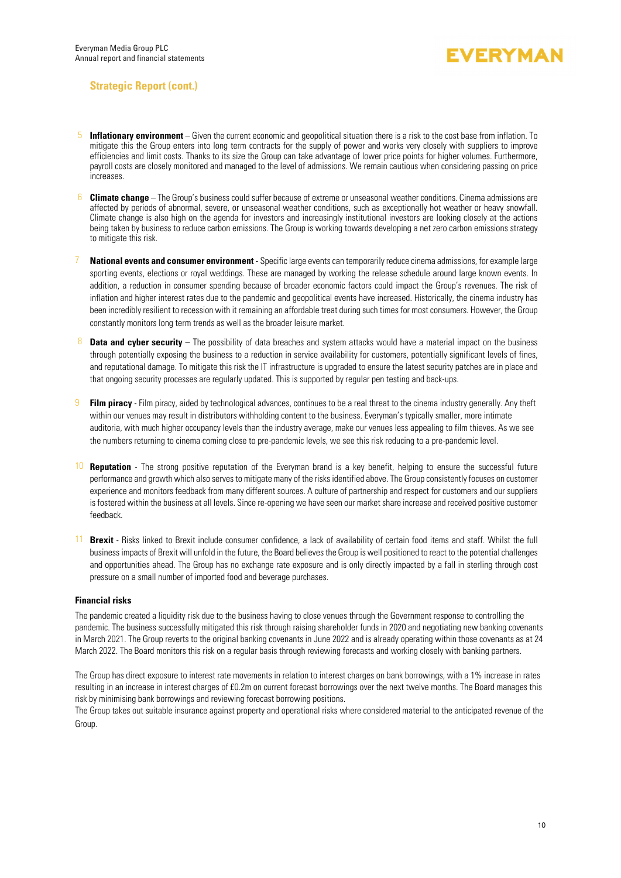## Strategic Report (cont.)

5. **Inflationary environment** – Given the current economic and geopolitical situation there is a risk to the cost base from inflation. To mitigate this the Group enters into long term contracts for the supply of power and works very closely with suppliers to improve efficiencies and limit costs. Thanks to its size the Group can take advantage of lower price points for higher volumes. Furthermore, payroll costs are closely monitored and managed to the level of admissions. We remain cautious when considering passing on price increases.

6. **Climate change** – The Group's business could suffer because of extreme or unseasonal weather conditions. Cinema admissions are affected by periods of abnormal, severe, or unseasonal weather conditions, such as exceptionally hot weather or heavy snowfall. Climate change is also high on the agenda for investors and increasingly institutional investors are looking closely at the actions being taken by business to reduce carbon emissions. The Group is working towards developing a net zero carbon emissions strategy to mitigate this risk.

7. **National events and consumer environment** - Specific large events can temporarily reduce cinema admissions, for example large sporting events, elections or royal weddings. These are managed by working the release schedule around large known events. In addition, a reduction in consumer spending because of broader economic factors could impact the Group's revenues. The risk of inflation and higher interest rates due to the pandemic and geopolitical events have increased. Historically, the cinema industry has been incredibly resilient to recession with it remaining an affordable treat during such times for most consumers. However, the Group constantly monitors long term trends as well as the broader leisure market.

8. **Data and cyber security** – The possibility of data breaches and system attacks would have a material impact on the business through potentially exposing the business to a reduction in service availability for customers, potentially significant levels of fines, and reputational damage. To mitigate this risk the IT infrastructure is upgraded to ensure the latest security patches are in place and that ongoing security processes are regularly updated. This is supported by regular pen testing and back-ups.

9. **Film piracy** - Film piracy, aided by technological advances, continues to be a real threat to the cinema industry generally. Any theft within our venues may result in distributors withholding content to the business. Everyman's typically smaller, more intimate auditoria, with much higher occupancy levels than the industry average, make our venues less appealing to film thieves. As we see the numbers returning to cinema coming close to pre-pandemic levels, we see this risk reducing to a pre-pandemic level.

10. **Reputation** - The strong positive reputation of the Everyman brand is a key benefit, helping to ensure the successful future performance and growth which also serves to mitigate many of the risks identified above. The Group consistently focuses on customer experience and monitors feedback from many different sources. A culture of partnership and respect for customers and our suppliers is fostered within the business at all levels. Since re-opening we have seen our market share increase and received positive customer feedback.

11. **Brexit** - Risks linked to Brexit include consumer confidence, a lack of availability of certain food items and staff. Whilst the full business impacts of Brexit will unfold in the future, the Board believes the Group is well positioned to react to the potential challenges and opportunities ahead. The Group has no exchange rate exposure and is only directly impacted by a fall in sterling through cost pressure on a small number of imported food and beverage purchases.

**Financial risks**

The pandemic created a liquidity risk due to the business having to close venues through the Government response to controlling the pandemic. The business successfully mitigated this risk through raising shareholder funds in 2020 and negotiating new banking covenants in March 2021. The Group reverts to the original banking covenants in June 2022 and is already operating within those covenants as at 24 March 2022. The Board monitors this risk on a regular basis through reviewing forecasts and working closely with banking partners.

The Group has direct exposure to interest rate movements in relation to interest charges on bank borrowings, with a 1% increase in rates resulting in an increase in interest charges of £0.2m on current forecast borrowings over the next twelve months. The Board manages this risk by minimising bank borrowings and reviewing forecast borrowing positions.

The Group takes out suitable insurance against property and operational risks where considered material to the anticipated revenue of the Group.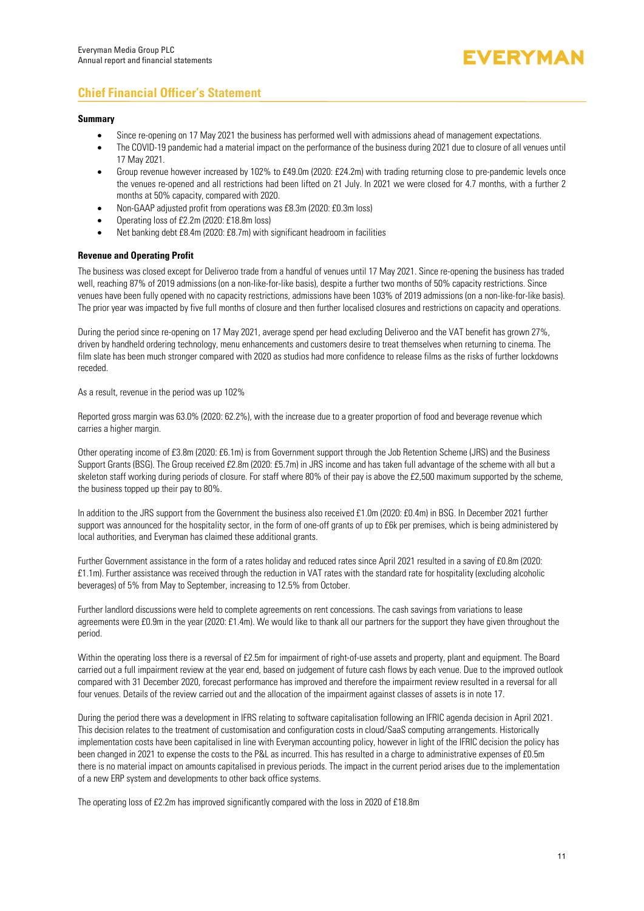## Chief Financial Officer's Statement

**Summary**

- Since re-opening on 17 May 2021 the business has performed well with admissions ahead of management expectations.
- The COVID-19 pandemic had a material impact on the performance of the business during 2021 due to closure of all venues until 17 May 2021.
- Group revenue however increased by 102% to £49.0m (2020: £24.2m) with trading returning close to pre-pandemic levels once the venues re-opened and all restrictions had been lifted on 21 July. In 2021 we were closed for 4.7 months, with a further 2 months at 50% capacity, compared with 2020.
- Non-GAAP adjusted profit from operations was £8.3m (2020: £0.3m loss)
- Operating loss of £2.2m (2020: £18.8m loss)
- Net banking debt £8.4m (2020: £8.7m) with significant headroom in facilities

**Revenue and Operating Profit**

The business was closed except for Deliveroo trade from a handful of venues until 17 May 2021. Since re-opening the business has traded well, reaching 87% of 2019 admissions (on a non-like-for-like basis), despite a further two months of 50% capacity restrictions. Since venues have been fully opened with no capacity restrictions, admissions have been 103% of 2019 admissions (on a non-like-for-like basis). The prior year was impacted by five full months of closure and then further localised closures and restrictions on capacity and operations.

During the period since re-opening on 17 May 2021, average spend per head excluding Deliveroo and the VAT benefit has grown 27%, driven by handheld ordering technology, menu enhancements and customers desire to treat themselves when returning to cinema. The film slate has been much stronger compared with 2020 as studios had more confidence to release films as the risks of further lockdowns receded.

As a result, revenue in the period was up 102%

Reported gross margin was 63.0% (2020: 62.2%), with the increase due to a greater proportion of food and beverage revenue which carries a higher margin.

Other operating income of £3.8m (2020: £6.1m) is from Government support through the Job Retention Scheme (JRS) and the Business Support Grants (BSG). The Group received £2.8m (2020: £5.7m) in JRS income and has taken full advantage of the scheme with all but a skeleton staff working during periods of closure. For staff where 80% of their pay is above the £2,500 maximum supported by the scheme, the business topped up their pay to 80%.

In addition to the JRS support from the Government the business also received £1.0m (2020: £0.4m) in BSG. In December 2021 further support was announced for the hospitality sector, in the form of one-off grants of up to £6k per premises, which is being administered by local authorities, and Everyman has claimed these additional grants.

Further Government assistance in the form of a rates holiday and reduced rates since April 2021 resulted in a saving of £0.8m (2020: £1.1m). Further assistance was received through the reduction in VAT rates with the standard rate for hospitality (excluding alcoholic beverages) of 5% from May to September, increasing to 12.5% from October.

Further landlord discussions were held to complete agreements on rent concessions. The cash savings from variations to lease agreements were £0.9m in the year (2020: £1.4m). We would like to thank all our partners for the support they have given throughout the period.

Within the operating loss there is a reversal of £2.5m for impairment of right-of-use assets and property, plant and equipment. The Board carried out a full impairment review at the year end, based on judgement of future cash flows by each venue. Due to the improved outlook compared with 31 December 2020, forecast performance has improved and therefore the impairment review resulted in a reversal for all four venues. Details of the review carried out and the allocation of the impairment against classes of assets is in note 17.

During the period there was a development in IFRS relating to software capitalisation following an IFRIC agenda decision in April 2021. This decision relates to the treatment of customisation and configuration costs in cloud/SaaS computing arrangements. Historically implementation costs have been capitalised in line with Everyman accounting policy, however in light of the IFRIC decision the policy has been changed in 2021 to expense the costs to the P&L as incurred. This has resulted in a charge to administrative expenses of £0.5m there is no material impact on amounts capitalised in previous periods. The impact in the current period arises due to the implementation of a new ERP system and developments to other back office systems.

The operating loss of £2.2m has improved significantly compared with the loss in 2020 of £18.8m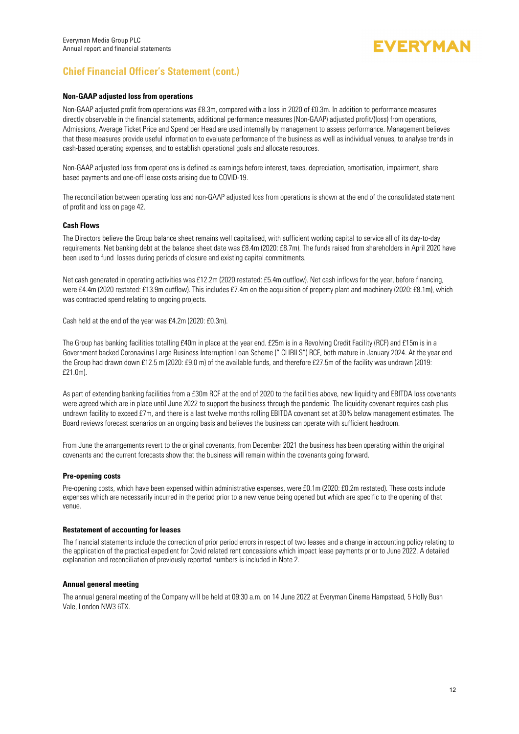## Chief Financial Officer's Statement (cont.)

### Non-GAAP adjusted loss from operations

Non-GAAP adjusted profit from operations was £8.3m, compared with a loss in 2020 of £0.3m. In addition to performance measures directly observable in the financial statements, additional performance measures (Non-GAAP) adjusted profit/(loss) from operations, Admissions, Average Ticket Price and Spend per Head are used internally by management to assess performance. Management believes that these measures provide useful information to evaluate performance of the business as well as individual venues, to analyse trends in cash-based operating expenses, and to establish operational goals and allocate resources.

Non-GAAP adjusted loss from operations is defined as earnings before interest, taxes, depreciation, amortisation, impairment, share based payments and one-off lease costs arising due to COVID-19.

The reconciliation between operating loss and non-GAAP adjusted loss from operations is shown at the end of the consolidated statement of profit and loss on page 42.

### Cash Flows

The Directors believe the Group balance sheet remains well capitalised, with sufficient working capital to service all of its day-to-day requirements. Net banking debt at the balance sheet date was £8.4m (2020: £8.7m). The funds raised from shareholders in April 2020 have been used to fund losses during periods of closure and existing capital commitments.

Net cash generated in operating activities was £12.2m (2020 restated: £5.4m outflow). Net cash inflows for the year, before financing, were £4.4m (2020 restated: £13.9m outflow). This includes £7.4m on the acquisition of property plant and machinery (2020: £8.1m), which was contracted spend relating to ongoing projects.

Cash held at the end of the year was £4.2m (2020: £0.3m).

The Group has banking facilities totalling £40m in place at the year end. £25m is in a Revolving Credit Facility (RCF) and £15m is in a Government backed Coronavirus Large Business Interruption Loan Scheme (" CLIBILS") RCF, both mature in January 2024. At the year end the Group had drawn down £12.5 m (2020: £9.0 m) of the available funds, and therefore £27.5m of the facility was undrawn (2019: £21.0m).

As part of extending banking facilities from a £30m RCF at the end of 2020 to the facilities above, new liquidity and EBITDA loss covenants were agreed which are in place until June 2022 to support the business through the pandemic. The liquidity covenant requires cash plus undrawn facility to exceed £7m, and there is a last twelve months rolling EBITDA covenant set at 30% below management estimates. The Board reviews forecast scenarios on an ongoing basis and believes the business can operate with sufficient headroom.

From June the arrangements revert to the original covenants, from December 2021 the business has been operating within the original covenants and the current forecasts show that the business will remain within the covenants going forward.

### Pre-opening costs

Pre-opening costs, which have been expensed within administrative expenses, were £0.1m (2020: £0.2m restated). These costs include expenses which are necessarily incurred in the period prior to a new venue being opened but which are specific to the opening of that venue.

### Restatement of accounting for leases

The financial statements include the correction of prior period errors in respect of two leases and a change in accounting policy relating to the application of the practical expedient for Covid related rent concessions which impact lease payments prior to June 2022. A detailed explanation and reconciliation of previously reported numbers is included in Note 2.

### Annual general meeting

The annual general meeting of the Company will be held at 09:30 a.m. on 14 June 2022 at Everyman Cinema Hampstead, 5 Holly Bush Vale, London NW3 6TX.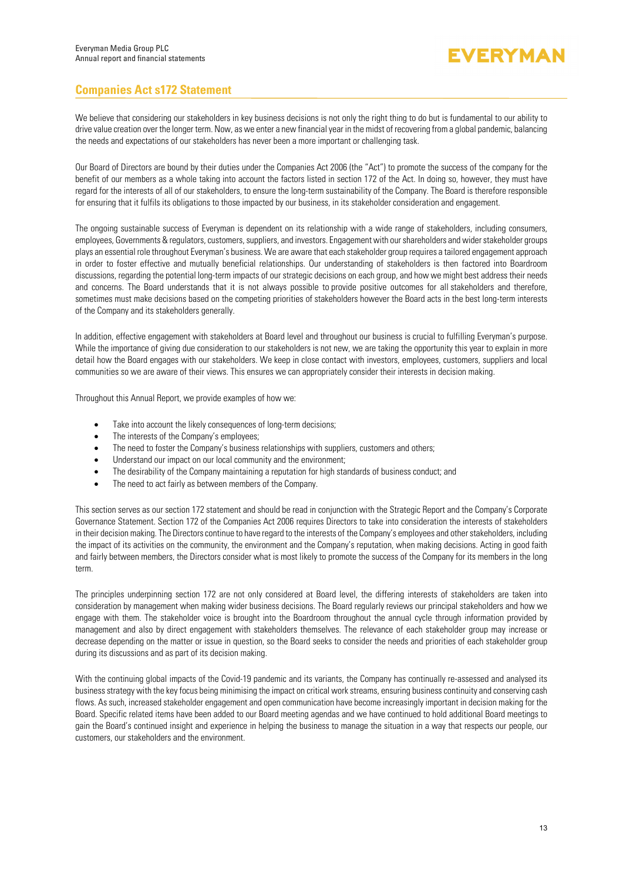## Companies Act s172 Statement

We believe that considering our stakeholders in key business decisions is not only the right thing to do but is fundamental to our ability to drive value creation over the longer term. Now, as we enter a new financial year in the midst of recovering from a global pandemic, balancing the needs and expectations of our stakeholders has never been a more important or challenging task.

Our Board of Directors are bound by their duties under the Companies Act 2006 (the "Act") to promote the success of the company for the benefit of our members as a whole taking into account the factors listed in section 172 of the Act. In doing so, however, they must have regard for the interests of all of our stakeholders, to ensure the long-term sustainability of the Company. The Board is therefore responsible for ensuring that it fulfils its obligations to those impacted by our business, in its stakeholder consideration and engagement.

The ongoing sustainable success of Everyman is dependent on its relationship with a wide range of stakeholders, including consumers, employees, Governments & regulators, customers, suppliers, and investors. Engagement with our shareholders and wider stakeholder groups plays an essential role throughout Everyman's business. We are aware that each stakeholder group requires a tailored engagement approach in order to foster effective and mutually beneficial relationships. Our understanding of stakeholders is then factored into Boardroom discussions, regarding the potential long-term impacts of our strategic decisions on each group, and how we might best address their needs and concerns. The Board understands that it is not always possible to provide positive outcomes for all stakeholders and therefore, sometimes must make decisions based on the competing priorities of stakeholders however the Board acts in the best long-term interests of the Company and its stakeholders generally.

In addition, effective engagement with stakeholders at Board level and throughout our business is crucial to fulfilling Everyman's purpose. While the importance of giving due consideration to our stakeholders is not new, we are taking the opportunity this year to explain in more detail how the Board engages with our stakeholders. We keep in close contact with investors, employees, customers, suppliers and local communities so we are aware of their views. This ensures we can appropriately consider their interests in decision making.

Throughout this Annual Report, we provide examples of how we:

- Take into account the likely consequences of long-term decisions;
- The interests of the Company's employees;
- The need to foster the Company's business relationships with suppliers, customers and others;
- Understand our impact on our local community and the environment;
- The desirability of the Company maintaining a reputation for high standards of business conduct; and
- The need to act fairly as between members of the Company.

This section serves as our section 172 statement and should be read in conjunction with the Strategic Report and the Company's Corporate Governance Statement. Section 172 of the Companies Act 2006 requires Directors to take into consideration the interests of stakeholders in their decision making. The Directors continue to have regard to the interests of the Company's employees and other stakeholders, including the impact of its activities on the community, the environment and the Company's reputation, when making decisions. Acting in good faith and fairly between members, the Directors consider what is most likely to promote the success of the Company for its members in the long term.

The principles underpinning section 172 are not only considered at Board level, the differing interests of stakeholders are taken into consideration by management when making wider business decisions. The Board regularly reviews our principal stakeholders and how we engage with them. The stakeholder voice is brought into the Boardroom throughout the annual cycle through information provided by management and also by direct engagement with stakeholders themselves. The relevance of each stakeholder group may increase or decrease depending on the matter or issue in question, so the Board seeks to consider the needs and priorities of each stakeholder group during its discussions and as part of its decision making.

With the continuing global impacts of the Covid-19 pandemic and its variants, the Company has continually re-assessed and analysed its business strategy with the key focus being minimising the impact on critical work streams, ensuring business continuity and conserving cash flows. As such, increased stakeholder engagement and open communication have become increasingly important in decision making for the Board. Specific related items have been added to our Board meeting agendas and we have continued to hold additional Board meetings to gain the Board's continued insight and experience in helping the business to manage the situation in a way that respects our people, our customers, our stakeholders and the environment.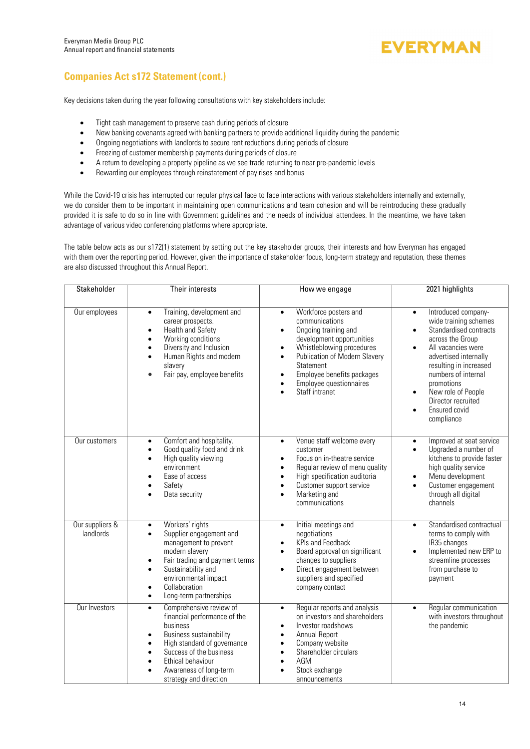## Companies Act s172 Statement (cont.)

Key decisions taken during the year following consultations with key stakeholders include:

- Tight cash management to preserve cash during periods of closure
- New banking covenants agreed with banking partners to provide additional liquidity during the pandemic
- Ongoing negotiations with landlords to secure rent reductions during periods of closure
- Freezing of customer membership payments during periods of closure
- A return to developing a property pipeline as we see trade returning to near pre-pandemic levels
- Rewarding our employees through reinstatement of pay rises and bonus

While the Covid-19 crisis has interrupted our regular physical face to face interactions with various stakeholders internally and externally, we do consider them to be important in maintaining open communications and team cohesion and will be reintroducing these gradually provided it is safe to do so in line with Government guidelines and the needs of individual attendees. In the meantime, we have taken advantage of various video conferencing platforms where appropriate.

The table below acts as our s172(1) statement by setting out the key stakeholder groups, their interests and how Everyman has engaged with them over the reporting period. However, given the importance of stakeholder focus, long-term strategy and reputation, these themes are also discussed throughout this Annual Report.

| Stakeholder | Their interests | How we engage | 2021 highlights |
|---|---|---|---|
| Our employees | • Training, development and career prospects.<br>• Health and Safety<br>• Working conditions<br>• Diversity and Inclusion<br>• Human Rights and modern slavery<br>• Fair pay, employee benefits | • Workforce posters and communications<br>• Ongoing training and development opportunities<br>• Whistleblowing procedures<br>• Publication of Modern Slavery Statement<br>• Employee benefits packages<br>• Employee questionnaires<br>• Staff intranet | • Introduced company-wide training schemes<br>• Standardised contracts across the Group<br>• All vacancies were advertised internally resulting in increased numbers of internal promotions<br>• New role of People Director recruited<br>• Ensured covid compliance |
| Our customers | • Comfort and hospitality.<br>• Good quality food and drink<br>• High quality viewing environment<br>• Ease of access<br>• Safety<br>• Data security | • Venue staff welcome every customer<br>• Focus on in-theatre service<br>• Regular review of menu quality<br>• High specification auditoria<br>• Customer support service<br>• Marketing and communications | • Improved at seat service<br>• Upgraded a number of kitchens to provide faster high quality service<br>• Menu development<br>• Customer engagement through all digital channels |
| Our suppliers & landlords | • Workers' rights<br>• Supplier engagement and management to prevent modern slavery<br>• Fair trading and payment terms<br>• Sustainability and environmental impact<br>• Collaboration<br>• Long-term partnerships | • Initial meetings and negotiations<br>• KPIs and Feedback<br>• Board approval on significant changes to suppliers<br>• Direct engagement between suppliers and specified company contact | • Standardised contractual terms to comply with IR35 changes<br>• Implemented new ERP to streamline processes from purchase to payment |
| Our Investors | • Comprehensive review of financial performance of the business<br>• Business sustainability<br>• High standard of governance<br>• Success of the business<br>• Ethical behaviour<br>• Awareness of long-term strategy and direction | • Regular reports and analysis on investors and shareholders<br>• Investor roadshows<br>• Annual Report<br>• Company website<br>• Shareholder circulars<br>• AGM<br>• Stock exchange announcements | • Regular communication with investors throughout the pandemic |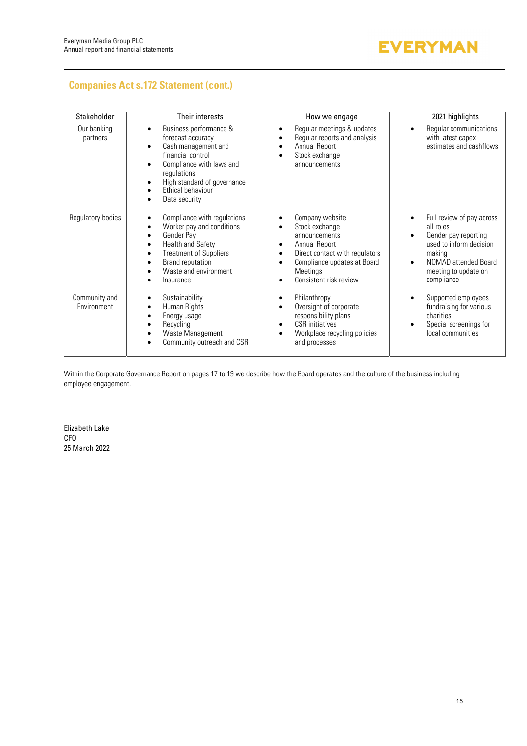## Companies Act s.172 Statement (cont.)

| Stakeholder | Their interests | How we engage | 2021 highlights |
|---|---|---|---|
| Our banking partners | • Business performance & forecast accuracy<br>• Cash management and financial control<br>• Compliance with laws and regulations<br>• High standard of governance<br>• Ethical behaviour<br>• Data security | • Regular meetings & updates<br>• Regular reports and analysis<br>• Annual Report<br>• Stock exchange announcements | • Regular communications with latest capex estimates and cashflows |
| Regulatory bodies | • Compliance with regulations<br>• Worker pay and conditions<br>• Gender Pay<br>• Health and Safety<br>• Treatment of Suppliers<br>• Brand reputation<br>• Waste and environment<br>• Insurance | • Company website<br>• Stock exchange announcements<br>• Annual Report<br>• Direct contact with regulators<br>• Compliance updates at Board Meetings<br>• Consistent risk review | • Full review of pay across all roles<br>• Gender pay reporting used to inform decision making<br>• NOMAD attended Board meeting to update on compliance |
| Community and Environment | • Sustainability<br>• Human Rights<br>• Energy usage<br>• Recycling<br>• Waste Management<br>• Community outreach and CSR | • Philanthropy<br>• Oversight of corporate responsibility plans<br>• CSR initiatives<br>• Workplace recycling policies and processes | • Supported employees fundraising for various charities<br>• Special screenings for local communities |

Within the Corporate Governance Report on pages 17 to 19 we describe how the Board operates and the culture of the business including employee engagement.

Elizabeth Lake
CFO
25 March 2022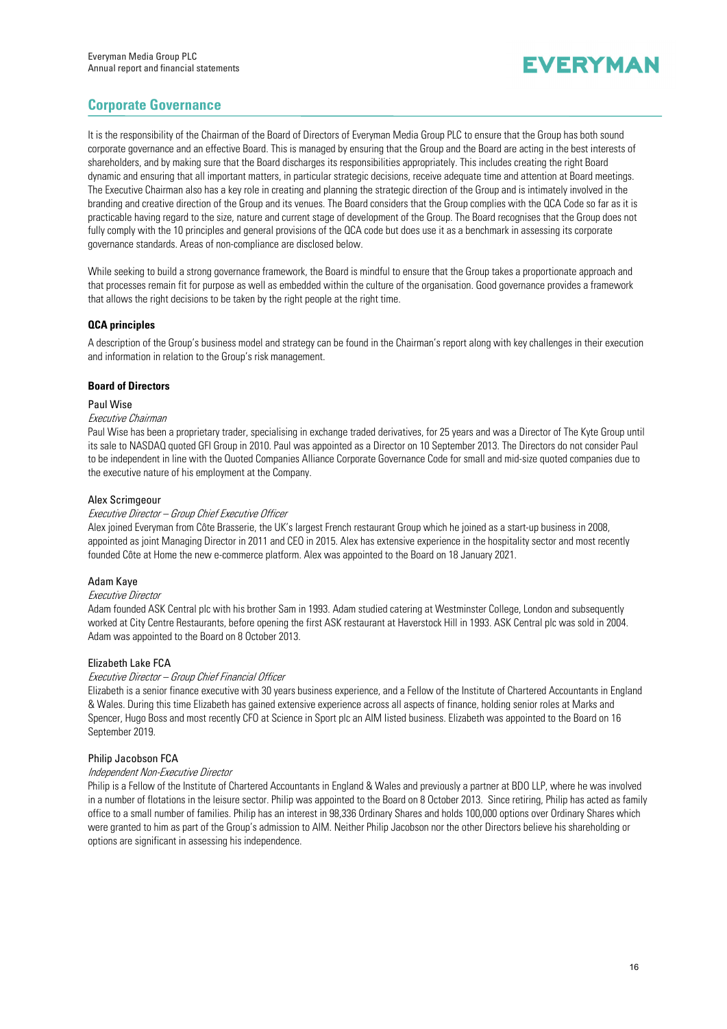## Corporate Governance

It is the responsibility of the Chairman of the Board of Directors of Everyman Media Group PLC to ensure that the Group has both sound corporate governance and an effective Board. This is managed by ensuring that the Group and the Board are acting in the best interests of shareholders, and by making sure that the Board discharges its responsibilities appropriately. This includes creating the right Board dynamic and ensuring that all important matters, in particular strategic decisions, receive adequate time and attention at Board meetings. The Executive Chairman also has a key role in creating and planning the strategic direction of the Group and is intimately involved in the branding and creative direction of the Group and its venues. The Board considers that the Group complies with the QCA Code so far as it is practicable having regard to the size, nature and current stage of development of the Group. The Board recognises that the Group does not fully comply with the 10 principles and general provisions of the QCA code but does use it as a benchmark in assessing its corporate governance standards. Areas of non-compliance are disclosed below.

While seeking to build a strong governance framework, the Board is mindful to ensure that the Group takes a proportionate approach and that processes remain fit for purpose as well as embedded within the culture of the organisation. Good governance provides a framework that allows the right decisions to be taken by the right people at the right time.

### QCA principles

A description of the Group's business model and strategy can be found in the Chairman's report along with key challenges in their execution and information in relation to the Group's risk management.

### Board of Directors

#### Paul Wise

*Executive Chairman*

Paul Wise has been a proprietary trader, specialising in exchange traded derivatives, for 25 years and was a Director of The Kyte Group until its sale to NASDAQ quoted GFI Group in 2010. Paul was appointed as a Director on 10 September 2013. The Directors do not consider Paul to be independent in line with the Quoted Companies Alliance Corporate Governance Code for small and mid-size quoted companies due to the executive nature of his employment at the Company.

#### Alex Scrimgeour

*Executive Director – Group Chief Executive Officer*

Alex joined Everyman from Côte Brasserie, the UK's largest French restaurant Group which he joined as a start-up business in 2008, appointed as joint Managing Director in 2011 and CEO in 2015. Alex has extensive experience in the hospitality sector and most recently founded Côte at Home the new e-commerce platform. Alex was appointed to the Board on 18 January 2021.

#### Adam Kaye

*Executive Director*

Adam founded ASK Central plc with his brother Sam in 1993. Adam studied catering at Westminster College, London and subsequently worked at City Centre Restaurants, before opening the first ASK restaurant at Haverstock Hill in 1993. ASK Central plc was sold in 2004. Adam was appointed to the Board on 8 October 2013.

#### Elizabeth Lake FCA

*Executive Director – Group Chief Financial Officer*

Elizabeth is a senior finance executive with 30 years business experience, and a Fellow of the Institute of Chartered Accountants in England & Wales. During this time Elizabeth has gained extensive experience across all aspects of finance, holding senior roles at Marks and Spencer, Hugo Boss and most recently CFO at Science in Sport plc an AIM listed business. Elizabeth was appointed to the Board on 16 September 2019.

#### Philip Jacobson FCA

*Independent Non-Executive Director*

Philip is a Fellow of the Institute of Chartered Accountants in England & Wales and previously a partner at BDO LLP, where he was involved in a number of flotations in the leisure sector. Philip was appointed to the Board on 8 October 2013. Since retiring, Philip has acted as family office to a small number of families. Philip has an interest in 98,336 Ordinary Shares and holds 100,000 options over Ordinary Shares which were granted to him as part of the Group's admission to AIM. Neither Philip Jacobson nor the other Directors believe his shareholding or options are significant in assessing his independence.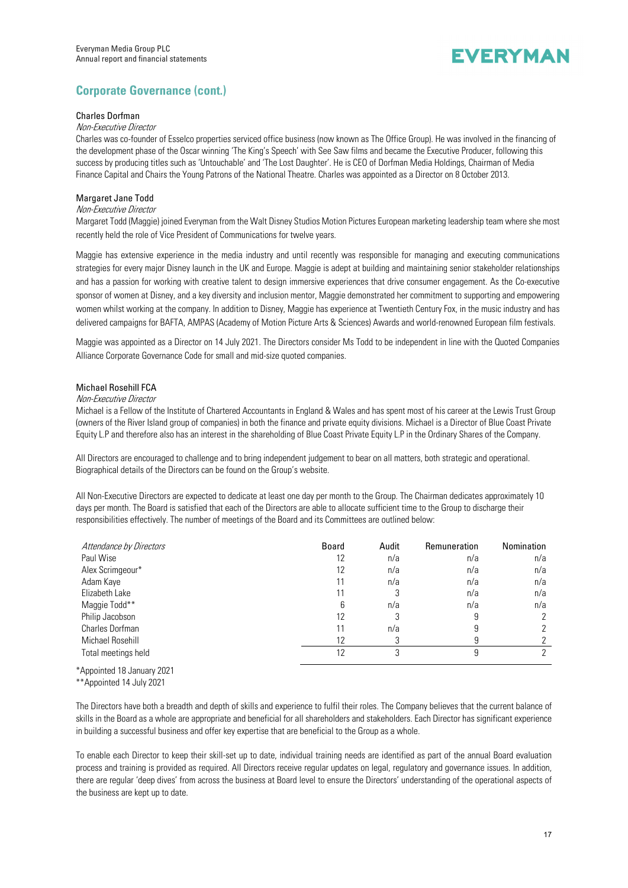## Corporate Governance (cont.)

### Charles Dorfman

*Non-Executive Director*

Charles was co-founder of Esselco properties serviced office business (now known as The Office Group). He was involved in the financing of the development phase of the Oscar winning 'The King's Speech' with See Saw films and became the Executive Producer, following this success by producing titles such as 'Untouchable' and 'The Lost Daughter'. He is CEO of Dorfman Media Holdings, Chairman of Media Finance Capital and Chairs the Young Patrons of the National Theatre. Charles was appointed as a Director on 8 October 2013.

### Margaret Jane Todd

*Non-Executive Director*

Margaret Todd (Maggie) joined Everyman from the Walt Disney Studios Motion Pictures European marketing leadership team where she most recently held the role of Vice President of Communications for twelve years.

Maggie has extensive experience in the media industry and until recently was responsible for managing and executing communications strategies for every major Disney launch in the UK and Europe. Maggie is adept at building and maintaining senior stakeholder relationships and has a passion for working with creative talent to design immersive experiences that drive consumer engagement. As the Co-executive sponsor of women at Disney, and a key diversity and inclusion mentor, Maggie demonstrated her commitment to supporting and empowering women whilst working at the company. In addition to Disney, Maggie has experience at Twentieth Century Fox, in the music industry and has delivered campaigns for BAFTA, AMPAS (Academy of Motion Picture Arts & Sciences) Awards and world-renowned European film festivals.

Maggie was appointed as a Director on 14 July 2021. The Directors consider Ms Todd to be independent in line with the Quoted Companies Alliance Corporate Governance Code for small and mid-size quoted companies.

### Michael Rosehill FCA

*Non-Executive Director*

Michael is a Fellow of the Institute of Chartered Accountants in England & Wales and has spent most of his career at the Lewis Trust Group (owners of the River Island group of companies) in both the finance and private equity divisions. Michael is a Director of Blue Coast Private Equity L.P and therefore also has an interest in the shareholding of Blue Coast Private Equity L.P in the Ordinary Shares of the Company.

All Directors are encouraged to challenge and to bring independent judgement to bear on all matters, both strategic and operational. Biographical details of the Directors can be found on the Group's website.

All Non-Executive Directors are expected to dedicate at least one day per month to the Group. The Chairman dedicates approximately 10 days per month. The Board is satisfied that each of the Directors are able to allocate sufficient time to the Group to discharge their responsibilities effectively. The number of meetings of the Board and its Committees are outlined below:

| *Attendance by Directors* | Board | Audit | Remuneration | Nomination |
|---|---|---|---|---|
| Paul Wise | 12 | n/a | n/a | n/a |
| Alex Scrimgeour* | 12 | n/a | n/a | n/a |
| Adam Kaye | 11 | n/a | n/a | n/a |
| Elizabeth Lake | 11 | 3 | n/a | n/a |
| Maggie Todd** | 6 | n/a | n/a | n/a |
| Philip Jacobson | 12 | 3 | 9 | 2 |
| Charles Dorfman | 11 | n/a | 9 | 2 |
| Michael Rosehill | 12 | 3 | 9 | 2 |
| Total meetings held | 12 | 3 | 9 | 2 |

*Appointed 18 January 2021

**Appointed 14 July 2021

The Directors have both a breadth and depth of skills and experience to fulfil their roles. The Company believes that the current balance of skills in the Board as a whole are appropriate and beneficial for all shareholders and stakeholders. Each Director has significant experience in building a successful business and offer key expertise that are beneficial to the Group as a whole.

To enable each Director to keep their skill-set up to date, individual training needs are identified as part of the annual Board evaluation process and training is provided as required. All Directors receive regular updates on legal, regulatory and governance issues. In addition, there are regular 'deep dives' from across the business at Board level to ensure the Directors' understanding of the operational aspects of the business are kept up to date.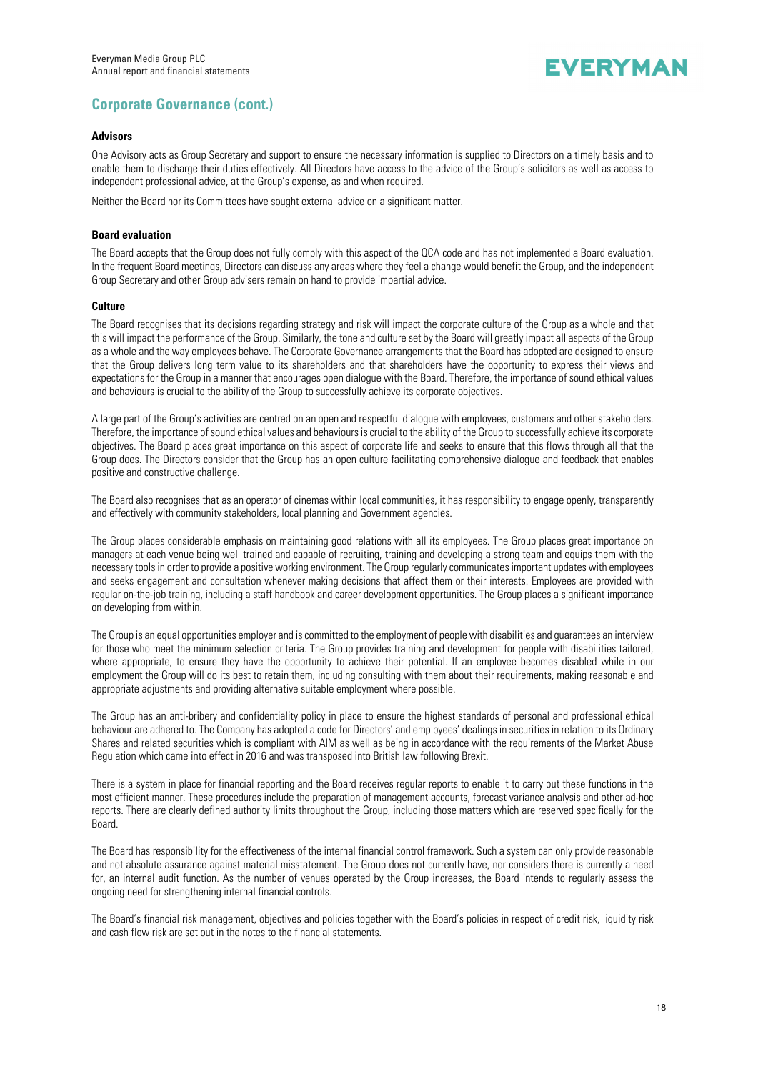## Corporate Governance (cont.)

### Advisors

One Advisory acts as Group Secretary and support to ensure the necessary information is supplied to Directors on a timely basis and to enable them to discharge their duties effectively. All Directors have access to the advice of the Group's solicitors as well as access to independent professional advice, at the Group's expense, as and when required.

Neither the Board nor its Committees have sought external advice on a significant matter.

### Board evaluation

The Board accepts that the Group does not fully comply with this aspect of the QCA code and has not implemented a Board evaluation. In the frequent Board meetings, Directors can discuss any areas where they feel a change would benefit the Group, and the independent Group Secretary and other Group advisers remain on hand to provide impartial advice.

### Culture

The Board recognises that its decisions regarding strategy and risk will impact the corporate culture of the Group as a whole and that this will impact the performance of the Group. Similarly, the tone and culture set by the Board will greatly impact all aspects of the Group as a whole and the way employees behave. The Corporate Governance arrangements that the Board has adopted are designed to ensure that the Group delivers long term value to its shareholders and that shareholders have the opportunity to express their views and expectations for the Group in a manner that encourages open dialogue with the Board. Therefore, the importance of sound ethical values and behaviours is crucial to the ability of the Group to successfully achieve its corporate objectives.

A large part of the Group's activities are centred on an open and respectful dialogue with employees, customers and other stakeholders. Therefore, the importance of sound ethical values and behaviours is crucial to the ability of the Group to successfully achieve its corporate objectives. The Board places great importance on this aspect of corporate life and seeks to ensure that this flows through all that the Group does. The Directors consider that the Group has an open culture facilitating comprehensive dialogue and feedback that enables positive and constructive challenge.

The Board also recognises that as an operator of cinemas within local communities, it has responsibility to engage openly, transparently and effectively with community stakeholders, local planning and Government agencies.

The Group places considerable emphasis on maintaining good relations with all its employees. The Group places great importance on managers at each venue being well trained and capable of recruiting, training and developing a strong team and equips them with the necessary tools in order to provide a positive working environment. The Group regularly communicates important updates with employees and seeks engagement and consultation whenever making decisions that affect them or their interests. Employees are provided with regular on-the-job training, including a staff handbook and career development opportunities. The Group places a significant importance on developing from within.

The Group is an equal opportunities employer and is committed to the employment of people with disabilities and guarantees an interview for those who meet the minimum selection criteria. The Group provides training and development for people with disabilities tailored, where appropriate, to ensure they have the opportunity to achieve their potential. If an employee becomes disabled while in our employment the Group will do its best to retain them, including consulting with them about their requirements, making reasonable and appropriate adjustments and providing alternative suitable employment where possible.

The Group has an anti-bribery and confidentiality policy in place to ensure the highest standards of personal and professional ethical behaviour are adhered to. The Company has adopted a code for Directors' and employees' dealings in securities in relation to its Ordinary Shares and related securities which is compliant with AIM as well as being in accordance with the requirements of the Market Abuse Regulation which came into effect in 2016 and was transposed into British law following Brexit.

There is a system in place for financial reporting and the Board receives regular reports to enable it to carry out these functions in the most efficient manner. These procedures include the preparation of management accounts, forecast variance analysis and other ad-hoc reports. There are clearly defined authority limits throughout the Group, including those matters which are reserved specifically for the Board.

The Board has responsibility for the effectiveness of the internal financial control framework. Such a system can only provide reasonable and not absolute assurance against material misstatement. The Group does not currently have, nor considers there is currently a need for, an internal audit function. As the number of venues operated by the Group increases, the Board intends to regularly assess the ongoing need for strengthening internal financial controls.

The Board's financial risk management, objectives and policies together with the Board's policies in respect of credit risk, liquidity risk and cash flow risk are set out in the notes to the financial statements.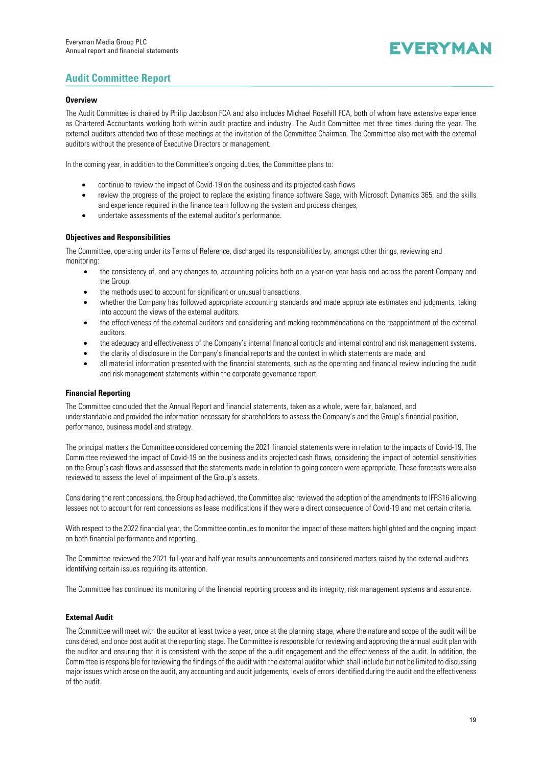## Audit Committee Report

### Overview

The Audit Committee is chaired by Philip Jacobson FCA and also includes Michael Rosehill FCA, both of whom have extensive experience as Chartered Accountants working both within audit practice and industry. The Audit Committee met three times during the year. The external auditors attended two of these meetings at the invitation of the Committee Chairman. The Committee also met with the external auditors without the presence of Executive Directors or management.

In the coming year, in addition to the Committee's ongoing duties, the Committee plans to:

- continue to review the impact of Covid-19 on the business and its projected cash flows
- review the progress of the project to replace the existing finance software Sage, with Microsoft Dynamics 365, and the skills and experience required in the finance team following the system and process changes,
- undertake assessments of the external auditor's performance.

### Objectives and Responsibilities

The Committee, operating under its Terms of Reference, discharged its responsibilities by, amongst other things, reviewing and monitoring:

- the consistency of, and any changes to, accounting policies both on a year-on-year basis and across the parent Company and the Group.
- the methods used to account for significant or unusual transactions.
- whether the Company has followed appropriate accounting standards and made appropriate estimates and judgments, taking into account the views of the external auditors.
- the effectiveness of the external auditors and considering and making recommendations on the reappointment of the external auditors.
- the adequacy and effectiveness of the Company's internal financial controls and internal control and risk management systems.
- the clarity of disclosure in the Company's financial reports and the context in which statements are made; and
- all material information presented with the financial statements, such as the operating and financial review including the audit and risk management statements within the corporate governance report.

### Financial Reporting

The Committee concluded that the Annual Report and financial statements, taken as a whole, were fair, balanced, and understandable and provided the information necessary for shareholders to assess the Company's and the Group's financial position, performance, business model and strategy.

The principal matters the Committee considered concerning the 2021 financial statements were in relation to the impacts of Covid-19, The Committee reviewed the impact of Covid-19 on the business and its projected cash flows, considering the impact of potential sensitivities on the Group's cash flows and assessed that the statements made in relation to going concern were appropriate. These forecasts were also reviewed to assess the level of impairment of the Group's assets.

Considering the rent concessions, the Group had achieved, the Committee also reviewed the adoption of the amendments to IFRS16 allowing lessees not to account for rent concessions as lease modifications if they were a direct consequence of Covid-19 and met certain criteria.

With respect to the 2022 financial year, the Committee continues to monitor the impact of these matters highlighted and the ongoing impact on both financial performance and reporting.

The Committee reviewed the 2021 full-year and half-year results announcements and considered matters raised by the external auditors identifying certain issues requiring its attention.

The Committee has continued its monitoring of the financial reporting process and its integrity, risk management systems and assurance.

### External Audit

The Committee will meet with the auditor at least twice a year, once at the planning stage, where the nature and scope of the audit will be considered, and once post audit at the reporting stage. The Committee is responsible for reviewing and approving the annual audit plan with the auditor and ensuring that it is consistent with the scope of the audit engagement and the effectiveness of the audit. In addition, the Committee is responsible for reviewing the findings of the audit with the external auditor which shall include but not be limited to discussing major issues which arose on the audit, any accounting and audit judgements, levels of errors identified during the audit and the effectiveness of the audit.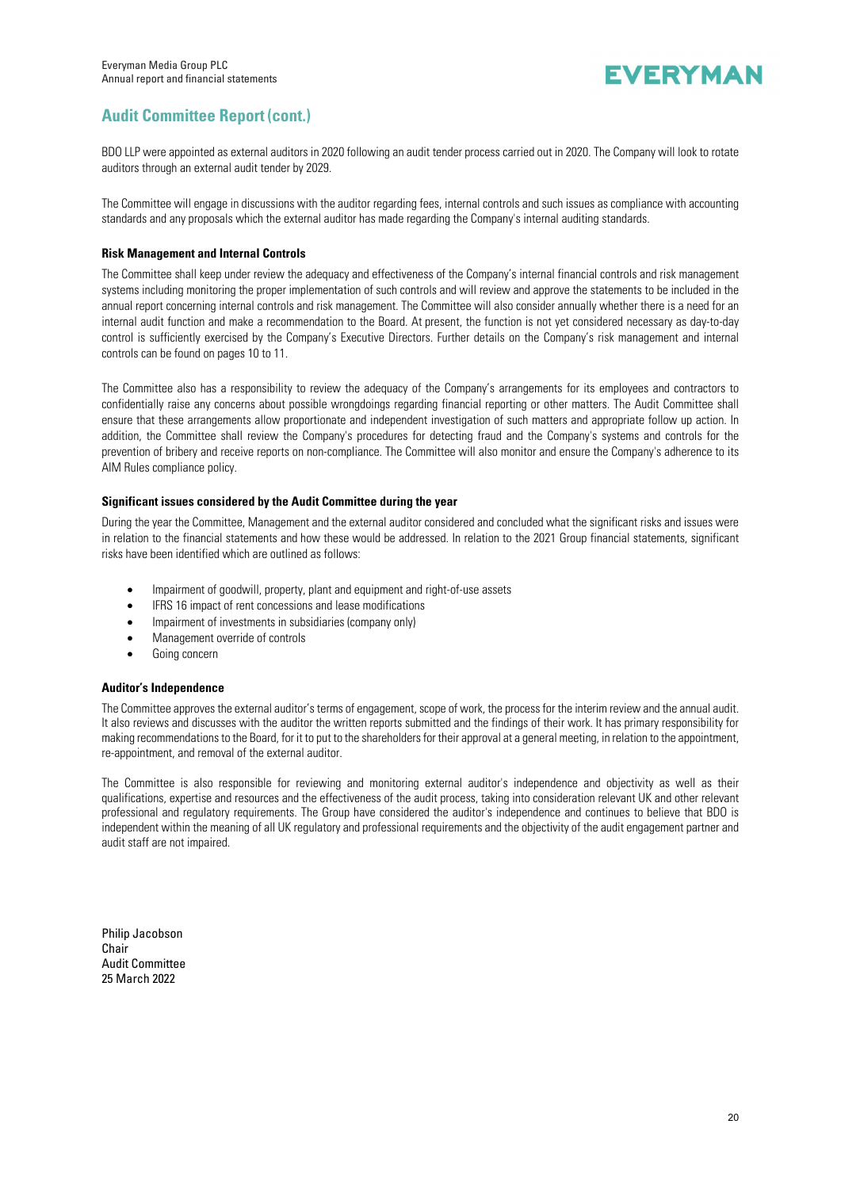## Audit Committee Report (cont.)

BDO LLP were appointed as external auditors in 2020 following an audit tender process carried out in 2020. The Company will look to rotate auditors through an external audit tender by 2029.

The Committee will engage in discussions with the auditor regarding fees, internal controls and such issues as compliance with accounting standards and any proposals which the external auditor has made regarding the Company's internal auditing standards.

**Risk Management and Internal Controls**

The Committee shall keep under review the adequacy and effectiveness of the Company's internal financial controls and risk management systems including monitoring the proper implementation of such controls and will review and approve the statements to be included in the annual report concerning internal controls and risk management. The Committee will also consider annually whether there is a need for an internal audit function and make a recommendation to the Board. At present, the function is not yet considered necessary as day-to-day control is sufficiently exercised by the Company's Executive Directors. Further details on the Company's risk management and internal controls can be found on pages 10 to 11.

The Committee also has a responsibility to review the adequacy of the Company's arrangements for its employees and contractors to confidentially raise any concerns about possible wrongdoings regarding financial reporting or other matters. The Audit Committee shall ensure that these arrangements allow proportionate and independent investigation of such matters and appropriate follow up action. In addition, the Committee shall review the Company's procedures for detecting fraud and the Company's systems and controls for the prevention of bribery and receive reports on non-compliance. The Committee will also monitor and ensure the Company's adherence to its AIM Rules compliance policy.

**Significant issues considered by the Audit Committee during the year**

During the year the Committee, Management and the external auditor considered and concluded what the significant risks and issues were in relation to the financial statements and how these would be addressed. In relation to the 2021 Group financial statements, significant risks have been identified which are outlined as follows:

- Impairment of goodwill, property, plant and equipment and right-of-use assets
- IFRS 16 impact of rent concessions and lease modifications
- Impairment of investments in subsidiaries (company only)
- Management override of controls
- Going concern

**Auditor's Independence**

The Committee approves the external auditor's terms of engagement, scope of work, the process for the interim review and the annual audit. It also reviews and discusses with the auditor the written reports submitted and the findings of their work. It has primary responsibility for making recommendations to the Board, for it to put to the shareholders for their approval at a general meeting, in relation to the appointment, re-appointment, and removal of the external auditor.

The Committee is also responsible for reviewing and monitoring external auditor's independence and objectivity as well as their qualifications, expertise and resources and the effectiveness of the audit process, taking into consideration relevant UK and other relevant professional and regulatory requirements. The Group have considered the auditor's independence and continues to believe that BDO is independent within the meaning of all UK regulatory and professional requirements and the objectivity of the audit engagement partner and audit staff are not impaired.

Philip Jacobson
Chair
Audit Committee
25 March 2022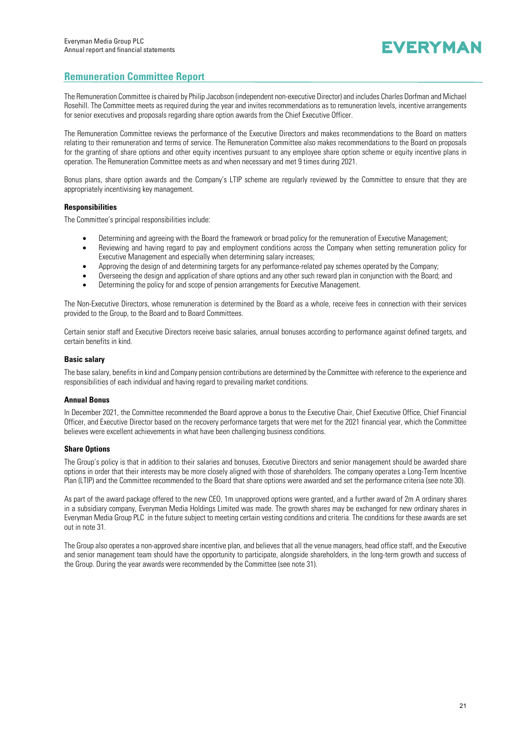## Remuneration Committee Report

The Remuneration Committee is chaired by Philip Jacobson (independent non-executive Director) and includes Charles Dorfman and Michael Rosehill. The Committee meets as required during the year and invites recommendations as to remuneration levels, incentive arrangements for senior executives and proposals regarding share option awards from the Chief Executive Officer.

The Remuneration Committee reviews the performance of the Executive Directors and makes recommendations to the Board on matters relating to their remuneration and terms of service. The Remuneration Committee also makes recommendations to the Board on proposals for the granting of share options and other equity incentives pursuant to any employee share option scheme or equity incentive plans in operation. The Remuneration Committee meets as and when necessary and met 9 times during 2021.

Bonus plans, share option awards and the Company's LTIP scheme are regularly reviewed by the Committee to ensure that they are appropriately incentivising key management.

### Responsibilities

The Committee's principal responsibilities include:

- Determining and agreeing with the Board the framework or broad policy for the remuneration of Executive Management;
- Reviewing and having regard to pay and employment conditions across the Company when setting remuneration policy for Executive Management and especially when determining salary increases;
- Approving the design of and determining targets for any performance-related pay schemes operated by the Company;
- Overseeing the design and application of share options and any other such reward plan in conjunction with the Board; and
- Determining the policy for and scope of pension arrangements for Executive Management.

The Non-Executive Directors, whose remuneration is determined by the Board as a whole, receive fees in connection with their services provided to the Group, to the Board and to Board Committees.

Certain senior staff and Executive Directors receive basic salaries, annual bonuses according to performance against defined targets, and certain benefits in kind.

### Basic salary

The base salary, benefits in kind and Company pension contributions are determined by the Committee with reference to the experience and responsibilities of each individual and having regard to prevailing market conditions.

### Annual Bonus

In December 2021, the Committee recommended the Board approve a bonus to the Executive Chair, Chief Executive Office, Chief Financial Officer, and Executive Director based on the recovery performance targets that were met for the 2021 financial year, which the Committee believes were excellent achievements in what have been challenging business conditions.

### Share Options

The Group's policy is that in addition to their salaries and bonuses, Executive Directors and senior management should be awarded share options in order that their interests may be more closely aligned with those of shareholders. The company operates a Long-Term Incentive Plan (LTIP) and the Committee recommended to the Board that share options were awarded and set the performance criteria (see note 30).

As part of the award package offered to the new CEO, 1m unapproved options were granted, and a further award of 2m A ordinary shares in a subsidiary company, Everyman Media Holdings Limited was made. The growth shares may be exchanged for new ordinary shares in Everyman Media Group PLC in the future subject to meeting certain vesting conditions and criteria. The conditions for these awards are set out in note 31.

The Group also operates a non-approved share incentive plan, and believes that all the venue managers, head office staff, and the Executive and senior management team should have the opportunity to participate, alongside shareholders, in the long-term growth and success of the Group. During the year awards were recommended by the Committee (see note 31).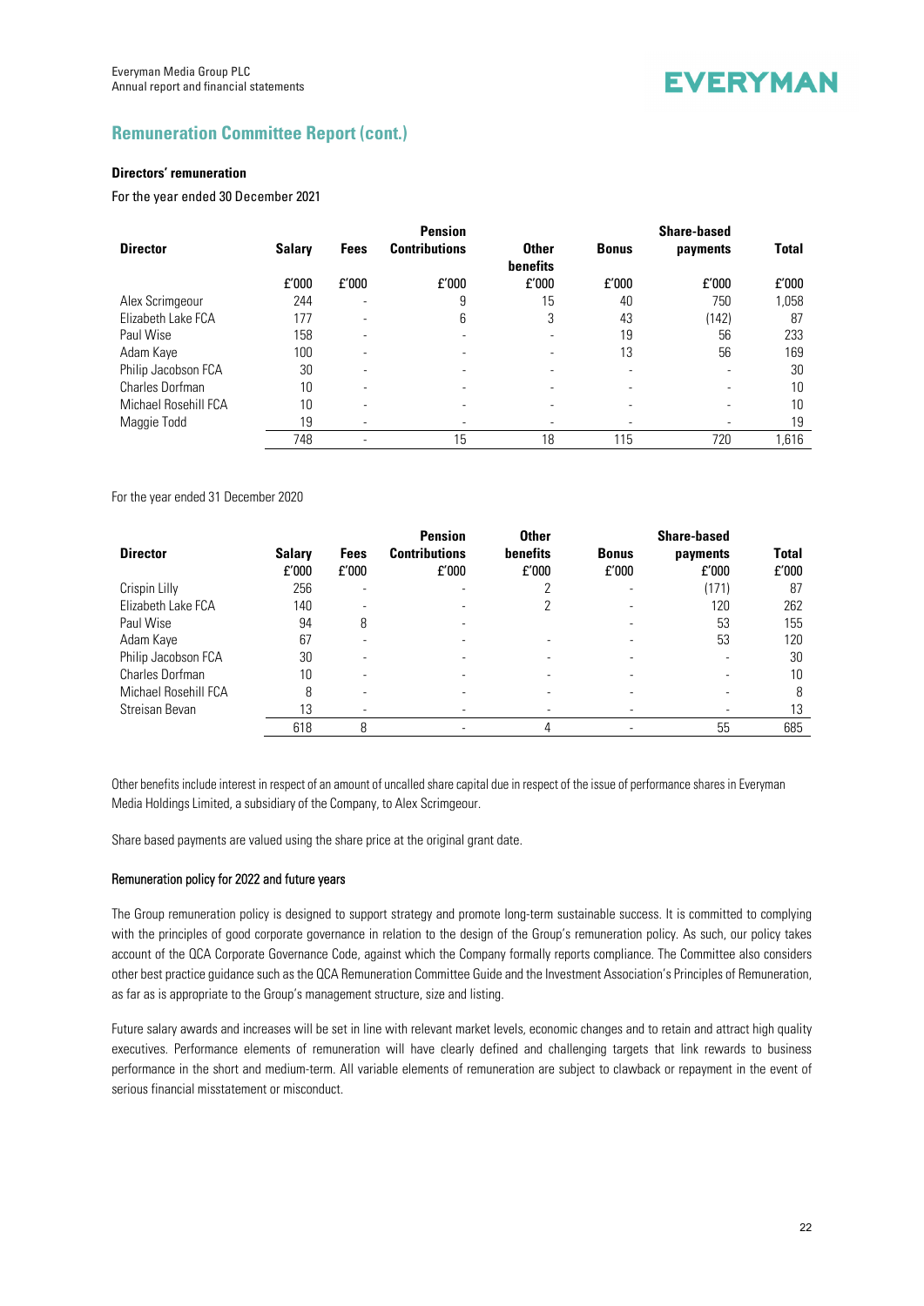## Remuneration Committee Report (cont.)

**Directors' remuneration**

For the year ended 30 December 2021

| Director | Salary | Fees | Pension Contributions | Other benefits | Bonus | Share-based payments | Total |
|---|---|---|---|---|---|---|---|
| | £'000 | £'000 | £'000 | £'000 | £'000 | £'000 | £'000 |
| Alex Scrimgeour | 244 | - | 9 | 15 | 40 | 750 | 1,058 |
| Elizabeth Lake FCA | 177 | - | 6 | 3 | 43 | (142) | 87 |
| Paul Wise | 158 | - | - | - | 19 | 56 | 233 |
| Adam Kaye | 100 | - | - | - | 13 | 56 | 169 |
| Philip Jacobson FCA | 30 | - | - | - | - | - | 30 |
| Charles Dorfman | 10 | - | - | - | - | - | 10 |
| Michael Rosehill FCA | 10 | - | - | - | - | - | 10 |
| Maggie Todd | 19 | - | - | - | - | - | 19 |
| | 748 | - | 15 | 18 | 115 | 720 | 1,616 |

For the year ended 31 December 2020

| Director | Salary £'000 | Fees £'000 | Pension Contributions £'000 | Other benefits £'000 | Bonus £'000 | Share-based payments £'000 | Total £'000 |
|---|---|---|---|---|---|---|---|
| Crispin Lilly | 256 | - | - | 2 | - | (171) | 87 |
| Elizabeth Lake FCA | 140 | - | - | 2 | - | 120 | 262 |
| Paul Wise | 94 | 8 | - | | - | 53 | 155 |
| Adam Kaye | 67 | - | - | - | - | 53 | 120 |
| Philip Jacobson FCA | 30 | - | - | - | - | - | 30 |
| Charles Dorfman | 10 | - | - | - | - | - | 10 |
| Michael Rosehill FCA | 8 | - | - | - | - | - | 8 |
| Streisan Bevan | 13 | - | - | - | - | - | 13 |
| | 618 | 8 | - | 4 | - | 55 | 685 |

Other benefits include interest in respect of an amount of uncalled share capital due in respect of the issue of performance shares in Everyman Media Holdings Limited, a subsidiary of the Company, to Alex Scrimgeour.

Share based payments are valued using the share price at the original grant date.

### Remuneration policy for 2022 and future years

The Group remuneration policy is designed to support strategy and promote long-term sustainable success. It is committed to complying with the principles of good corporate governance in relation to the design of the Group's remuneration policy. As such, our policy takes account of the QCA Corporate Governance Code, against which the Company formally reports compliance. The Committee also considers other best practice guidance such as the QCA Remuneration Committee Guide and the Investment Association's Principles of Remuneration, as far as is appropriate to the Group's management structure, size and listing.

Future salary awards and increases will be set in line with relevant market levels, economic changes and to retain and attract high quality executives. Performance elements of remuneration will have clearly defined and challenging targets that link rewards to business performance in the short and medium-term. All variable elements of remuneration are subject to clawback or repayment in the event of serious financial misstatement or misconduct.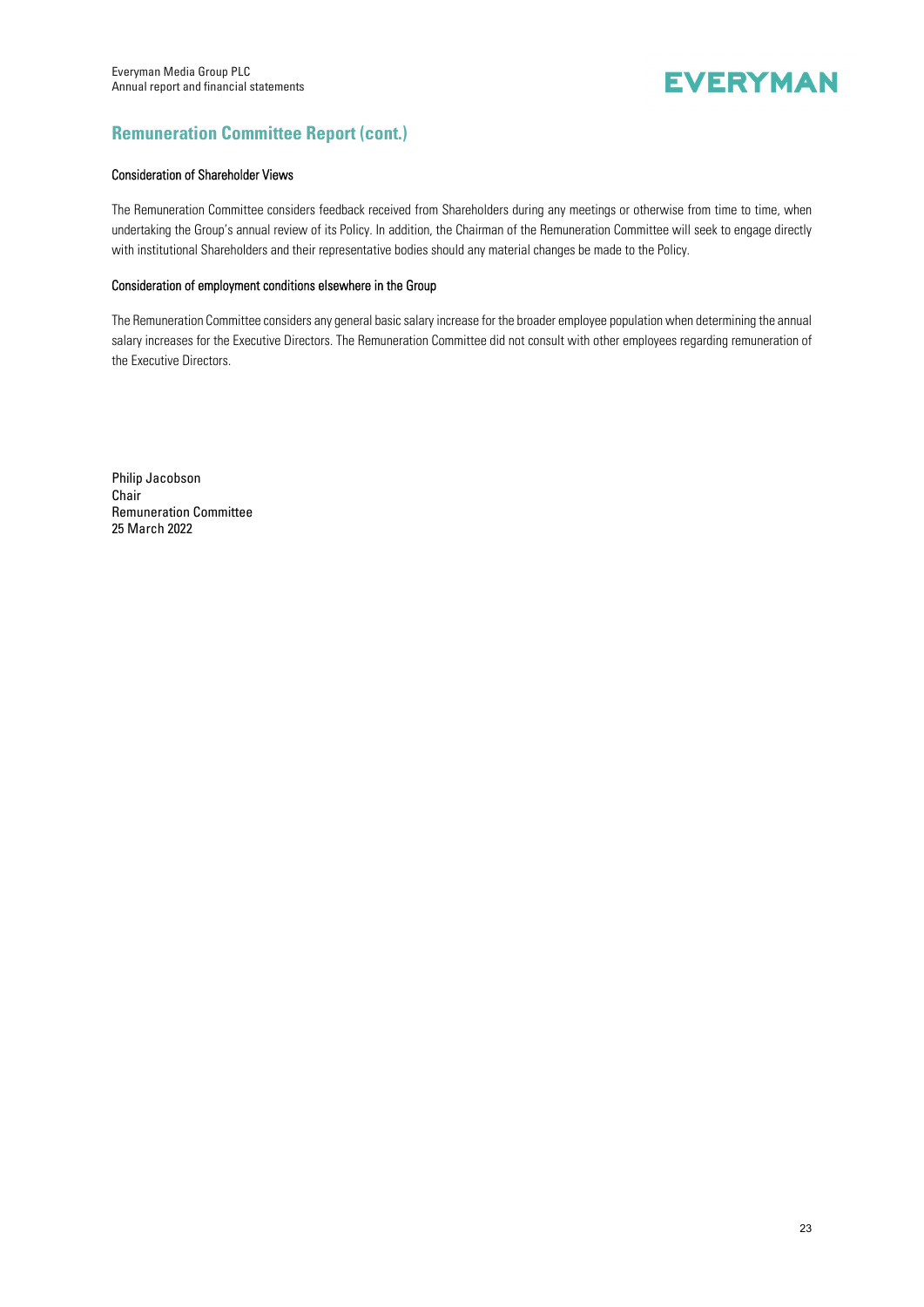## Remuneration Committee Report (cont.)

#### Consideration of Shareholder Views

The Remuneration Committee considers feedback received from Shareholders during any meetings or otherwise from time to time, when undertaking the Group's annual review of its Policy. In addition, the Chairman of the Remuneration Committee will seek to engage directly with institutional Shareholders and their representative bodies should any material changes be made to the Policy.

#### Consideration of employment conditions elsewhere in the Group

The Remuneration Committee considers any general basic salary increase for the broader employee population when determining the annual salary increases for the Executive Directors. The Remuneration Committee did not consult with other employees regarding remuneration of the Executive Directors.

Philip Jacobson
Chair
Remuneration Committee
25 March 2022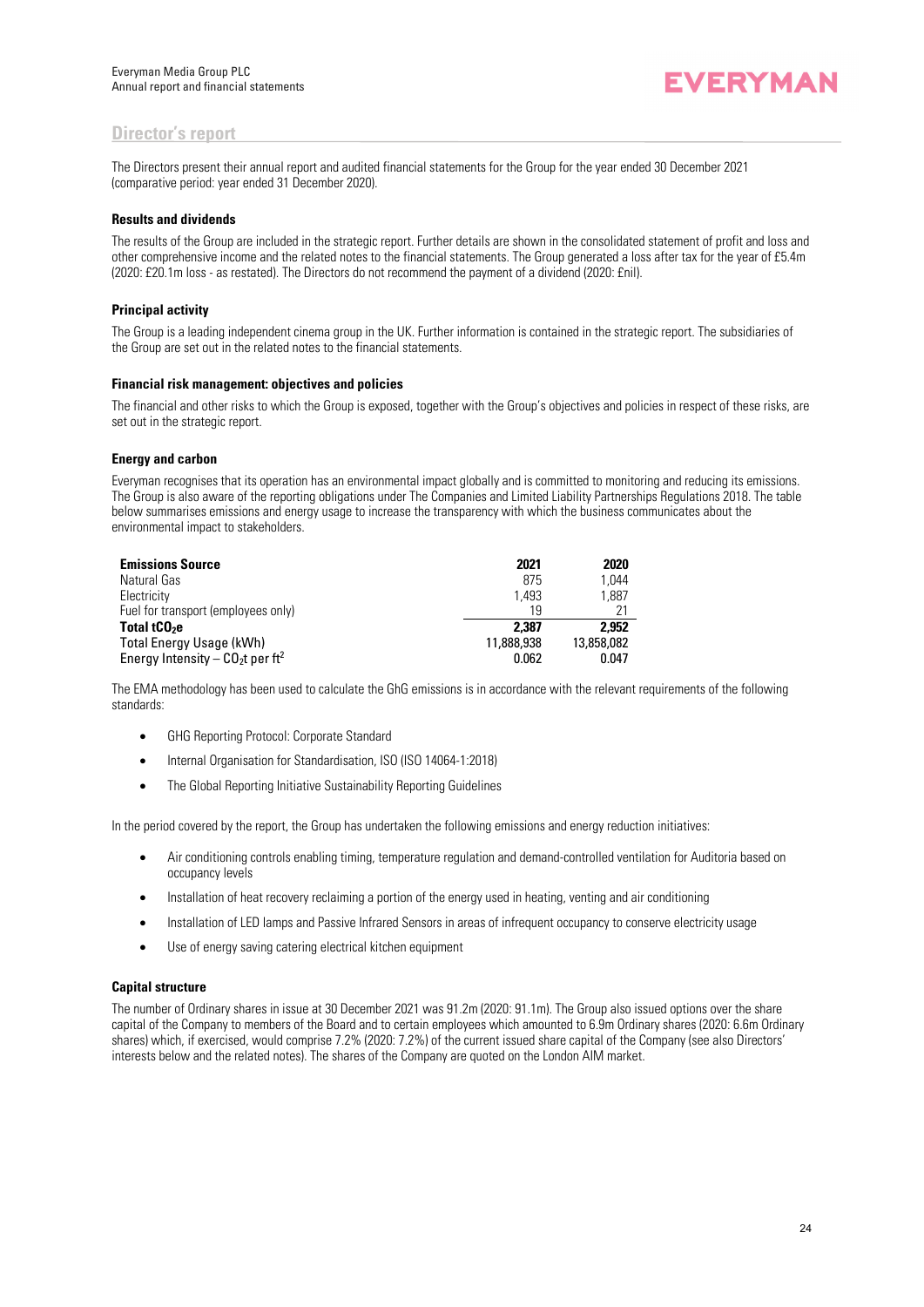## Director's report

The Directors present their annual report and audited financial statements for the Group for the year ended 30 December 2021 (comparative period: year ended 31 December 2020).

### Results and dividends

The results of the Group are included in the strategic report. Further details are shown in the consolidated statement of profit and loss and other comprehensive income and the related notes to the financial statements. The Group generated a loss after tax for the year of £5.4m (2020: £20.1m loss - as restated). The Directors do not recommend the payment of a dividend (2020: £nil).

### Principal activity

The Group is a leading independent cinema group in the UK. Further information is contained in the strategic report. The subsidiaries of the Group are set out in the related notes to the financial statements.

### Financial risk management: objectives and policies

The financial and other risks to which the Group is exposed, together with the Group's objectives and policies in respect of these risks, are set out in the strategic report.

### Energy and carbon

Everyman recognises that its operation has an environmental impact globally and is committed to monitoring and reducing its emissions. The Group is also aware of the reporting obligations under The Companies and Limited Liability Partnerships Regulations 2018. The table below summarises emissions and energy usage to increase the transparency with which the business communicates about the environmental impact to stakeholders.

| **Emissions Source** | **2021** | **2020** |
|---|---|---|
| Natural Gas | 875 | 1,044 |
| Electricity | 1,493 | 1,887 |
| Fuel for transport (employees only) | 19 | 21 |
| **Total $tCO_2e$** | **2,387** | **2,952** |
| Total Energy Usage (kWh) | 11,888,938 | 13,858,082 |
| Energy Intensity – $CO_2t$ per $ft^2$ | 0.062 | 0.047 |

The EMA methodology has been used to calculate the GhG emissions is in accordance with the relevant requirements of the following standards:

- GHG Reporting Protocol: Corporate Standard
- Internal Organisation for Standardisation, ISO (ISO 14064-1:2018)
- The Global Reporting Initiative Sustainability Reporting Guidelines

In the period covered by the report, the Group has undertaken the following emissions and energy reduction initiatives:

- Air conditioning controls enabling timing, temperature regulation and demand-controlled ventilation for Auditoria based on occupancy levels
- Installation of heat recovery reclaiming a portion of the energy used in heating, venting and air conditioning
- Installation of LED lamps and Passive Infrared Sensors in areas of infrequent occupancy to conserve electricity usage
- Use of energy saving catering electrical kitchen equipment

### Capital structure

The number of Ordinary shares in issue at 30 December 2021 was 91.2m (2020: 91.1m). The Group also issued options over the share capital of the Company to members of the Board and to certain employees which amounted to 6.9m Ordinary shares (2020: 6.6m Ordinary shares) which, if exercised, would comprise 7.2% (2020: 7.2%) of the current issued share capital of the Company (see also Directors' interests below and the related notes). The shares of the Company are quoted on the London AIM market.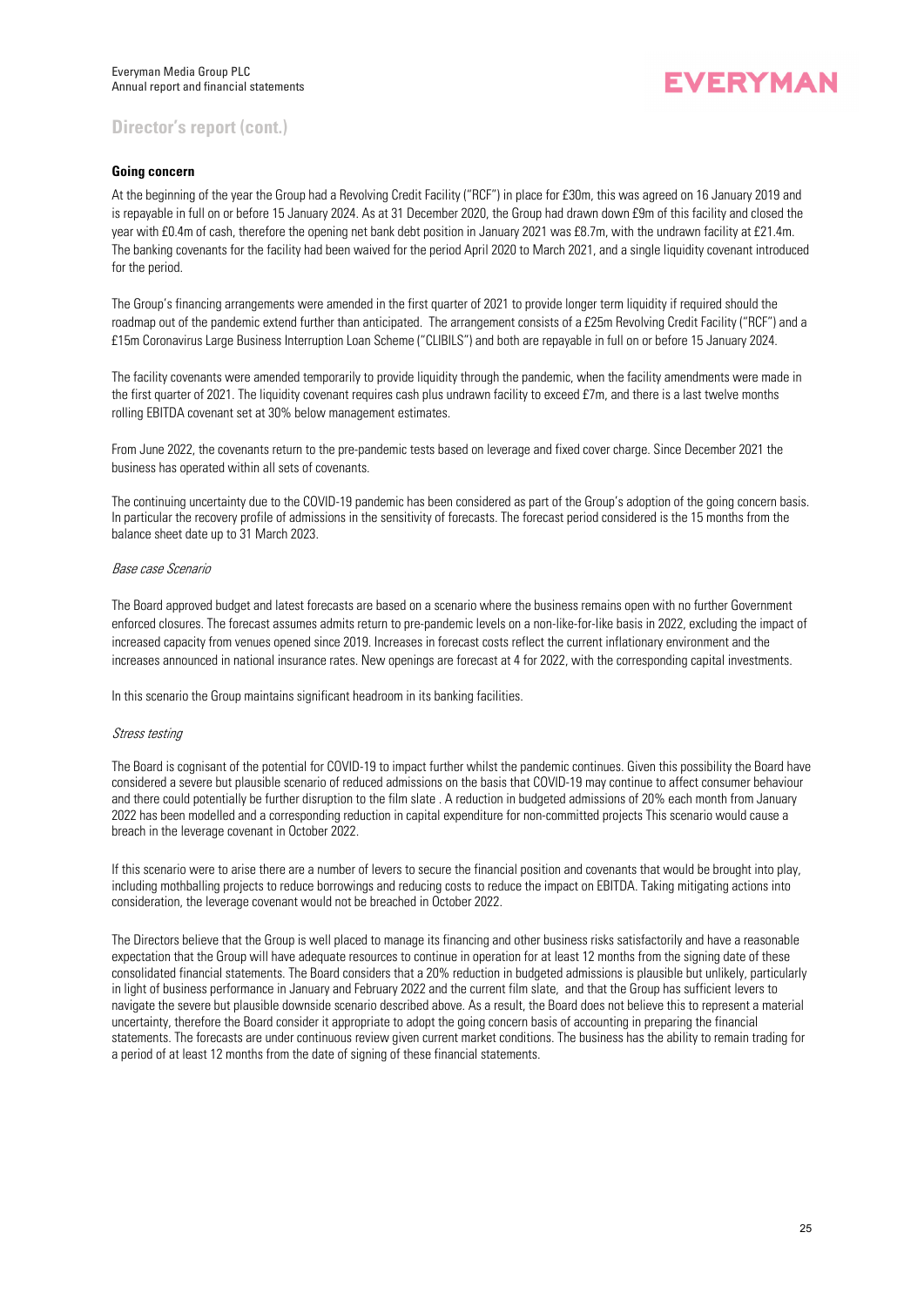## Director's report (cont.)

### Going concern

At the beginning of the year the Group had a Revolving Credit Facility ("RCF") in place for £30m, this was agreed on 16 January 2019 and is repayable in full on or before 15 January 2024. As at 31 December 2020, the Group had drawn down £9m of this facility and closed the year with £0.4m of cash, therefore the opening net bank debt position in January 2021 was £8.7m, with the undrawn facility at £21.4m. The banking covenants for the facility had been waived for the period April 2020 to March 2021, and a single liquidity covenant introduced for the period.

The Group's financing arrangements were amended in the first quarter of 2021 to provide longer term liquidity if required should the roadmap out of the pandemic extend further than anticipated. The arrangement consists of a £25m Revolving Credit Facility ("RCF") and a £15m Coronavirus Large Business Interruption Loan Scheme ("CLIBILS") and both are repayable in full on or before 15 January 2024.

The facility covenants were amended temporarily to provide liquidity through the pandemic, when the facility amendments were made in the first quarter of 2021. The liquidity covenant requires cash plus undrawn facility to exceed £7m, and there is a last twelve months rolling EBITDA covenant set at 30% below management estimates.

From June 2022, the covenants return to the pre-pandemic tests based on leverage and fixed cover charge. Since December 2021 the business has operated within all sets of covenants.

The continuing uncertainty due to the COVID-19 pandemic has been considered as part of the Group's adoption of the going concern basis. In particular the recovery profile of admissions in the sensitivity of forecasts. The forecast period considered is the 15 months from the balance sheet date up to 31 March 2023.

*Base case Scenario*

The Board approved budget and latest forecasts are based on a scenario where the business remains open with no further Government enforced closures. The forecast assumes admits return to pre-pandemic levels on a non-like-for-like basis in 2022, excluding the impact of increased capacity from venues opened since 2019. Increases in forecast costs reflect the current inflationary environment and the increases announced in national insurance rates. New openings are forecast at 4 for 2022, with the corresponding capital investments.

In this scenario the Group maintains significant headroom in its banking facilities.

*Stress testing*

The Board is cognisant of the potential for COVID-19 to impact further whilst the pandemic continues. Given this possibility the Board have considered a severe but plausible scenario of reduced admissions on the basis that COVID-19 may continue to affect consumer behaviour and there could potentially be further disruption to the film slate . A reduction in budgeted admissions of 20% each month from January 2022 has been modelled and a corresponding reduction in capital expenditure for non-committed projects This scenario would cause a breach in the leverage covenant in October 2022.

If this scenario were to arise there are a number of levers to secure the financial position and covenants that would be brought into play, including mothballing projects to reduce borrowings and reducing costs to reduce the impact on EBITDA. Taking mitigating actions into consideration, the leverage covenant would not be breached in October 2022.

The Directors believe that the Group is well placed to manage its financing and other business risks satisfactorily and have a reasonable expectation that the Group will have adequate resources to continue in operation for at least 12 months from the signing date of these consolidated financial statements. The Board considers that a 20% reduction in budgeted admissions is plausible but unlikely, particularly in light of business performance in January and February 2022 and the current film slate, and that the Group has sufficient levers to navigate the severe but plausible downside scenario described above. As a result, the Board does not believe this to represent a material uncertainty, therefore the Board consider it appropriate to adopt the going concern basis of accounting in preparing the financial statements. The forecasts are under continuous review given current market conditions. The business has the ability to remain trading for a period of at least 12 months from the date of signing of these financial statements.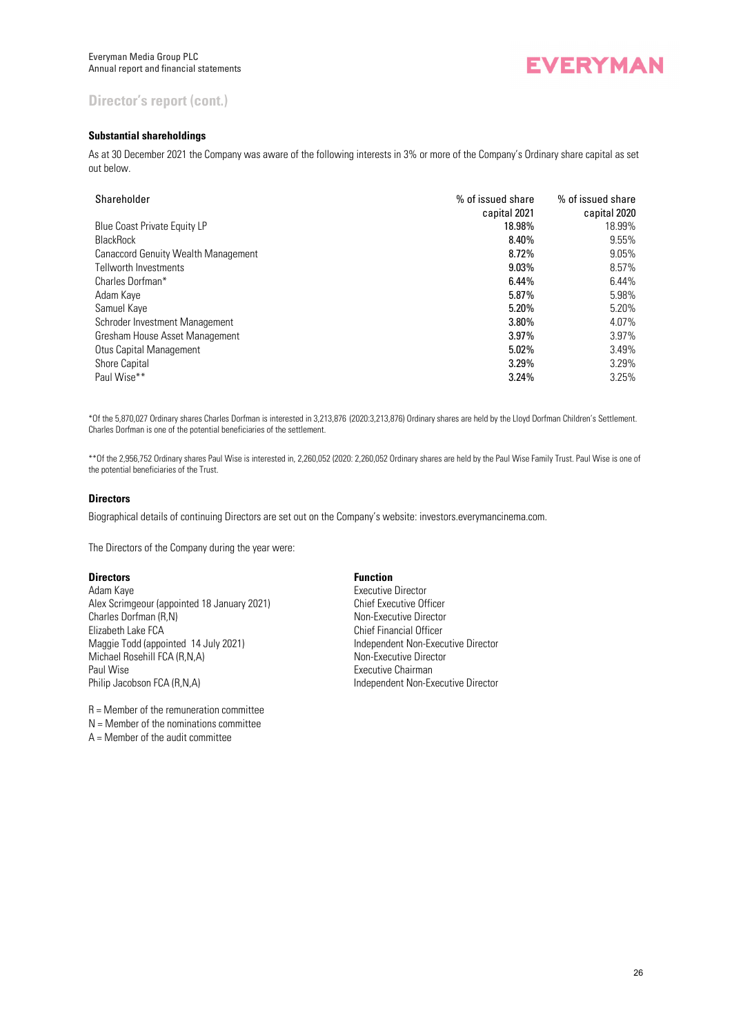## Director's report (cont.)

### Substantial shareholdings

As at 30 December 2021 the Company was aware of the following interests in 3% or more of the Company's Ordinary share capital as set out below.

| Shareholder | % of issued share capital 2021 | % of issued share capital 2020 |
|---|---|---|
| Blue Coast Private Equity LP | **18.98%** | 18.99% |
| BlackRock | **8.40%** | 9.55% |
| Canaccord Genuity Wealth Management | **8.72%** | 9.05% |
| Tellworth Investments | **9.03%** | 8.57% |
| Charles Dorfman* | **6.44%** | 6.44% |
| Adam Kaye | **5.87%** | 5.98% |
| Samuel Kaye | **5.20%** | 5.20% |
| Schroder Investment Management | **3.80%** | 4.07% |
| Gresham House Asset Management | **3.97%** | 3.97% |
| Otus Capital Management | **5.02%** | 3.49% |
| Shore Capital | **3.29%** | 3.29% |
| Paul Wise** | **3.24%** | 3.25% |

*Of the 5,870,027 Ordinary shares Charles Dorfman is interested in 3,213,876 (2020:3,213,876) Ordinary shares are held by the Lloyd Dorfman Children's Settlement. Charles Dorfman is one of the potential beneficiaries of the settlement.

**Of the 2,956,752 Ordinary shares Paul Wise is interested in, 2,260,052 (2020: 2,260,052 Ordinary shares are held by the Paul Wise Family Trust. Paul Wise is one of the potential beneficiaries of the Trust.

### Directors

Biographical details of continuing Directors are set out on the Company's website: investors.everymancinema.com.

The Directors of the Company during the year were:

| **Directors** | **Function** |
|---|---|
| Adam Kaye | Executive Director |
| Alex Scrimgeour (appointed 18 January 2021) | Chief Executive Officer |
| Charles Dorfman (R,N) | Non-Executive Director |
| Elizabeth Lake FCA | Chief Financial Officer |
| Maggie Todd (appointed 14 July 2021) | Independent Non-Executive Director |
| Michael Rosehill FCA (R,N,A) | Non-Executive Director |
| Paul Wise | Executive Chairman |
| Philip Jacobson FCA (R,N,A) | Independent Non-Executive Director |

R = Member of the remuneration committee
N = Member of the nominations committee
A = Member of the audit committee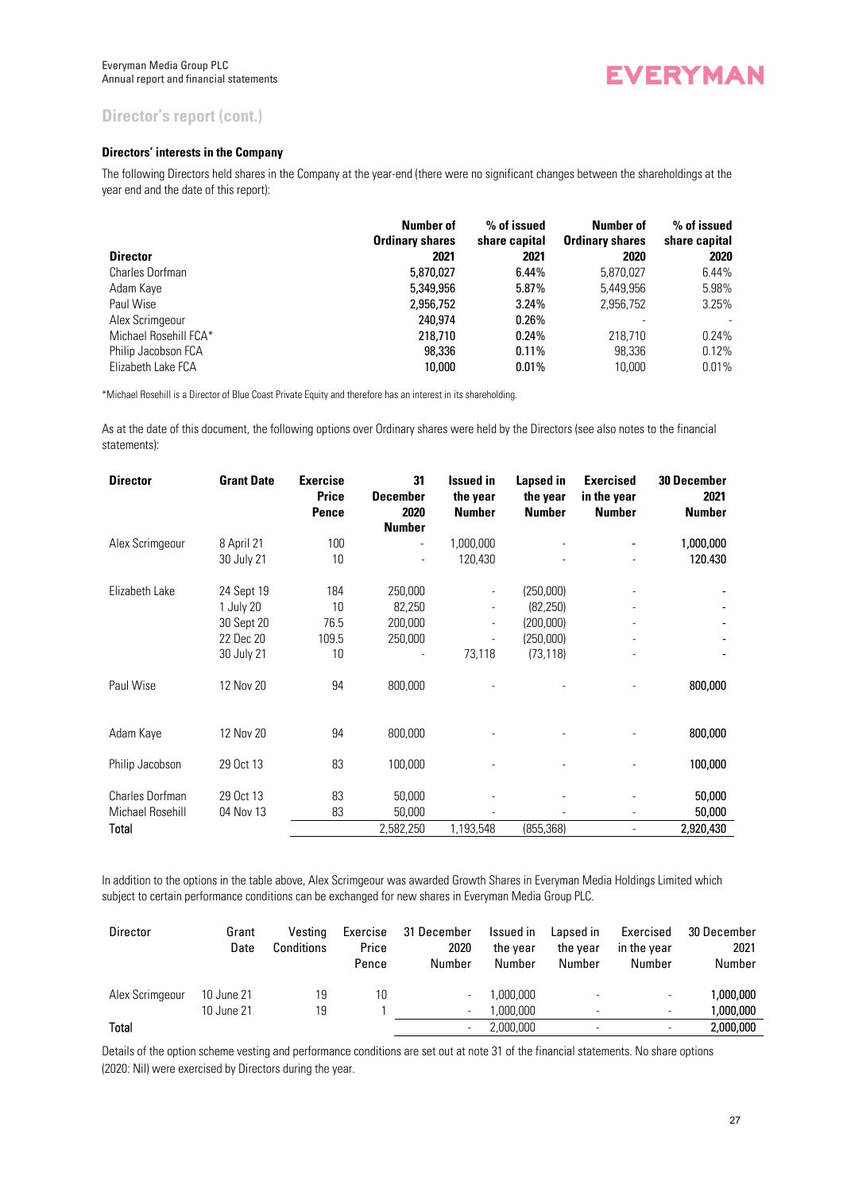## Director's report (cont.)

### Directors' interests in the Company

The following Directors held shares in the Company at the year-end (there were no significant changes between the shareholdings at the year end and the date of this report):

| Director | Number of Ordinary shares 2021 | % of issued share capital 2021 | Number of Ordinary shares 2020 | % of issued share capital 2020 |
|---|---|---|---|---|
| Charles Dorfman | 5,870,027 | 6.44% | 5,870,027 | 6.44% |
| Adam Kaye | 5,349,956 | 5.87% | 5,449,956 | 5.98% |
| Paul Wise | 2,956,752 | 3.24% | 2,956,752 | 3.25% |
| Alex Scrimgeour | 240,974 | 0.26% | - | - |
| Michael Rosehill FCA* | 218,710 | 0.24% | 218,710 | 0.24% |
| Philip Jacobson FCA | 98,336 | 0.11% | 98,336 | 0.12% |
| Elizabeth Lake FCA | 10,000 | 0.01% | 10,000 | 0.01% |

*Michael Rosehill is a Director of Blue Coast Private Equity and therefore has an interest in its shareholding.

As at the date of this document, the following options over Ordinary shares were held by the Directors (see also notes to the financial statements):

| Director | Grant Date | Exercise Price Pence | 31 December 2020 Number | Issued in the year Number | Lapsed in the year Number | Exercised in the year Number | 30 December 2021 Number |
|---|---|---|---|---|---|---|---|
| Alex Scrimgeour | 8 April 21 | 100 | - | 1,000,000 | - | - | 1,000,000 |
| | 30 July 21 | 10 | - | 120,430 | - | - | 120.430 |
| Elizabeth Lake | 24 Sept 19 | 184 | 250,000 | - | (250,000) | - | - |
| | 1 July 20 | 10 | 82,250 | - | (82,250) | - | - |
| | 30 Sept 20 | 76.5 | 200,000 | - | (200,000) | - | - |
| | 22 Dec 20 | 109.5 | 250,000 | - | (250,000) | - | - |
| | 30 July 21 | 10 | - | 73,118 | (73,118) | - | - |
| Paul Wise | 12 Nov 20 | 94 | 800,000 | - | - | - | 800,000 |
| Adam Kaye | 12 Nov 20 | 94 | 800,000 | - | - | - | 800,000 |
| Philip Jacobson | 29 Oct 13 | 83 | 100,000 | - | - | - | 100,000 |
| Charles Dorfman | 29 Oct 13 | 83 | 50,000 | - | - | - | 50,000 |
| Michael Rosehill | 04 Nov 13 | 83 | 50,000 | - | - | - | 50,000 |
| **Total** | | | 2,582,250 | 1,193,548 | (855,368) | - | 2,920,430 |

In addition to the options in the table above, Alex Scrimgeour was awarded Growth Shares in Everyman Media Holdings Limited which subject to certain performance conditions can be exchanged for new shares in Everyman Media Group PLC.

| Director | Grant Date | Vesting Conditions | Exercise Price Pence | 31 December 2020 Number | Issued in the year Number | Lapsed in the year Number | Exercised in the year Number | 30 December 2021 Number |
|---|---|---|---|---|---|---|---|---|
| Alex Scrimgeour | 10 June 21 | 19 | 10 | - | 1,000,000 | - | - | 1,000,000 |
| | 10 June 21 | 19 | 1 | - | 1,000,000 | - | - | 1,000,000 |
| **Total** | | | | - | 2,000,000 | - | - | 2,000,000 |

Details of the option scheme vesting and performance conditions are set out at note 31 of the financial statements. No share options (2020: Nil) were exercised by Directors during the year.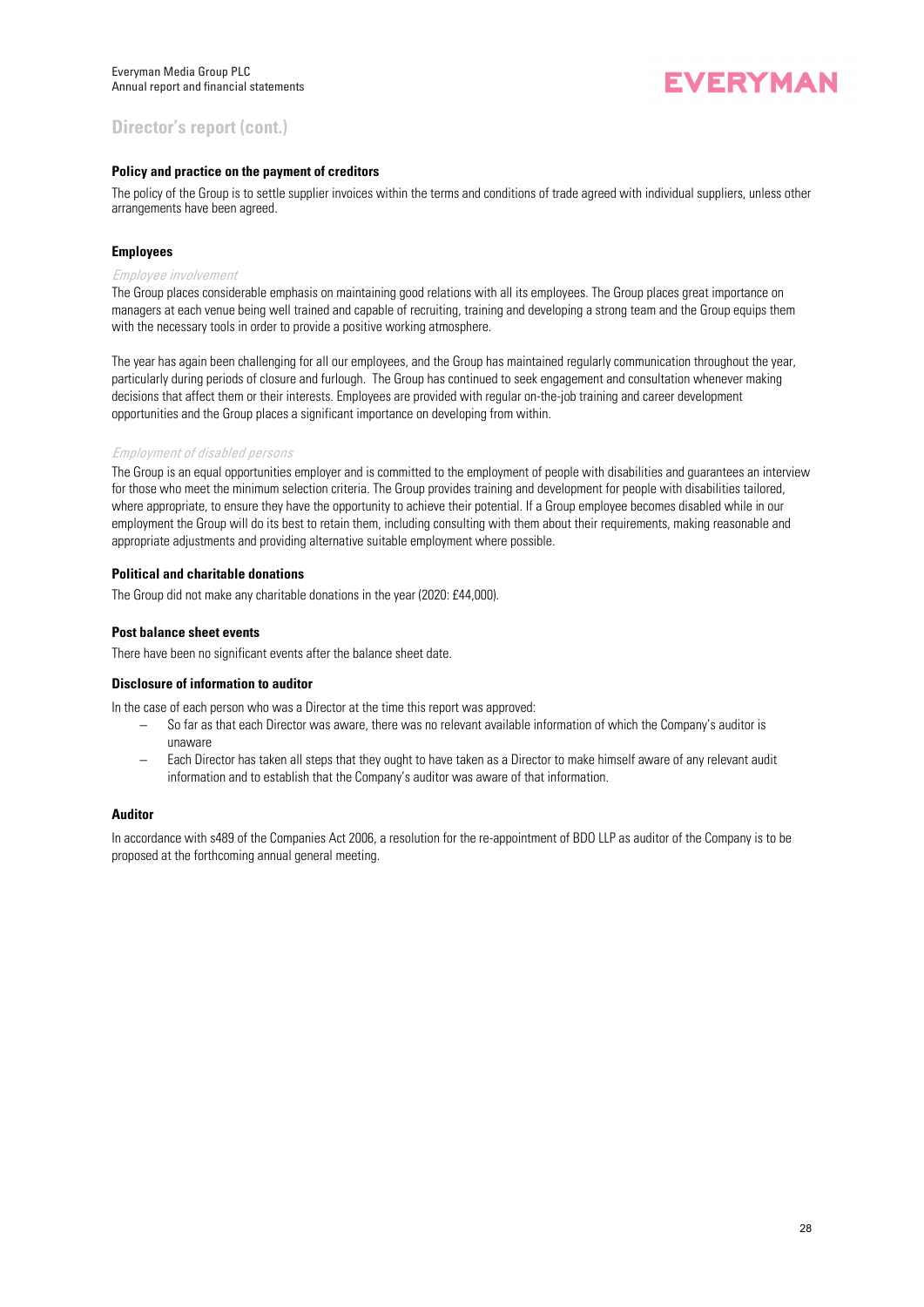## Director's report (cont.)

### Policy and practice on the payment of creditors

The policy of the Group is to settle supplier invoices within the terms and conditions of trade agreed with individual suppliers, unless other arrangements have been agreed.

### Employees

*Employee involvement*

The Group places considerable emphasis on maintaining good relations with all its employees. The Group places great importance on managers at each venue being well trained and capable of recruiting, training and developing a strong team and the Group equips them with the necessary tools in order to provide a positive working atmosphere.

The year has again been challenging for all our employees, and the Group has maintained regularly communication throughout the year, particularly during periods of closure and furlough. The Group has continued to seek engagement and consultation whenever making decisions that affect them or their interests. Employees are provided with regular on-the-job training and career development opportunities and the Group places a significant importance on developing from within.

*Employment of disabled persons*

The Group is an equal opportunities employer and is committed to the employment of people with disabilities and guarantees an interview for those who meet the minimum selection criteria. The Group provides training and development for people with disabilities tailored, where appropriate, to ensure they have the opportunity to achieve their potential. If a Group employee becomes disabled while in our employment the Group will do its best to retain them, including consulting with them about their requirements, making reasonable and appropriate adjustments and providing alternative suitable employment where possible.

### Political and charitable donations

The Group did not make any charitable donations in the year (2020: £44,000).

### Post balance sheet events

There have been no significant events after the balance sheet date.

### Disclosure of information to auditor

In the case of each person who was a Director at the time this report was approved:

- So far as that each Director was aware, there was no relevant available information of which the Company's auditor is unaware
- Each Director has taken all steps that they ought to have taken as a Director to make himself aware of any relevant audit information and to establish that the Company's auditor was aware of that information.

### Auditor

In accordance with s489 of the Companies Act 2006, a resolution for the re-appointment of BDO LLP as auditor of the Company is to be proposed at the forthcoming annual general meeting.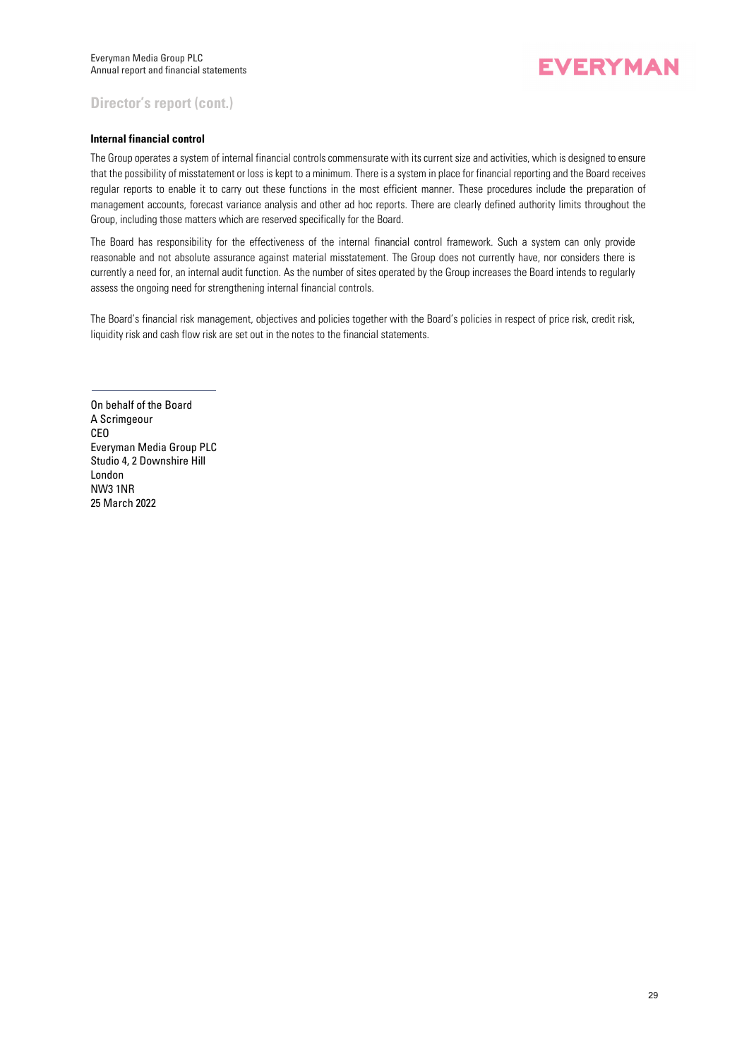## Director's report (cont.)

**Internal financial control**

The Group operates a system of internal financial controls commensurate with its current size and activities, which is designed to ensure that the possibility of misstatement or loss is kept to a minimum. There is a system in place for financial reporting and the Board receives regular reports to enable it to carry out these functions in the most efficient manner. These procedures include the preparation of management accounts, forecast variance analysis and other ad hoc reports. There are clearly defined authority limits throughout the Group, including those matters which are reserved specifically for the Board.

The Board has responsibility for the effectiveness of the internal financial control framework. Such a system can only provide reasonable and not absolute assurance against material misstatement. The Group does not currently have, nor considers there is currently a need for, an internal audit function. As the number of sites operated by the Group increases the Board intends to regularly assess the ongoing need for strengthening internal financial controls.

The Board's financial risk management, objectives and policies together with the Board's policies in respect of price risk, credit risk, liquidity risk and cash flow risk are set out in the notes to the financial statements.

On behalf of the Board
A Scrimgeour
CEO
Everyman Media Group PLC
Studio 4, 2 Downshire Hill
London
NW3 1NR
25 March 2022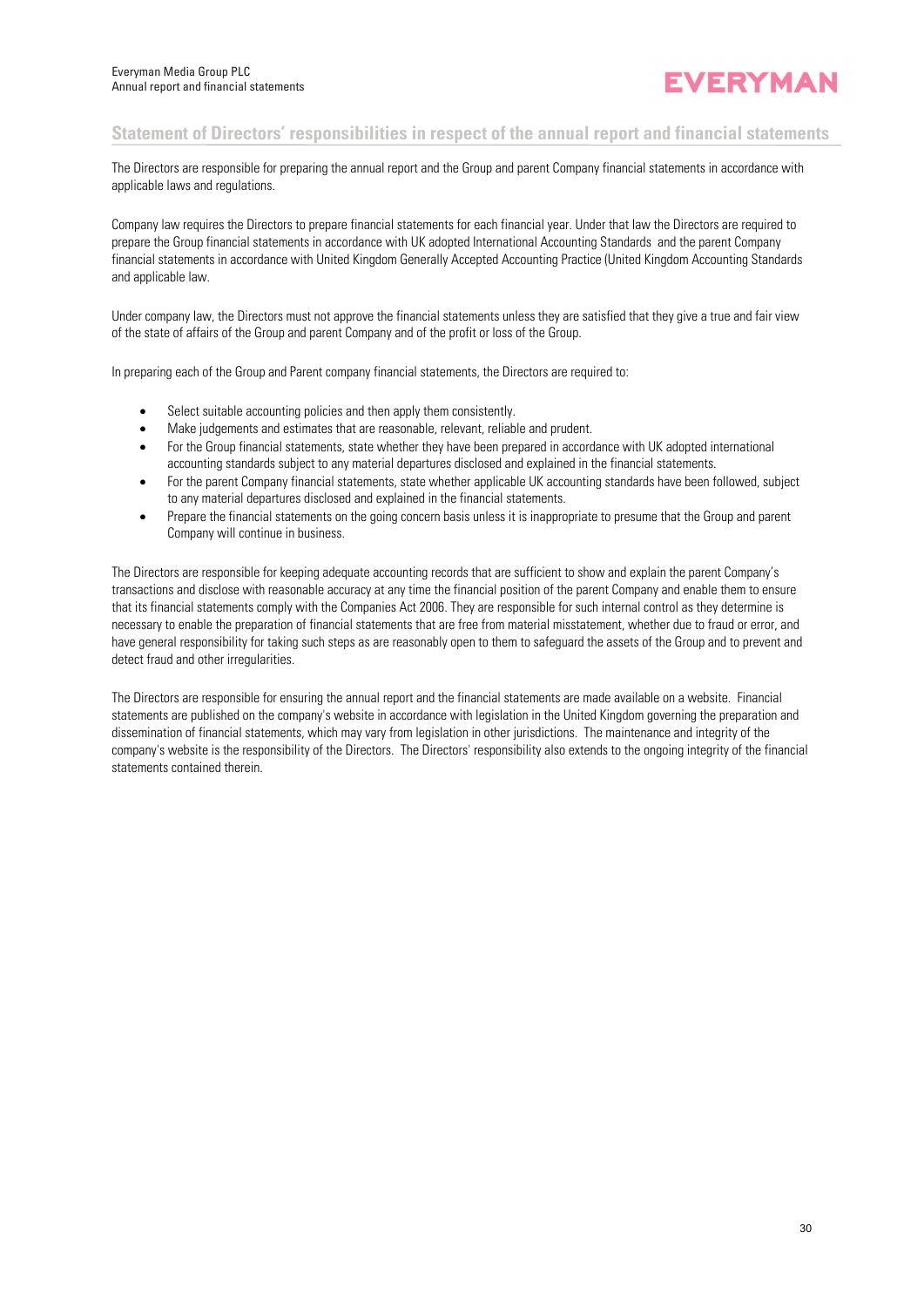## Statement of Directors' responsibilities in respect of the annual report and financial statements

The Directors are responsible for preparing the annual report and the Group and parent Company financial statements in accordance with applicable laws and regulations.

Company law requires the Directors to prepare financial statements for each financial year. Under that law the Directors are required to prepare the Group financial statements in accordance with UK adopted International Accounting Standards and the parent Company financial statements in accordance with United Kingdom Generally Accepted Accounting Practice (United Kingdom Accounting Standards and applicable law.

Under company law, the Directors must not approve the financial statements unless they are satisfied that they give a true and fair view of the state of affairs of the Group and parent Company and of the profit or loss of the Group.

In preparing each of the Group and Parent company financial statements, the Directors are required to:

- Select suitable accounting policies and then apply them consistently.
- Make judgements and estimates that are reasonable, relevant, reliable and prudent.
- For the Group financial statements, state whether they have been prepared in accordance with UK adopted international accounting standards subject to any material departures disclosed and explained in the financial statements.
- For the parent Company financial statements, state whether applicable UK accounting standards have been followed, subject to any material departures disclosed and explained in the financial statements.
- Prepare the financial statements on the going concern basis unless it is inappropriate to presume that the Group and parent Company will continue in business.

The Directors are responsible for keeping adequate accounting records that are sufficient to show and explain the parent Company's transactions and disclose with reasonable accuracy at any time the financial position of the parent Company and enable them to ensure that its financial statements comply with the Companies Act 2006. They are responsible for such internal control as they determine is necessary to enable the preparation of financial statements that are free from material misstatement, whether due to fraud or error, and have general responsibility for taking such steps as are reasonably open to them to safeguard the assets of the Group and to prevent and detect fraud and other irregularities.

The Directors are responsible for ensuring the annual report and the financial statements are made available on a website. Financial statements are published on the company's website in accordance with legislation in the United Kingdom governing the preparation and dissemination of financial statements, which may vary from legislation in other jurisdictions. The maintenance and integrity of the company's website is the responsibility of the Directors. The Directors' responsibility also extends to the ongoing integrity of the financial statements contained therein.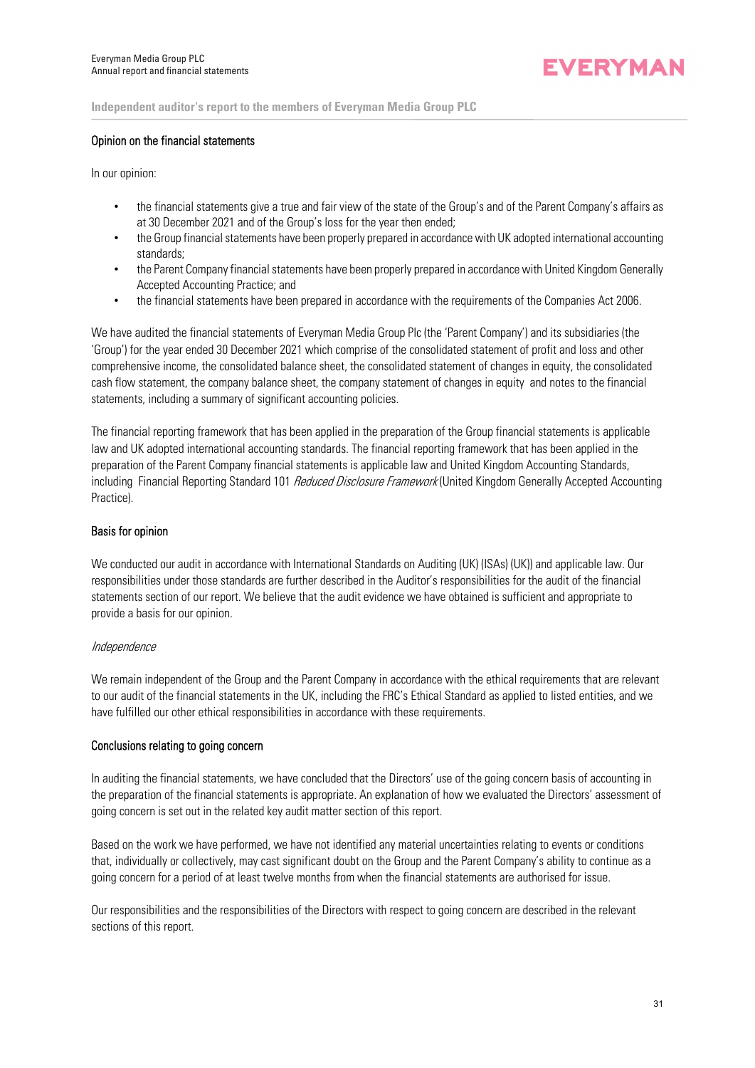## Independent auditor's report to the members of Everyman Media Group PLC

### Opinion on the financial statements

In our opinion:

- the financial statements give a true and fair view of the state of the Group's and of the Parent Company's affairs as at 30 December 2021 and of the Group's loss for the year then ended;
- the Group financial statements have been properly prepared in accordance with UK adopted international accounting standards;
- the Parent Company financial statements have been properly prepared in accordance with United Kingdom Generally Accepted Accounting Practice; and
- the financial statements have been prepared in accordance with the requirements of the Companies Act 2006.

We have audited the financial statements of Everyman Media Group Plc (the 'Parent Company') and its subsidiaries (the 'Group') for the year ended 30 December 2021 which comprise of the consolidated statement of profit and loss and other comprehensive income, the consolidated balance sheet, the consolidated statement of changes in equity, the consolidated cash flow statement, the company balance sheet, the company statement of changes in equity and notes to the financial statements, including a summary of significant accounting policies.

The financial reporting framework that has been applied in the preparation of the Group financial statements is applicable law and UK adopted international accounting standards. The financial reporting framework that has been applied in the preparation of the Parent Company financial statements is applicable law and United Kingdom Accounting Standards, including Financial Reporting Standard 101 *Reduced Disclosure Framework* (United Kingdom Generally Accepted Accounting Practice).

### Basis for opinion

We conducted our audit in accordance with International Standards on Auditing (UK) (ISAs) (UK)) and applicable law. Our responsibilities under those standards are further described in the Auditor's responsibilities for the audit of the financial statements section of our report. We believe that the audit evidence we have obtained is sufficient and appropriate to provide a basis for our opinion.

*Independence*

We remain independent of the Group and the Parent Company in accordance with the ethical requirements that are relevant to our audit of the financial statements in the UK, including the FRC's Ethical Standard as applied to listed entities, and we have fulfilled our other ethical responsibilities in accordance with these requirements.

### Conclusions relating to going concern

In auditing the financial statements, we have concluded that the Directors' use of the going concern basis of accounting in the preparation of the financial statements is appropriate. An explanation of how we evaluated the Directors' assessment of going concern is set out in the related key audit matter section of this report.

Based on the work we have performed, we have not identified any material uncertainties relating to events or conditions that, individually or collectively, may cast significant doubt on the Group and the Parent Company's ability to continue as a going concern for a period of at least twelve months from when the financial statements are authorised for issue.

Our responsibilities and the responsibilities of the Directors with respect to going concern are described in the relevant sections of this report.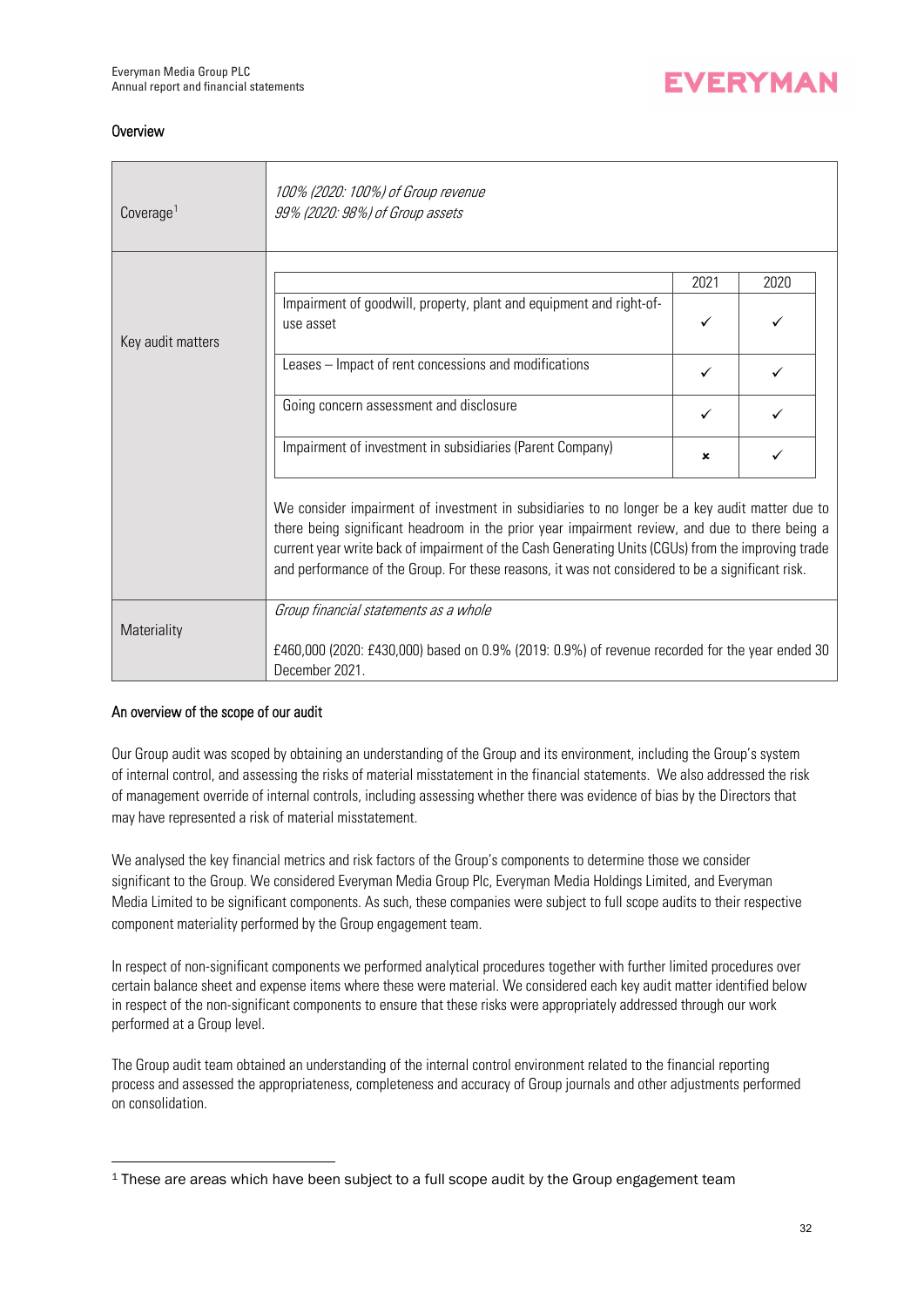## Overview

| | |
|---|---|
| Coverage[1] | *100% (2020: 100%) of Group revenue*<br>*99% (2020: 98%) of Group assets* |
| Key audit matters | See table below |
| Materiality | *Group financial statements as a whole*<br><br>£460,000 (2020: £430,000) based on 0.9% (2019: 0.9%) of revenue recorded for the year ended 30 December 2021. |

**Key audit matters**

| | 2021 | 2020 |
|---|---|---|
| Impairment of goodwill, property, plant and equipment and right-of-use asset | ✓ | ✓ |
| Leases – Impact of rent concessions and modifications | ✓ | ✓ |
| Going concern assessment and disclosure | ✓ | ✓ |
| Impairment of investment in subsidiaries (Parent Company) | × | ✓ |

We consider impairment of investment in subsidiaries to no longer be a key audit matter due to there being significant headroom in the prior year impairment review, and due to there being a current year write back of impairment of the Cash Generating Units (CGUs) from the improving trade and performance of the Group. For these reasons, it was not considered to be a significant risk.

## An overview of the scope of our audit

Our Group audit was scoped by obtaining an understanding of the Group and its environment, including the Group's system of internal control, and assessing the risks of material misstatement in the financial statements. We also addressed the risk of management override of internal controls, including assessing whether there was evidence of bias by the Directors that may have represented a risk of material misstatement.

We analysed the key financial metrics and risk factors of the Group's components to determine those we consider significant to the Group. We considered Everyman Media Group Plc, Everyman Media Holdings Limited, and Everyman Media Limited to be significant components. As such, these companies were subject to full scope audits to their respective component materiality performed by the Group engagement team.

In respect of non-significant components we performed analytical procedures together with further limited procedures over certain balance sheet and expense items where these were material. We considered each key audit matter identified below in respect of the non-significant components to ensure that these risks were appropriately addressed through our work performed at a Group level.

The Group audit team obtained an understanding of the internal control environment related to the financial reporting process and assessed the appropriateness, completeness and accuracy of Group journals and other adjustments performed on consolidation.

---

[1] These are areas which have been subject to a full scope audit by the Group engagement team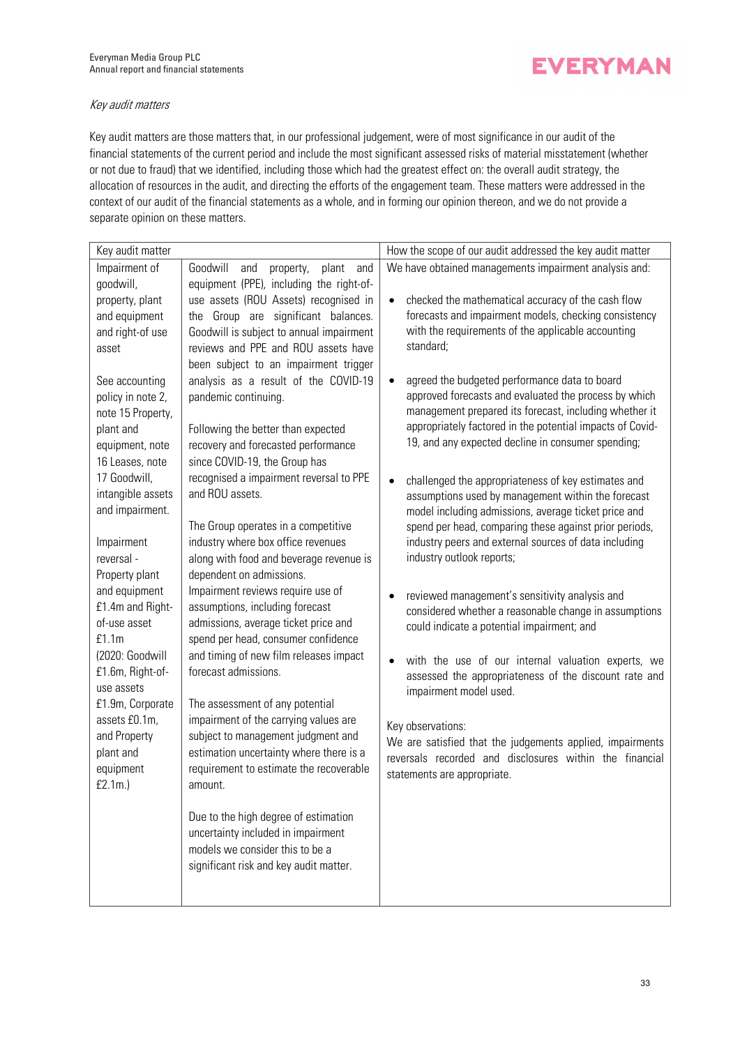*Key audit matters*

Key audit matters are those matters that, in our professional judgement, were of most significance in our audit of the financial statements of the current period and include the most significant assessed risks of material misstatement (whether or not due to fraud) that we identified, including those which had the greatest effect on: the overall audit strategy, the allocation of resources in the audit, and directing the efforts of the engagement team. These matters were addressed in the context of our audit of the financial statements as a whole, and in forming our opinion thereon, and we do not provide a separate opinion on these matters.

| Key audit matter | | How the scope of our audit addressed the key audit matter |
|---|---|---|
| Impairment of goodwill, property, plant and equipment and right-of use asset<br><br>See accounting policy in note 2, note 15 Property, plant and equipment, note 16 Leases, note 17 Goodwill, intangible assets and impairment.<br><br>Impairment reversal - Property plant and equipment £1.4m and Right-of-use asset £1.1m<br>(2020: Goodwill £1.6m, Right-of-use assets £1.9m, Corporate assets £0.1m, and Property plant and equipment £2.1m.) | Goodwill and property, plant and equipment (PPE), including the right-of-use assets (ROU Assets) recognised in the Group are significant balances. Goodwill is subject to annual impairment reviews and PPE and ROU assets have been subject to an impairment trigger analysis as a result of the COVID-19 pandemic continuing.<br><br>Following the better than expected recovery and forecasted performance since COVID-19, the Group has recognised a impairment reversal to PPE and ROU assets.<br><br>The Group operates in a competitive industry where box office revenues along with food and beverage revenue is dependent on admissions.<br>Impairment reviews require use of assumptions, including forecast admissions, average ticket price and spend per head, consumer confidence and timing of new film releases impact forecast admissions.<br><br>The assessment of any potential impairment of the carrying values are subject to management judgment and estimation uncertainty where there is a requirement to estimate the recoverable amount.<br><br>Due to the high degree of estimation uncertainty included in impairment models we consider this to be a significant risk and key audit matter. | We have obtained managements impairment analysis and:<br><br>• checked the mathematical accuracy of the cash flow forecasts and impairment models, checking consistency with the requirements of the applicable accounting standard;<br><br>• agreed the budgeted performance data to board approved forecasts and evaluated the process by which management prepared its forecast, including whether it appropriately factored in the potential impacts of Covid-19, and any expected decline in consumer spending;<br><br>• challenged the appropriateness of key estimates and assumptions used by management within the forecast model including admissions, average ticket price and spend per head, comparing these against prior periods, industry peers and external sources of data including industry outlook reports;<br><br>• reviewed management's sensitivity analysis and considered whether a reasonable change in assumptions could indicate a potential impairment; and<br><br>• with the use of our internal valuation experts, we assessed the appropriateness of the discount rate and impairment model used.<br><br>Key observations:<br>We are satisfied that the judgements applied, impairments reversals recorded and disclosures within the financial statements are appropriate. |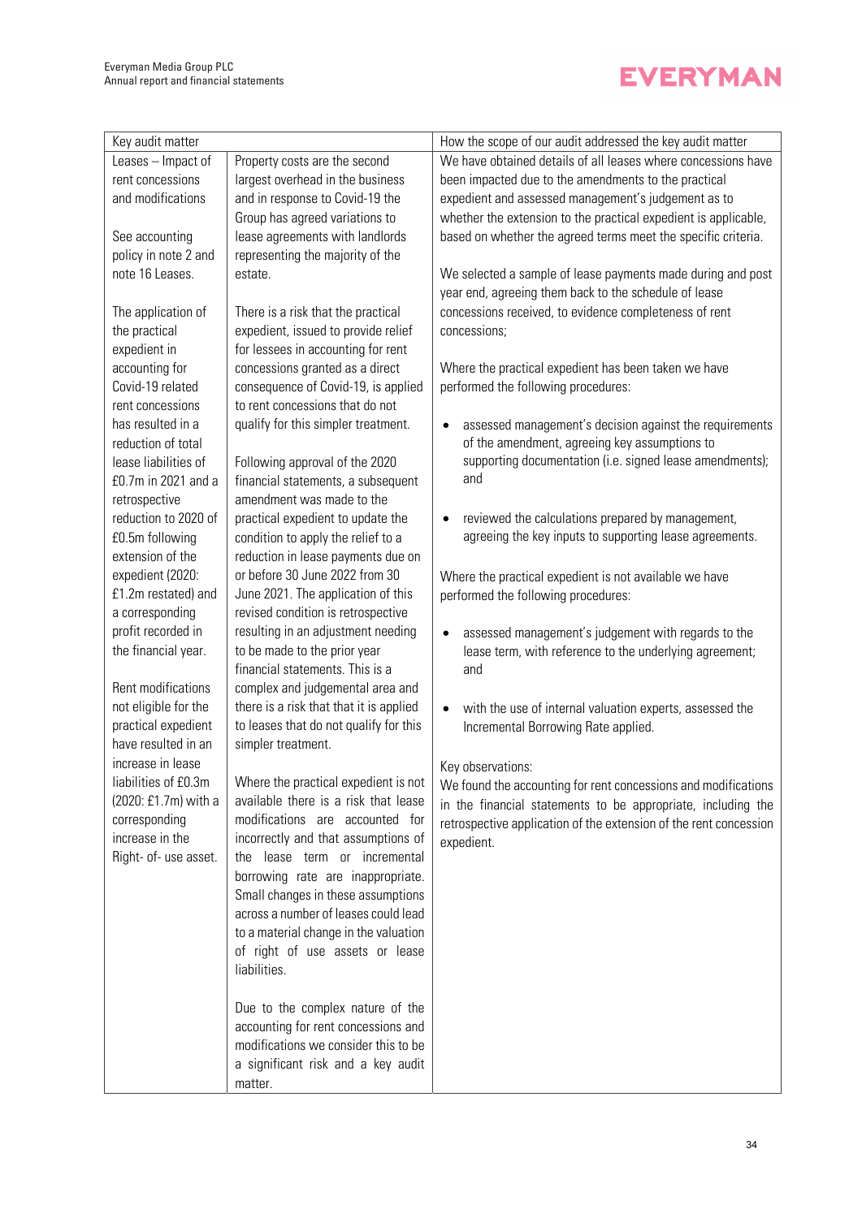| Key audit matter | | How the scope of our audit addressed the key audit matter |
|---|---|---|
| Leases – Impact of rent concessions and modifications<br><br>See accounting policy in note 2 and note 16 Leases.<br><br>The application of the practical expedient in accounting for Covid-19 related rent concessions has resulted in a reduction of total lease liabilities of £0.7m in 2021 and a retrospective reduction to 2020 of £0.5m following extension of the expedient (2020: £1.2m restated) and a corresponding profit recorded in the financial year.<br><br>Rent modifications not eligible for the practical expedient have resulted in an increase in lease liabilities of £0.3m (2020: £1.7m) with a corresponding increase in the Right- of- use asset. | Property costs are the second largest overhead in the business and in response to Covid-19 the Group has agreed variations to lease agreements with landlords representing the majority of the estate.<br><br>There is a risk that the practical expedient, issued to provide relief for lessees in accounting for rent concessions granted as a direct consequence of Covid-19, is applied to rent concessions that do not qualify for this simpler treatment.<br><br>Following approval of the 2020 financial statements, a subsequent amendment was made to the practical expedient to update the condition to apply the relief to a reduction in lease payments due on or before 30 June 2022 from 30 June 2021. The application of this revised condition is retrospective resulting in an adjustment needing to be made to the prior year financial statements. This is a complex and judgemental area and there is a risk that that it is applied to leases that do not qualify for this simpler treatment.<br><br>Where the practical expedient is not available there is a risk that lease modifications are accounted for incorrectly and that assumptions of the lease term or incremental borrowing rate are inappropriate. Small changes in these assumptions across a number of leases could lead to a material change in the valuation of right of use assets or lease liabilities.<br><br>Due to the complex nature of the accounting for rent concessions and modifications we consider this to be a significant risk and a key audit matter. | We have obtained details of all leases where concessions have been impacted due to the amendments to the practical expedient and assessed management's judgement as to whether the extension to the practical expedient is applicable, based on whether the agreed terms meet the specific criteria.<br><br>We selected a sample of lease payments made during and post year end, agreeing them back to the schedule of lease concessions received, to evidence completeness of rent concessions;<br><br>Where the practical expedient has been taken we have performed the following procedures:<br><br>• assessed management's decision against the requirements of the amendment, agreeing key assumptions to supporting documentation (i.e. signed lease amendments); and<br><br>• reviewed the calculations prepared by management, agreeing the key inputs to supporting lease agreements.<br><br>Where the practical expedient is not available we have performed the following procedures:<br><br>• assessed management's judgement with regards to the lease term, with reference to the underlying agreement; and<br><br>• with the use of internal valuation experts, assessed the Incremental Borrowing Rate applied.<br><br>Key observations:<br>We found the accounting for rent concessions and modifications in the financial statements to be appropriate, including the retrospective application of the extension of the rent concession expedient. |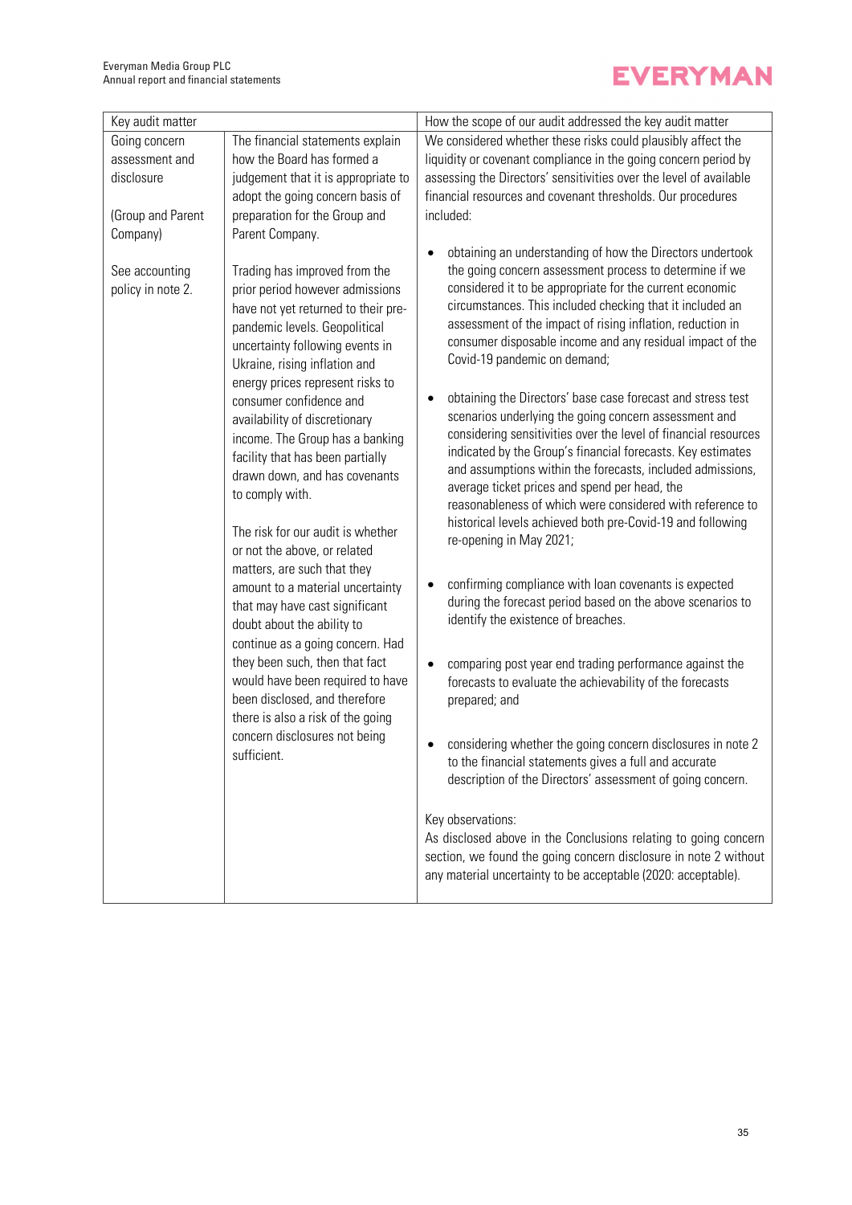| Key audit matter | | How the scope of our audit addressed the key audit matter |
|---|---|---|
| Going concern assessment and disclosure<br><br>(Group and Parent Company)<br><br>See accounting policy in note 2. | The financial statements explain how the Board has formed a judgement that it is appropriate to adopt the going concern basis of preparation for the Group and Parent Company.<br><br>Trading has improved from the prior period however admissions have not yet returned to their pre-pandemic levels. Geopolitical uncertainty following events in Ukraine, rising inflation and energy prices represent risks to consumer confidence and availability of discretionary income. The Group has a banking facility that has been partially drawn down, and has covenants to comply with.<br><br>The risk for our audit is whether or not the above, or related matters, are such that they amount to a material uncertainty that may have cast significant doubt about the ability to continue as a going concern. Had they been such, then that fact would have been required to have been disclosed, and therefore there is also a risk of the going concern disclosures not being sufficient. | We considered whether these risks could plausibly affect the liquidity or covenant compliance in the going concern period by assessing the Directors' sensitivities over the level of available financial resources and covenant thresholds. Our procedures included:<br><br>• obtaining an understanding of how the Directors undertook the going concern assessment process to determine if we considered it to be appropriate for the current economic circumstances. This included checking that it included an assessment of the impact of rising inflation, reduction in consumer disposable income and any residual impact of the Covid-19 pandemic on demand;<br><br>• obtaining the Directors' base case forecast and stress test scenarios underlying the going concern assessment and considering sensitivities over the level of financial resources indicated by the Group's financial forecasts. Key estimates and assumptions within the forecasts, included admissions, average ticket prices and spend per head, the reasonableness of which were considered with reference to historical levels achieved both pre-Covid-19 and following re-opening in May 2021;<br><br>• confirming compliance with loan covenants is expected during the forecast period based on the above scenarios to identify the existence of breaches.<br><br>• comparing post year end trading performance against the forecasts to evaluate the achievability of the forecasts prepared; and<br><br>• considering whether the going concern disclosures in note 2 to the financial statements gives a full and accurate description of the Directors' assessment of going concern.<br><br>Key observations:<br>As disclosed above in the Conclusions relating to going concern section, we found the going concern disclosure in note 2 without any material uncertainty to be acceptable (2020: acceptable). |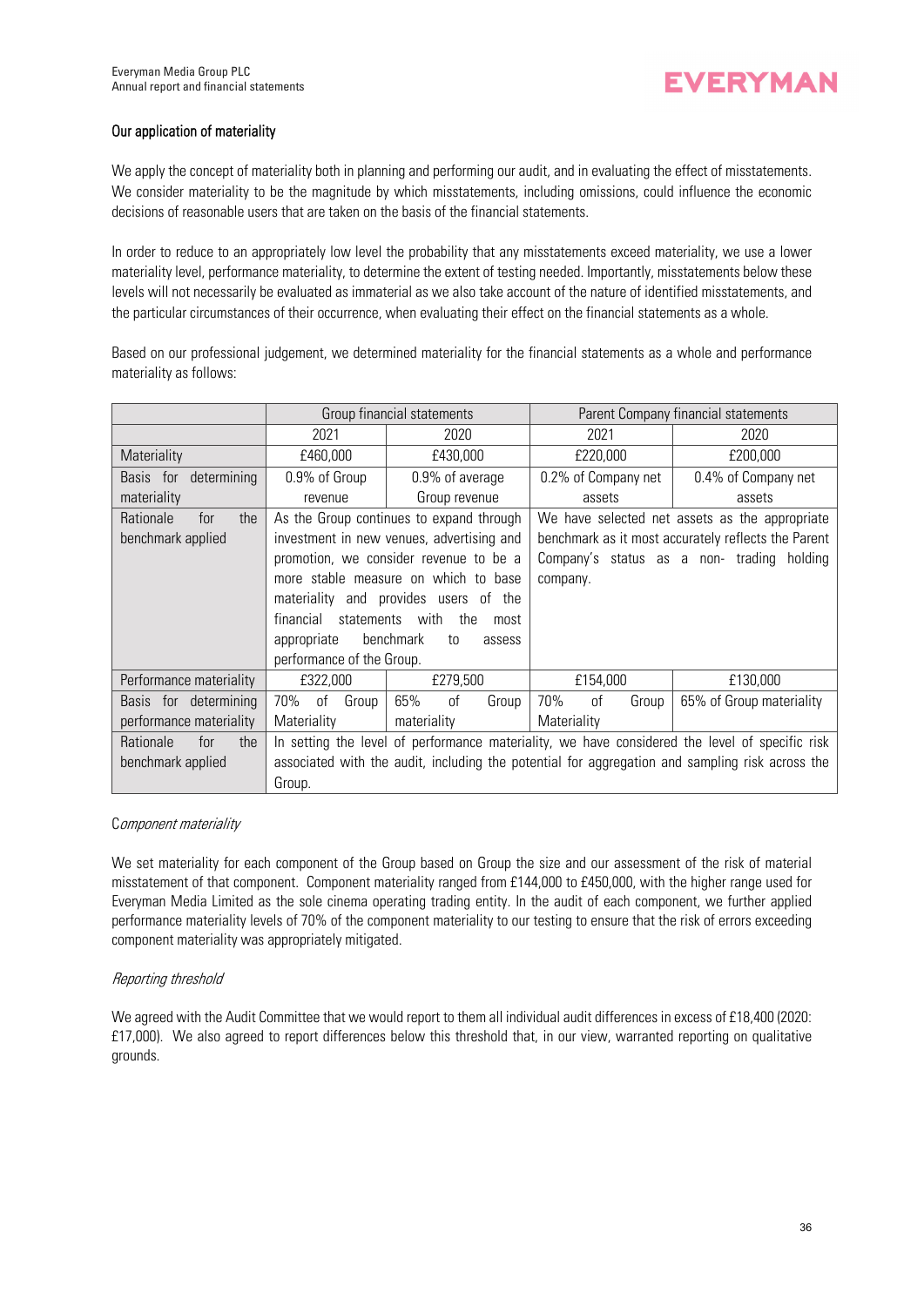## Our application of materiality

We apply the concept of materiality both in planning and performing our audit, and in evaluating the effect of misstatements. We consider materiality to be the magnitude by which misstatements, including omissions, could influence the economic decisions of reasonable users that are taken on the basis of the financial statements.

In order to reduce to an appropriately low level the probability that any misstatements exceed materiality, we use a lower materiality level, performance materiality, to determine the extent of testing needed. Importantly, misstatements below these levels will not necessarily be evaluated as immaterial as we also take account of the nature of identified misstatements, and the particular circumstances of their occurrence, when evaluating their effect on the financial statements as a whole.

Based on our professional judgement, we determined materiality for the financial statements as a whole and performance materiality as follows:

| | Group financial statements | | Parent Company financial statements | |
|---|---|---|---|---|
| | 2021 | 2020 | 2021 | 2020 |
| Materiality | £460,000 | £430,000 | £220,000 | £200,000 |
| Basis for determining materiality | 0.9% of Group revenue | 0.9% of average Group revenue | 0.2% of Company net assets | 0.4% of Company net assets |
| Rationale for the benchmark applied | As the Group continues to expand through investment in new venues, advertising and promotion, we consider revenue to be a more stable measure on which to base materiality and provides users of the financial statements with the most appropriate benchmark to assess performance of the Group. | | We have selected net assets as the appropriate benchmark as it most accurately reflects the Parent Company's status as a non- trading holding company. | |
| Performance materiality | £322,000 | £279,500 | £154,000 | £130,000 |
| Basis for determining performance materiality | 70% of Group Materiality | 65% of Group materiality | 70% of Group Materiality | 65% of Group materiality |
| Rationale for the benchmark applied | In setting the level of performance materiality, we have considered the level of specific risk associated with the audit, including the potential for aggregation and sampling risk across the Group. | | | |

*Component materiality*

We set materiality for each component of the Group based on Group the size and our assessment of the risk of material misstatement of that component. Component materiality ranged from £144,000 to £450,000, with the higher range used for Everyman Media Limited as the sole cinema operating trading entity. In the audit of each component, we further applied performance materiality levels of 70% of the component materiality to our testing to ensure that the risk of errors exceeding component materiality was appropriately mitigated.

*Reporting threshold*

We agreed with the Audit Committee that we would report to them all individual audit differences in excess of £18,400 (2020: £17,000). We also agreed to report differences below this threshold that, in our view, warranted reporting on qualitative grounds.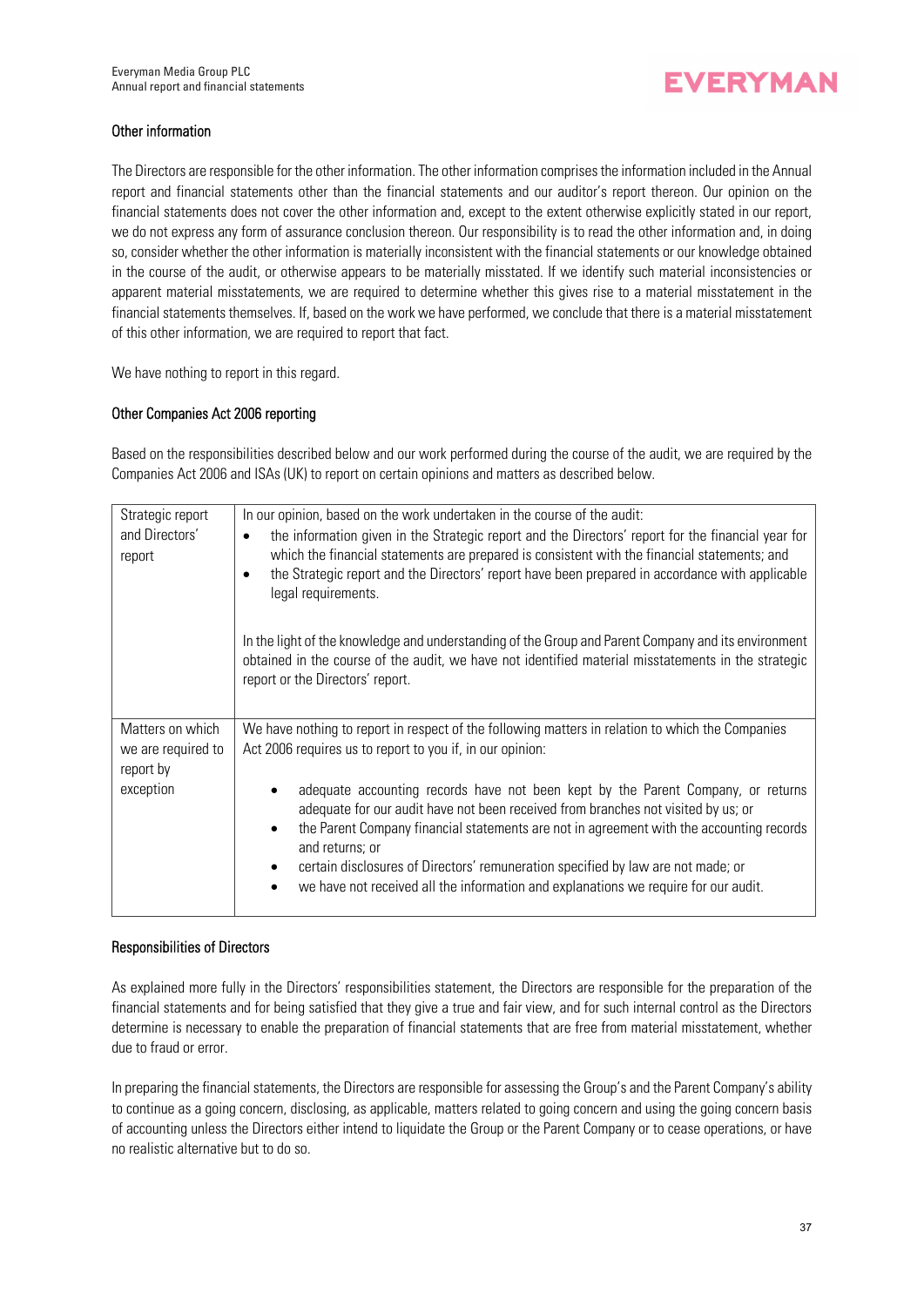### Other information

The Directors are responsible for the other information. The other information comprises the information included in the Annual report and financial statements other than the financial statements and our auditor's report thereon. Our opinion on the financial statements does not cover the other information and, except to the extent otherwise explicitly stated in our report, we do not express any form of assurance conclusion thereon. Our responsibility is to read the other information and, in doing so, consider whether the other information is materially inconsistent with the financial statements or our knowledge obtained in the course of the audit, or otherwise appears to be materially misstated. If we identify such material inconsistencies or apparent material misstatements, we are required to determine whether this gives rise to a material misstatement in the financial statements themselves. If, based on the work we have performed, we conclude that there is a material misstatement of this other information, we are required to report that fact.

We have nothing to report in this regard.

### Other Companies Act 2006 reporting

Based on the responsibilities described below and our work performed during the course of the audit, we are required by the Companies Act 2006 and ISAs (UK) to report on certain opinions and matters as described below.

| | |
|---|---|
| Strategic report and Directors' report | In our opinion, based on the work undertaken in the course of the audit:<br>• the information given in the Strategic report and the Directors' report for the financial year for which the financial statements are prepared is consistent with the financial statements; and<br>• the Strategic report and the Directors' report have been prepared in accordance with applicable legal requirements.<br><br>In the light of the knowledge and understanding of the Group and Parent Company and its environment obtained in the course of the audit, we have not identified material misstatements in the strategic report or the Directors' report. |
| Matters on which we are required to report by exception | We have nothing to report in respect of the following matters in relation to which the Companies Act 2006 requires us to report to you if, in our opinion:<br><br>• adequate accounting records have not been kept by the Parent Company, or returns adequate for our audit have not been received from branches not visited by us; or<br>• the Parent Company financial statements are not in agreement with the accounting records and returns; or<br>• certain disclosures of Directors' remuneration specified by law are not made; or<br>• we have not received all the information and explanations we require for our audit. |

### Responsibilities of Directors

As explained more fully in the Directors' responsibilities statement, the Directors are responsible for the preparation of the financial statements and for being satisfied that they give a true and fair view, and for such internal control as the Directors determine is necessary to enable the preparation of financial statements that are free from material misstatement, whether due to fraud or error.

In preparing the financial statements, the Directors are responsible for assessing the Group's and the Parent Company's ability to continue as a going concern, disclosing, as applicable, matters related to going concern and using the going concern basis of accounting unless the Directors either intend to liquidate the Group or the Parent Company or to cease operations, or have no realistic alternative but to do so.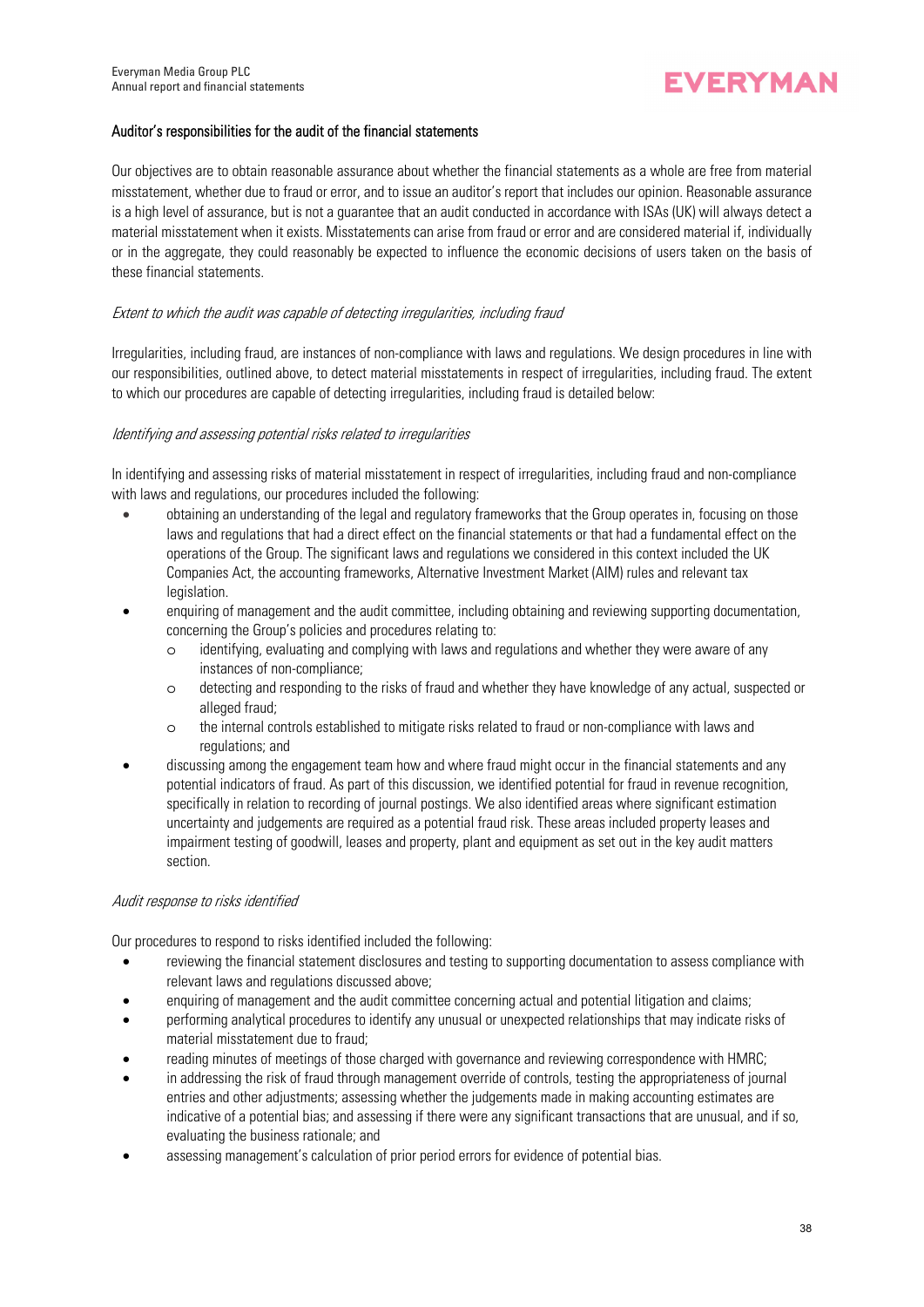## Auditor's responsibilities for the audit of the financial statements

Our objectives are to obtain reasonable assurance about whether the financial statements as a whole are free from material misstatement, whether due to fraud or error, and to issue an auditor's report that includes our opinion. Reasonable assurance is a high level of assurance, but is not a guarantee that an audit conducted in accordance with ISAs (UK) will always detect a material misstatement when it exists. Misstatements can arise from fraud or error and are considered material if, individually or in the aggregate, they could reasonably be expected to influence the economic decisions of users taken on the basis of these financial statements.

*Extent to which the audit was capable of detecting irregularities, including fraud*

Irregularities, including fraud, are instances of non-compliance with laws and regulations. We design procedures in line with our responsibilities, outlined above, to detect material misstatements in respect of irregularities, including fraud. The extent to which our procedures are capable of detecting irregularities, including fraud is detailed below:

*Identifying and assessing potential risks related to irregularities*

In identifying and assessing risks of material misstatement in respect of irregularities, including fraud and non-compliance with laws and regulations, our procedures included the following:

- obtaining an understanding of the legal and regulatory frameworks that the Group operates in, focusing on those laws and regulations that had a direct effect on the financial statements or that had a fundamental effect on the operations of the Group. The significant laws and regulations we considered in this context included the UK Companies Act, the accounting frameworks, Alternative Investment Market (AIM) rules and relevant tax legislation.
- enquiring of management and the audit committee, including obtaining and reviewing supporting documentation, concerning the Group's policies and procedures relating to:
  - identifying, evaluating and complying with laws and regulations and whether they were aware of any instances of non-compliance;
  - detecting and responding to the risks of fraud and whether they have knowledge of any actual, suspected or alleged fraud;
  - the internal controls established to mitigate risks related to fraud or non-compliance with laws and regulations; and
- discussing among the engagement team how and where fraud might occur in the financial statements and any potential indicators of fraud. As part of this discussion, we identified potential for fraud in revenue recognition, specifically in relation to recording of journal postings. We also identified areas where significant estimation uncertainty and judgements are required as a potential fraud risk. These areas included property leases and impairment testing of goodwill, leases and property, plant and equipment as set out in the key audit matters section.

*Audit response to risks identified*

Our procedures to respond to risks identified included the following:

- reviewing the financial statement disclosures and testing to supporting documentation to assess compliance with relevant laws and regulations discussed above;
- enquiring of management and the audit committee concerning actual and potential litigation and claims;
- performing analytical procedures to identify any unusual or unexpected relationships that may indicate risks of material misstatement due to fraud;
- reading minutes of meetings of those charged with governance and reviewing correspondence with HMRC;
- in addressing the risk of fraud through management override of controls, testing the appropriateness of journal entries and other adjustments; assessing whether the judgements made in making accounting estimates are indicative of a potential bias; and assessing if there were any significant transactions that are unusual, and if so, evaluating the business rationale; and
- assessing management's calculation of prior period errors for evidence of potential bias.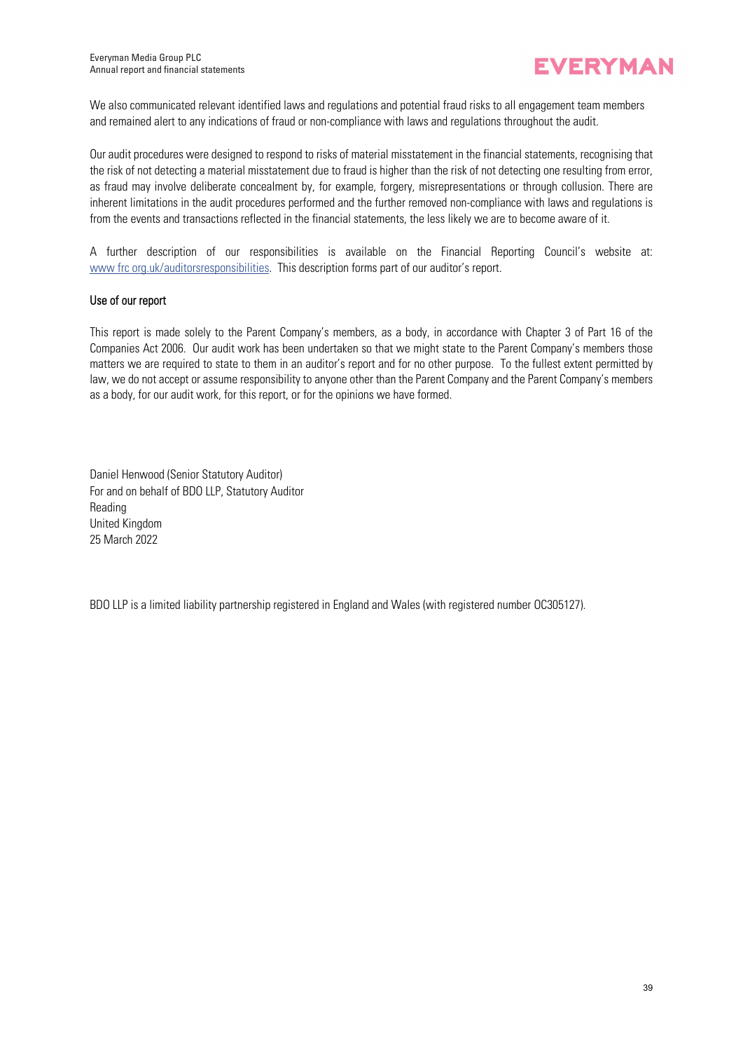We also communicated relevant identified laws and regulations and potential fraud risks to all engagement team members and remained alert to any indications of fraud or non-compliance with laws and regulations throughout the audit.

Our audit procedures were designed to respond to risks of material misstatement in the financial statements, recognising that the risk of not detecting a material misstatement due to fraud is higher than the risk of not detecting one resulting from error, as fraud may involve deliberate concealment by, for example, forgery, misrepresentations or through collusion. There are inherent limitations in the audit procedures performed and the further removed non-compliance with laws and regulations is from the events and transactions reflected in the financial statements, the less likely we are to become aware of it.

A further description of our responsibilities is available on the Financial Reporting Council's website at: www frc org.uk/auditorsresponsibilities. This description forms part of our auditor's report.

### Use of our report

This report is made solely to the Parent Company's members, as a body, in accordance with Chapter 3 of Part 16 of the Companies Act 2006. Our audit work has been undertaken so that we might state to the Parent Company's members those matters we are required to state to them in an auditor's report and for no other purpose. To the fullest extent permitted by law, we do not accept or assume responsibility to anyone other than the Parent Company and the Parent Company's members as a body, for our audit work, for this report, or for the opinions we have formed.

Daniel Henwood (Senior Statutory Auditor)
For and on behalf of BDO LLP, Statutory Auditor
Reading
United Kingdom
25 March 2022

BDO LLP is a limited liability partnership registered in England and Wales (with registered number OC305127).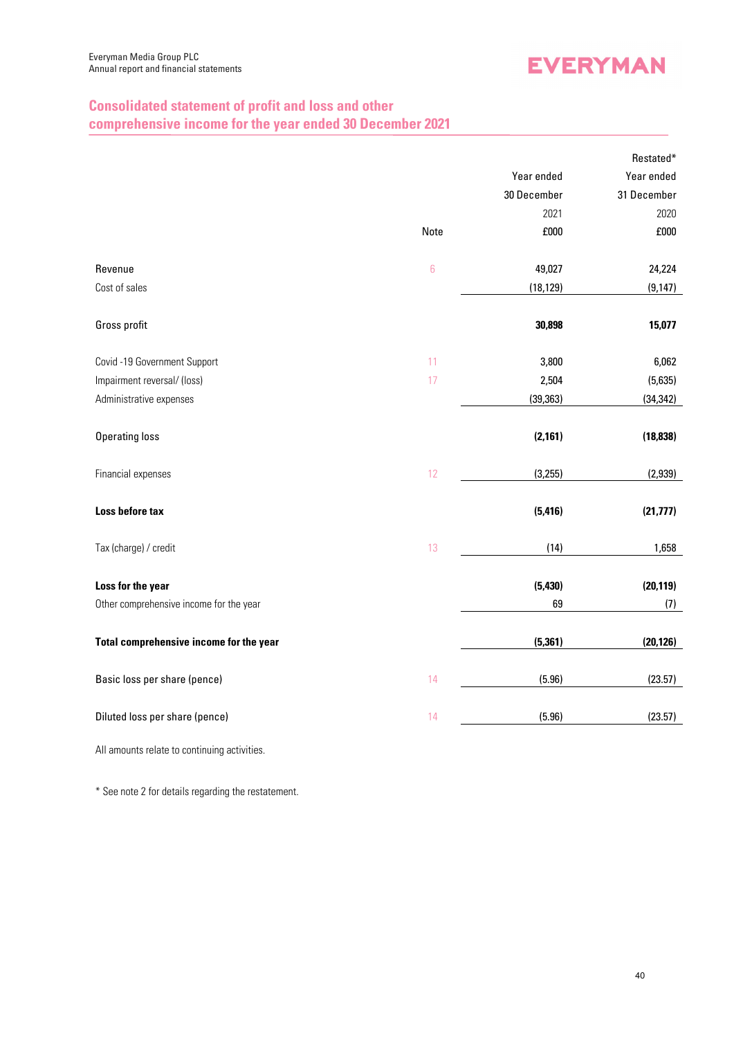## Consolidated statement of profit and loss and other comprehensive income for the year ended 30 December 2021

| | Note | Year ended 30 December 2021 £000 | Restated* Year ended 31 December 2020 £000 |
|---|---|---|---|
| Revenue | 6 | 49,027 | 24,224 |
| Cost of sales | | (18,129) | (9,147) |
| **Gross profit** | | **30,898** | **15,077** |
| Covid -19 Government Support | 11 | 3,800 | 6,062 |
| Impairment reversal/ (loss) | 17 | 2,504 | (5,635) |
| Administrative expenses | | (39,363) | (34,342) |
| **Operating loss** | | **(2,161)** | **(18,838)** |
| Financial expenses | 12 | (3,255) | (2,939) |
| **Loss before tax** | | **(5,416)** | **(21,777)** |
| Tax (charge) / credit | 13 | (14) | 1,658 |
| **Loss for the year** | | **(5,430)** | **(20,119)** |
| Other comprehensive income for the year | | 69 | (7) |
| **Total comprehensive income for the year** | | **(5,361)** | **(20,126)** |
| Basic loss per share (pence) | 14 | (5.96) | (23.57) |
| Diluted loss per share (pence) | 14 | (5.96) | (23.57) |

All amounts relate to continuing activities.

* See note 2 for details regarding the restatement.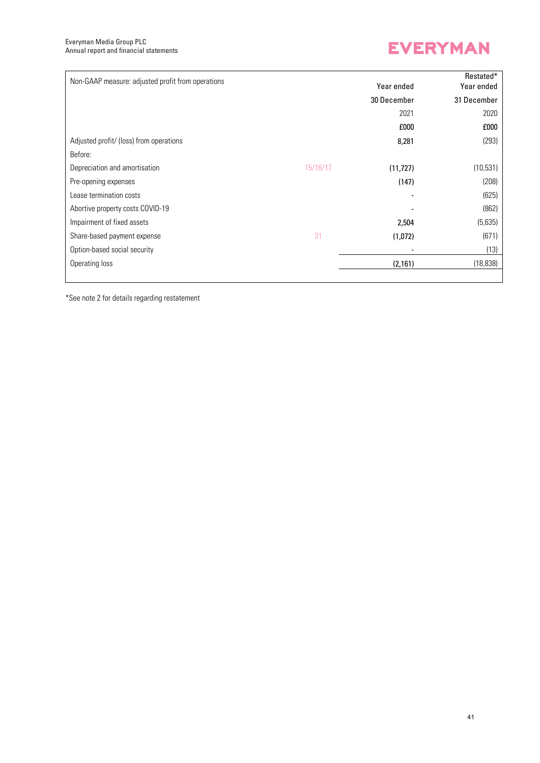| Non-GAAP measure: adjusted profit from operations | | Year ended 30 December 2021 £000 | Restated* Year ended 31 December 2020 £000 |
|---|---|---|---|
| Adjusted profit/ (loss) from operations | | **8,281** | (293) |
| Before: | | | |
| Depreciation and amortisation | 15/16/17 | **(11,727)** | (10,531) |
| Pre-opening expenses | | **(147)** | (208) |
| Lease termination costs | | **-** | (625) |
| Abortive property costs COVID-19 | | **-** | (862) |
| Impairment of fixed assets | | **2,504** | (5,635) |
| Share-based payment expense | 31 | **(1,072)** | (671) |
| Option-based social security | | **-** | (13) |
| Operating loss | | **(2,161)** | (18,838) |

*See note 2 for details regarding restatement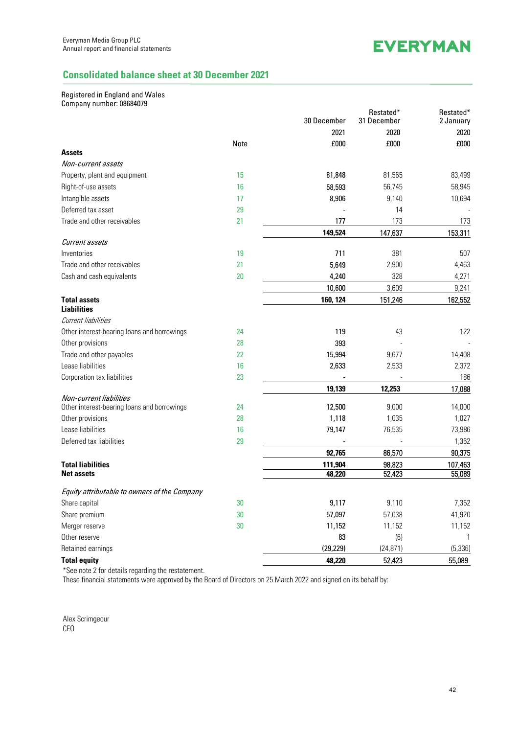Everyman Media Group PLC
Annual report and financial statements

## Consolidated balance sheet at 30 December 2021

Registered in England and Wales
Company number: 08684079

| | Note | 30 December 2021 £000 | Restated* 31 December 2020 £000 | Restated* 2 January 2020 £000 |
|---|---|---|---|---|
| **Assets** | | | | |
| *Non-current assets* | | | | |
| Property, plant and equipment | 15 | 81,848 | 81,565 | 83,499 |
| Right-of-use assets | 16 | 58,593 | 56,745 | 58,945 |
| Intangible assets | 17 | 8,906 | 9,140 | 10,694 |
| Deferred tax asset | 29 | - | 14 | - |
| Trade and other receivables | 21 | 177 | 173 | 173 |
| | | **149,524** | 147,637 | 153,311 |
| *Current assets* | | | | |
| Inventories | 19 | 711 | 381 | 507 |
| Trade and other receivables | 21 | 5,649 | 2,900 | 4,463 |
| Cash and cash equivalents | 20 | 4,240 | 328 | 4,271 |
| | | 10,600 | 3,609 | 9,241 |
| **Total assets** | | **160, 124** | 151,246 | 162,552 |
| **Liabilities** | | | | |
| *Current liabilities* | | | | |
| Other interest-bearing loans and borrowings | 24 | 119 | 43 | 122 |
| Other provisions | 28 | 393 | - | - |
| Trade and other payables | 22 | 15,994 | 9,677 | 14,408 |
| Lease liabilities | 16 | 2,633 | 2,533 | 2,372 |
| Corporation tax liabilities | 23 | - | - | 186 |
| | | **19,139** | **12,253** | **17,088** |
| *Non-current liabilities* | | | | |
| Other interest-bearing loans and borrowings | 24 | 12,500 | 9,000 | 14,000 |
| Other provisions | 28 | 1,118 | 1,035 | 1,027 |
| Lease liabilities | 16 | 79,147 | 76,535 | 73,986 |
| Deferred tax liabilities | 29 | - | - | 1,362 |
| | | **92,765** | **86,570** | **90,375** |
| **Total liabilities** | | **111,904** | **98,823** | **107,463** |
| **Net assets** | | **48,220** | **52,423** | **55,089** |
| *Equity attributable to owners of the Company* | | | | |
| Share capital | 30 | 9,117 | 9,110 | 7,352 |
| Share premium | 30 | 57,097 | 57,038 | 41,920 |
| Merger reserve | 30 | 11,152 | 11,152 | 11,152 |
| Other reserve | | 83 | (6) | 1 |
| Retained earnings | | (29,229) | (24,871) | (5,336) |
| **Total equity** | | **48,220** | **52,423** | **55,089** |

*See note 2 for details regarding the restatement.

These financial statements were approved by the Board of Directors on 25 March 2022 and signed on its behalf by:

Alex Scrimgeour
CEO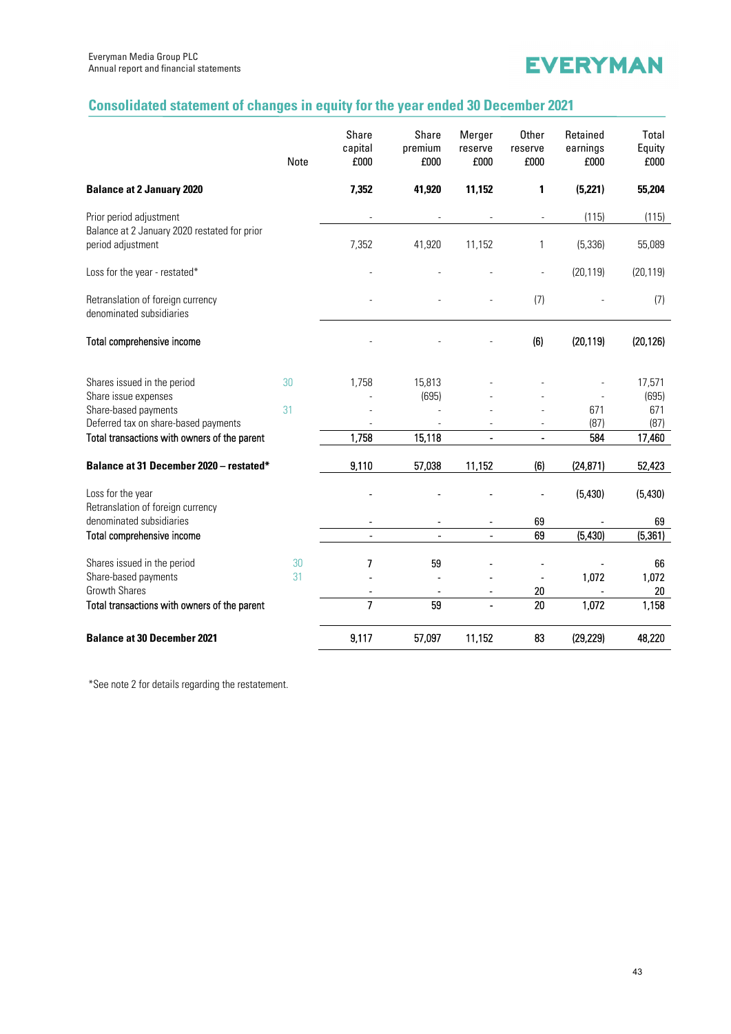## Consolidated statement of changes in equity for the year ended 30 December 2021

| | Note | Share capital £000 | Share premium £000 | Merger reserve £000 | Other reserve £000 | Retained earnings £000 | Total Equity £000 |
|---|---|---|---|---|---|---|---|
| **Balance at 2 January 2020** | | **7,352** | **41,920** | **11,152** | **1** | **(5,221)** | **55,204** |
| Prior period adjustment | | - | - | - | - | (115) | (115) |
| Balance at 2 January 2020 restated for prior period adjustment | | 7,352 | 41,920 | 11,152 | 1 | (5,336) | 55,089 |
| Loss for the year - restated* | | - | - | - | - | (20,119) | (20,119) |
| Retranslation of foreign currency denominated subsidiaries | | - | - | - | (7) | - | (7) |
| Total comprehensive income | | - | - | - | (6) | (20,119) | (20,126) |
| Shares issued in the period | 30 | 1,758 | 15,813 | - | - | - | 17,571 |
| Share issue expenses | | - | (695) | - | - | - | (695) |
| Share-based payments | 31 | - | - | - | - | 671 | 671 |
| Deferred tax on share-based payments | | - | - | - | - | (87) | (87) |
| Total transactions with owners of the parent | | 1,758 | 15,118 | - | - | 584 | 17,460 |
| **Balance at 31 December 2020 – restated*** | | 9,110 | 57,038 | 11,152 | (6) | (24,871) | 52,423 |
| Loss for the year | | - | - | - | - | (5,430) | (5,430) |
| Retranslation of foreign currency denominated subsidiaries | | - | - | - | 69 | - | 69 |
| Total comprehensive income | | - | - | - | 69 | (5,430) | (5,361) |
| Shares issued in the period | 30 | 7 | 59 | - | - | - | 66 |
| Share-based payments | 31 | - | - | - | - | 1,072 | 1,072 |
| Growth Shares | | - | - | - | 20 | - | 20 |
| Total transactions with owners of the parent | | 7 | 59 | - | 20 | 1,072 | 1,158 |
| **Balance at 30 December 2021** | | 9,117 | 57,097 | 11,152 | 83 | (29,229) | 48,220 |

*See note 2 for details regarding the restatement.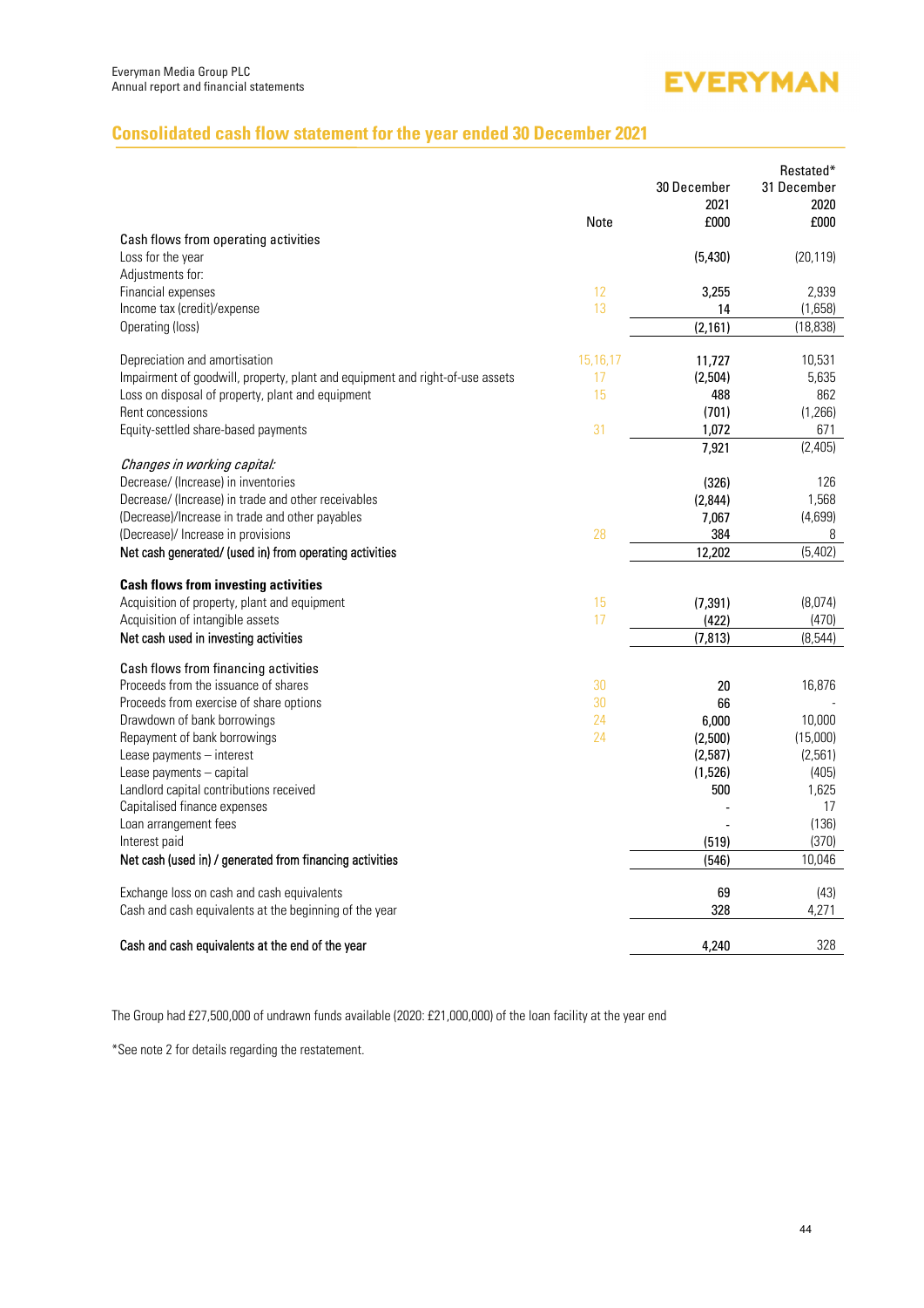## Consolidated cash flow statement for the year ended 30 December 2021

| | Note | 30 December 2021 £000 | Restated* 31 December 2020 £000 |
|---|---|---|---|
| Cash flows from operating activities | | | |
| Loss for the year | | (5,430) | (20,119) |
| Adjustments for: | | | |
| Financial expenses | 12 | 3,255 | 2,939 |
| Income tax (credit)/expense | 13 | 14 | (1,658) |
| Operating (loss) | | (2,161) | (18,838) |
| Depreciation and amortisation | 15,16,17 | 11,727 | 10,531 |
| Impairment of goodwill, property, plant and equipment and right-of-use assets | 17 | (2,504) | 5,635 |
| Loss on disposal of property, plant and equipment | 15 | 488 | 862 |
| Rent concessions | | (701) | (1,266) |
| Equity-settled share-based payments | 31 | 1,072 | 671 |
| | | 7,921 | (2,405) |
| *Changes in working capital:* | | | |
| Decrease/ (Increase) in inventories | | (326) | 126 |
| Decrease/ (Increase) in trade and other receivables | | (2,844) | 1,568 |
| (Decrease)/Increase in trade and other payables | | 7,067 | (4,699) |
| (Decrease)/ Increase in provisions | 28 | 384 | 8 |
| Net cash generated/ (used in) from operating activities | | 12,202 | (5,402) |
| **Cash flows from investing activities** | | | |
| Acquisition of property, plant and equipment | 15 | (7,391) | (8,074) |
| Acquisition of intangible assets | 17 | (422) | (470) |
| Net cash used in investing activities | | (7,813) | (8,544) |
| Cash flows from financing activities | | | |
| Proceeds from the issuance of shares | 30 | 20 | 16,876 |
| Proceeds from exercise of share options | 30 | 66 | - |
| Drawdown of bank borrowings | 24 | 6,000 | 10,000 |
| Repayment of bank borrowings | 24 | (2,500) | (15,000) |
| Lease payments – interest | | (2,587) | (2,561) |
| Lease payments – capital | | (1,526) | (405) |
| Landlord capital contributions received | | 500 | 1,625 |
| Capitalised finance expenses | | - | 17 |
| Loan arrangement fees | | - | (136) |
| Interest paid | | (519) | (370) |
| Net cash (used in) / generated from financing activities | | (546) | 10,046 |
| Exchange loss on cash and cash equivalents | | 69 | (43) |
| Cash and cash equivalents at the beginning of the year | | 328 | 4,271 |
| Cash and cash equivalents at the end of the year | | 4,240 | 328 |

The Group had £27,500,000 of undrawn funds available (2020: £21,000,000) of the loan facility at the year end

*See note 2 for details regarding the restatement.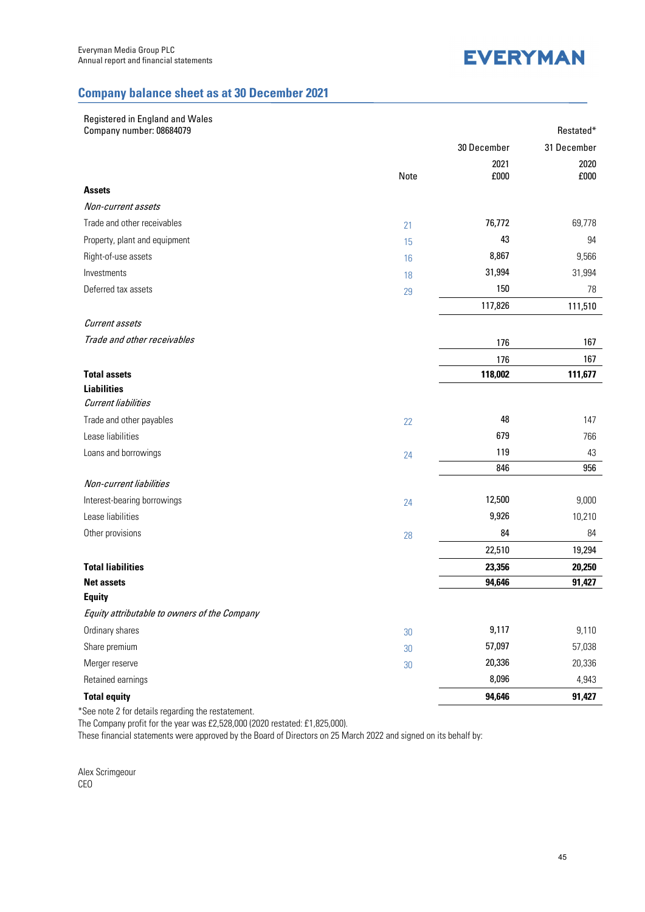## Company balance sheet as at 30 December 2021

Registered in England and Wales
Company number: 08684079

| | Note | 30 December 2021 £000 | Restated* 31 December 2020 £000 |
|---|---|---|---|
| **Assets** | | | |
| *Non-current assets* | | | |
| Trade and other receivables | 21 | 76,772 | 69,778 |
| Property, plant and equipment | 15 | 43 | 94 |
| Right-of-use assets | 16 | 8,867 | 9,566 |
| Investments | 18 | 31,994 | 31,994 |
| Deferred tax assets | 29 | 150 | 78 |
| | | 117,826 | 111,510 |
| *Current assets* | | | |
| *Trade and other receivables* | | 176 | 167 |
| | | 176 | 167 |
| **Total assets** | | **118,002** | **111,677** |
| **Liabilities** | | | |
| *Current liabilities* | | | |
| Trade and other payables | 22 | 48 | 147 |
| Lease liabilities | | 679 | 766 |
| Loans and borrowings | 24 | 119 | 43 |
| | | 846 | 956 |
| *Non-current liabilities* | | | |
| Interest-bearing borrowings | 24 | 12,500 | 9,000 |
| Lease liabilities | | 9,926 | 10,210 |
| Other provisions | 28 | 84 | 84 |
| | | 22,510 | 19,294 |
| **Total liabilities** | | **23,356** | **20,250** |
| **Net assets** | | **94,646** | **91,427** |
| **Equity** | | | |
| *Equity attributable to owners of the Company* | | | |
| Ordinary shares | 30 | 9,117 | 9,110 |
| Share premium | 30 | 57,097 | 57,038 |
| Merger reserve | 30 | 20,336 | 20,336 |
| Retained earnings | | 8,096 | 4,943 |
| **Total equity** | | **94,646** | **91,427** |

*See note 2 for details regarding the restatement.

The Company profit for the year was £2,528,000 (2020 restated: £1,825,000).

These financial statements were approved by the Board of Directors on 25 March 2022 and signed on its behalf by:

Alex Scrimgeour
CEO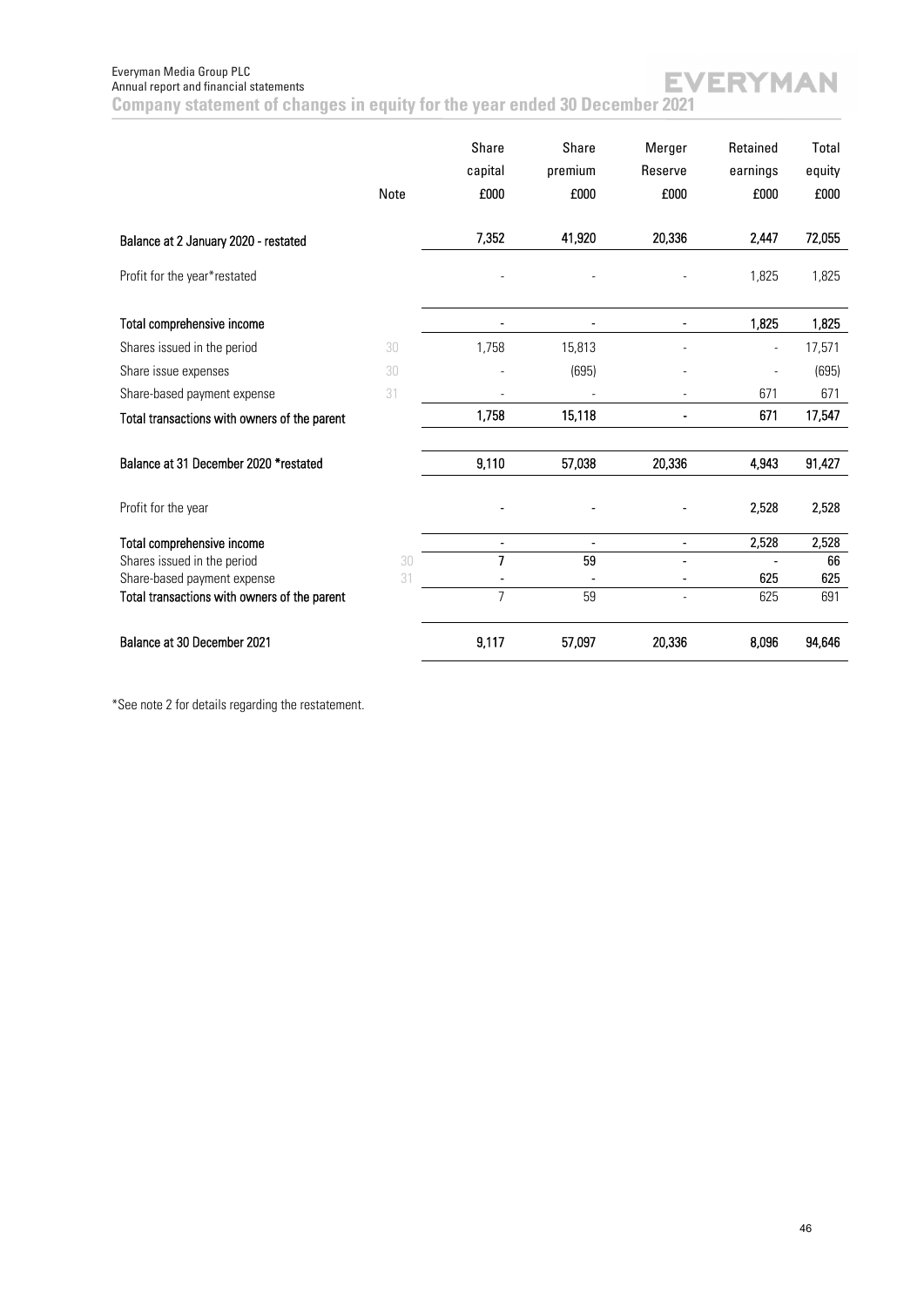## Company statement of changes in equity for the year ended 30 December 2021

| | Note | Share capital £000 | Share premium £000 | Merger Reserve £000 | Retained earnings £000 | Total equity £000 |
|---|---|---|---|---|---|---|
| Balance at 2 January 2020 - restated | | 7,352 | 41,920 | 20,336 | 2,447 | 72,055 |
| Profit for the year*restated | | - | - | - | 1,825 | 1,825 |
| Total comprehensive income | | - | - | - | 1,825 | 1,825 |
| Shares issued in the period | 30 | 1,758 | 15,813 | - | - | 17,571 |
| Share issue expenses | 30 | - | (695) | - | - | (695) |
| Share-based payment expense | 31 | - | - | - | 671 | 671 |
| Total transactions with owners of the parent | | 1,758 | 15,118 | - | 671 | 17,547 |
| Balance at 31 December 2020 *restated | | 9,110 | 57,038 | 20,336 | 4,943 | 91,427 |
| Profit for the year | | - | - | - | 2,528 | 2,528 |
| Total comprehensive income | | - | - | - | 2,528 | 2,528 |
| Shares issued in the period | 30 | 7 | 59 | - | - | 66 |
| Share-based payment expense | 31 | - | - | - | 625 | 625 |
| Total transactions with owners of the parent | | 7 | 59 | - | 625 | 691 |
| Balance at 30 December 2021 | | 9,117 | 57,097 | 20,336 | 8,096 | 94,646 |

*See note 2 for details regarding the restatement.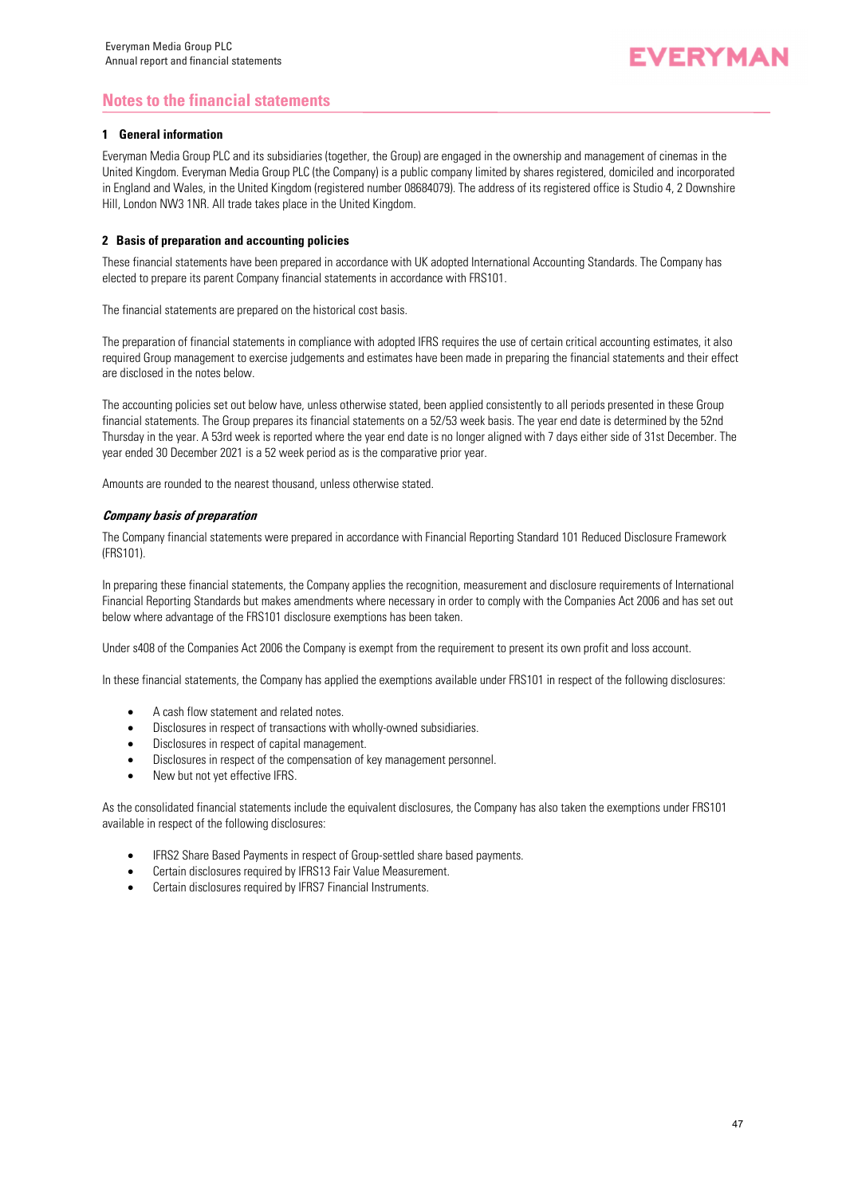# Notes to the financial statements

## 1 General information

Everyman Media Group PLC and its subsidiaries (together, the Group) are engaged in the ownership and management of cinemas in the United Kingdom. Everyman Media Group PLC (the Company) is a public company limited by shares registered, domiciled and incorporated in England and Wales, in the United Kingdom (registered number 08684079). The address of its registered office is Studio 4, 2 Downshire Hill, London NW3 1NR. All trade takes place in the United Kingdom.

## 2 Basis of preparation and accounting policies

These financial statements have been prepared in accordance with UK adopted International Accounting Standards. The Company has elected to prepare its parent Company financial statements in accordance with FRS101.

The financial statements are prepared on the historical cost basis.

The preparation of financial statements in compliance with adopted IFRS requires the use of certain critical accounting estimates, it also required Group management to exercise judgements and estimates have been made in preparing the financial statements and their effect are disclosed in the notes below.

The accounting policies set out below have, unless otherwise stated, been applied consistently to all periods presented in these Group financial statements. The Group prepares its financial statements on a 52/53 week basis. The year end date is determined by the 52nd Thursday in the year. A 53rd week is reported where the year end date is no longer aligned with 7 days either side of 31st December. The year ended 30 December 2021 is a 52 week period as is the comparative prior year.

Amounts are rounded to the nearest thousand, unless otherwise stated.

### *Company basis of preparation*

The Company financial statements were prepared in accordance with Financial Reporting Standard 101 Reduced Disclosure Framework (FRS101).

In preparing these financial statements, the Company applies the recognition, measurement and disclosure requirements of International Financial Reporting Standards but makes amendments where necessary in order to comply with the Companies Act 2006 and has set out below where advantage of the FRS101 disclosure exemptions has been taken.

Under s408 of the Companies Act 2006 the Company is exempt from the requirement to present its own profit and loss account.

In these financial statements, the Company has applied the exemptions available under FRS101 in respect of the following disclosures:

- A cash flow statement and related notes.
- Disclosures in respect of transactions with wholly-owned subsidiaries.
- Disclosures in respect of capital management.
- Disclosures in respect of the compensation of key management personnel.
- New but not yet effective IFRS.

As the consolidated financial statements include the equivalent disclosures, the Company has also taken the exemptions under FRS101 available in respect of the following disclosures:

- IFRS2 Share Based Payments in respect of Group-settled share based payments.
- Certain disclosures required by IFRS13 Fair Value Measurement.
- Certain disclosures required by IFRS7 Financial Instruments.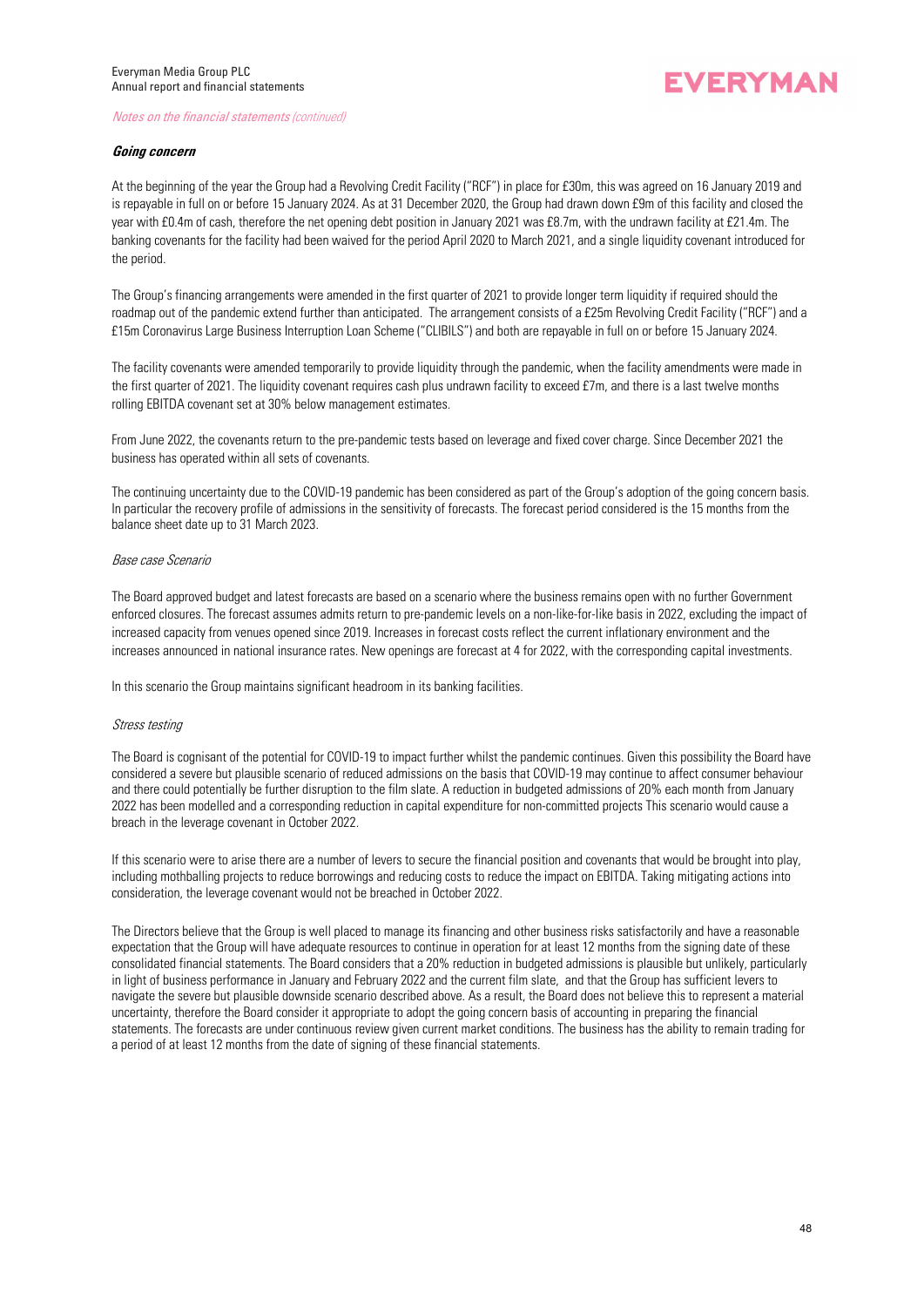*Notes on the financial statements (continued)*

***Going concern***

At the beginning of the year the Group had a Revolving Credit Facility ("RCF") in place for £30m, this was agreed on 16 January 2019 and is repayable in full on or before 15 January 2024. As at 31 December 2020, the Group had drawn down £9m of this facility and closed the year with £0.4m of cash, therefore the net opening debt position in January 2021 was £8.7m, with the undrawn facility at £21.4m. The banking covenants for the facility had been waived for the period April 2020 to March 2021, and a single liquidity covenant introduced for the period.

The Group's financing arrangements were amended in the first quarter of 2021 to provide longer term liquidity if required should the roadmap out of the pandemic extend further than anticipated. The arrangement consists of a £25m Revolving Credit Facility ("RCF") and a £15m Coronavirus Large Business Interruption Loan Scheme ("CLIBILS") and both are repayable in full on or before 15 January 2024.

The facility covenants were amended temporarily to provide liquidity through the pandemic, when the facility amendments were made in the first quarter of 2021. The liquidity covenant requires cash plus undrawn facility to exceed £7m, and there is a last twelve months rolling EBITDA covenant set at 30% below management estimates.

From June 2022, the covenants return to the pre-pandemic tests based on leverage and fixed cover charge. Since December 2021 the business has operated within all sets of covenants.

The continuing uncertainty due to the COVID-19 pandemic has been considered as part of the Group's adoption of the going concern basis. In particular the recovery profile of admissions in the sensitivity of forecasts. The forecast period considered is the 15 months from the balance sheet date up to 31 March 2023.

*Base case Scenario*

The Board approved budget and latest forecasts are based on a scenario where the business remains open with no further Government enforced closures. The forecast assumes admits return to pre-pandemic levels on a non-like-for-like basis in 2022, excluding the impact of increased capacity from venues opened since 2019. Increases in forecast costs reflect the current inflationary environment and the increases announced in national insurance rates. New openings are forecast at 4 for 2022, with the corresponding capital investments.

In this scenario the Group maintains significant headroom in its banking facilities.

*Stress testing*

The Board is cognisant of the potential for COVID-19 to impact further whilst the pandemic continues. Given this possibility the Board have considered a severe but plausible scenario of reduced admissions on the basis that COVID-19 may continue to affect consumer behaviour and there could potentially be further disruption to the film slate. A reduction in budgeted admissions of 20% each month from January 2022 has been modelled and a corresponding reduction in capital expenditure for non-committed projects This scenario would cause a breach in the leverage covenant in October 2022.

If this scenario were to arise there are a number of levers to secure the financial position and covenants that would be brought into play, including mothballing projects to reduce borrowings and reducing costs to reduce the impact on EBITDA. Taking mitigating actions into consideration, the leverage covenant would not be breached in October 2022.

The Directors believe that the Group is well placed to manage its financing and other business risks satisfactorily and have a reasonable expectation that the Group will have adequate resources to continue in operation for at least 12 months from the signing date of these consolidated financial statements. The Board considers that a 20% reduction in budgeted admissions is plausible but unlikely, particularly in light of business performance in January and February 2022 and the current film slate, and that the Group has sufficient levers to navigate the severe but plausible downside scenario described above. As a result, the Board does not believe this to represent a material uncertainty, therefore the Board consider it appropriate to adopt the going concern basis of accounting in preparing the financial statements. The forecasts are under continuous review given current market conditions. The business has the ability to remain trading for a period of at least 12 months from the date of signing of these financial statements.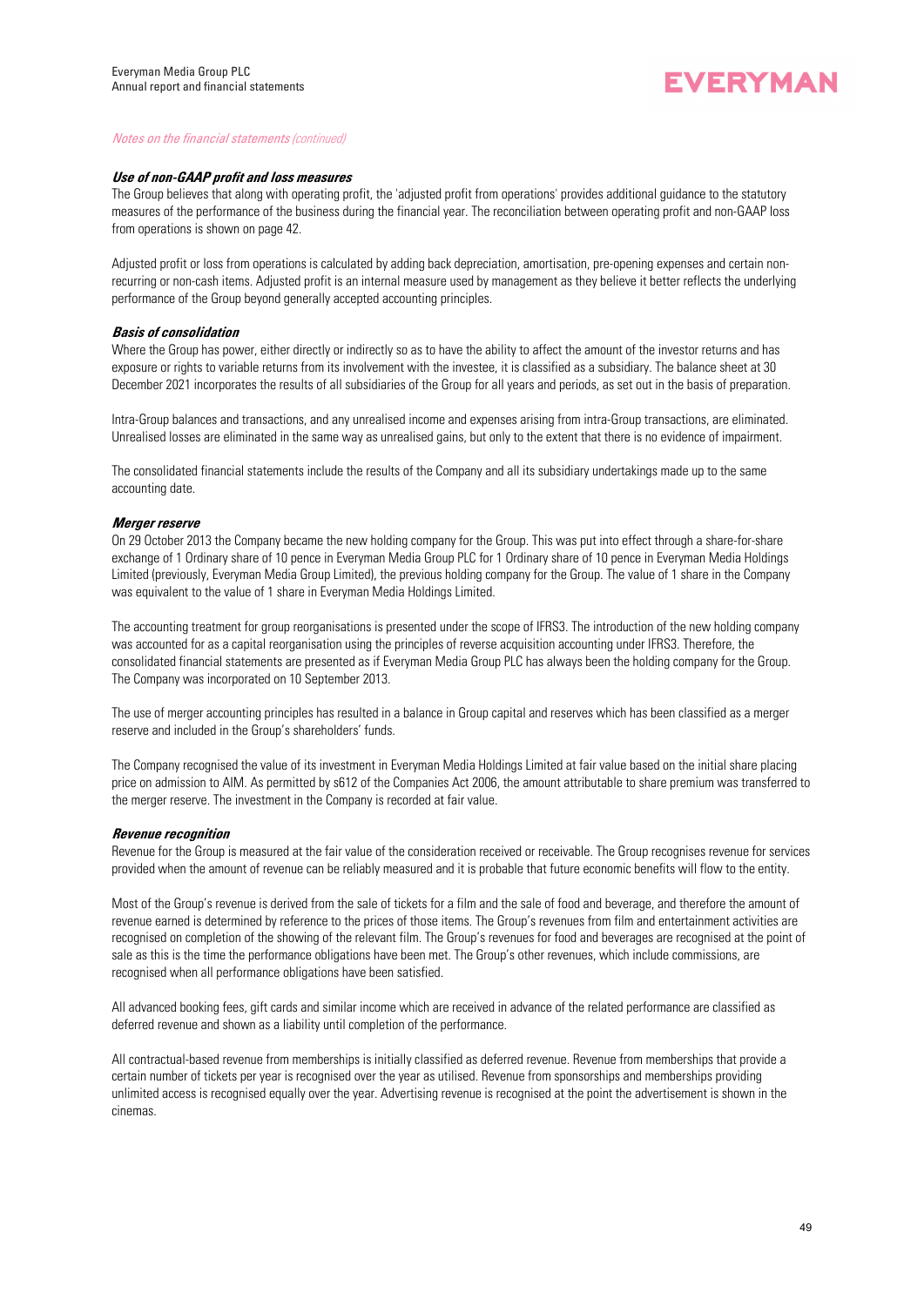*Notes on the financial statements (continued)*

***Use of non-GAAP profit and loss measures***

The Group believes that along with operating profit, the 'adjusted profit from operations' provides additional guidance to the statutory measures of the performance of the business during the financial year. The reconciliation between operating profit and non-GAAP loss from operations is shown on page 42.

Adjusted profit or loss from operations is calculated by adding back depreciation, amortisation, pre-opening expenses and certain non-recurring or non-cash items. Adjusted profit is an internal measure used by management as they believe it better reflects the underlying performance of the Group beyond generally accepted accounting principles.

***Basis of consolidation***

Where the Group has power, either directly or indirectly so as to have the ability to affect the amount of the investor returns and has exposure or rights to variable returns from its involvement with the investee, it is classified as a subsidiary. The balance sheet at 30 December 2021 incorporates the results of all subsidiaries of the Group for all years and periods, as set out in the basis of preparation.

Intra-Group balances and transactions, and any unrealised income and expenses arising from intra-Group transactions, are eliminated. Unrealised losses are eliminated in the same way as unrealised gains, but only to the extent that there is no evidence of impairment.

The consolidated financial statements include the results of the Company and all its subsidiary undertakings made up to the same accounting date.

***Merger reserve***

On 29 October 2013 the Company became the new holding company for the Group. This was put into effect through a share-for-share exchange of 1 Ordinary share of 10 pence in Everyman Media Group PLC for 1 Ordinary share of 10 pence in Everyman Media Holdings Limited (previously, Everyman Media Group Limited), the previous holding company for the Group. The value of 1 share in the Company was equivalent to the value of 1 share in Everyman Media Holdings Limited.

The accounting treatment for group reorganisations is presented under the scope of IFRS3. The introduction of the new holding company was accounted for as a capital reorganisation using the principles of reverse acquisition accounting under IFRS3. Therefore, the consolidated financial statements are presented as if Everyman Media Group PLC has always been the holding company for the Group. The Company was incorporated on 10 September 2013.

The use of merger accounting principles has resulted in a balance in Group capital and reserves which has been classified as a merger reserve and included in the Group's shareholders' funds.

The Company recognised the value of its investment in Everyman Media Holdings Limited at fair value based on the initial share placing price on admission to AIM. As permitted by s612 of the Companies Act 2006, the amount attributable to share premium was transferred to the merger reserve. The investment in the Company is recorded at fair value.

***Revenue recognition***

Revenue for the Group is measured at the fair value of the consideration received or receivable. The Group recognises revenue for services provided when the amount of revenue can be reliably measured and it is probable that future economic benefits will flow to the entity.

Most of the Group's revenue is derived from the sale of tickets for a film and the sale of food and beverage, and therefore the amount of revenue earned is determined by reference to the prices of those items. The Group's revenues from film and entertainment activities are recognised on completion of the showing of the relevant film. The Group's revenues for food and beverages are recognised at the point of sale as this is the time the performance obligations have been met. The Group's other revenues, which include commissions, are recognised when all performance obligations have been satisfied.

All advanced booking fees, gift cards and similar income which are received in advance of the related performance are classified as deferred revenue and shown as a liability until completion of the performance.

All contractual-based revenue from memberships is initially classified as deferred revenue. Revenue from memberships that provide a certain number of tickets per year is recognised over the year as utilised. Revenue from sponsorships and memberships providing unlimited access is recognised equally over the year. Advertising revenue is recognised at the point the advertisement is shown in the cinemas.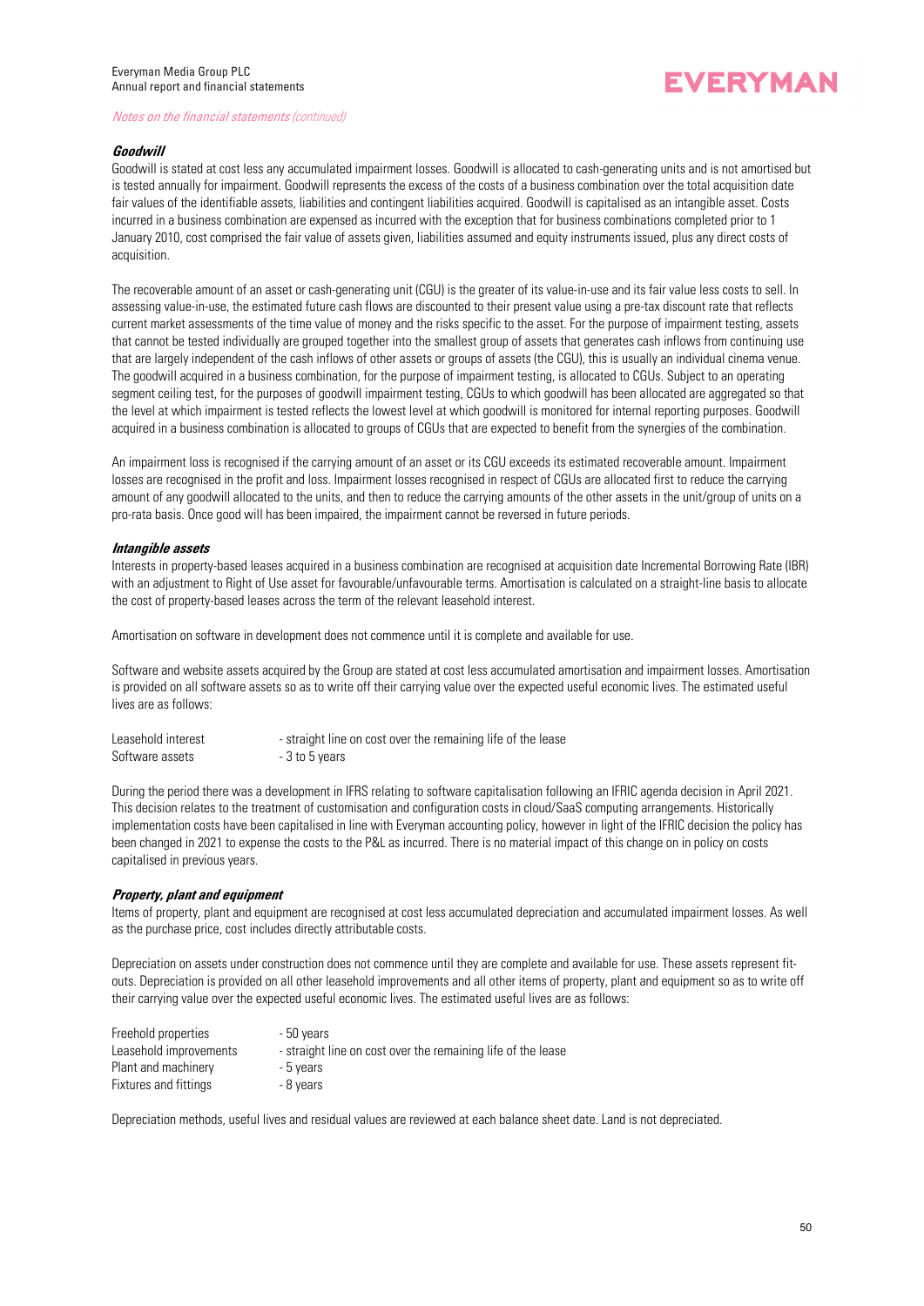*Notes on the financial statements (continued)*

### ***Goodwill***

Goodwill is stated at cost less any accumulated impairment losses. Goodwill is allocated to cash-generating units and is not amortised but is tested annually for impairment. Goodwill represents the excess of the costs of a business combination over the total acquisition date fair values of the identifiable assets, liabilities and contingent liabilities acquired. Goodwill is capitalised as an intangible asset. Costs incurred in a business combination are expensed as incurred with the exception that for business combinations completed prior to 1 January 2010, cost comprised the fair value of assets given, liabilities assumed and equity instruments issued, plus any direct costs of acquisition.

The recoverable amount of an asset or cash-generating unit (CGU) is the greater of its value-in-use and its fair value less costs to sell. In assessing value-in-use, the estimated future cash flows are discounted to their present value using a pre-tax discount rate that reflects current market assessments of the time value of money and the risks specific to the asset. For the purpose of impairment testing, assets that cannot be tested individually are grouped together into the smallest group of assets that generates cash inflows from continuing use that are largely independent of the cash inflows of other assets or groups of assets (the CGU), this is usually an individual cinema venue. The goodwill acquired in a business combination, for the purpose of impairment testing, is allocated to CGUs. Subject to an operating segment ceiling test, for the purposes of goodwill impairment testing, CGUs to which goodwill has been allocated are aggregated so that the level at which impairment is tested reflects the lowest level at which goodwill is monitored for internal reporting purposes. Goodwill acquired in a business combination is allocated to groups of CGUs that are expected to benefit from the synergies of the combination.

An impairment loss is recognised if the carrying amount of an asset or its CGU exceeds its estimated recoverable amount. Impairment losses are recognised in the profit and loss. Impairment losses recognised in respect of CGUs are allocated first to reduce the carrying amount of any goodwill allocated to the units, and then to reduce the carrying amounts of the other assets in the unit/group of units on a pro-rata basis. Once good will has been impaired, the impairment cannot be reversed in future periods.

### ***Intangible assets***

Interests in property-based leases acquired in a business combination are recognised at acquisition date Incremental Borrowing Rate (IBR) with an adjustment to Right of Use asset for favourable/unfavourable terms. Amortisation is calculated on a straight-line basis to allocate the cost of property-based leases across the term of the relevant leasehold interest.

Amortisation on software in development does not commence until it is complete and available for use.

Software and website assets acquired by the Group are stated at cost less accumulated amortisation and impairment losses. Amortisation is provided on all software assets so as to write off their carrying value over the expected useful economic lives. The estimated useful lives are as follows:

| | |
|---|---|
| Leasehold interest | - straight line on cost over the remaining life of the lease |
| Software assets | - 3 to 5 years |

During the period there was a development in IFRS relating to software capitalisation following an IFRIC agenda decision in April 2021. This decision relates to the treatment of customisation and configuration costs in cloud/SaaS computing arrangements. Historically implementation costs have been capitalised in line with Everyman accounting policy, however in light of the IFRIC decision the policy has been changed in 2021 to expense the costs to the P&L as incurred. There is no material impact of this change on in policy on costs capitalised in previous years.

### ***Property, plant and equipment***

Items of property, plant and equipment are recognised at cost less accumulated depreciation and accumulated impairment losses. As well as the purchase price, cost includes directly attributable costs.

Depreciation on assets under construction does not commence until they are complete and available for use. These assets represent fit-outs. Depreciation is provided on all other leasehold improvements and all other items of property, plant and equipment so as to write off their carrying value over the expected useful economic lives. The estimated useful lives are as follows:

| | |
|---|---|
| Freehold properties | - 50 years |
| Leasehold improvements | - straight line on cost over the remaining life of the lease |
| Plant and machinery | - 5 years |
| Fixtures and fittings | - 8 years |

Depreciation methods, useful lives and residual values are reviewed at each balance sheet date. Land is not depreciated.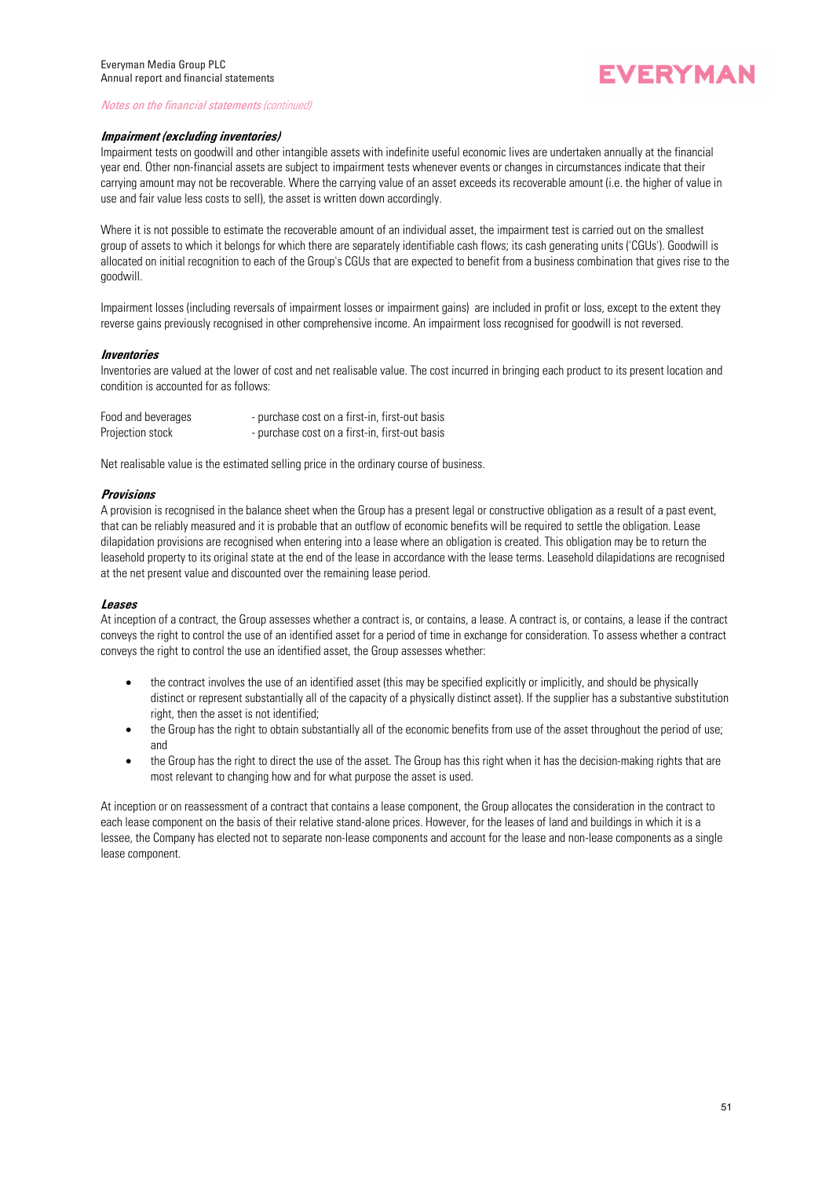*Notes on the financial statements (continued)*

### *Impairment (excluding inventories)*

Impairment tests on goodwill and other intangible assets with indefinite useful economic lives are undertaken annually at the financial year end. Other non-financial assets are subject to impairment tests whenever events or changes in circumstances indicate that their carrying amount may not be recoverable. Where the carrying value of an asset exceeds its recoverable amount (i.e. the higher of value in use and fair value less costs to sell), the asset is written down accordingly.

Where it is not possible to estimate the recoverable amount of an individual asset, the impairment test is carried out on the smallest group of assets to which it belongs for which there are separately identifiable cash flows; its cash generating units ('CGUs'). Goodwill is allocated on initial recognition to each of the Group's CGUs that are expected to benefit from a business combination that gives rise to the goodwill.

Impairment losses (including reversals of impairment losses or impairment gains) are included in profit or loss, except to the extent they reverse gains previously recognised in other comprehensive income. An impairment loss recognised for goodwill is not reversed.

### *Inventories*

Inventories are valued at the lower of cost and net realisable value. The cost incurred in bringing each product to its present location and condition is accounted for as follows:

| | |
|---|---|
| Food and beverages | - purchase cost on a first-in, first-out basis |
| Projection stock | - purchase cost on a first-in, first-out basis |

Net realisable value is the estimated selling price in the ordinary course of business.

### *Provisions*

A provision is recognised in the balance sheet when the Group has a present legal or constructive obligation as a result of a past event, that can be reliably measured and it is probable that an outflow of economic benefits will be required to settle the obligation. Lease dilapidation provisions are recognised when entering into a lease where an obligation is created. This obligation may be to return the leasehold property to its original state at the end of the lease in accordance with the lease terms. Leasehold dilapidations are recognised at the net present value and discounted over the remaining lease period.

### *Leases*

At inception of a contract, the Group assesses whether a contract is, or contains, a lease. A contract is, or contains, a lease if the contract conveys the right to control the use of an identified asset for a period of time in exchange for consideration. To assess whether a contract conveys the right to control the use an identified asset, the Group assesses whether:

- the contract involves the use of an identified asset (this may be specified explicitly or implicitly, and should be physically distinct or represent substantially all of the capacity of a physically distinct asset). If the supplier has a substantive substitution right, then the asset is not identified;
- the Group has the right to obtain substantially all of the economic benefits from use of the asset throughout the period of use; and
- the Group has the right to direct the use of the asset. The Group has this right when it has the decision-making rights that are most relevant to changing how and for what purpose the asset is used.

At inception or on reassessment of a contract that contains a lease component, the Group allocates the consideration in the contract to each lease component on the basis of their relative stand-alone prices. However, for the leases of land and buildings in which it is a lessee, the Company has elected not to separate non-lease components and account for the lease and non-lease components as a single lease component.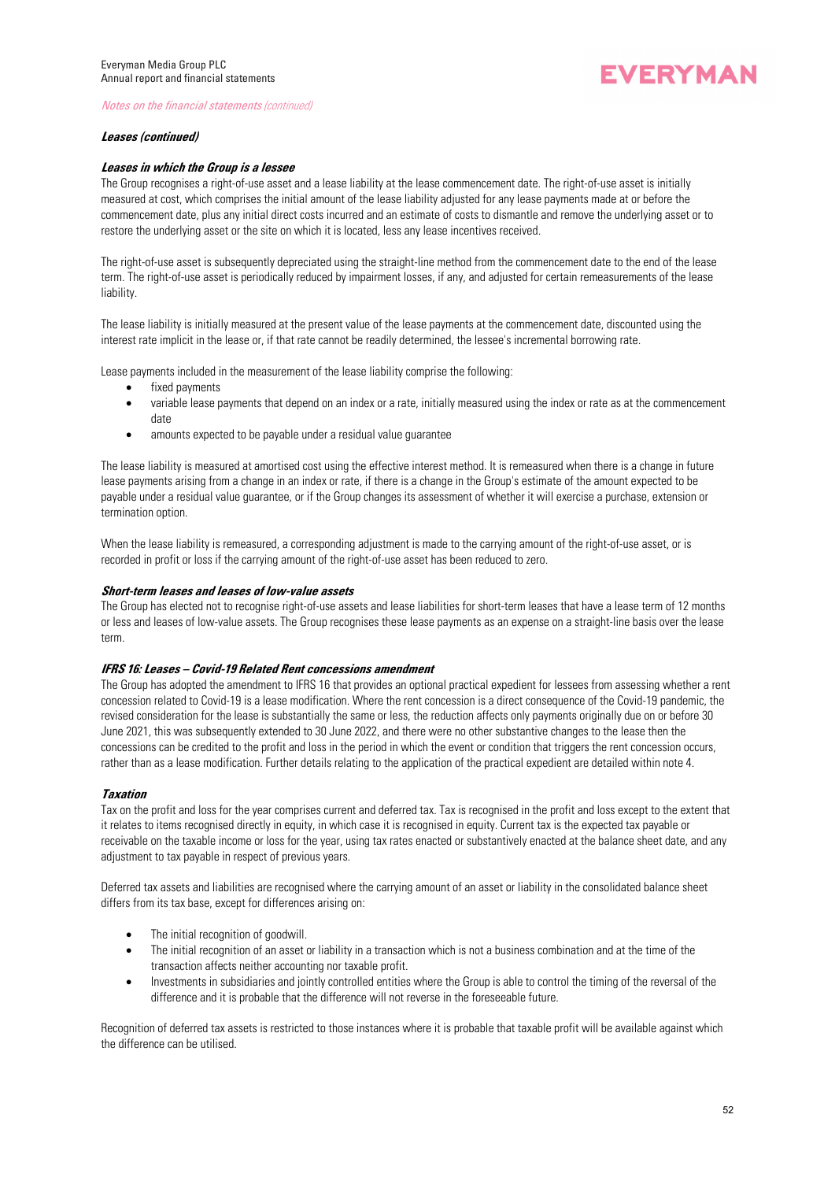***Leases (continued)***

***Leases in which the Group is a lessee***

The Group recognises a right-of-use asset and a lease liability at the lease commencement date. The right-of-use asset is initially measured at cost, which comprises the initial amount of the lease liability adjusted for any lease payments made at or before the commencement date, plus any initial direct costs incurred and an estimate of costs to dismantle and remove the underlying asset or to restore the underlying asset or the site on which it is located, less any lease incentives received.

The right-of-use asset is subsequently depreciated using the straight-line method from the commencement date to the end of the lease term. The right-of-use asset is periodically reduced by impairment losses, if any, and adjusted for certain remeasurements of the lease liability.

The lease liability is initially measured at the present value of the lease payments at the commencement date, discounted using the interest rate implicit in the lease or, if that rate cannot be readily determined, the lessee's incremental borrowing rate.

Lease payments included in the measurement of the lease liability comprise the following:

- fixed payments
- variable lease payments that depend on an index or a rate, initially measured using the index or rate as at the commencement date
- amounts expected to be payable under a residual value guarantee

The lease liability is measured at amortised cost using the effective interest method. It is remeasured when there is a change in future lease payments arising from a change in an index or rate, if there is a change in the Group's estimate of the amount expected to be payable under a residual value guarantee, or if the Group changes its assessment of whether it will exercise a purchase, extension or termination option.

When the lease liability is remeasured, a corresponding adjustment is made to the carrying amount of the right-of-use asset, or is recorded in profit or loss if the carrying amount of the right-of-use asset has been reduced to zero.

***Short-term leases and leases of low-value assets***

The Group has elected not to recognise right-of-use assets and lease liabilities for short-term leases that have a lease term of 12 months or less and leases of low-value assets. The Group recognises these lease payments as an expense on a straight-line basis over the lease term.

***IFRS 16: Leases – Covid-19 Related Rent concessions amendment***

The Group has adopted the amendment to IFRS 16 that provides an optional practical expedient for lessees from assessing whether a rent concession related to Covid-19 is a lease modification. Where the rent concession is a direct consequence of the Covid-19 pandemic, the revised consideration for the lease is substantially the same or less, the reduction affects only payments originally due on or before 30 June 2021, this was subsequently extended to 30 June 2022, and there were no other substantive changes to the lease then the concessions can be credited to the profit and loss in the period in which the event or condition that triggers the rent concession occurs, rather than as a lease modification. Further details relating to the application of the practical expedient are detailed within note 4.

***Taxation***

Tax on the profit and loss for the year comprises current and deferred tax. Tax is recognised in the profit and loss except to the extent that it relates to items recognised directly in equity, in which case it is recognised in equity. Current tax is the expected tax payable or receivable on the taxable income or loss for the year, using tax rates enacted or substantively enacted at the balance sheet date, and any adjustment to tax payable in respect of previous years.

Deferred tax assets and liabilities are recognised where the carrying amount of an asset or liability in the consolidated balance sheet differs from its tax base, except for differences arising on:

- The initial recognition of goodwill.
- The initial recognition of an asset or liability in a transaction which is not a business combination and at the time of the transaction affects neither accounting nor taxable profit.
- Investments in subsidiaries and jointly controlled entities where the Group is able to control the timing of the reversal of the difference and it is probable that the difference will not reverse in the foreseeable future.

Recognition of deferred tax assets is restricted to those instances where it is probable that taxable profit will be available against which the difference can be utilised.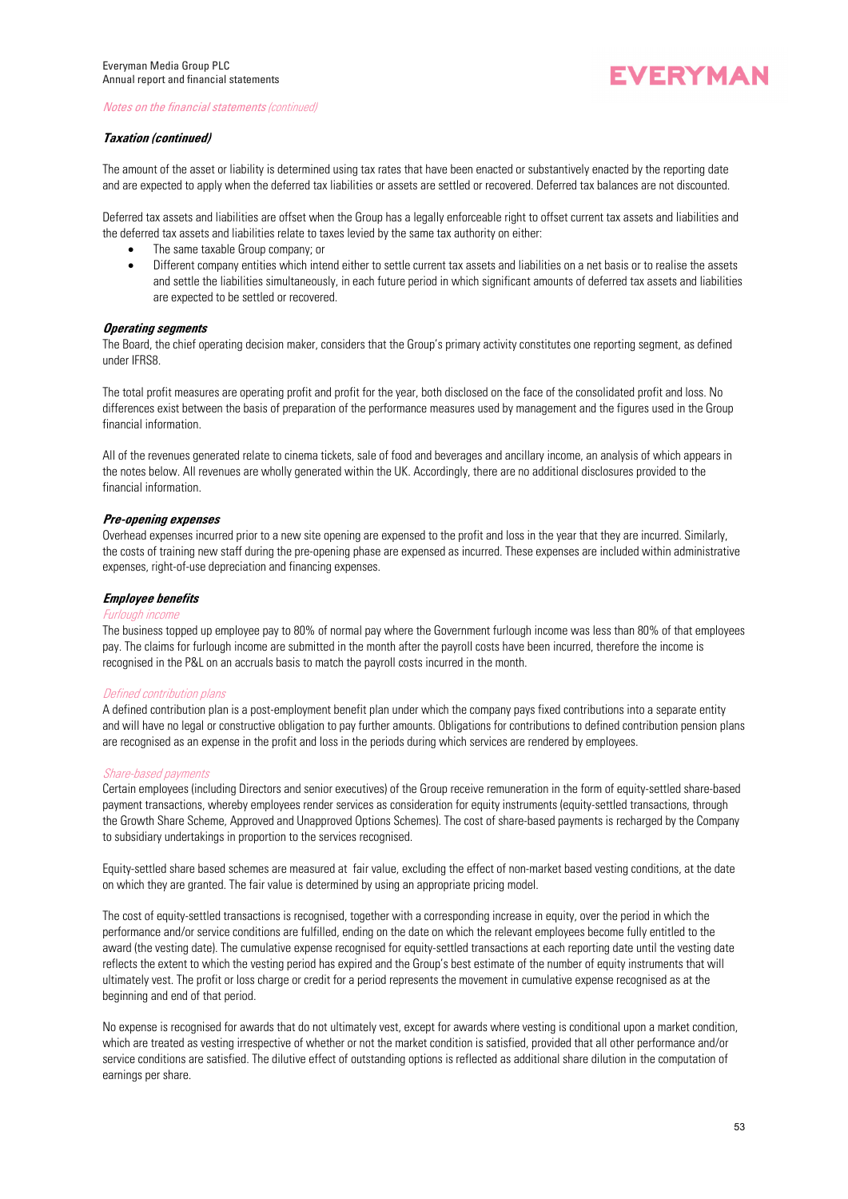*Notes on the financial statements (continued)*

### *Taxation (continued)*

The amount of the asset or liability is determined using tax rates that have been enacted or substantively enacted by the reporting date and are expected to apply when the deferred tax liabilities or assets are settled or recovered. Deferred tax balances are not discounted.

Deferred tax assets and liabilities are offset when the Group has a legally enforceable right to offset current tax assets and liabilities and the deferred tax assets and liabilities relate to taxes levied by the same tax authority on either:

- The same taxable Group company; or
- Different company entities which intend either to settle current tax assets and liabilities on a net basis or to realise the assets and settle the liabilities simultaneously, in each future period in which significant amounts of deferred tax assets and liabilities are expected to be settled or recovered.

### *Operating segments*

The Board, the chief operating decision maker, considers that the Group's primary activity constitutes one reporting segment, as defined under IFRS8.

The total profit measures are operating profit and profit for the year, both disclosed on the face of the consolidated profit and loss. No differences exist between the basis of preparation of the performance measures used by management and the figures used in the Group financial information.

All of the revenues generated relate to cinema tickets, sale of food and beverages and ancillary income, an analysis of which appears in the notes below. All revenues are wholly generated within the UK. Accordingly, there are no additional disclosures provided to the financial information.

### *Pre-opening expenses*

Overhead expenses incurred prior to a new site opening are expensed to the profit and loss in the year that they are incurred. Similarly, the costs of training new staff during the pre-opening phase are expensed as incurred. These expenses are included within administrative expenses, right-of-use depreciation and financing expenses.

### *Employee benefits*

*Furlough income*

The business topped up employee pay to 80% of normal pay where the Government furlough income was less than 80% of that employees pay. The claims for furlough income are submitted in the month after the payroll costs have been incurred, therefore the income is recognised in the P&L on an accruals basis to match the payroll costs incurred in the month.

*Defined contribution plans*

A defined contribution plan is a post-employment benefit plan under which the company pays fixed contributions into a separate entity and will have no legal or constructive obligation to pay further amounts. Obligations for contributions to defined contribution pension plans are recognised as an expense in the profit and loss in the periods during which services are rendered by employees.

*Share-based payments*

Certain employees (including Directors and senior executives) of the Group receive remuneration in the form of equity-settled share-based payment transactions, whereby employees render services as consideration for equity instruments (equity-settled transactions, through the Growth Share Scheme, Approved and Unapproved Options Schemes). The cost of share-based payments is recharged by the Company to subsidiary undertakings in proportion to the services recognised.

Equity-settled share based schemes are measured at fair value, excluding the effect of non-market based vesting conditions, at the date on which they are granted. The fair value is determined by using an appropriate pricing model.

The cost of equity-settled transactions is recognised, together with a corresponding increase in equity, over the period in which the performance and/or service conditions are fulfilled, ending on the date on which the relevant employees become fully entitled to the award (the vesting date). The cumulative expense recognised for equity-settled transactions at each reporting date until the vesting date reflects the extent to which the vesting period has expired and the Group's best estimate of the number of equity instruments that will ultimately vest. The profit or loss charge or credit for a period represents the movement in cumulative expense recognised as at the beginning and end of that period.

No expense is recognised for awards that do not ultimately vest, except for awards where vesting is conditional upon a market condition, which are treated as vesting irrespective of whether or not the market condition is satisfied, provided that all other performance and/or service conditions are satisfied. The dilutive effect of outstanding options is reflected as additional share dilution in the computation of earnings per share.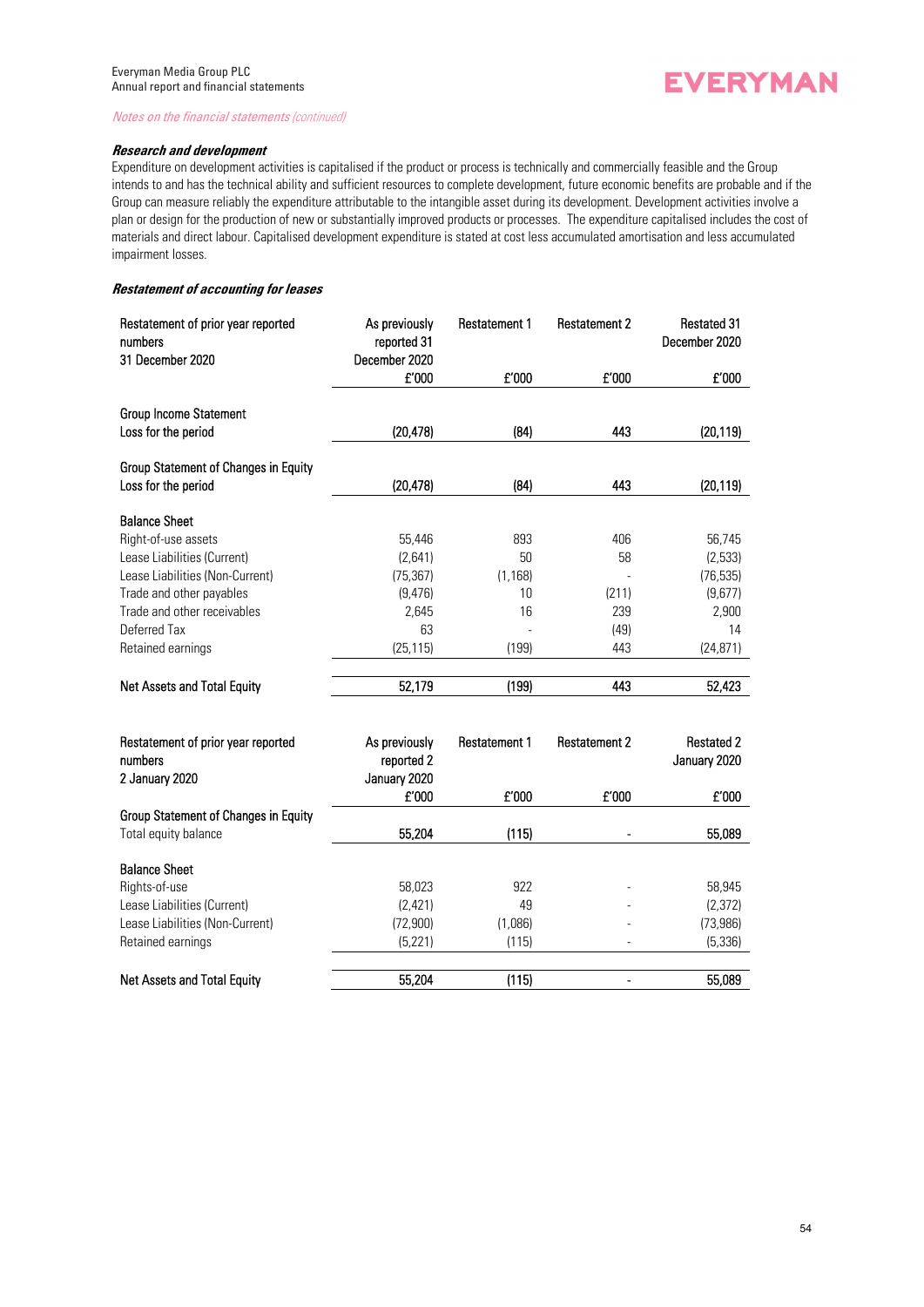*Notes on the financial statements (continued)*

***Research and development***

Expenditure on development activities is capitalised if the product or process is technically and commercially feasible and the Group intends to and has the technical ability and sufficient resources to complete development, future economic benefits are probable and if the Group can measure reliably the expenditure attributable to the intangible asset during its development. Development activities involve a plan or design for the production of new or substantially improved products or processes. The expenditure capitalised includes the cost of materials and direct labour. Capitalised development expenditure is stated at cost less accumulated amortisation and less accumulated impairment losses.

***Restatement of accounting for leases***

| Restatement of prior year reported numbers 31 December 2020 | As previously reported 31 December 2020 | Restatement 1 | Restatement 2 | Restated 31 December 2020 |
|---|---|---|---|---|
| | £'000 | £'000 | £'000 | £'000 |
| Group Income Statement | | | | |
| Loss for the period | (20,478) | (84) | 443 | (20,119) |
| Group Statement of Changes in Equity | | | | |
| Loss for the period | (20,478) | (84) | 443 | (20,119) |
| Balance Sheet | | | | |
| Right-of-use assets | 55,446 | 893 | 406 | 56,745 |
| Lease Liabilities (Current) | (2,641) | 50 | 58 | (2,533) |
| Lease Liabilities (Non-Current) | (75,367) | (1,168) | - | (76,535) |
| Trade and other payables | (9,476) | 10 | (211) | (9,677) |
| Trade and other receivables | 2,645 | 16 | 239 | 2,900 |
| Deferred Tax | 63 | - | (49) | 14 |
| Retained earnings | (25,115) | (199) | 443 | (24,871) |
| Net Assets and Total Equity | 52,179 | (199) | 443 | 52,423 |

| Restatement of prior year reported numbers 2 January 2020 | As previously reported 2 January 2020 | Restatement 1 | Restatement 2 | Restated 2 January 2020 |
|---|---|---|---|---|
| | £'000 | £'000 | £'000 | £'000 |
| Group Statement of Changes in Equity | | | | |
| Total equity balance | 55,204 | (115) | - | 55,089 |
| Balance Sheet | | | | |
| Rights-of-use | 58,023 | 922 | - | 58,945 |
| Lease Liabilities (Current) | (2,421) | 49 | - | (2,372) |
| Lease Liabilities (Non-Current) | (72,900) | (1,086) | - | (73,986) |
| Retained earnings | (5,221) | (115) | - | (5,336) |
| Net Assets and Total Equity | 55,204 | (115) | - | 55,089 |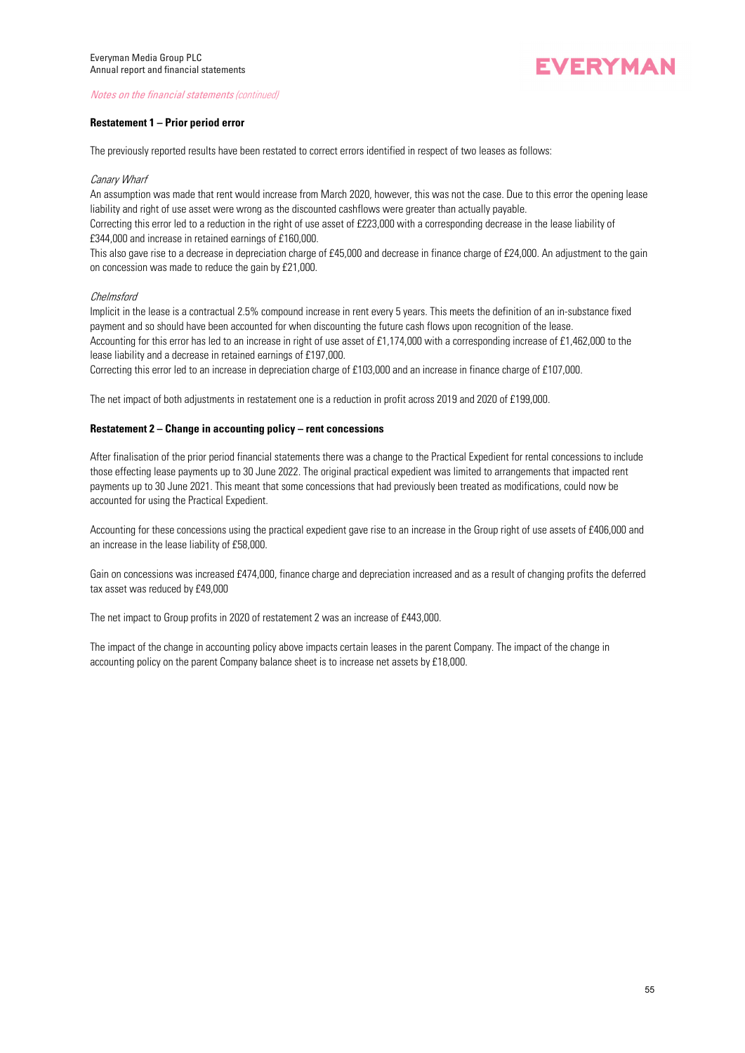*Notes on the financial statements (continued)*

**Restatement 1 – Prior period error**

The previously reported results have been restated to correct errors identified in respect of two leases as follows:

*Canary Wharf*

An assumption was made that rent would increase from March 2020, however, this was not the case. Due to this error the opening lease liability and right of use asset were wrong as the discounted cashflows were greater than actually payable.

Correcting this error led to a reduction in the right of use asset of £223,000 with a corresponding decrease in the lease liability of £344,000 and increase in retained earnings of £160,000.

This also gave rise to a decrease in depreciation charge of £45,000 and decrease in finance charge of £24,000. An adjustment to the gain on concession was made to reduce the gain by £21,000.

*Chelmsford*

Implicit in the lease is a contractual 2.5% compound increase in rent every 5 years. This meets the definition of an in-substance fixed payment and so should have been accounted for when discounting the future cash flows upon recognition of the lease.

Accounting for this error has led to an increase in right of use asset of £1,174,000 with a corresponding increase of £1,462,000 to the lease liability and a decrease in retained earnings of £197,000.

Correcting this error led to an increase in depreciation charge of £103,000 and an increase in finance charge of £107,000.

The net impact of both adjustments in restatement one is a reduction in profit across 2019 and 2020 of £199,000.

**Restatement 2 – Change in accounting policy – rent concessions**

After finalisation of the prior period financial statements there was a change to the Practical Expedient for rental concessions to include those effecting lease payments up to 30 June 2022. The original practical expedient was limited to arrangements that impacted rent payments up to 30 June 2021. This meant that some concessions that had previously been treated as modifications, could now be accounted for using the Practical Expedient.

Accounting for these concessions using the practical expedient gave rise to an increase in the Group right of use assets of £406,000 and an increase in the lease liability of £58,000.

Gain on concessions was increased £474,000, finance charge and depreciation increased and as a result of changing profits the deferred tax asset was reduced by £49,000

The net impact to Group profits in 2020 of restatement 2 was an increase of £443,000.

The impact of the change in accounting policy above impacts certain leases in the parent Company. The impact of the change in accounting policy on the parent Company balance sheet is to increase net assets by £18,000.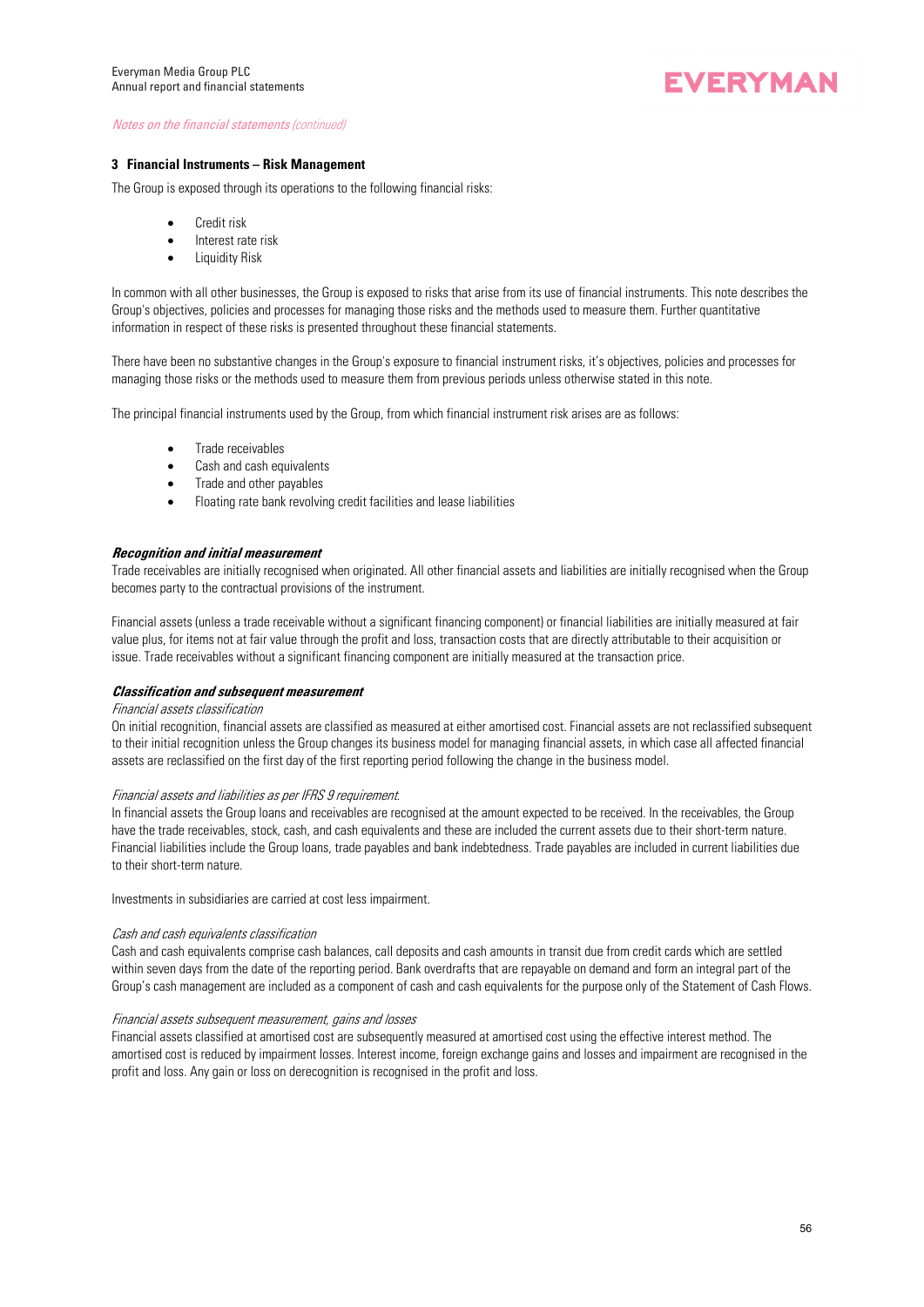*Notes on the financial statements (continued)*

### 3 Financial Instruments – Risk Management

The Group is exposed through its operations to the following financial risks:

- Credit risk
- Interest rate risk
- Liquidity Risk

In common with all other businesses, the Group is exposed to risks that arise from its use of financial instruments. This note describes the Group's objectives, policies and processes for managing those risks and the methods used to measure them. Further quantitative information in respect of these risks is presented throughout these financial statements.

There have been no substantive changes in the Group's exposure to financial instrument risks, it's objectives, policies and processes for managing those risks or the methods used to measure them from previous periods unless otherwise stated in this note.

The principal financial instruments used by the Group, from which financial instrument risk arises are as follows:

- Trade receivables
- Cash and cash equivalents
- Trade and other payables
- Floating rate bank revolving credit facilities and lease liabilities

***Recognition and initial measurement***

Trade receivables are initially recognised when originated. All other financial assets and liabilities are initially recognised when the Group becomes party to the contractual provisions of the instrument.

Financial assets (unless a trade receivable without a significant financing component) or financial liabilities are initially measured at fair value plus, for items not at fair value through the profit and loss, transaction costs that are directly attributable to their acquisition or issue. Trade receivables without a significant financing component are initially measured at the transaction price.

***Classification and subsequent measurement***

*Financial assets classification*

On initial recognition, financial assets are classified as measured at either amortised cost. Financial assets are not reclassified subsequent to their initial recognition unless the Group changes its business model for managing financial assets, in which case all affected financial assets are reclassified on the first day of the first reporting period following the change in the business model.

*Financial assets and liabilities as per IFRS 9 requirement.*

In financial assets the Group loans and receivables are recognised at the amount expected to be received. In the receivables, the Group have the trade receivables, stock, cash, and cash equivalents and these are included the current assets due to their short-term nature. Financial liabilities include the Group loans, trade payables and bank indebtedness. Trade payables are included in current liabilities due to their short-term nature.

Investments in subsidiaries are carried at cost less impairment.

*Cash and cash equivalents classification*

Cash and cash equivalents comprise cash balances, call deposits and cash amounts in transit due from credit cards which are settled within seven days from the date of the reporting period. Bank overdrafts that are repayable on demand and form an integral part of the Group's cash management are included as a component of cash and cash equivalents for the purpose only of the Statement of Cash Flows.

*Financial assets subsequent measurement, gains and losses*

Financial assets classified at amortised cost are subsequently measured at amortised cost using the effective interest method. The amortised cost is reduced by impairment losses. Interest income, foreign exchange gains and losses and impairment are recognised in the profit and loss. Any gain or loss on derecognition is recognised in the profit and loss.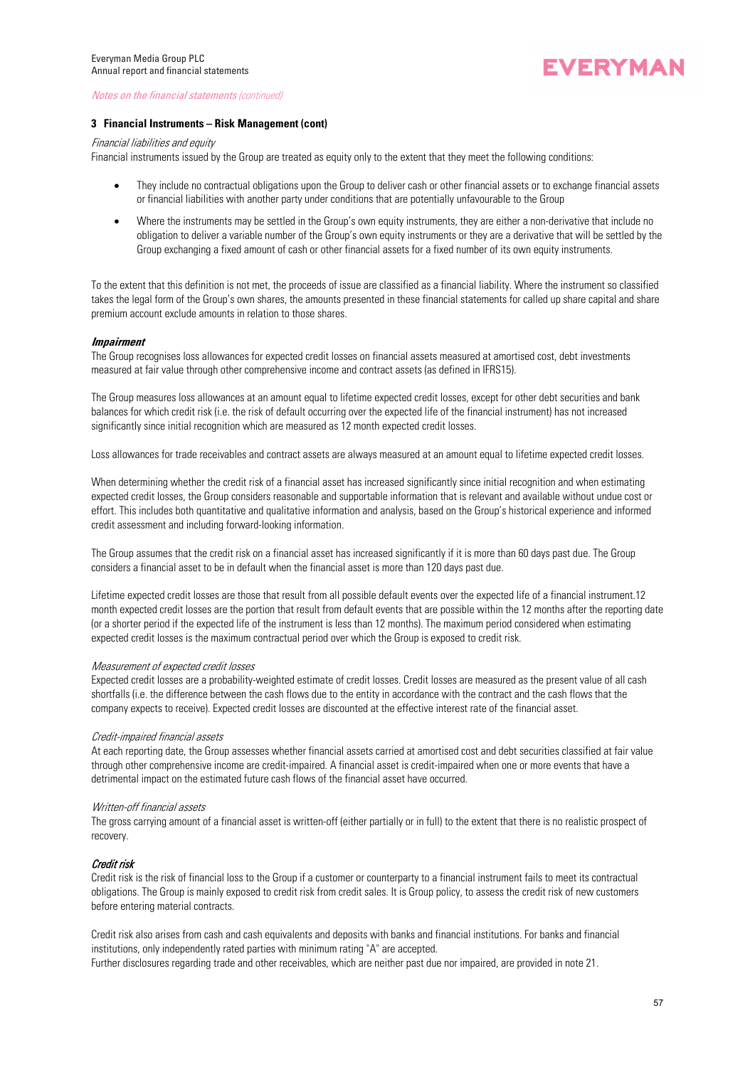### 3 Financial Instruments – Risk Management (cont)

*Financial liabilities and equity*

Financial instruments issued by the Group are treated as equity only to the extent that they meet the following conditions:

- They include no contractual obligations upon the Group to deliver cash or other financial assets or to exchange financial assets or financial liabilities with another party under conditions that are potentially unfavourable to the Group
- Where the instruments may be settled in the Group's own equity instruments, they are either a non-derivative that include no obligation to deliver a variable number of the Group's own equity instruments or they are a derivative that will be settled by the Group exchanging a fixed amount of cash or other financial assets for a fixed number of its own equity instruments.

To the extent that this definition is not met, the proceeds of issue are classified as a financial liability. Where the instrument so classified takes the legal form of the Group's own shares, the amounts presented in these financial statements for called up share capital and share premium account exclude amounts in relation to those shares.

***Impairment***

The Group recognises loss allowances for expected credit losses on financial assets measured at amortised cost, debt investments measured at fair value through other comprehensive income and contract assets (as defined in IFRS15).

The Group measures loss allowances at an amount equal to lifetime expected credit losses, except for other debt securities and bank balances for which credit risk (i.e. the risk of default occurring over the expected life of the financial instrument) has not increased significantly since initial recognition which are measured as 12 month expected credit losses.

Loss allowances for trade receivables and contract assets are always measured at an amount equal to lifetime expected credit losses.

When determining whether the credit risk of a financial asset has increased significantly since initial recognition and when estimating expected credit losses, the Group considers reasonable and supportable information that is relevant and available without undue cost or effort. This includes both quantitative and qualitative information and analysis, based on the Group's historical experience and informed credit assessment and including forward-looking information.

The Group assumes that the credit risk on a financial asset has increased significantly if it is more than 60 days past due. The Group considers a financial asset to be in default when the financial asset is more than 120 days past due.

Lifetime expected credit losses are those that result from all possible default events over the expected life of a financial instrument.12 month expected credit losses are the portion that result from default events that are possible within the 12 months after the reporting date (or a shorter period if the expected life of the instrument is less than 12 months). The maximum period considered when estimating expected credit losses is the maximum contractual period over which the Group is exposed to credit risk.

*Measurement of expected credit losses*

Expected credit losses are a probability-weighted estimate of credit losses. Credit losses are measured as the present value of all cash shortfalls (i.e. the difference between the cash flows due to the entity in accordance with the contract and the cash flows that the company expects to receive). Expected credit losses are discounted at the effective interest rate of the financial asset.

*Credit-impaired financial assets*

At each reporting date, the Group assesses whether financial assets carried at amortised cost and debt securities classified at fair value through other comprehensive income are credit-impaired. A financial asset is credit-impaired when one or more events that have a detrimental impact on the estimated future cash flows of the financial asset have occurred.

*Written-off financial assets*

The gross carrying amount of a financial asset is written-off (either partially or in full) to the extent that there is no realistic prospect of recovery.

***Credit risk***

Credit risk is the risk of financial loss to the Group if a customer or counterparty to a financial instrument fails to meet its contractual obligations. The Group is mainly exposed to credit risk from credit sales. It is Group policy, to assess the credit risk of new customers before entering material contracts.

Credit risk also arises from cash and cash equivalents and deposits with banks and financial institutions. For banks and financial institutions, only independently rated parties with minimum rating "A" are accepted.
Further disclosures regarding trade and other receivables, which are neither past due nor impaired, are provided in note 21.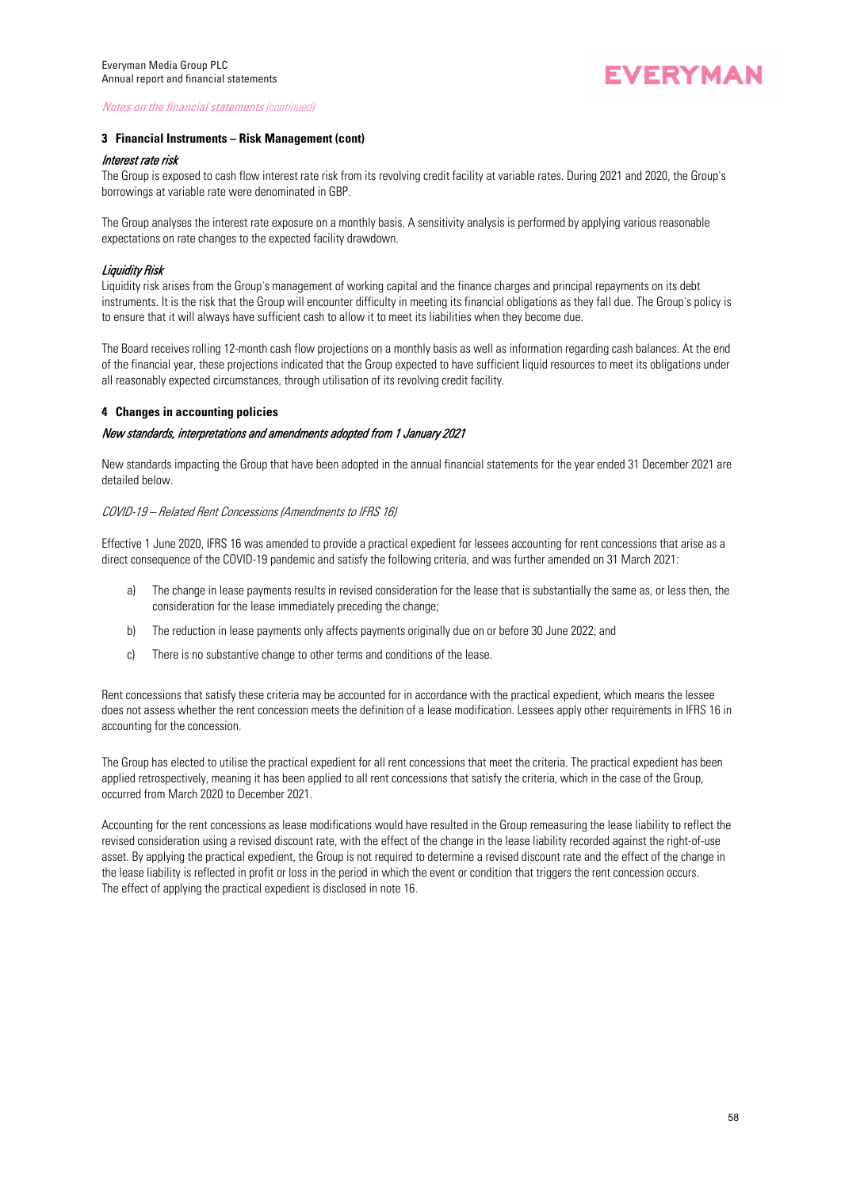*Notes on the financial statements (continued)*

### 3 Financial Instruments – Risk Management (cont)

*Interest rate risk*

The Group is exposed to cash flow interest rate risk from its revolving credit facility at variable rates. During 2021 and 2020, the Group's borrowings at variable rate were denominated in GBP.

The Group analyses the interest rate exposure on a monthly basis. A sensitivity analysis is performed by applying various reasonable expectations on rate changes to the expected facility drawdown.

*Liquidity Risk*

Liquidity risk arises from the Group's management of working capital and the finance charges and principal repayments on its debt instruments. It is the risk that the Group will encounter difficulty in meeting its financial obligations as they fall due. The Group's policy is to ensure that it will always have sufficient cash to allow it to meet its liabilities when they become due.

The Board receives rolling 12-month cash flow projections on a monthly basis as well as information regarding cash balances. At the end of the financial year, these projections indicated that the Group expected to have sufficient liquid resources to meet its obligations under all reasonably expected circumstances, through utilisation of its revolving credit facility.

### 4 Changes in accounting policies

*New standards, interpretations and amendments adopted from 1 January 2021*

New standards impacting the Group that have been adopted in the annual financial statements for the year ended 31 December 2021 are detailed below.

*COVID-19 – Related Rent Concessions (Amendments to IFRS 16)*

Effective 1 June 2020, IFRS 16 was amended to provide a practical expedient for lessees accounting for rent concessions that arise as a direct consequence of the COVID-19 pandemic and satisfy the following criteria, and was further amended on 31 March 2021:

a) The change in lease payments results in revised consideration for the lease that is substantially the same as, or less then, the consideration for the lease immediately preceding the change;

b) The reduction in lease payments only affects payments originally due on or before 30 June 2022; and

c) There is no substantive change to other terms and conditions of the lease.

Rent concessions that satisfy these criteria may be accounted for in accordance with the practical expedient, which means the lessee does not assess whether the rent concession meets the definition of a lease modification. Lessees apply other requirements in IFRS 16 in accounting for the concession.

The Group has elected to utilise the practical expedient for all rent concessions that meet the criteria. The practical expedient has been applied retrospectively, meaning it has been applied to all rent concessions that satisfy the criteria, which in the case of the Group, occurred from March 2020 to December 2021.

Accounting for the rent concessions as lease modifications would have resulted in the Group remeasuring the lease liability to reflect the revised consideration using a revised discount rate, with the effect of the change in the lease liability recorded against the right-of-use asset. By applying the practical expedient, the Group is not required to determine a revised discount rate and the effect of the change in the lease liability is reflected in profit or loss in the period in which the event or condition that triggers the rent concession occurs. The effect of applying the practical expedient is disclosed in note 16.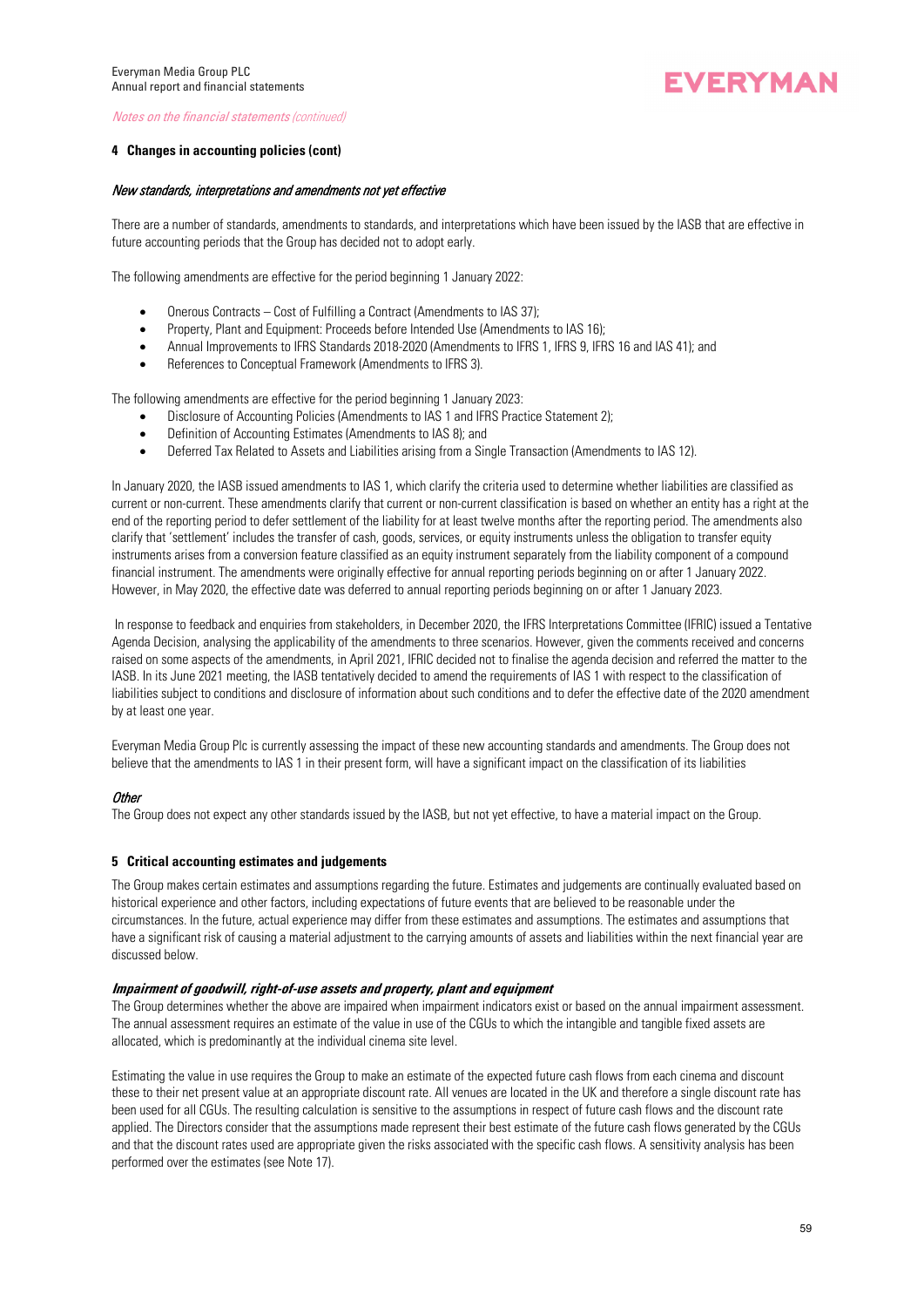*Notes on the financial statements (continued)*

**4 Changes in accounting policies (cont)**

*New standards, interpretations and amendments not yet effective*

There are a number of standards, amendments to standards, and interpretations which have been issued by the IASB that are effective in future accounting periods that the Group has decided not to adopt early.

The following amendments are effective for the period beginning 1 January 2022:

- Onerous Contracts – Cost of Fulfilling a Contract (Amendments to IAS 37);
- Property, Plant and Equipment: Proceeds before Intended Use (Amendments to IAS 16);
- Annual Improvements to IFRS Standards 2018-2020 (Amendments to IFRS 1, IFRS 9, IFRS 16 and IAS 41); and
- References to Conceptual Framework (Amendments to IFRS 3).

The following amendments are effective for the period beginning 1 January 2023:

- Disclosure of Accounting Policies (Amendments to IAS 1 and IFRS Practice Statement 2);
- Definition of Accounting Estimates (Amendments to IAS 8); and
- Deferred Tax Related to Assets and Liabilities arising from a Single Transaction (Amendments to IAS 12).

In January 2020, the IASB issued amendments to IAS 1, which clarify the criteria used to determine whether liabilities are classified as current or non-current. These amendments clarify that current or non-current classification is based on whether an entity has a right at the end of the reporting period to defer settlement of the liability for at least twelve months after the reporting period. The amendments also clarify that 'settlement' includes the transfer of cash, goods, services, or equity instruments unless the obligation to transfer equity instruments arises from a conversion feature classified as an equity instrument separately from the liability component of a compound financial instrument. The amendments were originally effective for annual reporting periods beginning on or after 1 January 2022. However, in May 2020, the effective date was deferred to annual reporting periods beginning on or after 1 January 2023.

In response to feedback and enquiries from stakeholders, in December 2020, the IFRS Interpretations Committee (IFRIC) issued a Tentative Agenda Decision, analysing the applicability of the amendments to three scenarios. However, given the comments received and concerns raised on some aspects of the amendments, in April 2021, IFRIC decided not to finalise the agenda decision and referred the matter to the IASB. In its June 2021 meeting, the IASB tentatively decided to amend the requirements of IAS 1 with respect to the classification of liabilities subject to conditions and disclosure of information about such conditions and to defer the effective date of the 2020 amendment by at least one year.

Everyman Media Group Plc is currently assessing the impact of these new accounting standards and amendments. The Group does not believe that the amendments to IAS 1 in their present form, will have a significant impact on the classification of its liabilities

*Other*

The Group does not expect any other standards issued by the IASB, but not yet effective, to have a material impact on the Group.

**5 Critical accounting estimates and judgements**

The Group makes certain estimates and assumptions regarding the future. Estimates and judgements are continually evaluated based on historical experience and other factors, including expectations of future events that are believed to be reasonable under the circumstances. In the future, actual experience may differ from these estimates and assumptions. The estimates and assumptions that have a significant risk of causing a material adjustment to the carrying amounts of assets and liabilities within the next financial year are discussed below.

***Impairment of goodwill, right-of-use assets and property, plant and equipment***

The Group determines whether the above are impaired when impairment indicators exist or based on the annual impairment assessment. The annual assessment requires an estimate of the value in use of the CGUs to which the intangible and tangible fixed assets are allocated, which is predominantly at the individual cinema site level.

Estimating the value in use requires the Group to make an estimate of the expected future cash flows from each cinema and discount these to their net present value at an appropriate discount rate. All venues are located in the UK and therefore a single discount rate has been used for all CGUs. The resulting calculation is sensitive to the assumptions in respect of future cash flows and the discount rate applied. The Directors consider that the assumptions made represent their best estimate of the future cash flows generated by the CGUs and that the discount rates used are appropriate given the risks associated with the specific cash flows. A sensitivity analysis has been performed over the estimates (see Note 17).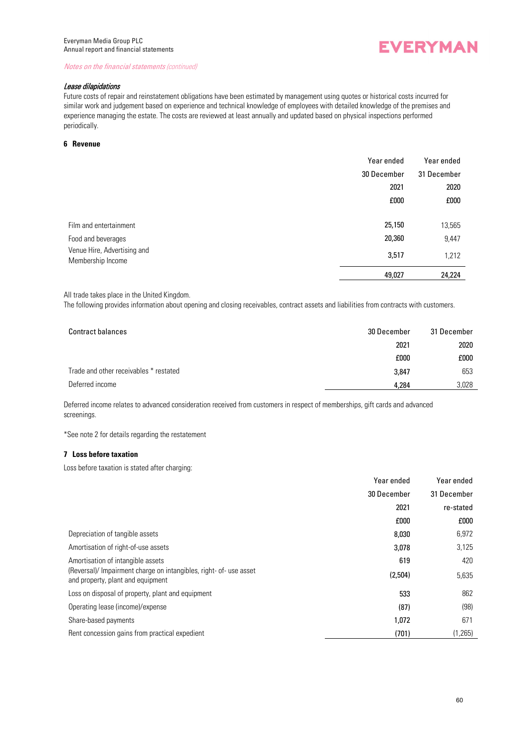*Notes on the financial statements (continued)*

*Lease dilapidations*

Future costs of repair and reinstatement obligations have been estimated by management using quotes or historical costs incurred for similar work and judgement based on experience and technical knowledge of employees with detailed knowledge of the premises and experience managing the estate. The costs are reviewed at least annually and updated based on physical inspections performed periodically.

## 6 Revenue

| | Year ended 30 December 2021 £000 | Year ended 31 December 2020 £000 |
|---|---|---|
| Film and entertainment | 25,150 | 13,565 |
| Food and beverages | 20,360 | 9,447 |
| Venue Hire, Advertising and Membership Income | 3,517 | 1,212 |
| | 49,027 | 24,224 |

All trade takes place in the United Kingdom.

The following provides information about opening and closing receivables, contract assets and liabilities from contracts with customers.

| Contract balances | 30 December 2021 £000 | 31 December 2020 £000 |
|---|---|---|
| Trade and other receivables * restated | 3,847 | 653 |
| Deferred income | 4,284 | 3,028 |

Deferred income relates to advanced consideration received from customers in respect of memberships, gift cards and advanced screenings.

*See note 2 for details regarding the restatement

## 7 Loss before taxation

Loss before taxation is stated after charging:

| | Year ended 30 December 2021 £000 | Year ended 31 December re-stated £000 |
|---|---|---|
| Depreciation of tangible assets | 8,030 | 6,972 |
| Amortisation of right-of-use assets | 3,078 | 3,125 |
| Amortisation of intangible assets | 619 | 420 |
| (Reversal)/ Impairment charge on intangibles, right- of- use asset and property, plant and equipment | (2,504) | 5,635 |
| Loss on disposal of property, plant and equipment | 533 | 862 |
| Operating lease (income)/expense | (87) | (98) |
| Share-based payments | 1,072 | 671 |
| Rent concession gains from practical expedient | (701) | (1,265) |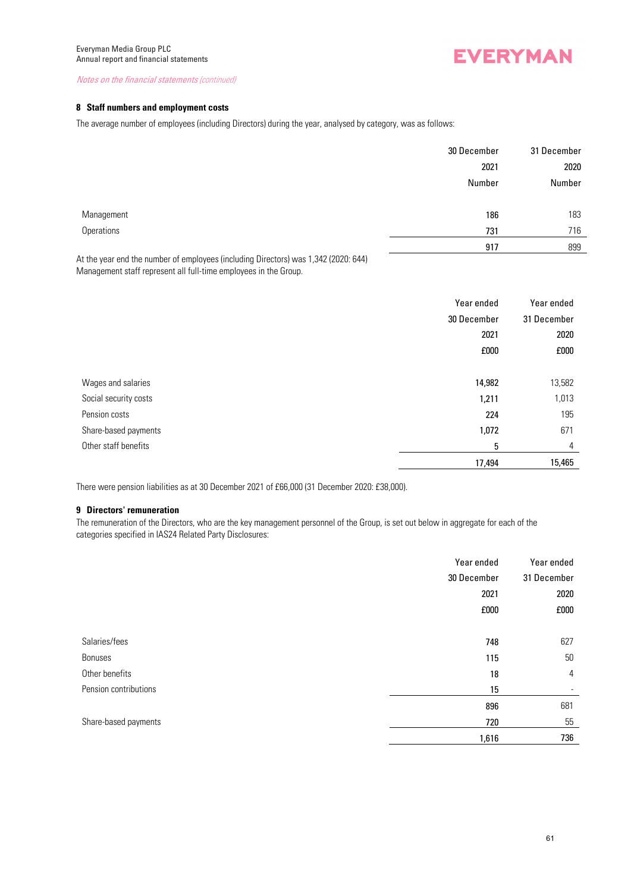*Notes on the financial statements (continued)*

## 8 Staff numbers and employment costs

The average number of employees (including Directors) during the year, analysed by category, was as follows:

| | 30 December 2021 Number | 31 December 2020 Number |
|---|---|---|
| Management | **186** | 183 |
| Operations | **731** | 716 |
| | **917** | 899 |

At the year end the number of employees (including Directors) was 1,342 (2020: 644)
Management staff represent all full-time employees in the Group.

| | Year ended 30 December 2021 £000 | Year ended 31 December 2020 £000 |
|---|---|---|
| Wages and salaries | **14,982** | 13,582 |
| Social security costs | **1,211** | 1,013 |
| Pension costs | **224** | 195 |
| Share-based payments | **1,072** | 671 |
| Other staff benefits | **5** | 4 |
| | **17,494** | 15,465 |

There were pension liabilities as at 30 December 2021 of £66,000 (31 December 2020: £38,000).

## 9 Directors' remuneration

The remuneration of the Directors, who are the key management personnel of the Group, is set out below in aggregate for each of the categories specified in IAS24 Related Party Disclosures:

| | Year ended 30 December 2021 £000 | Year ended 31 December 2020 £000 |
|---|---|---|
| Salaries/fees | **748** | 627 |
| Bonuses | **115** | 50 |
| Other benefits | **18** | 4 |
| Pension contributions | **15** | - |
| | **896** | 681 |
| Share-based payments | **720** | 55 |
| | **1,616** | 736 |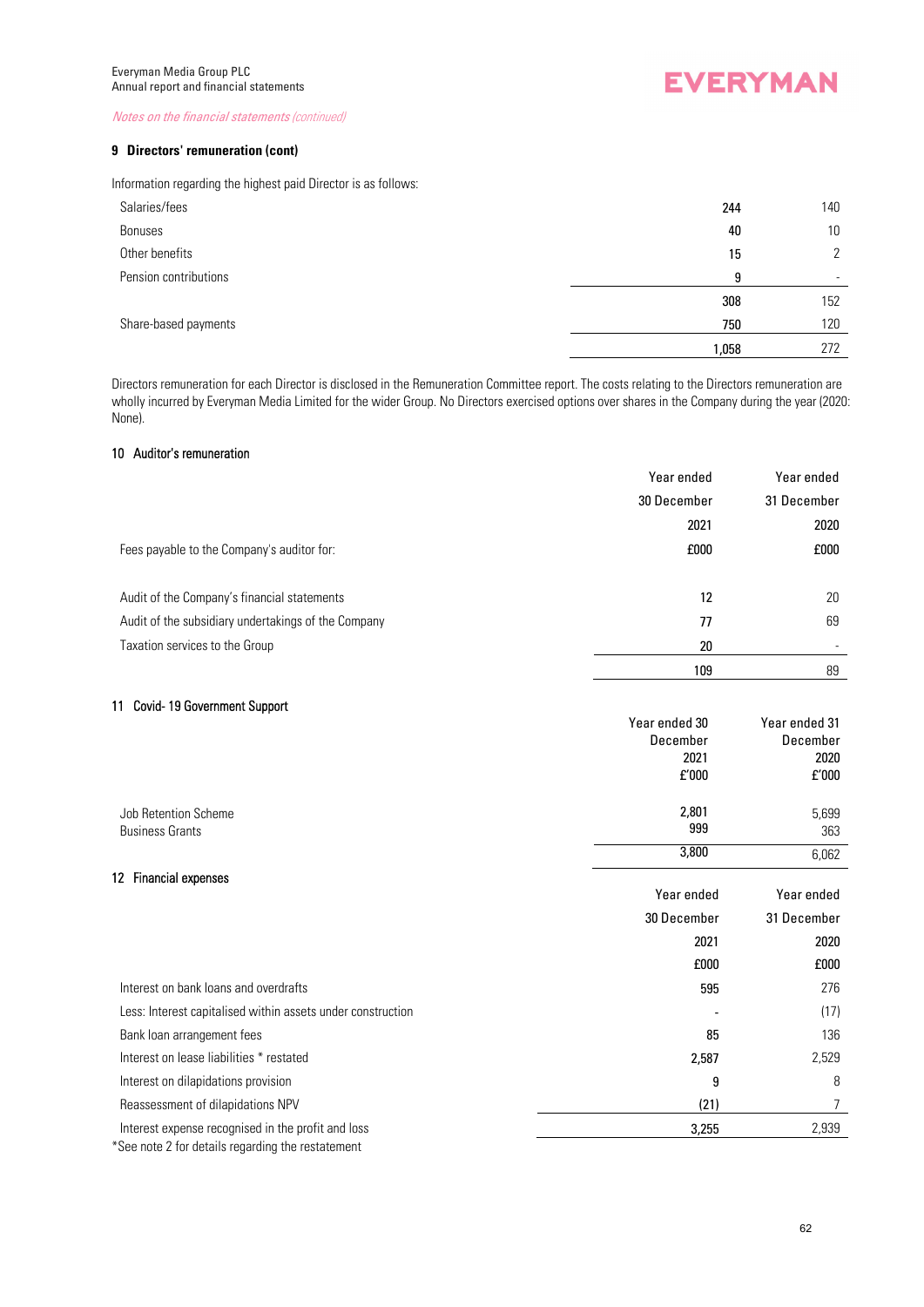*Notes on the financial statements (continued)*

### 9 Directors' remuneration (cont)

Information regarding the highest paid Director is as follows:

| | | |
|---|---|---|
| Salaries/fees | **244** | 140 |
| Bonuses | **40** | 10 |
| Other benefits | **15** | 2 |
| Pension contributions | **9** | - |
| | **308** | 152 |
| Share-based payments | **750** | 120 |
| | **1,058** | 272 |

Directors remuneration for each Director is disclosed in the Remuneration Committee report. The costs relating to the Directors remuneration are wholly incurred by Everyman Media Limited for the wider Group. No Directors exercised options over shares in the Company during the year (2020: None).

### 10 Auditor's remuneration

| | Year ended 30 December 2021 | Year ended 31 December 2020 |
|---|---|---|
| Fees payable to the Company's auditor for: | £000 | £000 |
| Audit of the Company's financial statements | 12 | 20 |
| Audit of the subsidiary undertakings of the Company | 77 | 69 |
| Taxation services to the Group | 20 | - |
| | 109 | 89 |

### 11 Covid- 19 Government Support

| | Year ended 30 December 2021 £'000 | Year ended 31 December 2020 £'000 |
|---|---|---|
| Job Retention Scheme | 2,801 | 5,699 |
| Business Grants | 999 | 363 |
| | 3,800 | 6,062 |

### 12 Financial expenses

| | Year ended 30 December 2021 | Year ended 31 December 2020 |
|---|---|---|
| | £000 | £000 |
| Interest on bank loans and overdrafts | 595 | 276 |
| Less: Interest capitalised within assets under construction | - | (17) |
| Bank loan arrangement fees | 85 | 136 |
| Interest on lease liabilities * restated | 2,587 | 2,529 |
| Interest on dilapidations provision | 9 | 8 |
| Reassessment of dilapidations NPV | (21) | 7 |
| Interest expense recognised in the profit and loss | 3,255 | 2,939 |

*See note 2 for details regarding the restatement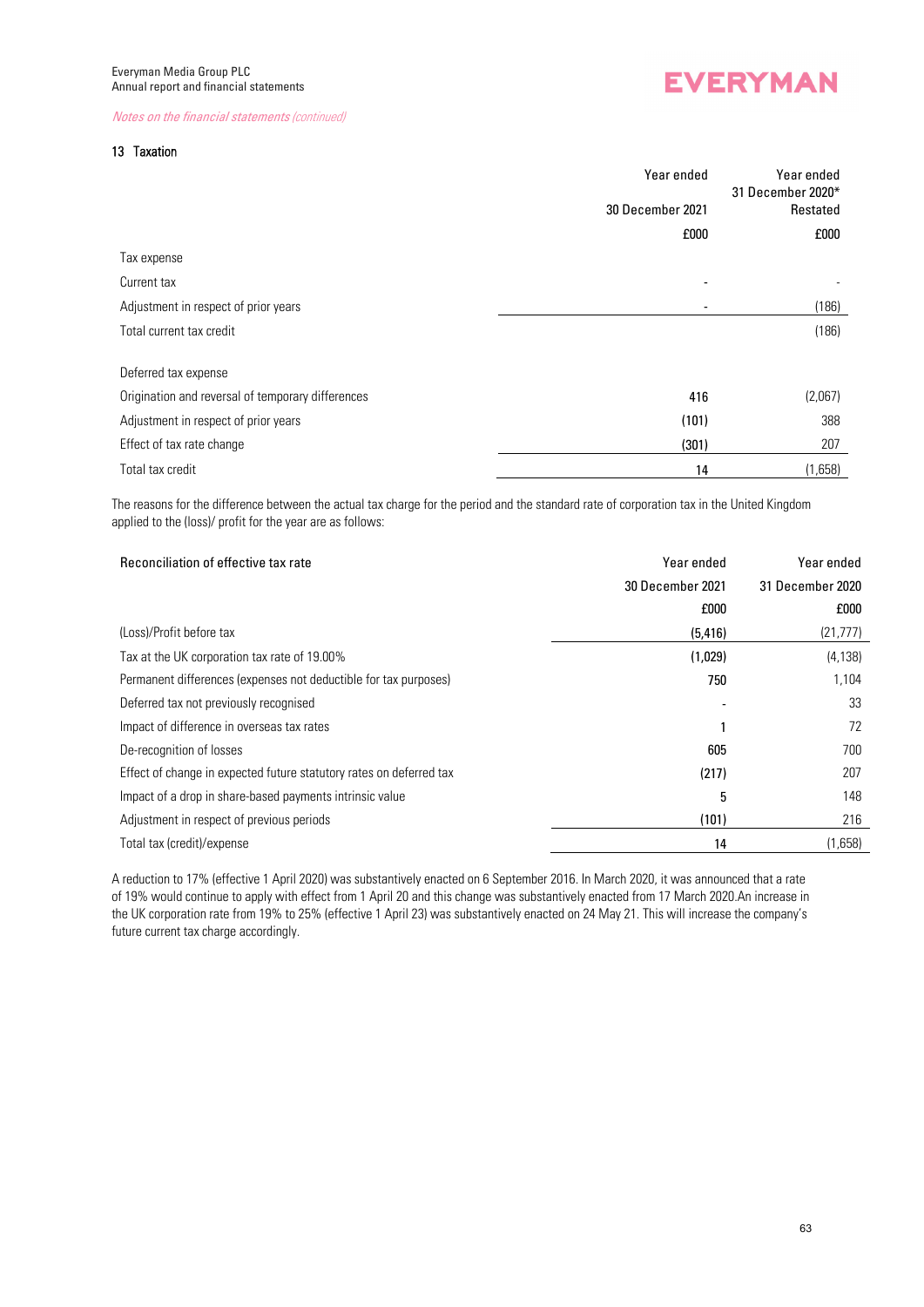*Notes on the financial statements (continued)*

## 13 Taxation

| | Year ended 30 December 2021 | Year ended 31 December 2020* Restated |
|---|---|---|
| | £000 | £000 |
| Tax expense | | |
| Current tax | - | - |
| Adjustment in respect of prior years | - | (186) |
| Total current tax credit | | (186) |
| | | |
| Deferred tax expense | | |
| Origination and reversal of temporary differences | 416 | (2,067) |
| Adjustment in respect of prior years | (101) | 388 |
| Effect of tax rate change | (301) | 207 |
| Total tax credit | 14 | (1,658) |

The reasons for the difference between the actual tax charge for the period and the standard rate of corporation tax in the United Kingdom applied to the (loss)/ profit for the year are as follows:

| Reconciliation of effective tax rate | Year ended 30 December 2021 | Year ended 31 December 2020 |
|---|---|---|
| | £000 | £000 |
| (Loss)/Profit before tax | (5,416) | (21,777) |
| Tax at the UK corporation tax rate of 19.00% | (1,029) | (4,138) |
| Permanent differences (expenses not deductible for tax purposes) | 750 | 1,104 |
| Deferred tax not previously recognised | - | 33 |
| Impact of difference in overseas tax rates | 1 | 72 |
| De-recognition of losses | 605 | 700 |
| Effect of change in expected future statutory rates on deferred tax | (217) | 207 |
| Impact of a drop in share-based payments intrinsic value | 5 | 148 |
| Adjustment in respect of previous periods | (101) | 216 |
| Total tax (credit)/expense | 14 | (1,658) |

A reduction to 17% (effective 1 April 2020) was substantively enacted on 6 September 2016. In March 2020, it was announced that a rate of 19% would continue to apply with effect from 1 April 20 and this change was substantively enacted from 17 March 2020.An increase in the UK corporation rate from 19% to 25% (effective 1 April 23) was substantively enacted on 24 May 21. This will increase the company's future current tax charge accordingly.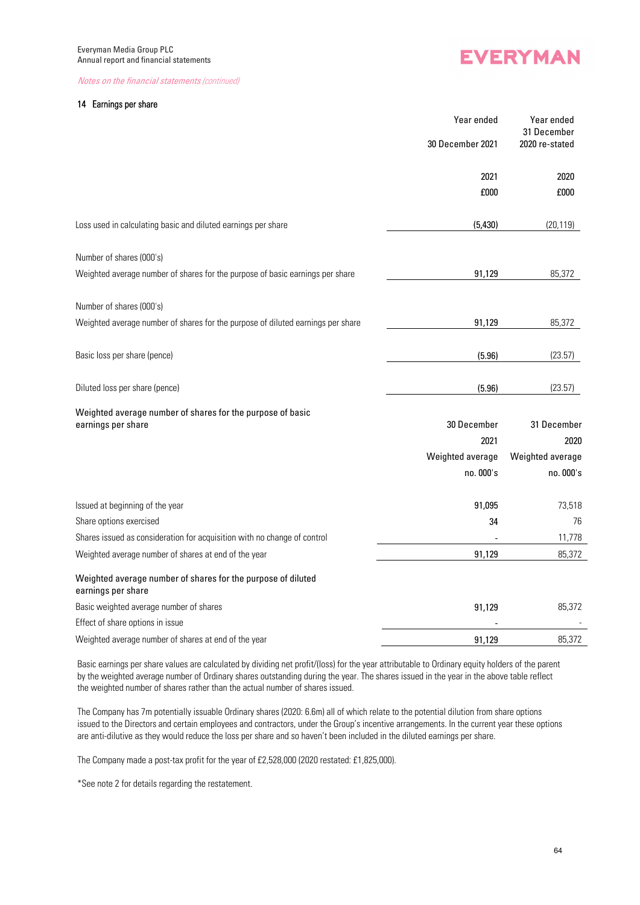*Notes on the financial statements (continued)*

## 14 Earnings per share

| | Year ended 30 December 2021 | Year ended 31 December 2020 re-stated |
|---|---|---|
| | 2021 | 2020 |
| | £000 | £000 |
| Loss used in calculating basic and diluted earnings per share | (5,430) | (20,119) |
| Number of shares (000's) | | |
| Weighted average number of shares for the purpose of basic earnings per share | 91,129 | 85,372 |
| Number of shares (000's) | | |
| Weighted average number of shares for the purpose of diluted earnings per share | 91,129 | 85,372 |
| Basic loss per share (pence) | (5.96) | (23.57) |
| Diluted loss per share (pence) | (5.96) | (23.57) |

| Weighted average number of shares for the purpose of basic earnings per share | 30 December 2021 Weighted average no. 000's | 31 December 2020 Weighted average no. 000's |
|---|---|---|
| Issued at beginning of the year | 91,095 | 73,518 |
| Share options exercised | 34 | 76 |
| Shares issued as consideration for acquisition with no change of control | - | 11,778 |
| Weighted average number of shares at end of the year | 91,129 | 85,372 |
| **Weighted average number of shares for the purpose of diluted earnings per share** | | |
| Basic weighted average number of shares | 91,129 | 85,372 |
| Effect of share options in issue | - | - |
| Weighted average number of shares at end of the year | 91,129 | 85,372 |

Basic earnings per share values are calculated by dividing net profit/(loss) for the year attributable to Ordinary equity holders of the parent by the weighted average number of Ordinary shares outstanding during the year. The shares issued in the year in the above table reflect the weighted number of shares rather than the actual number of shares issued.

The Company has 7m potentially issuable Ordinary shares (2020: 6.6m) all of which relate to the potential dilution from share options issued to the Directors and certain employees and contractors, under the Group's incentive arrangements. In the current year these options are anti-dilutive as they would reduce the loss per share and so haven't been included in the diluted earnings per share.

The Company made a post-tax profit for the year of £2,528,000 (2020 restated: £1,825,000).

*See note 2 for details regarding the restatement.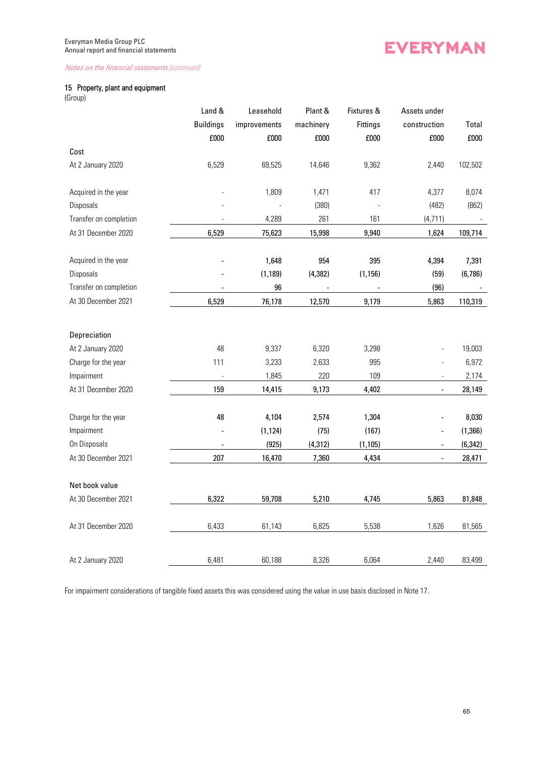*Notes on the financial statements (continued)*

## 15 Property, plant and equipment

(Group)

| | Land & Buildings £000 | Leasehold improvements £000 | Plant & machinery £000 | Fixtures & Fittings £000 | Assets under construction £000 | Total £000 |
|---|---|---|---|---|---|---|
| **Cost** | | | | | | |
| At 2 January 2020 | 6,529 | 69,525 | 14,646 | 9,362 | 2,440 | 102,502 |
| | | | | | | |
| Acquired in the year | - | 1,809 | 1,471 | 417 | 4,377 | 8,074 |
| Disposals | - | - | (380) | - | (482) | (862) |
| Transfer on completion | - | 4,289 | 261 | 161 | (4,711) | - |
| At 31 December 2020 | 6,529 | 75,623 | 15,998 | 9,940 | 1,624 | 109,714 |
| | | | | | | |
| Acquired in the year | - | 1,648 | 954 | 395 | 4,394 | 7,391 |
| Disposals | - | (1,189) | (4,382) | (1,156) | (59) | (6,786) |
| Transfer on completion | - | 96 | - | - | (96) | - |
| At 30 December 2021 | 6,529 | 76,178 | 12,570 | 9,179 | 5,863 | 110,319 |
| | | | | | | |
| **Depreciation** | | | | | | |
| At 2 January 2020 | 48 | 9,337 | 6,320 | 3,298 | - | 19,003 |
| Charge for the year | 111 | 3,233 | 2,633 | 995 | - | 6,972 |
| Impairment | - | 1,845 | 220 | 109 | - | 2,174 |
| At 31 December 2020 | 159 | 14,415 | 9,173 | 4,402 | - | 28,149 |
| | | | | | | |
| Charge for the year | 48 | 4,104 | 2,574 | 1,304 | - | 8,030 |
| Impairment | - | (1,124) | (75) | (167) | - | (1,366) |
| On Disposals | - | (925) | (4,312) | (1,105) | - | (6,342) |
| At 30 December 2021 | 207 | 16,470 | 7,360 | 4,434 | - | 28,471 |
| | | | | | | |
| **Net book value** | | | | | | |
| At 30 December 2021 | 6,322 | 59,708 | 5,210 | 4,745 | 5,863 | 81,848 |
| | | | | | | |
| At 31 December 2020 | 6,433 | 61,143 | 6,825 | 5,538 | 1,626 | 81,565 |
| | | | | | | |
| At 2 January 2020 | 6,481 | 60,188 | 8,326 | 6,064 | 2,440 | 83,499 |

For impairment considerations of tangible fixed assets this was considered using the value in use basis disclosed in Note 17.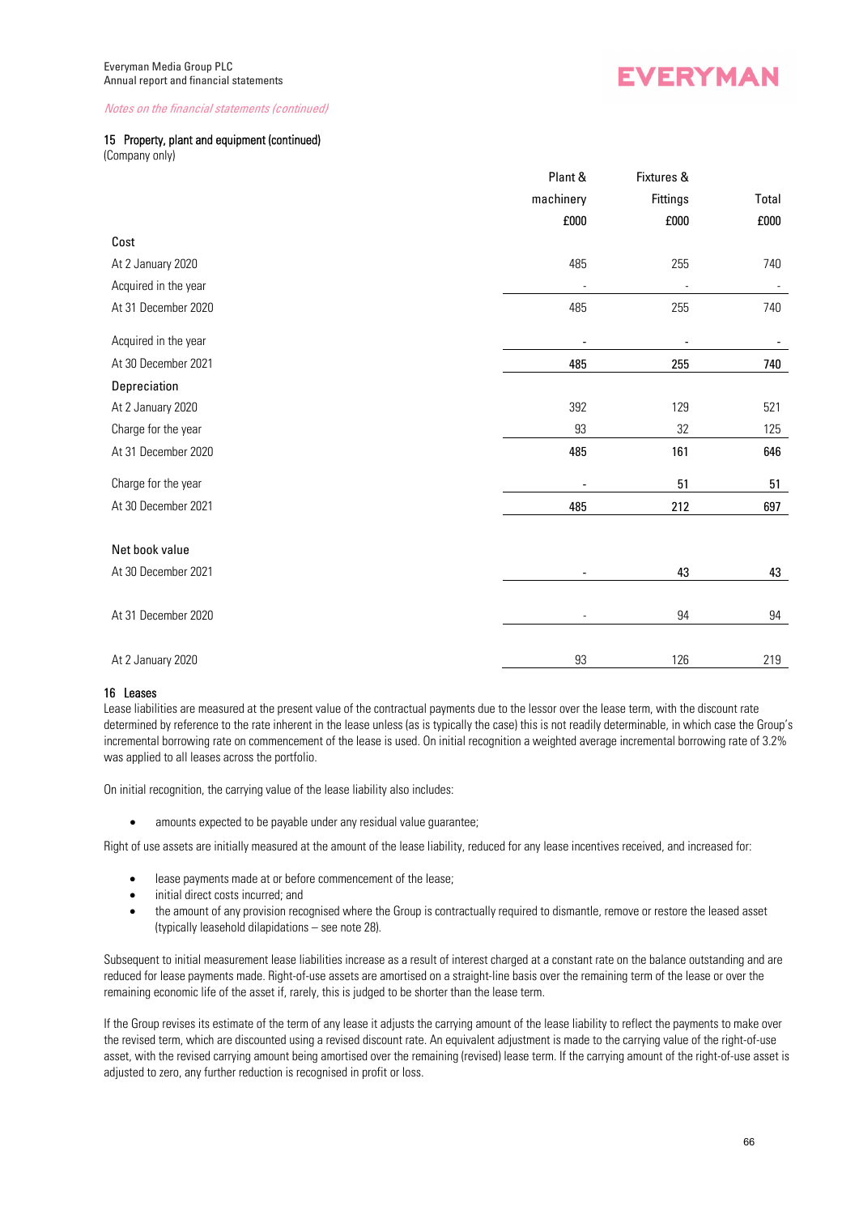*Notes on the financial statements (continued)*

### 15 Property, plant and equipment (continued)

(Company only)

| | Plant & machinery £000 | Fixtures & Fittings £000 | Total £000 |
|---|---|---|---|
| **Cost** | | | |
| At 2 January 2020 | 485 | 255 | 740 |
| Acquired in the year | - | - | - |
| At 31 December 2020 | 485 | 255 | 740 |
| Acquired in the year | - | - | - |
| At 30 December 2021 | **485** | **255** | **740** |
| **Depreciation** | | | |
| At 2 January 2020 | 392 | 129 | 521 |
| Charge for the year | 93 | 32 | 125 |
| At 31 December 2020 | **485** | **161** | **646** |
| Charge for the year | - | 51 | 51 |
| At 30 December 2021 | 485 | 212 | 697 |
| **Net book value** | | | |
| At 30 December 2021 | - | 43 | 43 |
| At 31 December 2020 | - | 94 | 94 |
| At 2 January 2020 | 93 | 126 | 219 |

### 16 Leases

Lease liabilities are measured at the present value of the contractual payments due to the lessor over the lease term, with the discount rate determined by reference to the rate inherent in the lease unless (as is typically the case) this is not readily determinable, in which case the Group's incremental borrowing rate on commencement of the lease is used. On initial recognition a weighted average incremental borrowing rate of 3.2% was applied to all leases across the portfolio.

On initial recognition, the carrying value of the lease liability also includes:

- amounts expected to be payable under any residual value guarantee;

Right of use assets are initially measured at the amount of the lease liability, reduced for any lease incentives received, and increased for:

- lease payments made at or before commencement of the lease;
- initial direct costs incurred; and
- the amount of any provision recognised where the Group is contractually required to dismantle, remove or restore the leased asset (typically leasehold dilapidations – see note 28).

Subsequent to initial measurement lease liabilities increase as a result of interest charged at a constant rate on the balance outstanding and are reduced for lease payments made. Right-of-use assets are amortised on a straight-line basis over the remaining term of the lease or over the remaining economic life of the asset if, rarely, this is judged to be shorter than the lease term.

If the Group revises its estimate of the term of any lease it adjusts the carrying amount of the lease liability to reflect the payments to make over the revised term, which are discounted using a revised discount rate. An equivalent adjustment is made to the carrying value of the right-of-use asset, with the revised carrying amount being amortised over the remaining (revised) lease term. If the carrying amount of the right-of-use asset is adjusted to zero, any further reduction is recognised in profit or loss.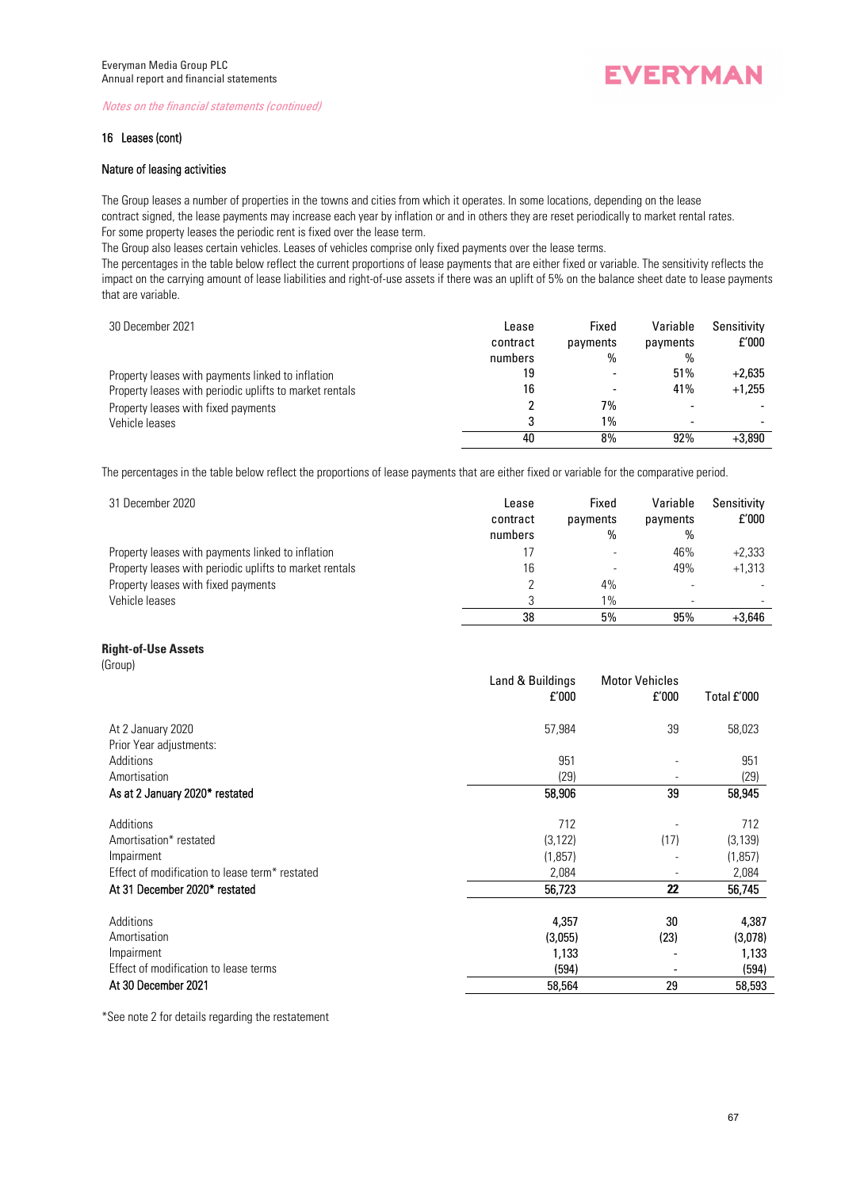*Notes on the financial statements (continued)*

### 16 Leases (cont)

#### Nature of leasing activities

The Group leases a number of properties in the towns and cities from which it operates. In some locations, depending on the lease contract signed, the lease payments may increase each year by inflation or and in others they are reset periodically to market rental rates. For some property leases the periodic rent is fixed over the lease term.

The Group also leases certain vehicles. Leases of vehicles comprise only fixed payments over the lease terms.

The percentages in the table below reflect the current proportions of lease payments that are either fixed or variable. The sensitivity reflects the impact on the carrying amount of lease liabilities and right-of-use assets if there was an uplift of 5% on the balance sheet date to lease payments that are variable.

| 30 December 2021 | Lease contract numbers | Fixed payments % | Variable payments % | Sensitivity £'000 |
|---|---|---|---|---|
| Property leases with payments linked to inflation | 19 | - | 51% | +2,635 |
| Property leases with periodic uplifts to market rentals | 16 | - | 41% | +1,255 |
| Property leases with fixed payments | 2 | 7% | - | - |
| Vehicle leases | 3 | 1% | - | - |
| | 40 | 8% | 92% | +3,890 |

The percentages in the table below reflect the proportions of lease payments that are either fixed or variable for the comparative period.

| 31 December 2020 | Lease contract numbers | Fixed payments % | Variable payments % | Sensitivity £'000 |
|---|---|---|---|---|
| Property leases with payments linked to inflation | 17 | - | 46% | +2,333 |
| Property leases with periodic uplifts to market rentals | 16 | - | 49% | +1,313 |
| Property leases with fixed payments | 2 | 4% | - | - |
| Vehicle leases | 3 | 1% | - | - |
| | 38 | 5% | 95% | +3,646 |

#### Right-of-Use Assets

(Group)

| | Land & Buildings £'000 | Motor Vehicles £'000 | Total £'000 |
|---|---|---|---|
| At 2 January 2020 | 57,984 | 39 | 58,023 |
| Prior Year adjustments: | | | |
| Additions | 951 | - | 951 |
| Amortisation | (29) | - | (29) |
| **As at 2 January 2020* restated** | **58,906** | **39** | **58,945** |
| Additions | 712 | - | 712 |
| Amortisation* restated | (3,122) | (17) | (3,139) |
| Impairment | (1,857) | - | (1,857) |
| Effect of modification to lease term* restated | 2,084 | - | 2,084 |
| **At 31 December 2020* restated** | **56,723** | **22** | **56,745** |
| Additions | 4,357 | 30 | 4,387 |
| Amortisation | (3,055) | (23) | (3,078) |
| Impairment | 1,133 | - | 1,133 |
| Effect of modification to lease terms | (594) | - | (594) |
| At 30 December 2021 | 58,564 | 29 | 58,593 |

*See note 2 for details regarding the restatement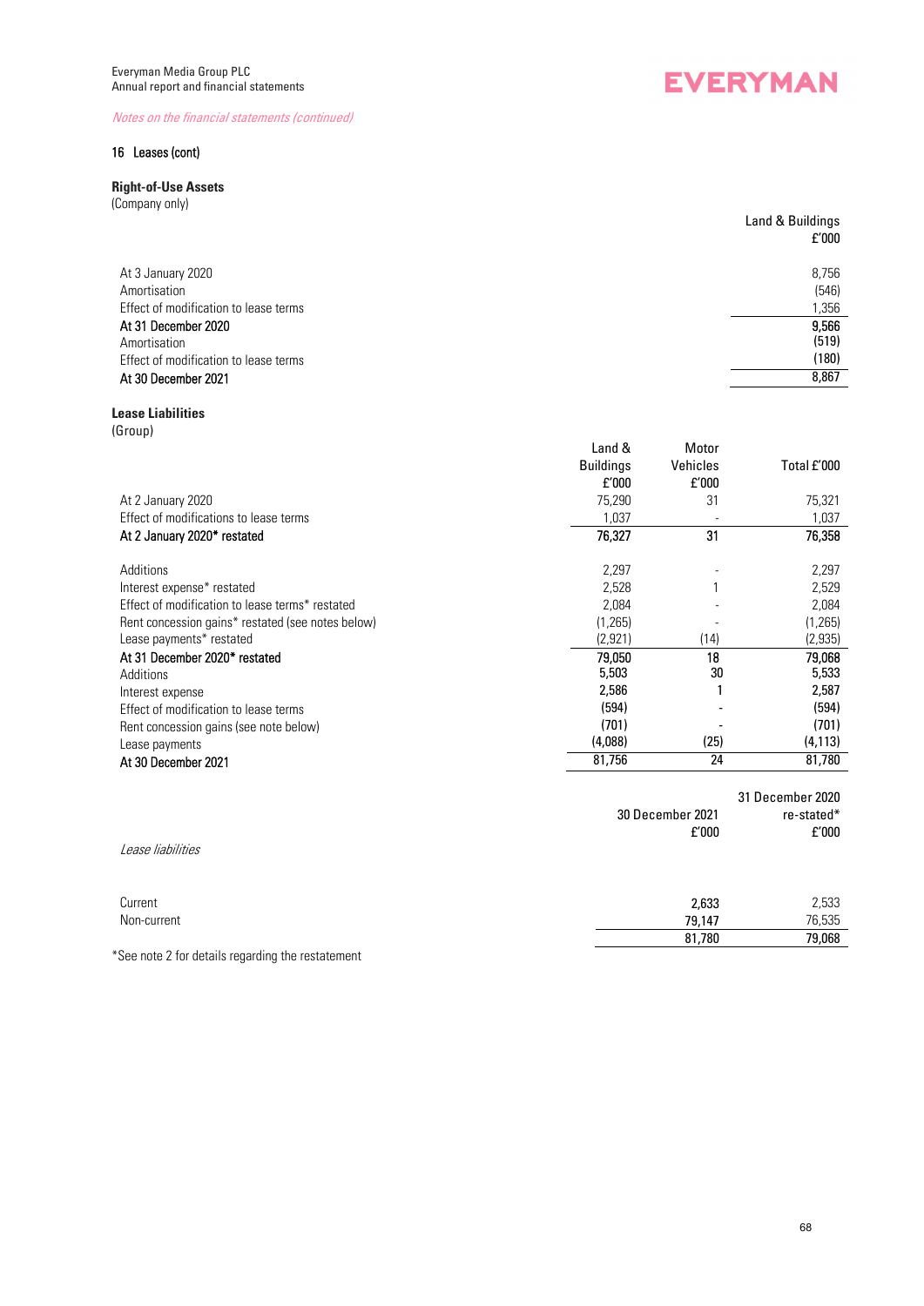*Notes on the financial statements (continued)*

## 16 Leases (cont)

### Right-of-Use Assets

(Company only)

| | Land & Buildings £'000 |
|---|---|
| At 3 January 2020 | 8,756 |
| Amortisation | (546) |
| Effect of modification to lease terms | 1,356 |
| **At 31 December 2020** | **9,566** |
| Amortisation | (519) |
| Effect of modification to lease terms | (180) |
| **At 30 December 2021** | **8,867** |

### Lease Liabilities

(Group)

| | Land & Buildings £'000 | Motor Vehicles £'000 | Total £'000 |
|---|---|---|---|
| At 2 January 2020 | 75,290 | 31 | 75,321 |
| Effect of modifications to lease terms | 1,037 | - | 1,037 |
| **At 2 January 2020* restated** | **76,327** | **31** | **76,358** |
| | | | |
| Additions | 2,297 | - | 2,297 |
| Interest expense* restated | 2,528 | 1 | 2,529 |
| Effect of modification to lease terms* restated | 2,084 | - | 2,084 |
| Rent concession gains* restated (see notes below) | (1,265) | - | (1,265) |
| Lease payments* restated | (2,921) | (14) | (2,935) |
| **At 31 December 2020* restated** | **79,050** | **18** | **79,068** |
| Additions | 5,503 | 30 | 5,533 |
| Interest expense | 2,586 | 1 | 2,587 |
| Effect of modification to lease terms | (594) | - | (594) |
| Rent concession gains (see note below) | (701) | - | (701) |
| Lease payments | (4,088) | (25) | (4,113) |
| **At 30 December 2021** | **81,756** | **24** | **81,780** |

| *Lease liabilities* | 30 December 2021 £'000 | 31 December 2020 re-stated* £'000 |
|---|---|---|
| Current | 2,633 | 2,533 |
| Non-current | 79,147 | 76,535 |
| | 81,780 | 79,068 |

*See note 2 for details regarding the restatement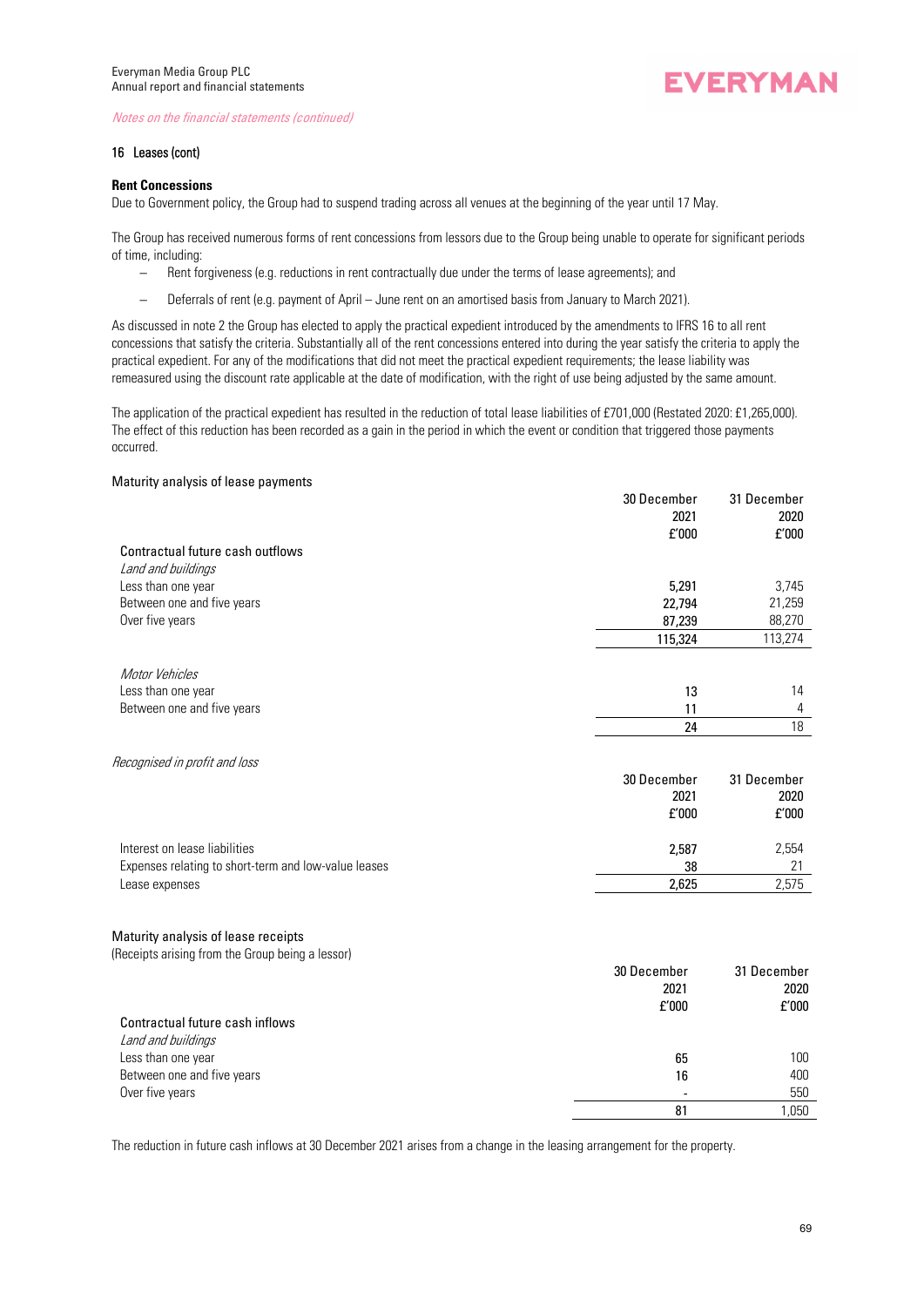*Notes on the financial statements (continued)*

## 16 Leases (cont)

**Rent Concessions**

Due to Government policy, the Group had to suspend trading across all venues at the beginning of the year until 17 May.

The Group has received numerous forms of rent concessions from lessors due to the Group being unable to operate for significant periods of time, including:

- Rent forgiveness (e.g. reductions in rent contractually due under the terms of lease agreements); and
- Deferrals of rent (e.g. payment of April – June rent on an amortised basis from January to March 2021).

As discussed in note 2 the Group has elected to apply the practical expedient introduced by the amendments to IFRS 16 to all rent concessions that satisfy the criteria. Substantially all of the rent concessions entered into during the year satisfy the criteria to apply the practical expedient. For any of the modifications that did not meet the practical expedient requirements; the lease liability was remeasured using the discount rate applicable at the date of modification, with the right of use being adjusted by the same amount.

The application of the practical expedient has resulted in the reduction of total lease liabilities of £701,000 (Restated 2020: £1,265,000). The effect of this reduction has been recorded as a gain in the period in which the event or condition that triggered those payments occurred.

### Maturity analysis of lease payments

| | 30 December 2021 £'000 | 31 December 2020 £'000 |
|---|---|---|
| Contractual future cash outflows | | |
| *Land and buildings* | | |
| Less than one year | 5,291 | 3,745 |
| Between one and five years | 22,794 | 21,259 |
| Over five years | 87,239 | 88,270 |
| | 115,324 | 113,274 |
| *Motor Vehicles* | | |
| Less than one year | 13 | 14 |
| Between one and five years | 11 | 4 |
| | 24 | 18 |

*Recognised in profit and loss*

| | 30 December 2021 £'000 | 31 December 2020 £'000 |
|---|---|---|
| Interest on lease liabilities | 2,587 | 2,554 |
| Expenses relating to short-term and low-value leases | 38 | 21 |
| Lease expenses | 2,625 | 2,575 |

### Maturity analysis of lease receipts

(Receipts arising from the Group being a lessor)

| | 30 December 2021 £'000 | 31 December 2020 £'000 |
|---|---|---|
| Contractual future cash inflows | | |
| *Land and buildings* | | |
| Less than one year | 65 | 100 |
| Between one and five years | 16 | 400 |
| Over five years | - | 550 |
| | 81 | 1,050 |

The reduction in future cash inflows at 30 December 2021 arises from a change in the leasing arrangement for the property.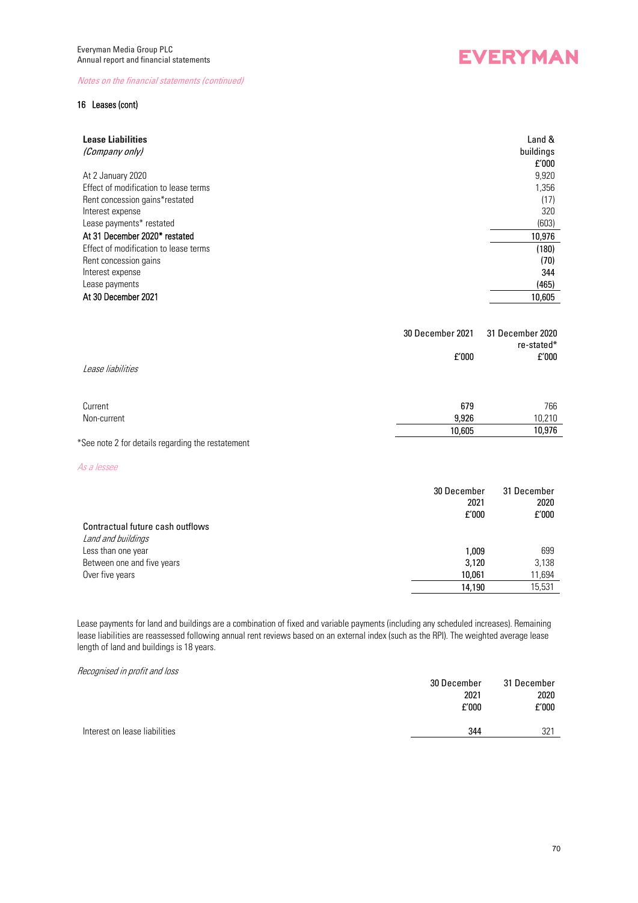*Notes on the financial statements (continued)*

## 16 Leases (cont)

| **Lease Liabilities** *(Company only)* | Land & buildings £'000 |
|---|---|
| At 2 January 2020 | 9,920 |
| Effect of modification to lease terms | 1,356 |
| Rent concession gains*restated | (17) |
| Interest expense | 320 |
| Lease payments* restated | (603) |
| At 31 December 2020* restated | 10,976 |
| Effect of modification to lease terms | (180) |
| Rent concession gains | (70) |
| Interest expense | 344 |
| Lease payments | (465) |
| At 30 December 2021 | 10,605 |

| | 30 December 2021 £'000 | 31 December 2020 re-stated* £'000 |
|---|---|---|
| *Lease liabilities* | | |
| Current | 679 | 766 |
| Non-current | 9,926 | 10,210 |
| | 10,605 | 10,976 |

*See note 2 for details regarding the restatement

*As a lessee*

| | 30 December 2021 £'000 | 31 December 2020 £'000 |
|---|---|---|
| Contractual future cash outflows | | |
| *Land and buildings* | | |
| Less than one year | 1,009 | 699 |
| Between one and five years | 3,120 | 3,138 |
| Over five years | 10,061 | 11,694 |
| | 14,190 | 15,531 |

Lease payments for land and buildings are a combination of fixed and variable payments (including any scheduled increases). Remaining lease liabilities are reassessed following annual rent reviews based on an external index (such as the RPI). The weighted average lease length of land and buildings is 18 years.

*Recognised in profit and loss*

| | 30 December 2021 £'000 | 31 December 2020 £'000 |
|---|---|---|
| Interest on lease liabilities | 344 | 321 |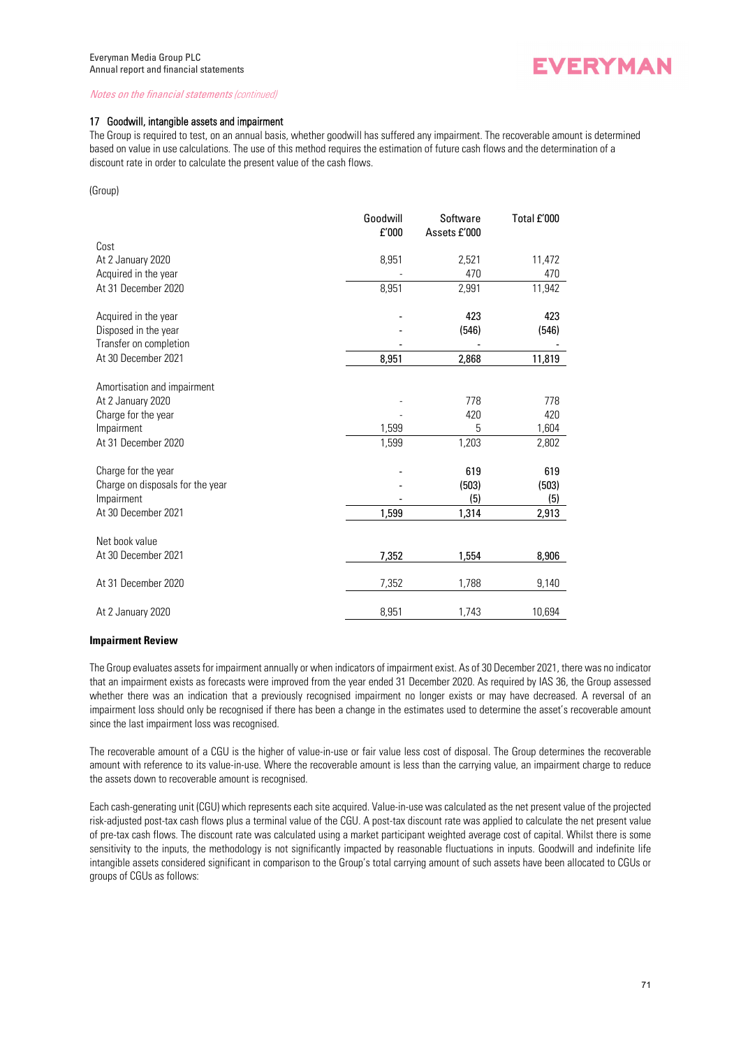*Notes on the financial statements (continued)*

## 17 Goodwill, intangible assets and impairment

The Group is required to test, on an annual basis, whether goodwill has suffered any impairment. The recoverable amount is determined based on value in use calculations. The use of this method requires the estimation of future cash flows and the determination of a discount rate in order to calculate the present value of the cash flows.

(Group)

| | Goodwill £'000 | Software Assets £'000 | Total £'000 |
|---|---|---|---|
| Cost | | | |
| At 2 January 2020 | 8,951 | 2,521 | 11,472 |
| Acquired in the year | - | 470 | 470 |
| At 31 December 2020 | 8,951 | 2,991 | 11,942 |
| | | | |
| Acquired in the year | - | 423 | 423 |
| Disposed in the year | - | (546) | (546) |
| Transfer on completion | - | - | - |
| At 30 December 2021 | 8,951 | 2,868 | 11,819 |
| | | | |
| Amortisation and impairment | | | |
| At 2 January 2020 | - | 778 | 778 |
| Charge for the year | - | 420 | 420 |
| Impairment | 1,599 | 5 | 1,604 |
| At 31 December 2020 | 1,599 | 1,203 | 2,802 |
| | | | |
| Charge for the year | - | 619 | 619 |
| Charge on disposals for the year | - | (503) | (503) |
| Impairment | - | (5) | (5) |
| At 30 December 2021 | 1,599 | 1,314 | 2,913 |
| | | | |
| Net book value | | | |
| At 30 December 2021 | 7,352 | 1,554 | 8,906 |
| | | | |
| At 31 December 2020 | 7,352 | 1,788 | 9,140 |
| | | | |
| At 2 January 2020 | 8,951 | 1,743 | 10,694 |

**Impairment Review**

The Group evaluates assets for impairment annually or when indicators of impairment exist. As of 30 December 2021, there was no indicator that an impairment exists as forecasts were improved from the year ended 31 December 2020. As required by IAS 36, the Group assessed whether there was an indication that a previously recognised impairment no longer exists or may have decreased. A reversal of an impairment loss should only be recognised if there has been a change in the estimates used to determine the asset's recoverable amount since the last impairment loss was recognised.

The recoverable amount of a CGU is the higher of value-in-use or fair value less cost of disposal. The Group determines the recoverable amount with reference to its value-in-use. Where the recoverable amount is less than the carrying value, an impairment charge to reduce the assets down to recoverable amount is recognised.

Each cash-generating unit (CGU) which represents each site acquired. Value-in-use was calculated as the net present value of the projected risk-adjusted post-tax cash flows plus a terminal value of the CGU. A post-tax discount rate was applied to calculate the net present value of pre-tax cash flows. The discount rate was calculated using a market participant weighted average cost of capital. Whilst there is some sensitivity to the inputs, the methodology is not significantly impacted by reasonable fluctuations in inputs. Goodwill and indefinite life intangible assets considered significant in comparison to the Group's total carrying amount of such assets have been allocated to CGUs or groups of CGUs as follows: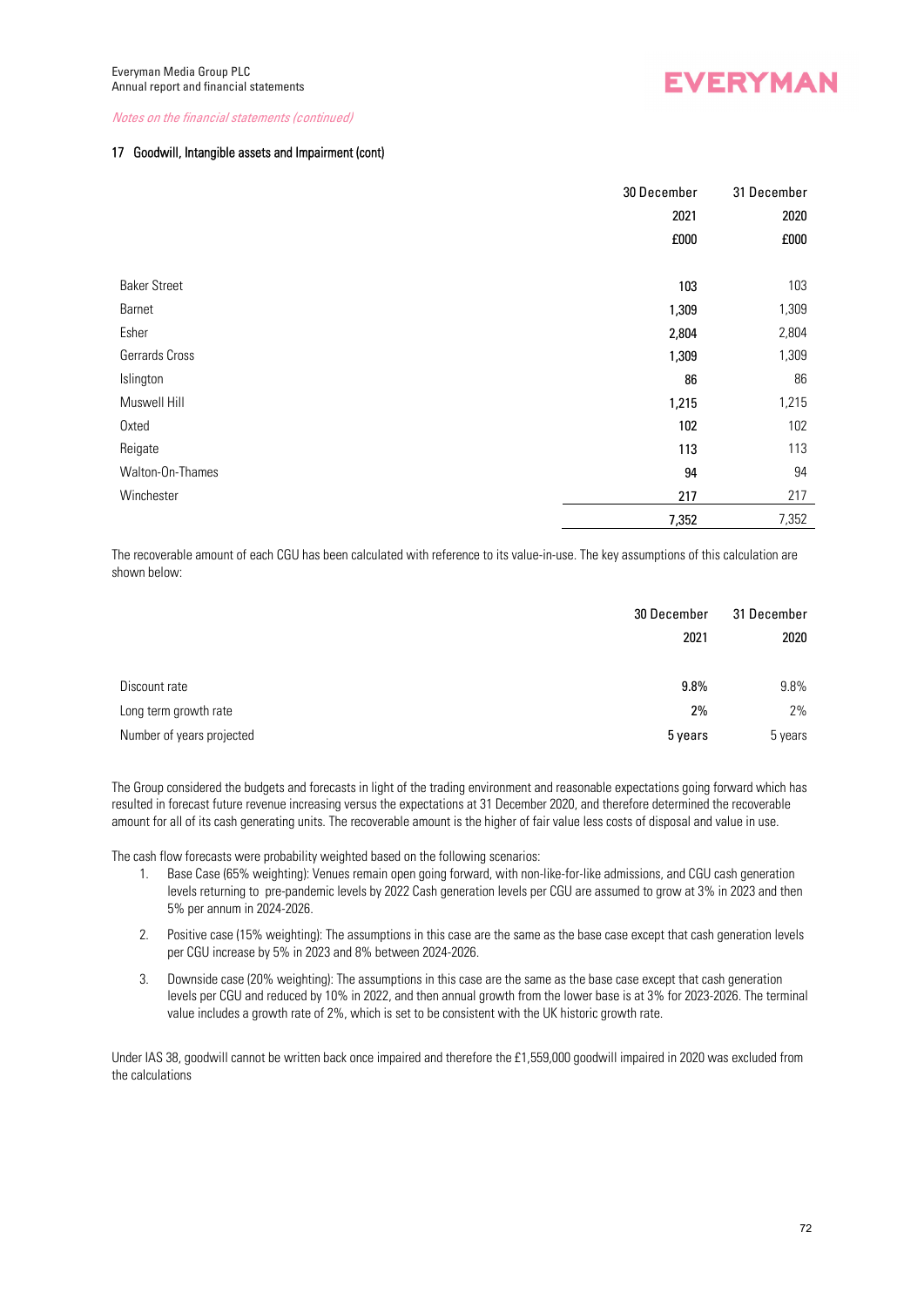*Notes on the financial statements (continued)*

### 17 Goodwill, Intangible assets and Impairment (cont)

| | 30 December 2021 £000 | 31 December 2020 £000 |
|---|---|---|
| Baker Street | 103 | 103 |
| Barnet | 1,309 | 1,309 |
| Esher | 2,804 | 2,804 |
| Gerrards Cross | 1,309 | 1,309 |
| Islington | 86 | 86 |
| Muswell Hill | 1,215 | 1,215 |
| Oxted | 102 | 102 |
| Reigate | 113 | 113 |
| Walton-On-Thames | 94 | 94 |
| Winchester | 217 | 217 |
| | 7,352 | 7,352 |

The recoverable amount of each CGU has been calculated with reference to its value-in-use. The key assumptions of this calculation are shown below:

| | 30 December 2021 | 31 December 2020 |
|---|---|---|
| Discount rate | 9.8% | 9.8% |
| Long term growth rate | 2% | 2% |
| Number of years projected | 5 years | 5 years |

The Group considered the budgets and forecasts in light of the trading environment and reasonable expectations going forward which has resulted in forecast future revenue increasing versus the expectations at 31 December 2020, and therefore determined the recoverable amount for all of its cash generating units. The recoverable amount is the higher of fair value less costs of disposal and value in use.

The cash flow forecasts were probability weighted based on the following scenarios:

1. Base Case (65% weighting): Venues remain open going forward, with non-like-for-like admissions, and CGU cash generation levels returning to pre-pandemic levels by 2022 Cash generation levels per CGU are assumed to grow at 3% in 2023 and then 5% per annum in 2024-2026.
2. Positive case (15% weighting): The assumptions in this case are the same as the base case except that cash generation levels per CGU increase by 5% in 2023 and 8% between 2024-2026.
3. Downside case (20% weighting): The assumptions in this case are the same as the base case except that cash generation levels per CGU and reduced by 10% in 2022, and then annual growth from the lower base is at 3% for 2023-2026. The terminal value includes a growth rate of 2%, which is set to be consistent with the UK historic growth rate.

Under IAS 38, goodwill cannot be written back once impaired and therefore the £1,559,000 goodwill impaired in 2020 was excluded from the calculations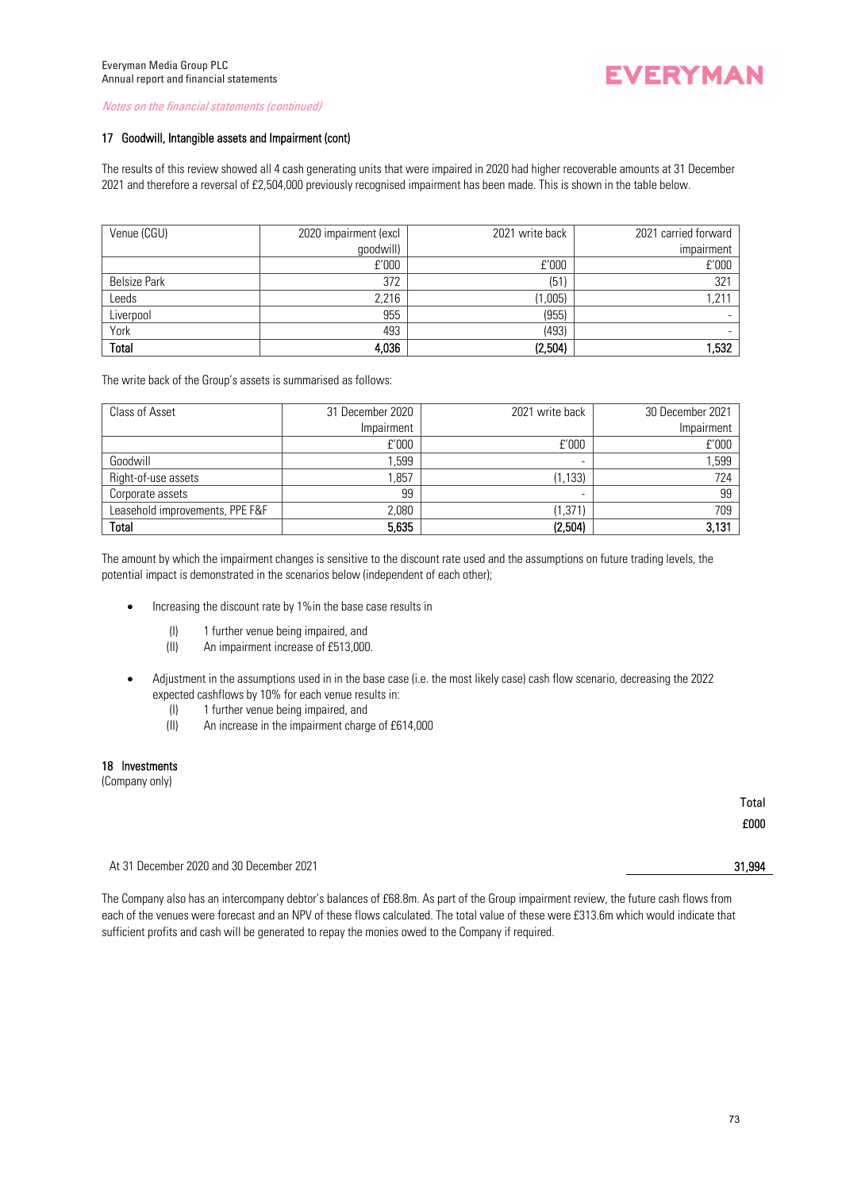*Notes on the financial statements (continued)*

### 17 Goodwill, Intangible assets and Impairment (cont)

The results of this review showed all 4 cash generating units that were impaired in 2020 had higher recoverable amounts at 31 December 2021 and therefore a reversal of £2,504,000 previously recognised impairment has been made. This is shown in the table below.

| Venue (CGU) | 2020 impairment (excl goodwill) | 2021 write back | 2021 carried forward impairment |
|---|---|---|---|
| | £'000 | £'000 | £'000 |
| Belsize Park | 372 | (51) | 321 |
| Leeds | 2,216 | (1,005) | 1,211 |
| Liverpool | 955 | (955) | - |
| York | 493 | (493) | - |
| **Total** | **4,036** | **(2,504)** | **1,532** |

The write back of the Group's assets is summarised as follows:

| Class of Asset | 31 December 2020 Impairment | 2021 write back | 30 December 2021 Impairment |
|---|---|---|---|
| | £'000 | £'000 | £'000 |
| Goodwill | 1,599 | - | 1,599 |
| Right-of-use assets | 1,857 | (1,133) | 724 |
| Corporate assets | 99 | - | 99 |
| Leasehold improvements, PPE F&F | 2,080 | (1,371) | 709 |
| **Total** | **5,635** | **(2,504)** | **3,131** |

The amount by which the impairment changes is sensitive to the discount rate used and the assumptions on future trading levels, the potential impact is demonstrated in the scenarios below (independent of each other);

- Increasing the discount rate by 1%in the base case results in
  - (I) 1 further venue being impaired, and
  - (II) An impairment increase of £513,000.
- Adjustment in the assumptions used in in the base case (i.e. the most likely case) cash flow scenario, decreasing the 2022 expected cashflows by 10% for each venue results in:
  - (I) 1 further venue being impaired, and
  - (II) An increase in the impairment charge of £614,000

### 18 Investments

(Company only)

| | Total |
|---|---|
| | £000 |
| At 31 December 2020 and 30 December 2021 | **31,994** |

The Company also has an intercompany debtor's balances of £68.8m. As part of the Group impairment review, the future cash flows from each of the venues were forecast and an NPV of these flows calculated. The total value of these were £313.6m which would indicate that sufficient profits and cash will be generated to repay the monies owed to the Company if required.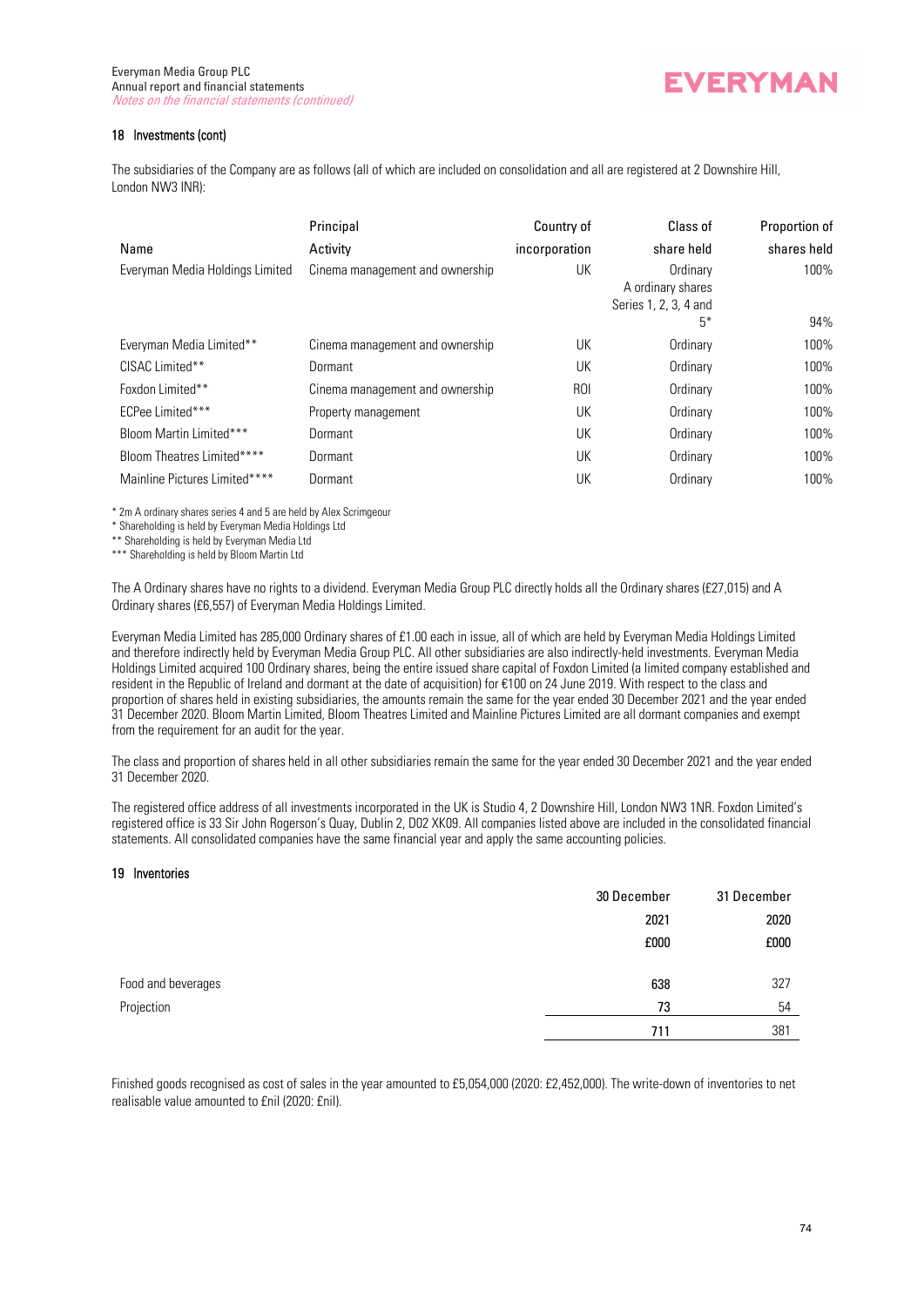## 18 Investments (cont)

The subsidiaries of the Company are as follows (all of which are included on consolidation and all are registered at 2 Downshire Hill, London NW3 INR):

| Name | Principal Activity | Country of incorporation | Class of share held | Proportion of shares held |
|---|---|---|---|---|
| Everyman Media Holdings Limited | Cinema management and ownership | UK | Ordinary | 100% |
| | | | A ordinary shares Series 1, 2, 3, 4 and 5* | 94% |
| Everyman Media Limited** | Cinema management and ownership | UK | Ordinary | 100% |
| CISAC Limited** | Dormant | UK | Ordinary | 100% |
| Foxdon Limited** | Cinema management and ownership | ROI | Ordinary | 100% |
| ECPee Limited*** | Property management | UK | Ordinary | 100% |
| Bloom Martin Limited*** | Dormant | UK | Ordinary | 100% |
| Bloom Theatres Limited**** | Dormant | UK | Ordinary | 100% |
| Mainline Pictures Limited**** | Dormant | UK | Ordinary | 100% |

* 2m A ordinary shares series 4 and 5 are held by Alex Scrimgeour
* Shareholding is held by Everyman Media Holdings Ltd
** Shareholding is held by Everyman Media Ltd
*** Shareholding is held by Bloom Martin Ltd

The A Ordinary shares have no rights to a dividend. Everyman Media Group PLC directly holds all the Ordinary shares (£27,015) and A Ordinary shares (£6,557) of Everyman Media Holdings Limited.

Everyman Media Limited has 285,000 Ordinary shares of £1.00 each in issue, all of which are held by Everyman Media Holdings Limited and therefore indirectly held by Everyman Media Group PLC. All other subsidiaries are also indirectly-held investments. Everyman Media Holdings Limited acquired 100 Ordinary shares, being the entire issued share capital of Foxdon Limited (a limited company established and resident in the Republic of Ireland and dormant at the date of acquisition) for €100 on 24 June 2019. With respect to the class and proportion of shares held in existing subsidiaries, the amounts remain the same for the year ended 30 December 2021 and the year ended 31 December 2020. Bloom Martin Limited, Bloom Theatres Limited and Mainline Pictures Limited are all dormant companies and exempt from the requirement for an audit for the year.

The class and proportion of shares held in all other subsidiaries remain the same for the year ended 30 December 2021 and the year ended 31 December 2020.

The registered office address of all investments incorporated in the UK is Studio 4, 2 Downshire Hill, London NW3 1NR. Foxdon Limited's registered office is 33 Sir John Rogerson's Quay, Dublin 2, D02 XK09. All companies listed above are included in the consolidated financial statements. All consolidated companies have the same financial year and apply the same accounting policies.

## 19 Inventories

| | 30 December 2021 £000 | 31 December 2020 £000 |
|---|---|---|
| Food and beverages | 638 | 327 |
| Projection | 73 | 54 |
| | 711 | 381 |

Finished goods recognised as cost of sales in the year amounted to £5,054,000 (2020: £2,452,000). The write-down of inventories to net realisable value amounted to £nil (2020: £nil).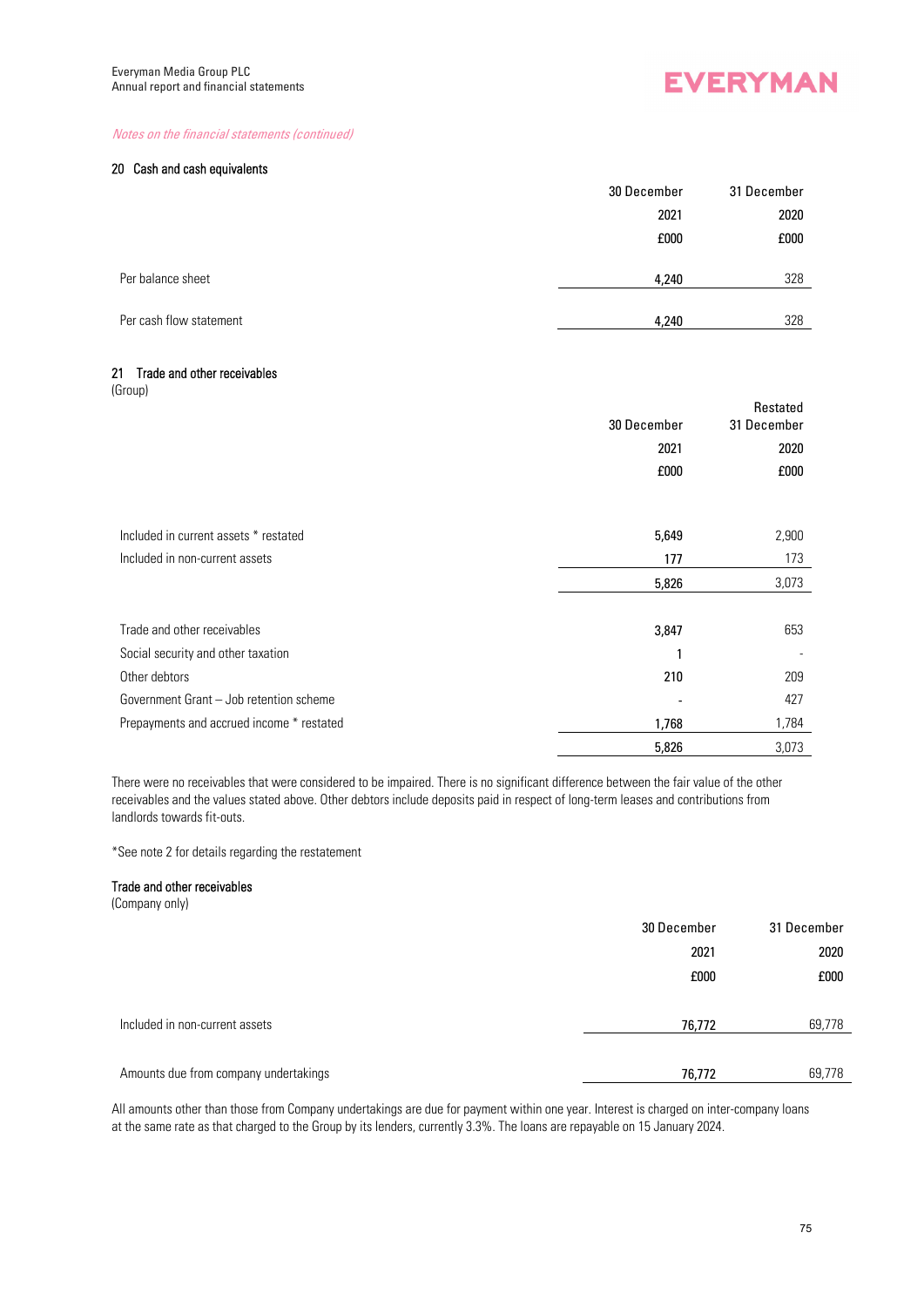*Notes on the financial statements (continued)*

## 20 Cash and cash equivalents

| | 30 December 2021 £000 | 31 December 2020 £000 |
|---|---|---|
| Per balance sheet | 4,240 | 328 |
| Per cash flow statement | 4,240 | 328 |

## 21 Trade and other receivables

(Group)

| | 30 December 2021 £000 | Restated 31 December 2020 £000 |
|---|---|---|
| Included in current assets * restated | 5,649 | 2,900 |
| Included in non-current assets | 177 | 173 |
| | 5,826 | 3,073 |
| Trade and other receivables | 3,847 | 653 |
| Social security and other taxation | 1 | - |
| Other debtors | 210 | 209 |
| Government Grant – Job retention scheme | - | 427 |
| Prepayments and accrued income * restated | 1,768 | 1,784 |
| | 5,826 | 3,073 |

There were no receivables that were considered to be impaired. There is no significant difference between the fair value of the other receivables and the values stated above. Other debtors include deposits paid in respect of long-term leases and contributions from landlords towards fit-outs.

*See note 2 for details regarding the restatement

### Trade and other receivables

(Company only)

| | 30 December 2021 £000 | 31 December 2020 £000 |
|---|---|---|
| Included in non-current assets | 76,772 | 69,778 |
| Amounts due from company undertakings | 76,772 | 69,778 |

All amounts other than those from Company undertakings are due for payment within one year. Interest is charged on inter-company loans at the same rate as that charged to the Group by its lenders, currently 3.3%. The loans are repayable on 15 January 2024.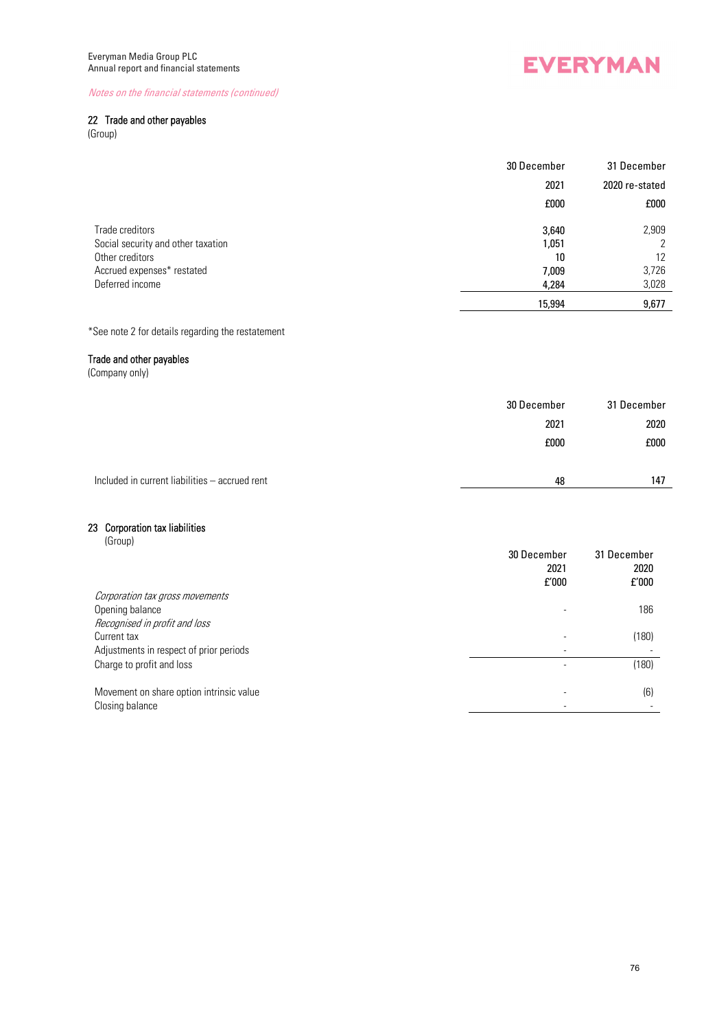*Notes on the financial statements (continued)*

## 22 Trade and other payables

(Group)

| | 30 December 2021 £000 | 31 December 2020 re-stated £000 |
|---|---|---|
| Trade creditors | 3,640 | 2,909 |
| Social security and other taxation | 1,051 | 2 |
| Other creditors | 10 | 12 |
| Accrued expenses* restated | 7,009 | 3,726 |
| Deferred income | 4,284 | 3,028 |
| | 15,994 | 9,677 |

*See note 2 for details regarding the restatement

### Trade and other payables

(Company only)

| | 30 December 2021 £000 | 31 December 2020 £000 |
|---|---|---|
| Included in current liabilities – accrued rent | 48 | 147 |

## 23 Corporation tax liabilities

(Group)

| | 30 December 2021 £'000 | 31 December 2020 £'000 |
|---|---|---|
| *Corporation tax gross movements* | | |
| Opening balance | - | 186 |
| *Recognised in profit and loss* | | |
| Current tax | - | (180) |
| Adjustments in respect of prior periods | - | - |
| Charge to profit and loss | - | (180) |
| | | |
| Movement on share option intrinsic value | - | (6) |
| Closing balance | - | - |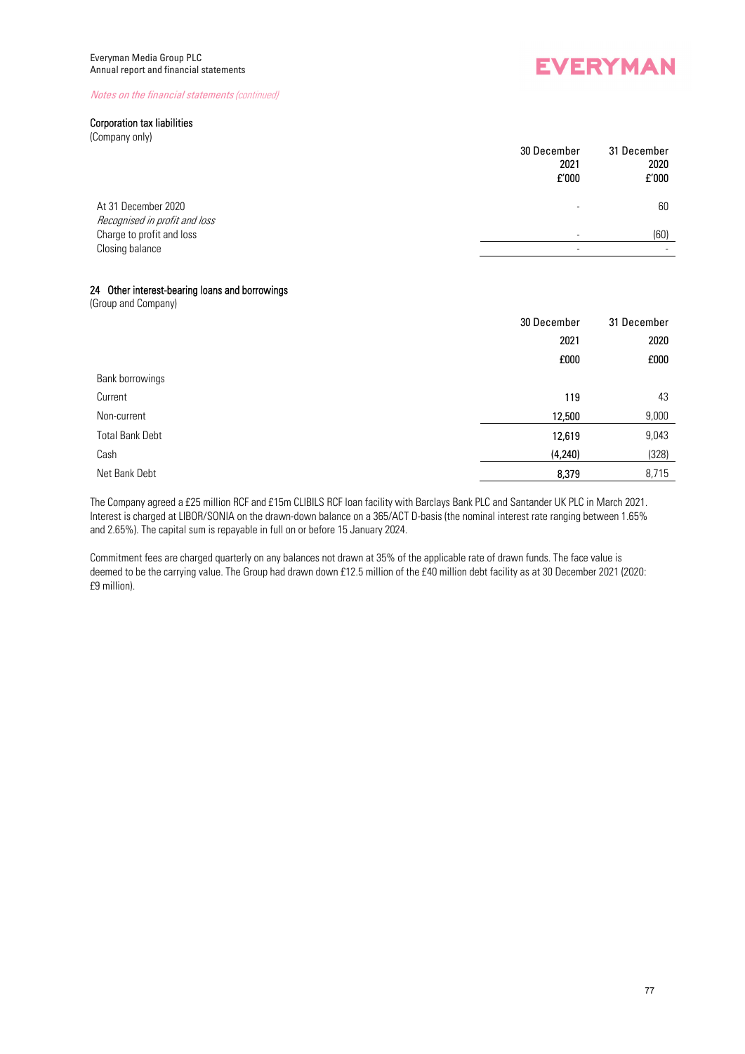*Notes on the financial statements (continued)*

### Corporation tax liabilities

(Company only)

| | 30 December 2021 £'000 | 31 December 2020 £'000 |
|---|---|---|
| At 31 December 2020 | - | 60 |
| *Recognised in profit and loss* | | |
| Charge to profit and loss | - | (60) |
| Closing balance | - | - |

### 24 Other interest-bearing loans and borrowings

(Group and Company)

| | 30 December 2021 £000 | 31 December 2020 £000 |
|---|---|---|
| Bank borrowings | | |
| Current | 119 | 43 |
| Non-current | 12,500 | 9,000 |
| Total Bank Debt | 12,619 | 9,043 |
| Cash | (4,240) | (328) |
| Net Bank Debt | 8,379 | 8,715 |

The Company agreed a £25 million RCF and £15m CLIBILS RCF loan facility with Barclays Bank PLC and Santander UK PLC in March 2021. Interest is charged at LIBOR/SONIA on the drawn-down balance on a 365/ACT D-basis (the nominal interest rate ranging between 1.65% and 2.65%). The capital sum is repayable in full on or before 15 January 2024.

Commitment fees are charged quarterly on any balances not drawn at 35% of the applicable rate of drawn funds. The face value is deemed to be the carrying value. The Group had drawn down £12.5 million of the £40 million debt facility as at 30 December 2021 (2020: £9 million).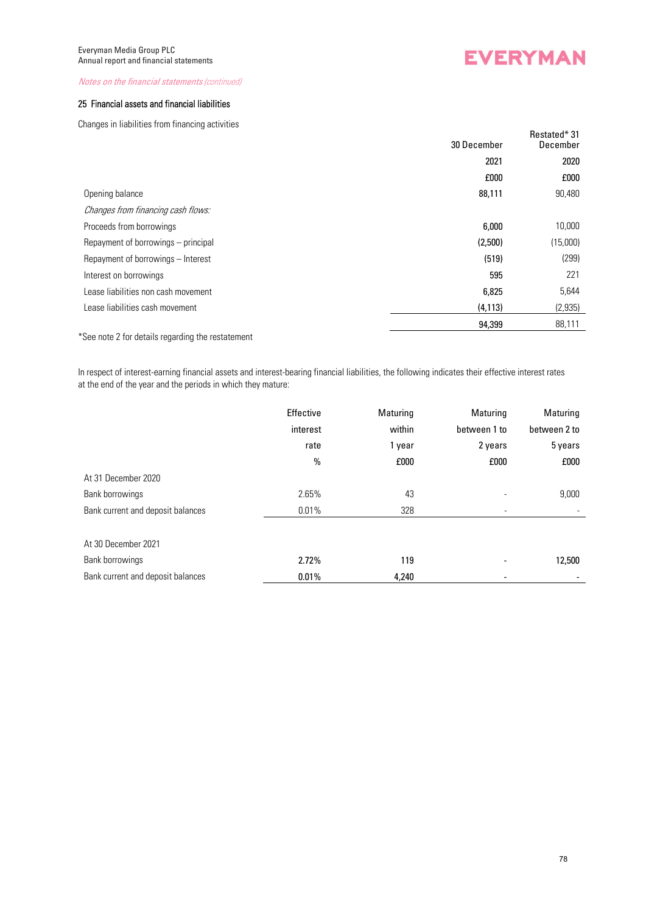*Notes on the financial statements (continued)*

## 25 Financial assets and financial liabilities

Changes in liabilities from financing activities

| | 30 December 2021 £000 | Restated* 31 December 2020 £000 |
|---|---|---|
| Opening balance | 88,111 | 90,480 |
| *Changes from financing cash flows:* | | |
| Proceeds from borrowings | 6,000 | 10,000 |
| Repayment of borrowings – principal | (2,500) | (15,000) |
| Repayment of borrowings – Interest | (519) | (299) |
| Interest on borrowings | 595 | 221 |
| Lease liabilities non cash movement | 6,825 | 5,644 |
| Lease liabilities cash movement | (4,113) | (2,935) |
| | 94,399 | 88,111 |

*See note 2 for details regarding the restatement

In respect of interest-earning financial assets and interest-bearing financial liabilities, the following indicates their effective interest rates at the end of the year and the periods in which they mature:

| | Effective interest rate % | Maturing within 1 year £000 | Maturing between 1 to 2 years £000 | Maturing between 2 to 5 years £000 |
|---|---|---|---|---|
| At 31 December 2020 | | | | |
| Bank borrowings | 2.65% | 43 | - | 9,000 |
| Bank current and deposit balances | 0.01% | 328 | - | - |
| At 30 December 2021 | | | | |
| Bank borrowings | 2.72% | 119 | - | 12,500 |
| Bank current and deposit balances | 0.01% | 4,240 | - | - |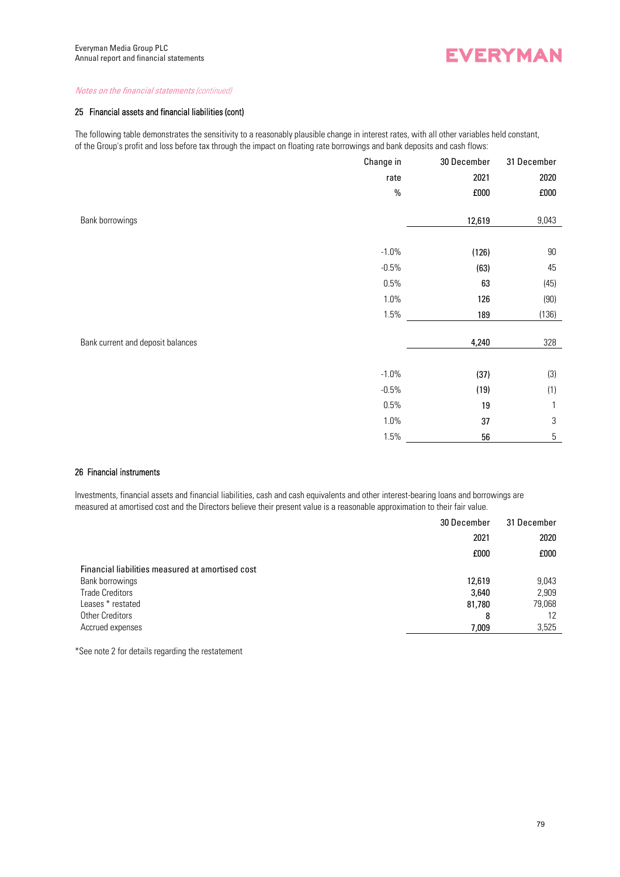*Notes on the financial statements (continued)*

## 25 Financial assets and financial liabilities (cont)

The following table demonstrates the sensitivity to a reasonably plausible change in interest rates, with all other variables held constant, of the Group's profit and loss before tax through the impact on floating rate borrowings and bank deposits and cash flows:

| | Change in rate % | 30 December 2021 £000 | 31 December 2020 £000 |
|---|---|---|---|
| Bank borrowings | | 12,619 | 9,043 |
| | -1.0% | (126) | 90 |
| | -0.5% | (63) | 45 |
| | 0.5% | 63 | (45) |
| | 1.0% | 126 | (90) |
| | 1.5% | 189 | (136) |
| Bank current and deposit balances | | 4,240 | 328 |
| | -1.0% | (37) | (3) |
| | -0.5% | (19) | (1) |
| | 0.5% | 19 | 1 |
| | 1.0% | 37 | 3 |
| | 1.5% | 56 | 5 |

## 26 Financial instruments

Investments, financial assets and financial liabilities, cash and cash equivalents and other interest-bearing loans and borrowings are measured at amortised cost and the Directors believe their present value is a reasonable approximation to their fair value.

| | 30 December 2021 £000 | 31 December 2020 £000 |
|---|---|---|
| Financial liabilities measured at amortised cost | | |
| Bank borrowings | 12,619 | 9,043 |
| Trade Creditors | 3,640 | 2,909 |
| Leases * restated | 81,780 | 79,068 |
| Other Creditors | 8 | 12 |
| Accrued expenses | 7,009 | 3,525 |

*See note 2 for details regarding the restatement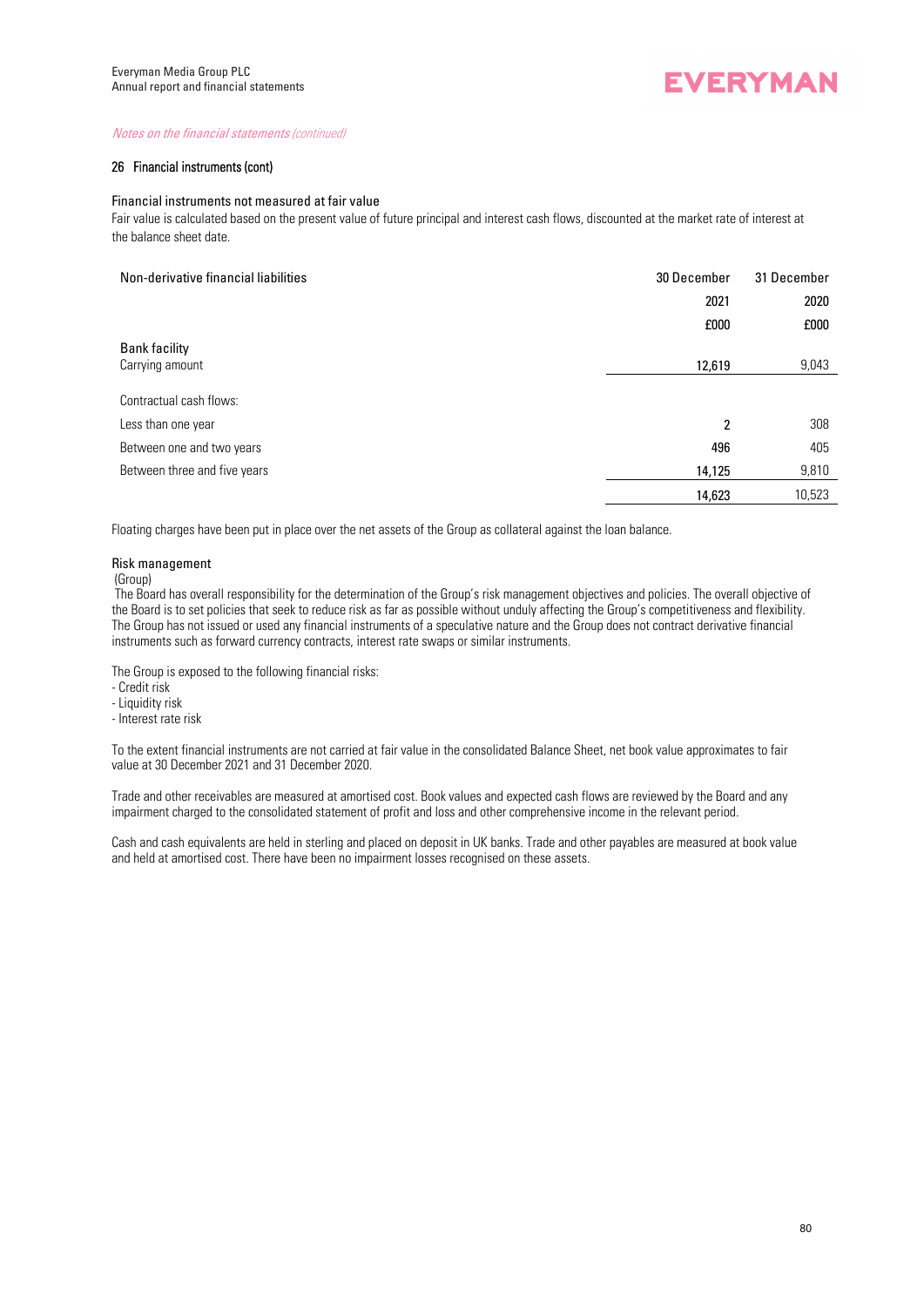*Notes on the financial statements (continued)*

## 26 Financial instruments (cont)

### Financial instruments not measured at fair value

Fair value is calculated based on the present value of future principal and interest cash flows, discounted at the market rate of interest at the balance sheet date.

| Non-derivative financial liabilities | 30 December 2021 £000 | 31 December 2020 £000 |
|---|---|---|
| **Bank facility** | | |
| Carrying amount | **12,619** | 9,043 |
| Contractual cash flows: | | |
| Less than one year | **2** | 308 |
| Between one and two years | **496** | 405 |
| Between three and five years | **14,125** | 9,810 |
| | **14,623** | 10,523 |

Floating charges have been put in place over the net assets of the Group as collateral against the loan balance.

### Risk management

(Group)

The Board has overall responsibility for the determination of the Group's risk management objectives and policies. The overall objective of the Board is to set policies that seek to reduce risk as far as possible without unduly affecting the Group's competitiveness and flexibility. The Group has not issued or used any financial instruments of a speculative nature and the Group does not contract derivative financial instruments such as forward currency contracts, interest rate swaps or similar instruments.

The Group is exposed to the following financial risks:

- Credit risk
- Liquidity risk
- Interest rate risk

To the extent financial instruments are not carried at fair value in the consolidated Balance Sheet, net book value approximates to fair value at 30 December 2021 and 31 December 2020.

Trade and other receivables are measured at amortised cost. Book values and expected cash flows are reviewed by the Board and any impairment charged to the consolidated statement of profit and loss and other comprehensive income in the relevant period.

Cash and cash equivalents are held in sterling and placed on deposit in UK banks. Trade and other payables are measured at book value and held at amortised cost. There have been no impairment losses recognised on these assets.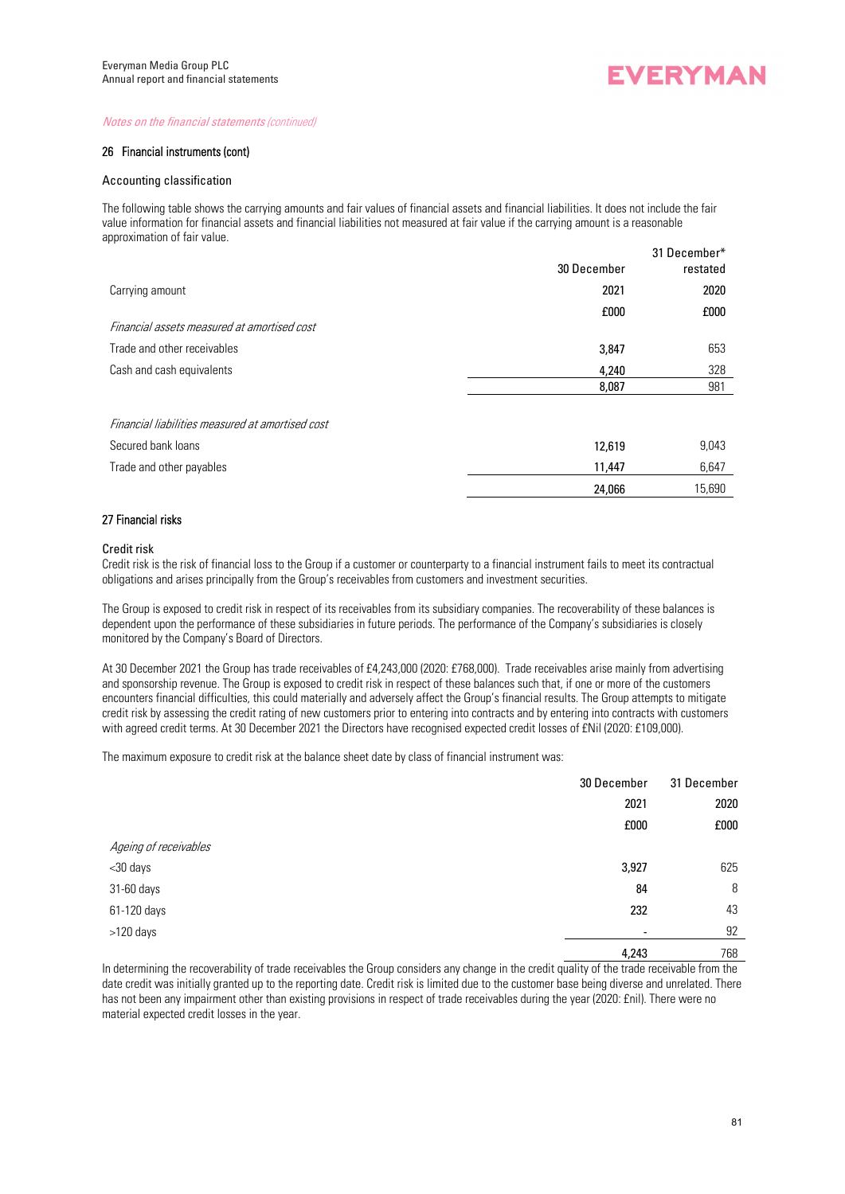*Notes on the financial statements (continued)*

## 26 Financial instruments (cont)

### Accounting classification

The following table shows the carrying amounts and fair values of financial assets and financial liabilities. It does not include the fair value information for financial assets and financial liabilities not measured at fair value if the carrying amount is a reasonable approximation of fair value.

| | 30 December | 31 December* restated |
|---|---|---|
| Carrying amount | 2021 | 2020 |
| | £000 | £000 |
| *Financial assets measured at amortised cost* | | |
| Trade and other receivables | 3,847 | 653 |
| Cash and cash equivalents | 4,240 | 328 |
| | 8,087 | 981 |
| | | |
| *Financial liabilities measured at amortised cost* | | |
| Secured bank loans | 12,619 | 9,043 |
| Trade and other payables | 11,447 | 6,647 |
| | 24,066 | 15,690 |

## 27 Financial risks

### Credit risk

Credit risk is the risk of financial loss to the Group if a customer or counterparty to a financial instrument fails to meet its contractual obligations and arises principally from the Group's receivables from customers and investment securities.

The Group is exposed to credit risk in respect of its receivables from its subsidiary companies. The recoverability of these balances is dependent upon the performance of these subsidiaries in future periods. The performance of the Company's subsidiaries is closely monitored by the Company's Board of Directors.

At 30 December 2021 the Group has trade receivables of £4,243,000 (2020: £768,000). Trade receivables arise mainly from advertising and sponsorship revenue. The Group is exposed to credit risk in respect of these balances such that, if one or more of the customers encounters financial difficulties, this could materially and adversely affect the Group's financial results. The Group attempts to mitigate credit risk by assessing the credit rating of new customers prior to entering into contracts and by entering into contracts with customers with agreed credit terms. At 30 December 2021 the Directors have recognised expected credit losses of £Nil (2020: £109,000).

The maximum exposure to credit risk at the balance sheet date by class of financial instrument was:

| | 30 December | 31 December |
|---|---|---|
| | 2021 | 2020 |
| | £000 | £000 |
| *Ageing of receivables* | | |
| <30 days | 3,927 | 625 |
| 31-60 days | 84 | 8 |
| 61-120 days | 232 | 43 |
| >120 days | - | 92 |
| | 4,243 | 768 |

In determining the recoverability of trade receivables the Group considers any change in the credit quality of the trade receivable from the date credit was initially granted up to the reporting date. Credit risk is limited due to the customer base being diverse and unrelated. There has not been any impairment other than existing provisions in respect of trade receivables during the year (2020: £nil). There were no material expected credit losses in the year.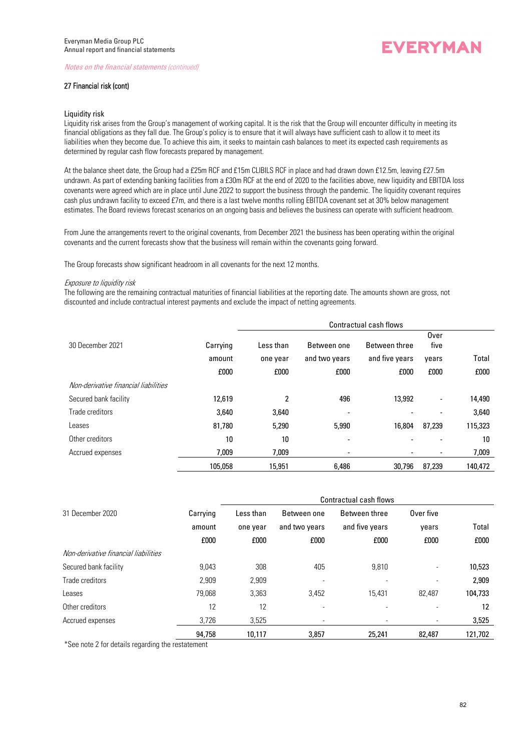_Notes on the financial statements (continued)_

### 27 Financial risk (cont)

#### Liquidity risk

Liquidity risk arises from the Group's management of working capital. It is the risk that the Group will encounter difficulty in meeting its financial obligations as they fall due. The Group's policy is to ensure that it will always have sufficient cash to allow it to meet its liabilities when they become due. To achieve this aim, it seeks to maintain cash balances to meet its expected cash requirements as determined by regular cash flow forecasts prepared by management.

At the balance sheet date, the Group had a £25m RCF and £15m CLIBILS RCF in place and had drawn down £12.5m, leaving £27.5m undrawn. As part of extending banking facilities from a £30m RCF at the end of 2020 to the facilities above, new liquidity and EBITDA loss covenants were agreed which are in place until June 2022 to support the business through the pandemic. The liquidity covenant requires cash plus undrawn facility to exceed £7m, and there is a last twelve months rolling EBITDA covenant set at 30% below management estimates. The Board reviews forecast scenarios on an ongoing basis and believes the business can operate with sufficient headroom.

From June the arrangements revert to the original covenants, from December 2021 the business has been operating within the original covenants and the current forecasts show that the business will remain within the covenants going forward.

The Group forecasts show significant headroom in all covenants for the next 12 months.

_Exposure to liquidity risk_

The following are the remaining contractual maturities of financial liabilities at the reporting date. The amounts shown are gross, not discounted and include contractual interest payments and exclude the impact of netting agreements.

| | | Contractual cash flows | | | | |
|---|---|---|---|---|---|---|
| 30 December 2021 | Carrying amount | Less than one year | Between one and two years | Between three and five years | Over five years | Total |
| | £000 | £000 | £000 | £000 | £000 | £000 |
| _Non-derivative financial liabilities_ | | | | | | |
| Secured bank facility | 12,619 | 2 | 496 | 13,992 | - | 14,490 |
| Trade creditors | 3,640 | 3,640 | - | - | - | 3,640 |
| Leases | 81,780 | 5,290 | 5,990 | 16,804 | 87,239 | 115,323 |
| Other creditors | 10 | 10 | - | - | - | 10 |
| Accrued expenses | 7,009 | 7,009 | - | - | - | 7,009 |
| | 105,058 | 15,951 | 6,486 | 30,796 | 87,239 | 140,472 |

| | | Contractual cash flows | | | | |
|---|---|---|---|---|---|---|
| 31 December 2020 | Carrying amount | Less than one year | Between one and two years | Between three and five years | Over five years | Total |
| | £000 | £000 | £000 | £000 | £000 | £000 |
| _Non-derivative financial liabilities_ | | | | | | |
| Secured bank facility | 9,043 | 308 | 405 | 9,810 | - | 10,523 |
| Trade creditors | 2,909 | 2,909 | - | - | - | 2,909 |
| Leases | 79,068 | 3,363 | 3,452 | 15,431 | 82,487 | 104,733 |
| Other creditors | 12 | 12 | - | - | - | 12 |
| Accrued expenses | 3,726 | 3,525 | - | - | - | 3,525 |
| | 94,758 | 10,117 | 3,857 | 25,241 | 82,487 | 121,702 |

*See note 2 for details regarding the restatement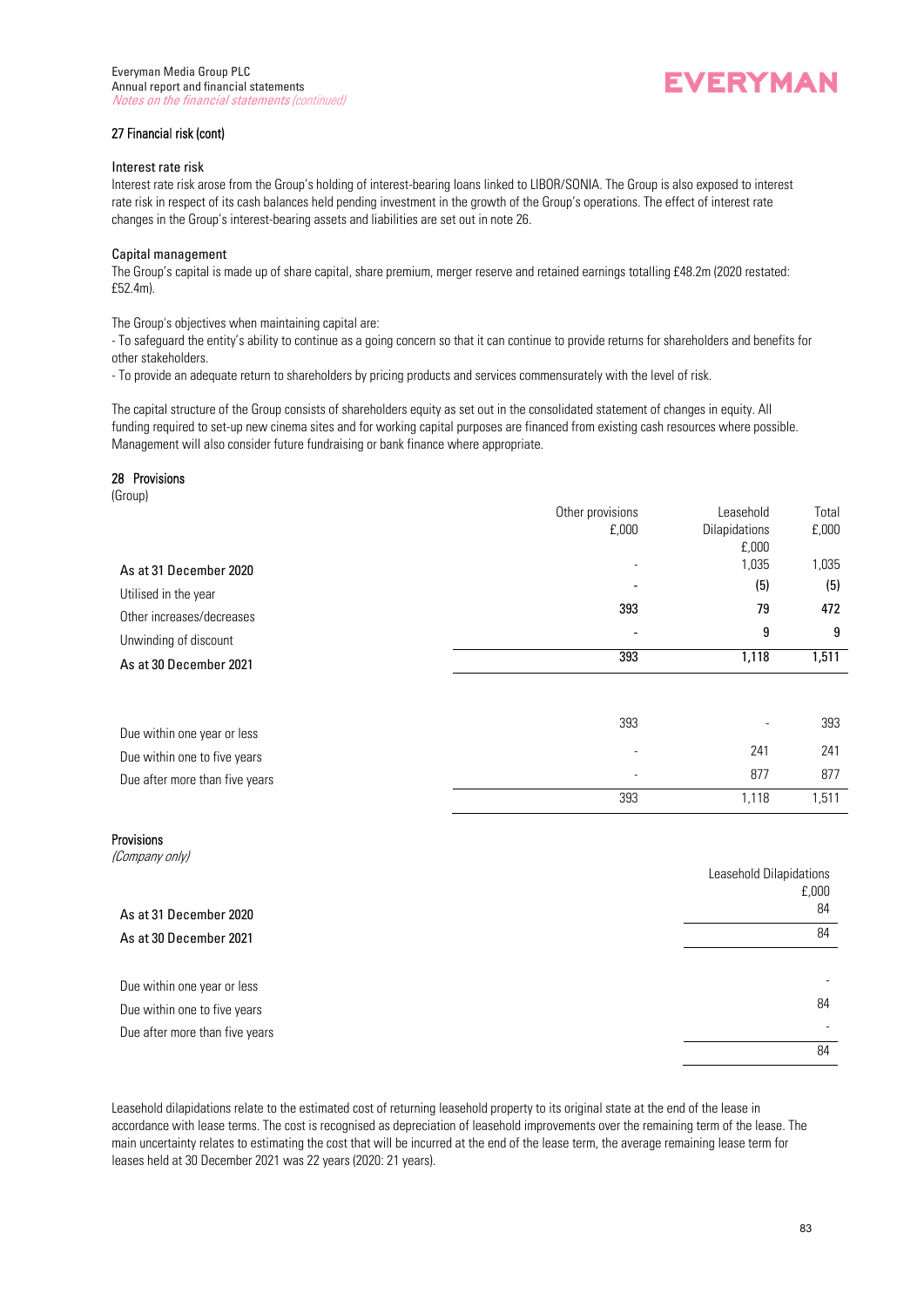## 27 Financial risk (cont)

### Interest rate risk

Interest rate risk arose from the Group's holding of interest-bearing loans linked to LIBOR/SONIA. The Group is also exposed to interest rate risk in respect of its cash balances held pending investment in the growth of the Group's operations. The effect of interest rate changes in the Group's interest-bearing assets and liabilities are set out in note 26.

### Capital management

The Group's capital is made up of share capital, share premium, merger reserve and retained earnings totalling £48.2m (2020 restated: £52.4m).

The Group's objectives when maintaining capital are:

- To safeguard the entity's ability to continue as a going concern so that it can continue to provide returns for shareholders and benefits for other stakeholders.
- To provide an adequate return to shareholders by pricing products and services commensurately with the level of risk.

The capital structure of the Group consists of shareholders equity as set out in the consolidated statement of changes in equity. All funding required to set-up new cinema sites and for working capital purposes are financed from existing cash resources where possible. Management will also consider future fundraising or bank finance where appropriate.

## 28 Provisions

(Group)

| | Other provisions £,000 | Leasehold Dilapidations £,000 | Total £,000 |
|---|---|---|---|
| As at 31 December 2020 | - | 1,035 | 1,035 |
| Utilised in the year | - | (5) | (5) |
| Other increases/decreases | 393 | 79 | 472 |
| Unwinding of discount | - | 9 | 9 |
| As at 30 December 2021 | 393 | 1,118 | 1,511 |
| | | | |
| Due within one year or less | 393 | - | 393 |
| Due within one to five years | - | 241 | 241 |
| Due after more than five years | - | 877 | 877 |
| | 393 | 1,118 | 1,511 |

### Provisions

*(Company only)*

| | Leasehold Dilapidations £,000 |
|---|---|
| As at 31 December 2020 | 84 |
| As at 30 December 2021 | 84 |
| | |
| Due within one year or less | - |
| Due within one to five years | 84 |
| Due after more than five years | - |
| | 84 |

Leasehold dilapidations relate to the estimated cost of returning leasehold property to its original state at the end of the lease in accordance with lease terms. The cost is recognised as depreciation of leasehold improvements over the remaining term of the lease. The main uncertainty relates to estimating the cost that will be incurred at the end of the lease term, the average remaining lease term for leases held at 30 December 2021 was 22 years (2020: 21 years).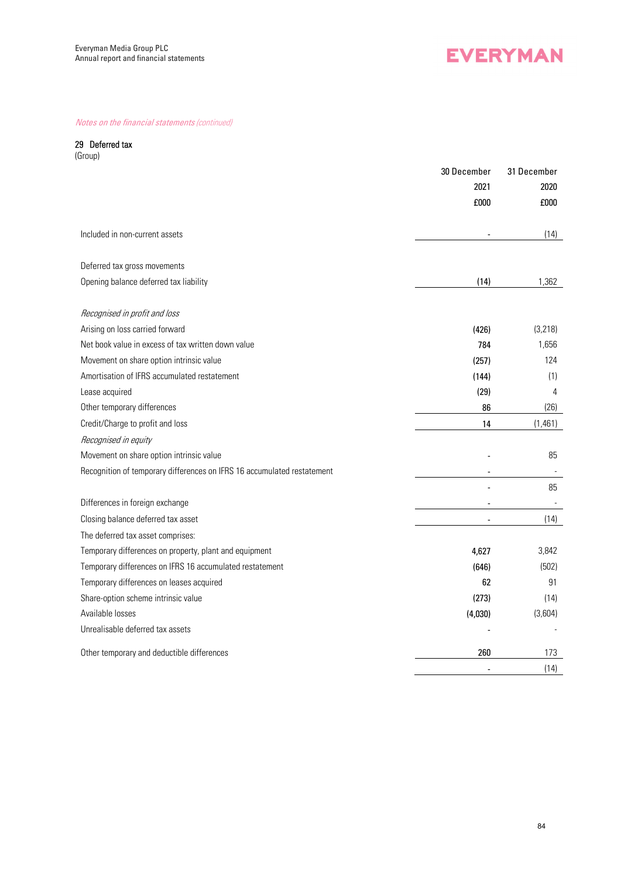*Notes on the financial statements (continued)*

## 29 Deferred tax

(Group)

| | 30 December 2021 £000 | 31 December 2020 £000 |
|---|---|---|
| Included in non-current assets | - | (14) |
| | | |
| Deferred tax gross movements | | |
| Opening balance deferred tax liability | (14) | 1,362 |
| | | |
| *Recognised in profit and loss* | | |
| Arising on loss carried forward | (426) | (3,218) |
| Net book value in excess of tax written down value | 784 | 1,656 |
| Movement on share option intrinsic value | (257) | 124 |
| Amortisation of IFRS accumulated restatement | (144) | (1) |
| Lease acquired | (29) | 4 |
| Other temporary differences | 86 | (26) |
| Credit/Charge to profit and loss | 14 | (1,461) |
| *Recognised in equity* | | |
| Movement on share option intrinsic value | - | 85 |
| Recognition of temporary differences on IFRS 16 accumulated restatement | - | - |
| | - | 85 |
| Differences in foreign exchange | - | - |
| Closing balance deferred tax asset | - | (14) |
| The deferred tax asset comprises: | | |
| Temporary differences on property, plant and equipment | 4,627 | 3,842 |
| Temporary differences on IFRS 16 accumulated restatement | (646) | (502) |
| Temporary differences on leases acquired | 62 | 91 |
| Share-option scheme intrinsic value | (273) | (14) |
| Available losses | (4,030) | (3,604) |
| Unrealisable deferred tax assets | - | - |
| Other temporary and deductible differences | 260 | 173 |
| | - | (14) |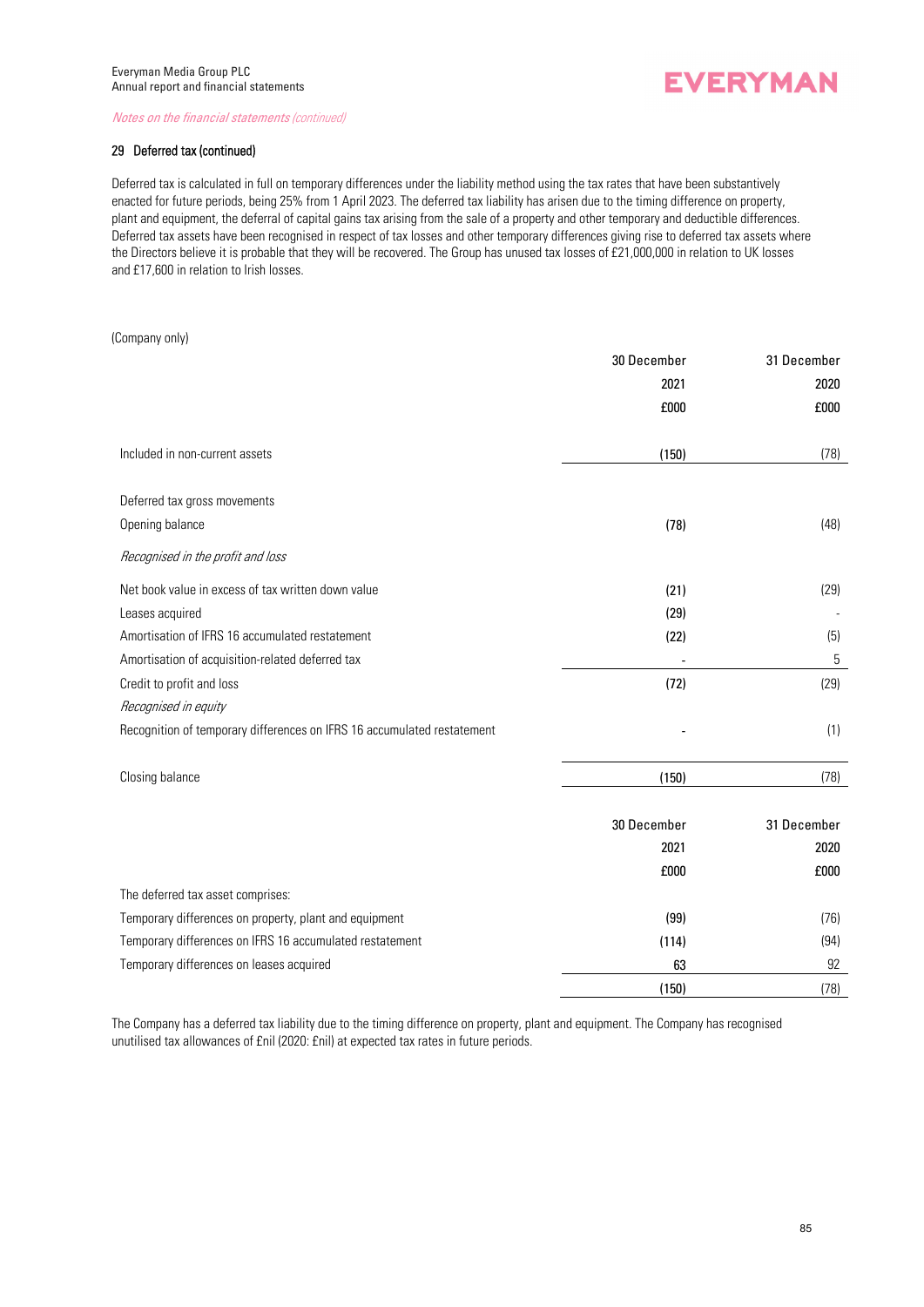*Notes on the financial statements (continued)*

## 29 Deferred tax (continued)

Deferred tax is calculated in full on temporary differences under the liability method using the tax rates that have been substantively enacted for future periods, being 25% from 1 April 2023. The deferred tax liability has arisen due to the timing difference on property, plant and equipment, the deferral of capital gains tax arising from the sale of a property and other temporary and deductible differences. Deferred tax assets have been recognised in respect of tax losses and other temporary differences giving rise to deferred tax assets where the Directors believe it is probable that they will be recovered. The Group has unused tax losses of £21,000,000 in relation to UK losses and £17,600 in relation to Irish losses.

(Company only)

| | 30 December 2021 £000 | 31 December 2020 £000 |
|---|---|---|
| Included in non-current assets | (150) | (78) |
| | | |
| Deferred tax gross movements | | |
| Opening balance | (78) | (48) |
| *Recognised in the profit and loss* | | |
| Net book value in excess of tax written down value | (21) | (29) |
| Leases acquired | (29) | - |
| Amortisation of IFRS 16 accumulated restatement | (22) | (5) |
| Amortisation of acquisition-related deferred tax | - | 5 |
| Credit to profit and loss | (72) | (29) |
| *Recognised in equity* | | |
| Recognition of temporary differences on IFRS 16 accumulated restatement | - | (1) |
| | | |
| Closing balance | (150) | (78) |

| | 30 December 2021 £000 | 31 December 2020 £000 |
|---|---|---|
| The deferred tax asset comprises: | | |
| Temporary differences on property, plant and equipment | (99) | (76) |
| Temporary differences on IFRS 16 accumulated restatement | (114) | (94) |
| Temporary differences on leases acquired | 63 | 92 |
| | (150) | (78) |

The Company has a deferred tax liability due to the timing difference on property, plant and equipment. The Company has recognised unutilised tax allowances of £nil (2020: £nil) at expected tax rates in future periods.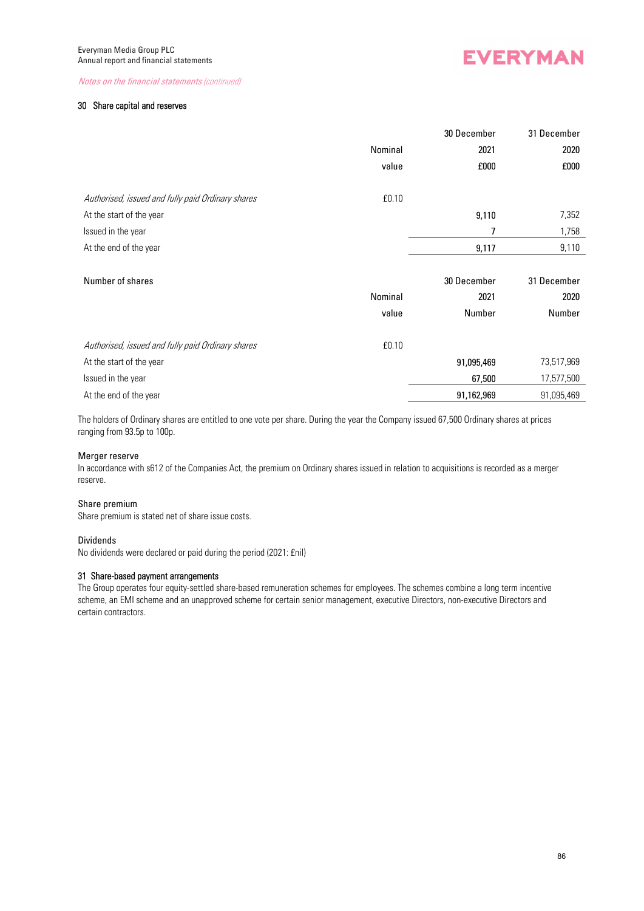*Notes on the financial statements (continued)*

## 30 Share capital and reserves

| | Nominal value | 30 December 2021 £000 | 31 December 2020 £000 |
|---|---|---|---|
| *Authorised, issued and fully paid Ordinary shares* | £0.10 | | |
| At the start of the year | | 9,110 | 7,352 |
| Issued in the year | | 7 | 1,758 |
| At the end of the year | | 9,117 | 9,110 |

| Number of shares | Nominal value | 30 December 2021 Number | 31 December 2020 Number |
|---|---|---|---|
| *Authorised, issued and fully paid Ordinary shares* | £0.10 | | |
| At the start of the year | | 91,095,469 | 73,517,969 |
| Issued in the year | | 67,500 | 17,577,500 |
| At the end of the year | | 91,162,969 | 91,095,469 |

The holders of Ordinary shares are entitled to one vote per share. During the year the Company issued 67,500 Ordinary shares at prices ranging from 93.5p to 100p.

### Merger reserve

In accordance with s612 of the Companies Act, the premium on Ordinary shares issued in relation to acquisitions is recorded as a merger reserve.

### Share premium

Share premium is stated net of share issue costs.

### Dividends

No dividends were declared or paid during the period (2021: £nil)

## 31 Share-based payment arrangements

The Group operates four equity-settled share-based remuneration schemes for employees. The schemes combine a long term incentive scheme, an EMI scheme and an unapproved scheme for certain senior management, executive Directors, non-executive Directors and certain contractors.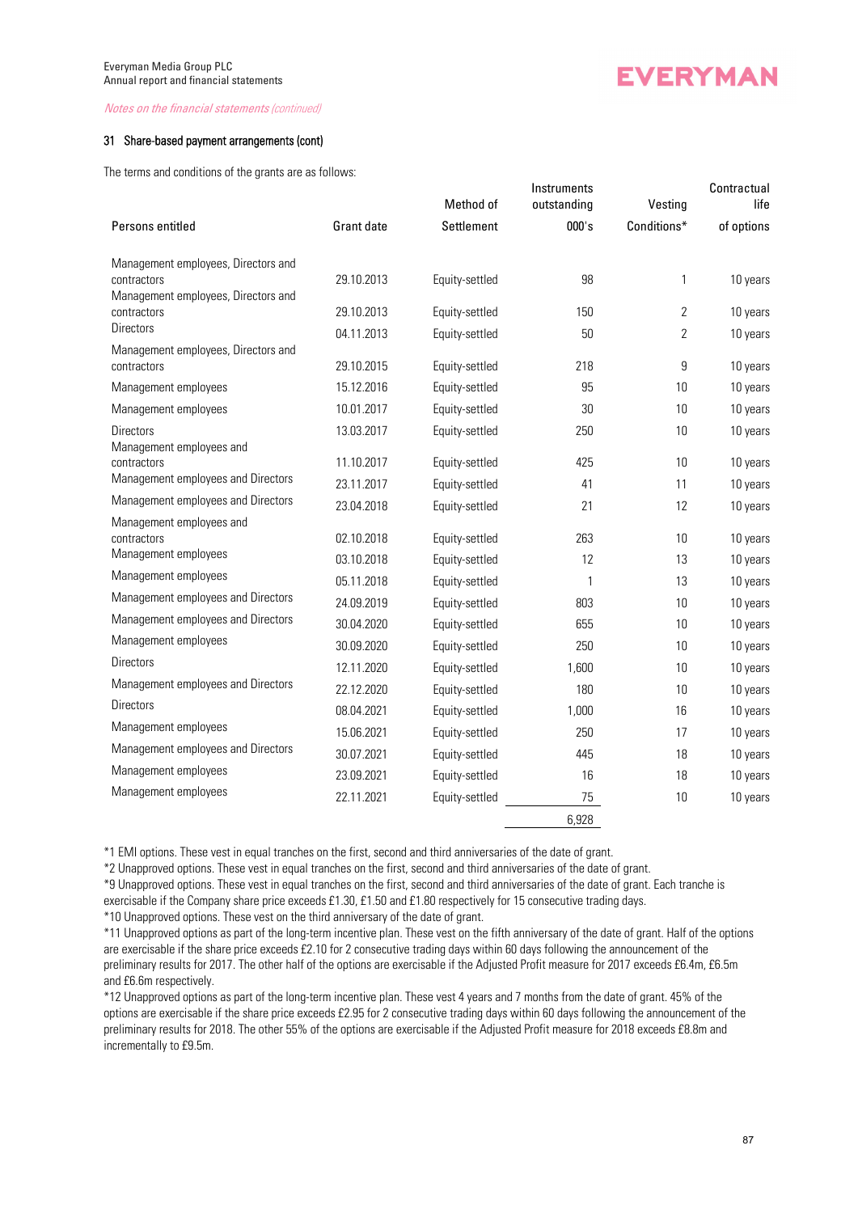*Notes on the financial statements (continued)*

### 31 Share-based payment arrangements (cont)

The terms and conditions of the grants are as follows:

| Persons entitled | Grant date | Method of Settlement | Instruments outstanding 000's | Vesting Conditions* | Contractual life of options |
|---|---|---|---|---|---|
| Management employees, Directors and contractors | 29.10.2013 | Equity-settled | 98 | 1 | 10 years |
| Management employees, Directors and contractors | 29.10.2013 | Equity-settled | 150 | 2 | 10 years |
| Directors | 04.11.2013 | Equity-settled | 50 | 2 | 10 years |
| Management employees, Directors and contractors | 29.10.2015 | Equity-settled | 218 | 9 | 10 years |
| Management employees | 15.12.2016 | Equity-settled | 95 | 10 | 10 years |
| Management employees | 10.01.2017 | Equity-settled | 30 | 10 | 10 years |
| Directors | 13.03.2017 | Equity-settled | 250 | 10 | 10 years |
| Management employees and contractors | 11.10.2017 | Equity-settled | 425 | 10 | 10 years |
| Management employees and Directors | 23.11.2017 | Equity-settled | 41 | 11 | 10 years |
| Management employees and Directors | 23.04.2018 | Equity-settled | 21 | 12 | 10 years |
| Management employees and contractors | 02.10.2018 | Equity-settled | 263 | 10 | 10 years |
| Management employees | 03.10.2018 | Equity-settled | 12 | 13 | 10 years |
| Management employees | 05.11.2018 | Equity-settled | 1 | 13 | 10 years |
| Management employees and Directors | 24.09.2019 | Equity-settled | 803 | 10 | 10 years |
| Management employees and Directors | 30.04.2020 | Equity-settled | 655 | 10 | 10 years |
| Management employees | 30.09.2020 | Equity-settled | 250 | 10 | 10 years |
| Directors | 12.11.2020 | Equity-settled | 1,600 | 10 | 10 years |
| Management employees and Directors | 22.12.2020 | Equity-settled | 180 | 10 | 10 years |
| Directors | 08.04.2021 | Equity-settled | 1,000 | 16 | 10 years |
| Management employees | 15.06.2021 | Equity-settled | 250 | 17 | 10 years |
| Management employees and Directors | 30.07.2021 | Equity-settled | 445 | 18 | 10 years |
| Management employees | 23.09.2021 | Equity-settled | 16 | 18 | 10 years |
| Management employees | 22.11.2021 | Equity-settled | 75 | 10 | 10 years |
| | | | 6,928 | | |

*1 EMI options. These vest in equal tranches on the first, second and third anniversaries of the date of grant.

*2 Unapproved options. These vest in equal tranches on the first, second and third anniversaries of the date of grant.

*9 Unapproved options. These vest in equal tranches on the first, second and third anniversaries of the date of grant. Each tranche is exercisable if the Company share price exceeds £1.30, £1.50 and £1.80 respectively for 15 consecutive trading days.

*10 Unapproved options. These vest on the third anniversary of the date of grant.

*11 Unapproved options as part of the long-term incentive plan. These vest on the fifth anniversary of the date of grant. Half of the options are exercisable if the share price exceeds £2.10 for 2 consecutive trading days within 60 days following the announcement of the preliminary results for 2017. The other half of the options are exercisable if the Adjusted Profit measure for 2017 exceeds £6.4m, £6.5m and £6.6m respectively.

*12 Unapproved options as part of the long-term incentive plan. These vest 4 years and 7 months from the date of grant. 45% of the options are exercisable if the share price exceeds £2.95 for 2 consecutive trading days within 60 days following the announcement of the preliminary results for 2018. The other 55% of the options are exercisable if the Adjusted Profit measure for 2018 exceeds £8.8m and incrementally to £9.5m.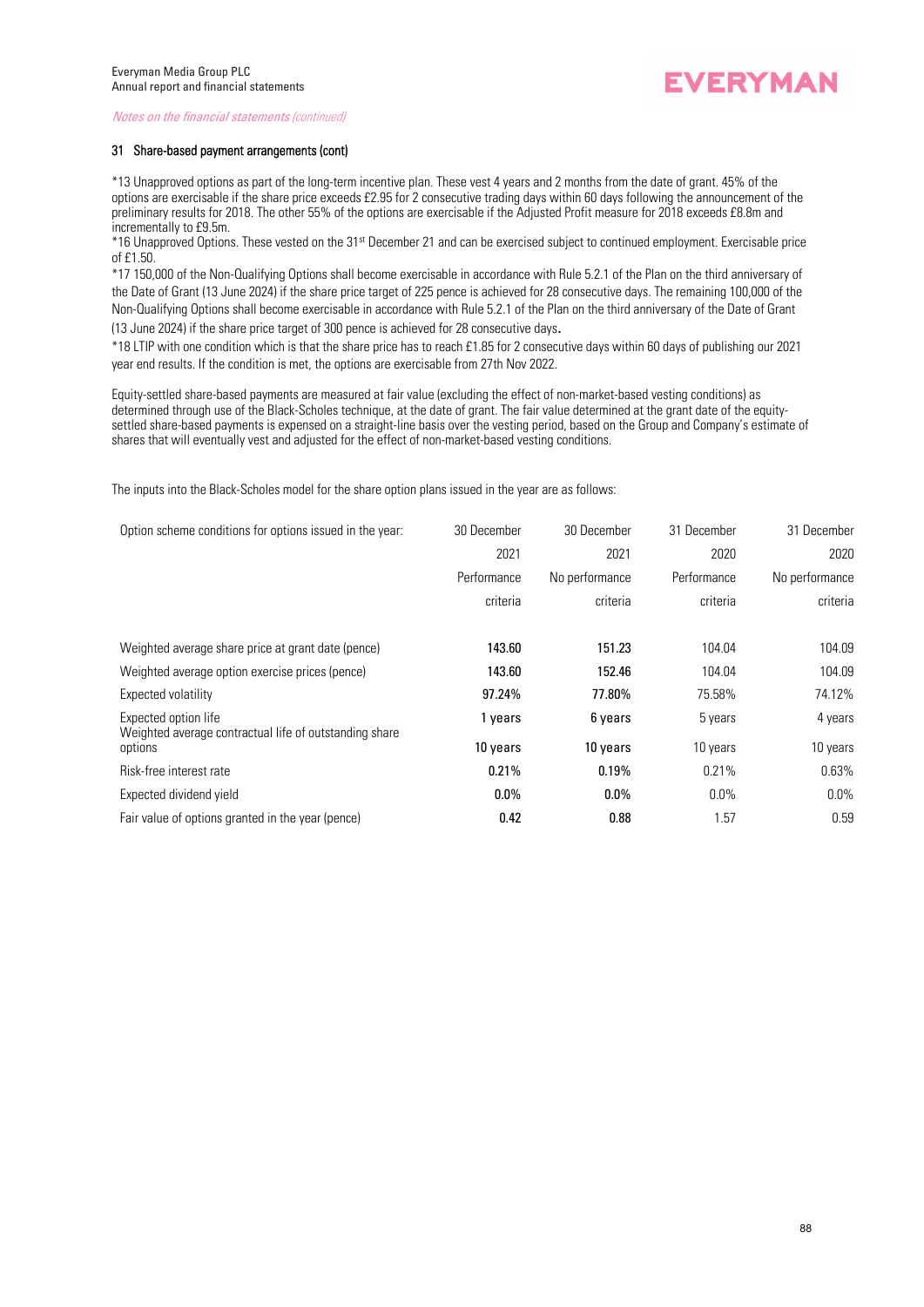*Notes on the financial statements (continued)*

### 31 Share-based payment arrangements (cont)

*13 Unapproved options as part of the long-term incentive plan. These vest 4 years and 2 months from the date of grant. 45% of the options are exercisable if the share price exceeds £2.95 for 2 consecutive trading days within 60 days following the announcement of the preliminary results for 2018. The other 55% of the options are exercisable if the Adjusted Profit measure for 2018 exceeds £8.8m and incrementally to £9.5m.

*16 Unapproved Options. These vested on the 31st December 21 and can be exercised subject to continued employment. Exercisable price of £1.50.

*17 150,000 of the Non-Qualifying Options shall become exercisable in accordance with Rule 5.2.1 of the Plan on the third anniversary of the Date of Grant (13 June 2024) if the share price target of 225 pence is achieved for 28 consecutive days. The remaining 100,000 of the Non-Qualifying Options shall become exercisable in accordance with Rule 5.2.1 of the Plan on the third anniversary of the Date of Grant (13 June 2024) if the share price target of 300 pence is achieved for 28 consecutive days.

*18 LTIP with one condition which is that the share price has to reach £1.85 for 2 consecutive days within 60 days of publishing our 2021 year end results. If the condition is met, the options are exercisable from 27th Nov 2022.

Equity-settled share-based payments are measured at fair value (excluding the effect of non-market-based vesting conditions) as determined through use of the Black-Scholes technique, at the date of grant. The fair value determined at the grant date of the equity-settled share-based payments is expensed on a straight-line basis over the vesting period, based on the Group and Company's estimate of shares that will eventually vest and adjusted for the effect of non-market-based vesting conditions.

The inputs into the Black-Scholes model for the share option plans issued in the year are as follows:

| Option scheme conditions for options issued in the year: | 30 December 2021 Performance criteria | 30 December 2021 No performance criteria | 31 December 2020 Performance criteria | 31 December 2020 No performance criteria |
|---|---|---|---|---|
| Weighted average share price at grant date (pence) | **143.60** | **151.23** | 104.04 | 104.09 |
| Weighted average option exercise prices (pence) | **143.60** | **152.46** | 104.04 | 104.09 |
| Expected volatility | **97.24%** | **77.80%** | 75.58% | 74.12% |
| Expected option life | **1 years** | **6 years** | 5 years | 4 years |
| Weighted average contractual life of outstanding share options | **10 years** | **10 years** | 10 years | 10 years |
| Risk-free interest rate | **0.21%** | **0.19%** | 0.21% | 0.63% |
| Expected dividend yield | **0.0%** | **0.0%** | 0.0% | 0.0% |
| Fair value of options granted in the year (pence) | **0.42** | **0.88** | 1.57 | 0.59 |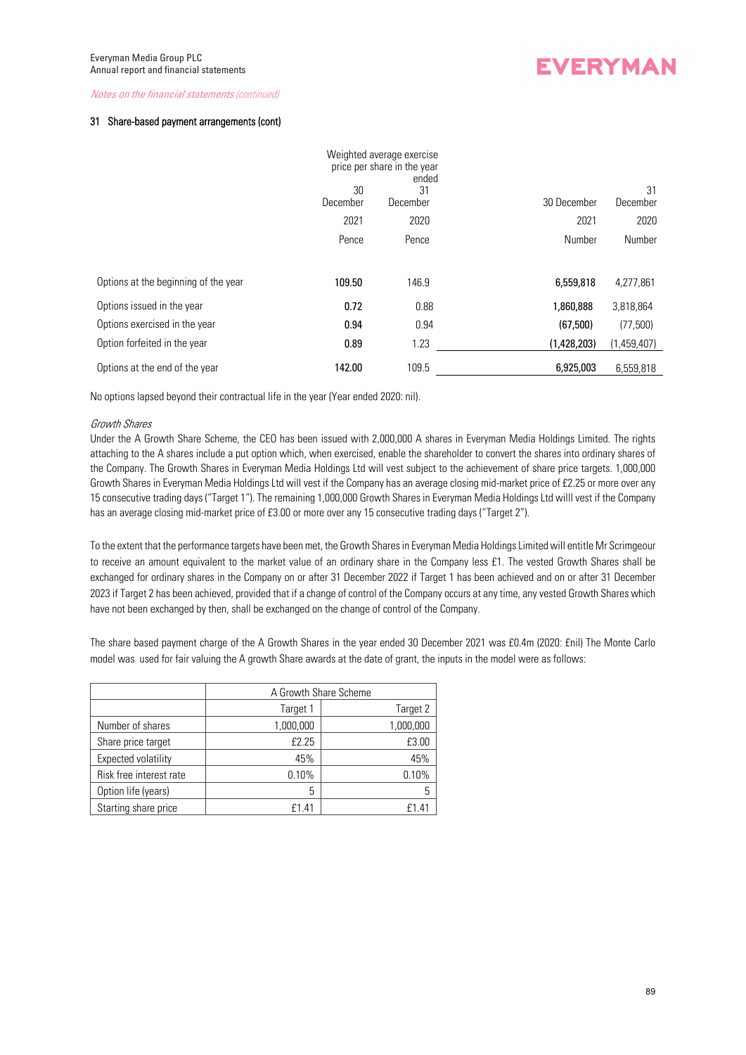*Notes on the financial statements (continued)*

### 31 Share-based payment arrangements (cont)

| | Weighted average exercise price per share in the year ended 30 December 2021 | 31 December 2020 | 30 December 2021 | 31 December 2020 |
|---|---|---|---|---|
| | Pence | Pence | Number | Number |
| Options at the beginning of the year | **109.50** | 146.9 | **6,559,818** | 4,277,861 |
| Options issued in the year | **0.72** | 0.88 | **1,860,888** | 3,818,864 |
| Options exercised in the year | **0.94** | 0.94 | **(67,500)** | (77,500) |
| Option forfeited in the year | **0.89** | 1.23 | **(1,428,203)** | (1,459,407) |
| Options at the end of the year | **142.00** | 109.5 | **6,925,003** | 6,559,818 |

No options lapsed beyond their contractual life in the year (Year ended 2020: nil).

*Growth Shares*

Under the A Growth Share Scheme, the CEO has been issued with 2,000,000 A shares in Everyman Media Holdings Limited. The rights attaching to the A shares include a put option which, when exercised, enable the shareholder to convert the shares into ordinary shares of the Company. The Growth Shares in Everyman Media Holdings Ltd will vest subject to the achievement of share price targets. 1,000,000 Growth Shares in Everyman Media Holdings Ltd will vest if the Company has an average closing mid-market price of £2.25 or more over any 15 consecutive trading days ("Target 1"). The remaining 1,000,000 Growth Shares in Everyman Media Holdings Ltd willl vest if the Company has an average closing mid-market price of £3.00 or more over any 15 consecutive trading days ("Target 2").

To the extent that the performance targets have been met, the Growth Shares in Everyman Media Holdings Limited will entitle Mr Scrimgeour to receive an amount equivalent to the market value of an ordinary share in the Company less £1. The vested Growth Shares shall be exchanged for ordinary shares in the Company on or after 31 December 2022 if Target 1 has been achieved and on or after 31 December 2023 if Target 2 has been achieved, provided that if a change of control of the Company occurs at any time, any vested Growth Shares which have not been exchanged by then, shall be exchanged on the change of control of the Company.

The share based payment charge of the A Growth Shares in the year ended 30 December 2021 was £0.4m (2020: £nil) The Monte Carlo model was used for fairvaluing the A growth Share awards at the date of grant, the inputs in the model were as follows:

| | A Growth Share Scheme | |
|---|---|---|
| | Target 1 | Target 2 |
| Number of shares | 1,000,000 | 1,000,000 |
| Share price target | £2.25 | £3.00 |
| Expected volatility | 45% | 45% |
| Risk free interest rate | 0.10% | 0.10% |
| Option life (years) | 5 | 5 |
| Starting share price | £1.41 | £1.41 |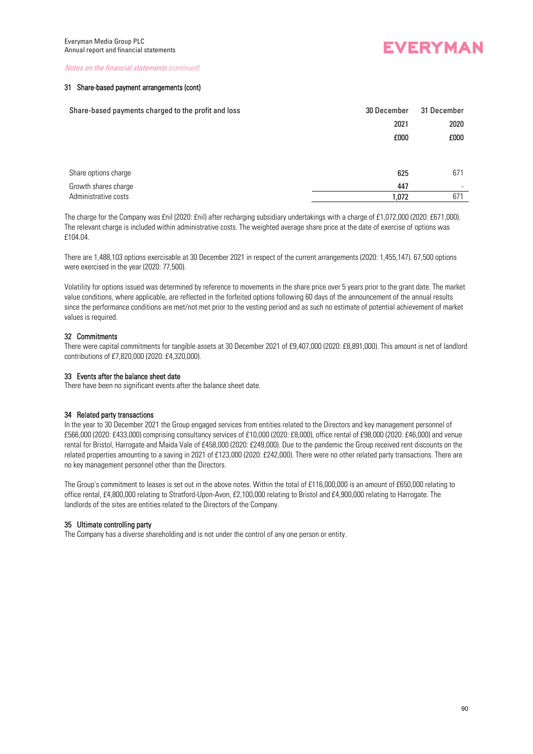*Notes on the financial statements (continued)*

### 31 Share-based payment arrangements (cont)

| Share-based payments charged to the profit and loss | 30 December 2021 £000 | 31 December 2020 £000 |
|---|---|---|
| Share options charge | 625 | 671 |
| Growth shares charge | 447 | - |
| Administrative costs | 1,072 | 671 |

The charge for the Company was £nil (2020: £nil) after recharging subsidiary undertakings with a charge of £1,072,000 (2020: £671,000). The relevant charge is included within administrative costs. The weighted average share price at the date of exercise of options was £104.04.

There are 1,488,103 options exercisable at 30 December 2021 in respect of the current arrangements (2020: 1,455,147). 67,500 options were exercised in the year (2020: 77,500).

Volatility for options issued was determined by reference to movements in the share price over 5 years prior to the grant date. The market value conditions, where applicable, are reflected in the forfeited options following 60 days of the announcement of the annual results since the performance conditions are met/not met prior to the vesting period and as such no estimate of potential achievement of market values is required.

### 32 Commitments

There were capital commitments for tangible assets at 30 December 2021 of £9,407,000 (2020: £8,891,000). This amount is net of landlord contributions of £7,820,000 (2020: £4,320,000).

### 33 Events after the balance sheet date

There have been no significant events after the balance sheet date.

### 34 Related party transactions

In the year to 30 December 2021 the Group engaged services from entities related to the Directors and key management personnel of £566,000 (2020: £433,000) comprising consultancy services of £10,000 (2020: £8,000), office rental of £98,000 (2020: £46,000) and venue rental for Bristol, Harrogate and Maida Vale of £458,000 (2020: £249,000). Due to the pandemic the Group received rent discounts on the related properties amounting to a saving in 2021 of £123,000 (2020: £242,000). There were no other related party transactions. There are no key management personnel other than the Directors.

The Group's commitment to leases is set out in the above notes. Within the total of £116,000,000 is an amount of £650,000 relating to office rental, £4,800,000 relating to Stratford-Upon-Avon, £2,100,000 relating to Bristol and £4,900,000 relating to Harrogate. The landlords of the sites are entities related to the Directors of the Company.

### 35 Ultimate controlling party

The Company has a diverse shareholding and is not under the control of any one person or entity.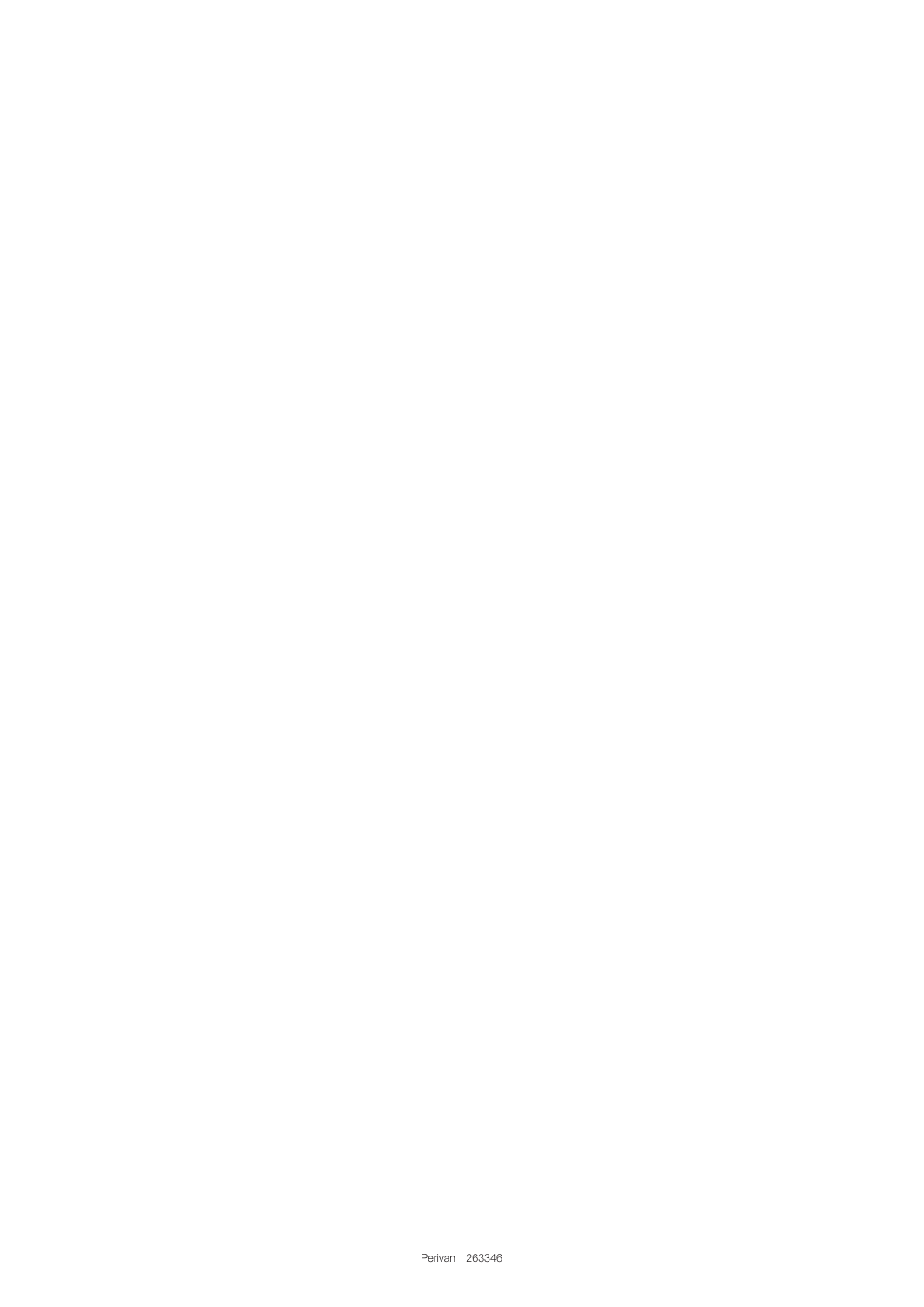Perivan 263346